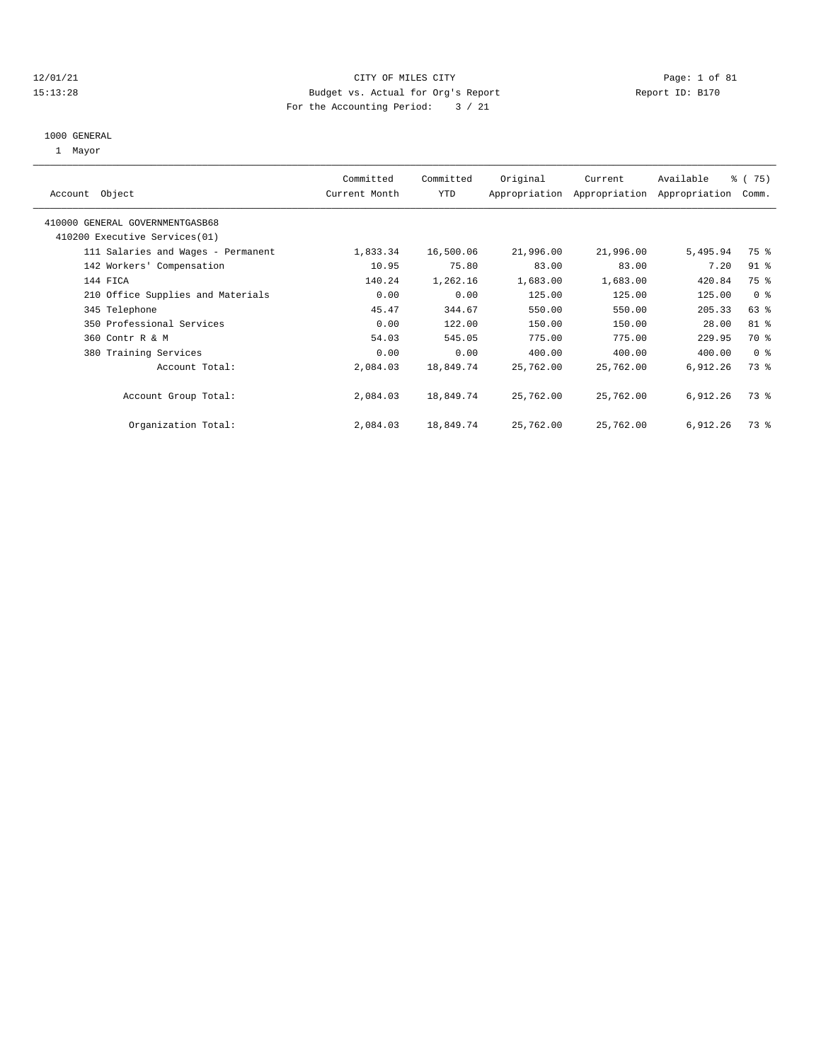# CITY OF MILES CITY

Budget vs. Actual for Org's Report

For the Accounting Period: 3 / 21

12/01/21
15:13:28

Report ID: B170

1000 GENERAL

1 Mayor

| Account Object | Committed Current Month | Committed YTD | Original Appropriation | Current Appropriation | Available Appropriation | % ( 75) Comm. |
|---|---|---|---|---|---|---|
| 410000 GENERAL GOVERNMENTGASB68 | | | | | | |
| 410200 Executive Services(01) | | | | | | |
| 111 Salaries and Wages - Permanent | 1,833.34 | 16,500.06 | 21,996.00 | 21,996.00 | 5,495.94 | 75 % |
| 142 Workers' Compensation | 10.95 | 75.80 | 83.00 | 83.00 | 7.20 | 91 % |
| 144 FICA | 140.24 | 1,262.16 | 1,683.00 | 1,683.00 | 420.84 | 75 % |
| 210 Office Supplies and Materials | 0.00 | 0.00 | 125.00 | 125.00 | 125.00 | 0 % |
| 345 Telephone | 45.47 | 344.67 | 550.00 | 550.00 | 205.33 | 63 % |
| 350 Professional Services | 0.00 | 122.00 | 150.00 | 150.00 | 28.00 | 81 % |
| 360 Contr R & M | 54.03 | 545.05 | 775.00 | 775.00 | 229.95 | 70 % |
| 380 Training Services | 0.00 | 0.00 | 400.00 | 400.00 | 400.00 | 0 % |
| Account Total: | 2,084.03 | 18,849.74 | 25,762.00 | 25,762.00 | 6,912.26 | 73 % |
| Account Group Total: | 2,084.03 | 18,849.74 | 25,762.00 | 25,762.00 | 6,912.26 | 73 % |
| Organization Total: | 2,084.03 | 18,849.74 | 25,762.00 | 25,762.00 | 6,912.26 | 73 % |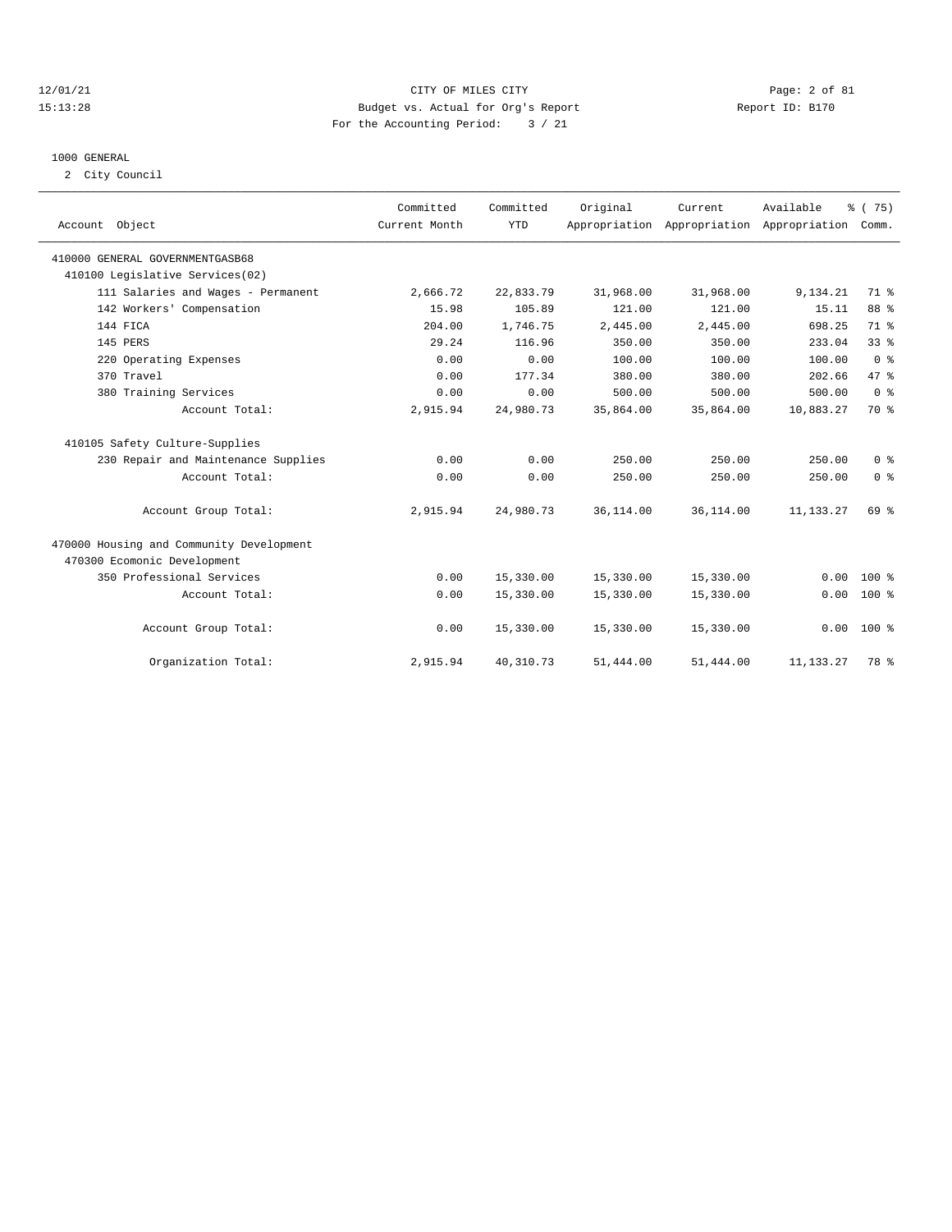CITY OF MILES CITY
Budget vs. Actual for Org's Report
For the Accounting Period: 3 / 21

12/01/21
15:13:28

Report ID: B170

## 1000 GENERAL

2 City Council

| Account Object | Committed Current Month | Committed YTD | Original Appropriation | Current Appropriation | Available Appropriation | % ( 75) Comm. |
|---|---|---|---|---|---|---|
| 410000 GENERAL GOVERNMENTGASB68 | | | | | | |
| 410100 Legislative Services(02) | | | | | | |
| 111 Salaries and Wages - Permanent | 2,666.72 | 22,833.79 | 31,968.00 | 31,968.00 | 9,134.21 | 71 % |
| 142 Workers' Compensation | 15.98 | 105.89 | 121.00 | 121.00 | 15.11 | 88 % |
| 144 FICA | 204.00 | 1,746.75 | 2,445.00 | 2,445.00 | 698.25 | 71 % |
| 145 PERS | 29.24 | 116.96 | 350.00 | 350.00 | 233.04 | 33 % |
| 220 Operating Expenses | 0.00 | 0.00 | 100.00 | 100.00 | 100.00 | 0 % |
| 370 Travel | 0.00 | 177.34 | 380.00 | 380.00 | 202.66 | 47 % |
| 380 Training Services | 0.00 | 0.00 | 500.00 | 500.00 | 500.00 | 0 % |
| Account Total: | 2,915.94 | 24,980.73 | 35,864.00 | 35,864.00 | 10,883.27 | 70 % |
| 410105 Safety Culture-Supplies | | | | | | |
| 230 Repair and Maintenance Supplies | 0.00 | 0.00 | 250.00 | 250.00 | 250.00 | 0 % |
| Account Total: | 0.00 | 0.00 | 250.00 | 250.00 | 250.00 | 0 % |
| Account Group Total: | 2,915.94 | 24,980.73 | 36,114.00 | 36,114.00 | 11,133.27 | 69 % |
| 470000 Housing and Community Development | | | | | | |
| 470300 Ecomonic Development | | | | | | |
| 350 Professional Services | 0.00 | 15,330.00 | 15,330.00 | 15,330.00 | 0.00 | 100 % |
| Account Total: | 0.00 | 15,330.00 | 15,330.00 | 15,330.00 | 0.00 | 100 % |
| Account Group Total: | 0.00 | 15,330.00 | 15,330.00 | 15,330.00 | 0.00 | 100 % |
| Organization Total: | 2,915.94 | 40,310.73 | 51,444.00 | 51,444.00 | 11,133.27 | 78 % |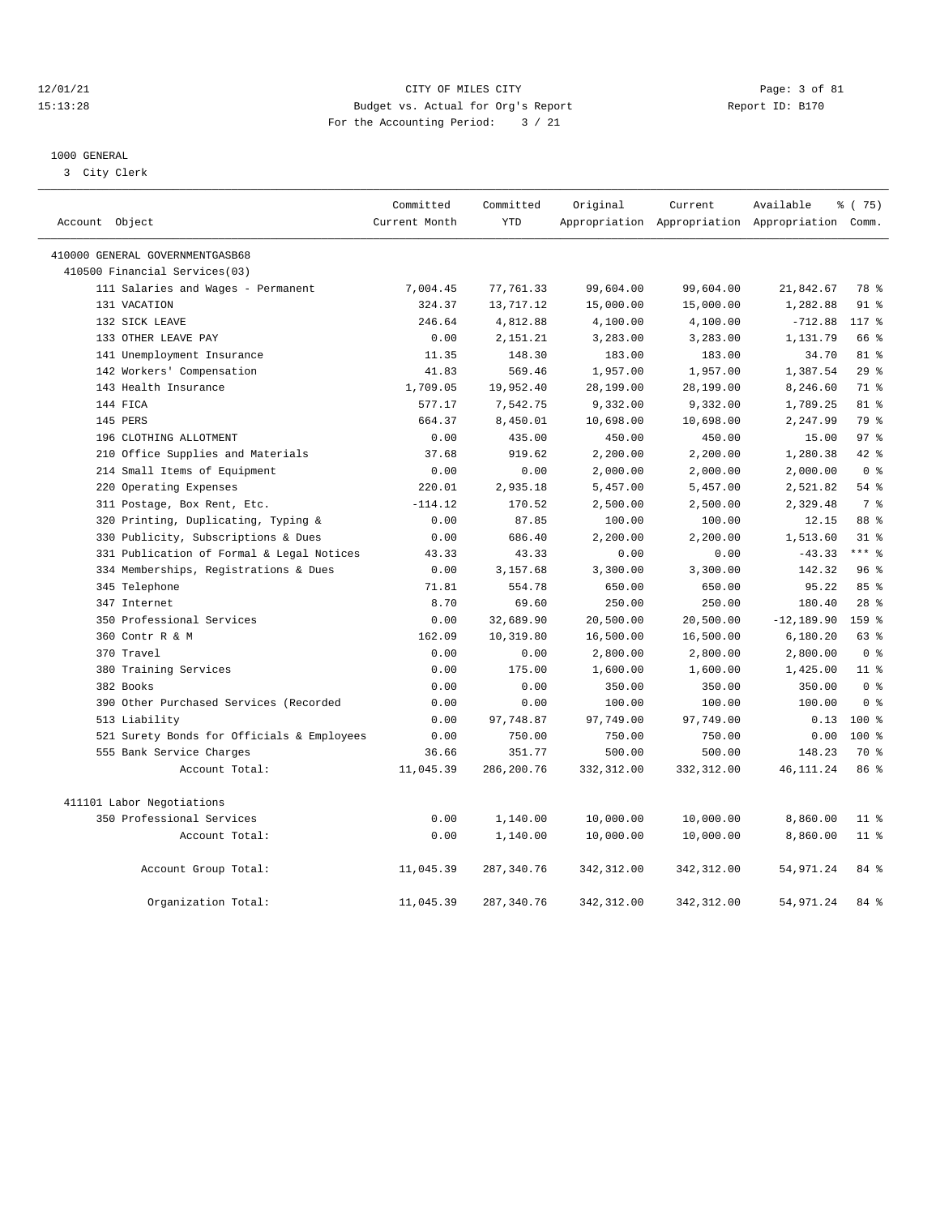12/01/21 CITY OF MILES CITY
15:13:28 Budget vs. Actual for Org's Report Report ID: B170
For the Accounting Period: 3 / 21

1000 GENERAL

3 City Clerk

| Account Object | Committed Current Month | Committed YTD | Original Appropriation | Current Appropriation | Available Appropriation | % ( 75) Comm. |
|---|---|---|---|---|---|---|
| 410000 GENERAL GOVERNMENTGASB68 | | | | | | |
| 410500 Financial Services(03) | | | | | | |
| 111 Salaries and Wages - Permanent | 7,004.45 | 77,761.33 | 99,604.00 | 99,604.00 | 21,842.67 | 78 % |
| 131 VACATION | 324.37 | 13,717.12 | 15,000.00 | 15,000.00 | 1,282.88 | 91 % |
| 132 SICK LEAVE | 246.64 | 4,812.88 | 4,100.00 | 4,100.00 | -712.88 | 117 % |
| 133 OTHER LEAVE PAY | 0.00 | 2,151.21 | 3,283.00 | 3,283.00 | 1,131.79 | 66 % |
| 141 Unemployment Insurance | 11.35 | 148.30 | 183.00 | 183.00 | 34.70 | 81 % |
| 142 Workers' Compensation | 41.83 | 569.46 | 1,957.00 | 1,957.00 | 1,387.54 | 29 % |
| 143 Health Insurance | 1,709.05 | 19,952.40 | 28,199.00 | 28,199.00 | 8,246.60 | 71 % |
| 144 FICA | 577.17 | 7,542.75 | 9,332.00 | 9,332.00 | 1,789.25 | 81 % |
| 145 PERS | 664.37 | 8,450.01 | 10,698.00 | 10,698.00 | 2,247.99 | 79 % |
| 196 CLOTHING ALLOTMENT | 0.00 | 435.00 | 450.00 | 450.00 | 15.00 | 97 % |
| 210 Office Supplies and Materials | 37.68 | 919.62 | 2,200.00 | 2,200.00 | 1,280.38 | 42 % |
| 214 Small Items of Equipment | 0.00 | 0.00 | 2,000.00 | 2,000.00 | 2,000.00 | 0 % |
| 220 Operating Expenses | 220.01 | 2,935.18 | 5,457.00 | 5,457.00 | 2,521.82 | 54 % |
| 311 Postage, Box Rent, Etc. | -114.12 | 170.52 | 2,500.00 | 2,500.00 | 2,329.48 | 7 % |
| 320 Printing, Duplicating, Typing & | 0.00 | 87.85 | 100.00 | 100.00 | 12.15 | 88 % |
| 330 Publicity, Subscriptions & Dues | 0.00 | 686.40 | 2,200.00 | 2,200.00 | 1,513.60 | 31 % |
| 331 Publication of Formal & Legal Notices | 43.33 | 43.33 | 0.00 | 0.00 | -43.33 | *** % |
| 334 Memberships, Registrations & Dues | 0.00 | 3,157.68 | 3,300.00 | 3,300.00 | 142.32 | 96 % |
| 345 Telephone | 71.81 | 554.78 | 650.00 | 650.00 | 95.22 | 85 % |
| 347 Internet | 8.70 | 69.60 | 250.00 | 250.00 | 180.40 | 28 % |
| 350 Professional Services | 0.00 | 32,689.90 | 20,500.00 | 20,500.00 | -12,189.90 | 159 % |
| 360 Contr R & M | 162.09 | 10,319.80 | 16,500.00 | 16,500.00 | 6,180.20 | 63 % |
| 370 Travel | 0.00 | 0.00 | 2,800.00 | 2,800.00 | 2,800.00 | 0 % |
| 380 Training Services | 0.00 | 175.00 | 1,600.00 | 1,600.00 | 1,425.00 | 11 % |
| 382 Books | 0.00 | 0.00 | 350.00 | 350.00 | 350.00 | 0 % |
| 390 Other Purchased Services (Recorded | 0.00 | 0.00 | 100.00 | 100.00 | 100.00 | 0 % |
| 513 Liability | 0.00 | 97,748.87 | 97,749.00 | 97,749.00 | 0.13 | 100 % |
| 521 Surety Bonds for Officials & Employees | 0.00 | 750.00 | 750.00 | 750.00 | 0.00 | 100 % |
| 555 Bank Service Charges | 36.66 | 351.77 | 500.00 | 500.00 | 148.23 | 70 % |
| Account Total: | 11,045.39 | 286,200.76 | 332,312.00 | 332,312.00 | 46,111.24 | 86 % |
| 411101 Labor Negotiations | | | | | | |
| 350 Professional Services | 0.00 | 1,140.00 | 10,000.00 | 10,000.00 | 8,860.00 | 11 % |
| Account Total: | 0.00 | 1,140.00 | 10,000.00 | 10,000.00 | 8,860.00 | 11 % |
| Account Group Total: | 11,045.39 | 287,340.76 | 342,312.00 | 342,312.00 | 54,971.24 | 84 % |
| Organization Total: | 11,045.39 | 287,340.76 | 342,312.00 | 342,312.00 | 54,971.24 | 84 % |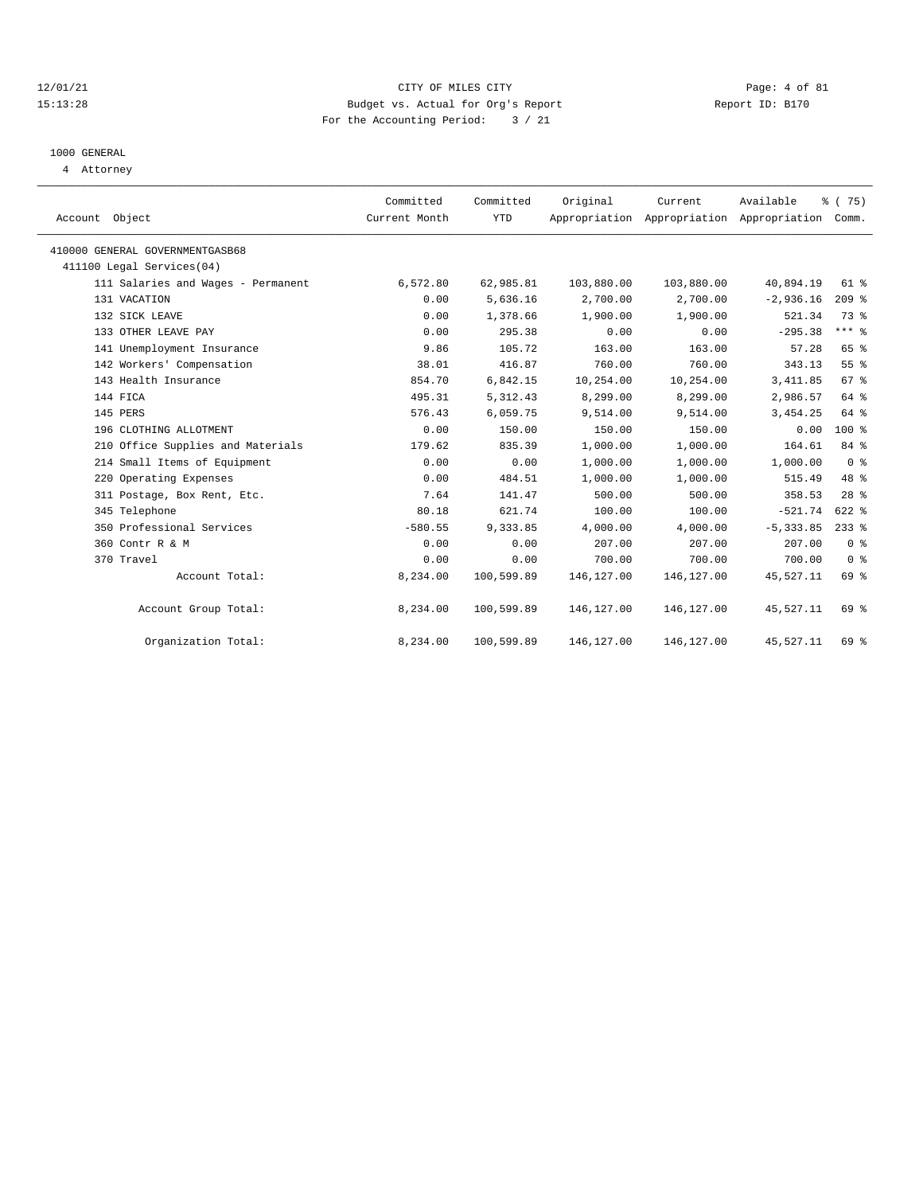12/01/21 CITY OF MILES CITY
15:13:28 Budget vs. Actual for Org's Report Report ID: B170
For the Accounting Period: 3 / 21

1000 GENERAL
4 Attorney

| Account Object | Committed Current Month | Committed YTD | Original Appropriation | Current Appropriation | Available Appropriation | % ( 75) Comm. |
|---|---|---|---|---|---|---|
| 410000 GENERAL GOVERNMENTGASB68 | | | | | | |
| 411100 Legal Services(04) | | | | | | |
| 111 Salaries and Wages - Permanent | 6,572.80 | 62,985.81 | 103,880.00 | 103,880.00 | 40,894.19 | 61 % |
| 131 VACATION | 0.00 | 5,636.16 | 2,700.00 | 2,700.00 | -2,936.16 | 209 % |
| 132 SICK LEAVE | 0.00 | 1,378.66 | 1,900.00 | 1,900.00 | 521.34 | 73 % |
| 133 OTHER LEAVE PAY | 0.00 | 295.38 | 0.00 | 0.00 | -295.38 | *** % |
| 141 Unemployment Insurance | 9.86 | 105.72 | 163.00 | 163.00 | 57.28 | 65 % |
| 142 Workers' Compensation | 38.01 | 416.87 | 760.00 | 760.00 | 343.13 | 55 % |
| 143 Health Insurance | 854.70 | 6,842.15 | 10,254.00 | 10,254.00 | 3,411.85 | 67 % |
| 144 FICA | 495.31 | 5,312.43 | 8,299.00 | 8,299.00 | 2,986.57 | 64 % |
| 145 PERS | 576.43 | 6,059.75 | 9,514.00 | 9,514.00 | 3,454.25 | 64 % |
| 196 CLOTHING ALLOTMENT | 0.00 | 150.00 | 150.00 | 150.00 | 0.00 | 100 % |
| 210 Office Supplies and Materials | 179.62 | 835.39 | 1,000.00 | 1,000.00 | 164.61 | 84 % |
| 214 Small Items of Equipment | 0.00 | 0.00 | 1,000.00 | 1,000.00 | 1,000.00 | 0 % |
| 220 Operating Expenses | 0.00 | 484.51 | 1,000.00 | 1,000.00 | 515.49 | 48 % |
| 311 Postage, Box Rent, Etc. | 7.64 | 141.47 | 500.00 | 500.00 | 358.53 | 28 % |
| 345 Telephone | 80.18 | 621.74 | 100.00 | 100.00 | -521.74 | 622 % |
| 350 Professional Services | -580.55 | 9,333.85 | 4,000.00 | 4,000.00 | -5,333.85 | 233 % |
| 360 Contr R & M | 0.00 | 0.00 | 207.00 | 207.00 | 207.00 | 0 % |
| 370 Travel | 0.00 | 0.00 | 700.00 | 700.00 | 700.00 | 0 % |
| Account Total: | 8,234.00 | 100,599.89 | 146,127.00 | 146,127.00 | 45,527.11 | 69 % |
| Account Group Total: | 8,234.00 | 100,599.89 | 146,127.00 | 146,127.00 | 45,527.11 | 69 % |
| Organization Total: | 8,234.00 | 100,599.89 | 146,127.00 | 146,127.00 | 45,527.11 | 69 % |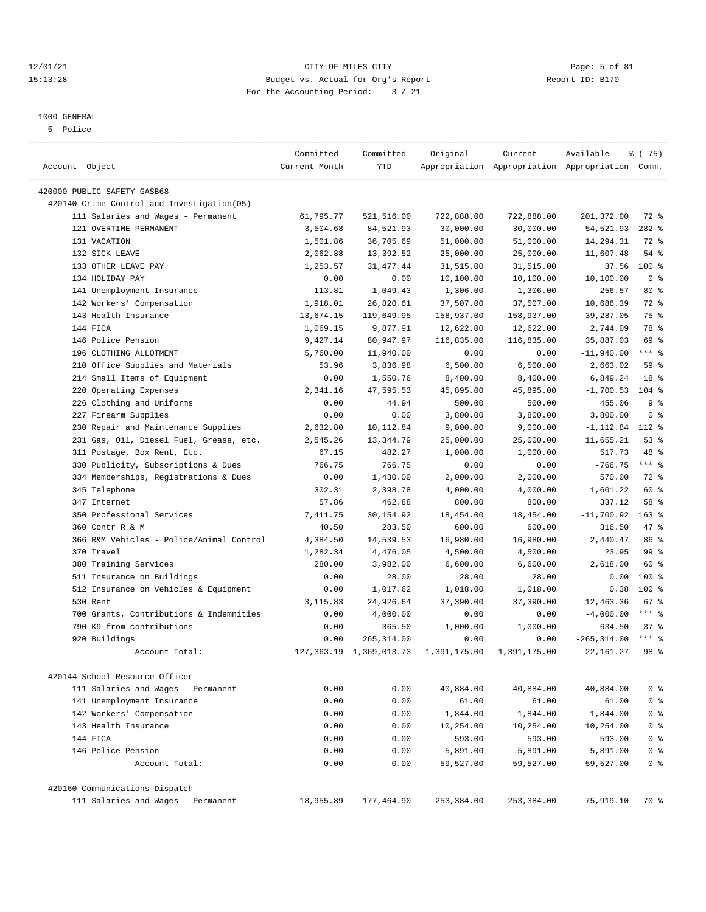12/01/21 CITY OF MILES CITY
15:13:28 Budget vs. Actual for Org's Report Report ID: B170
For the Accounting Period: 3 / 21

1000 GENERAL
5 Police

| Account Object | Committed Current Month | Committed YTD | Original Appropriation | Current Appropriation | Available Appropriation | % ( 75) Comm. |
|---|---|---|---|---|---|---|
| 420000 PUBLIC SAFETY-GASB68 | | | | | | |
| 420140 Crime Control and Investigation(05) | | | | | | |
| 111 Salaries and Wages - Permanent | 61,795.77 | 521,516.00 | 722,888.00 | 722,888.00 | 201,372.00 | 72 % |
| 121 OVERTIME-PERMANENT | 3,504.68 | 84,521.93 | 30,000.00 | 30,000.00 | -54,521.93 | 282 % |
| 131 VACATION | 1,501.86 | 36,705.69 | 51,000.00 | 51,000.00 | 14,294.31 | 72 % |
| 132 SICK LEAVE | 2,062.88 | 13,392.52 | 25,000.00 | 25,000.00 | 11,607.48 | 54 % |
| 133 OTHER LEAVE PAY | 1,253.57 | 31,477.44 | 31,515.00 | 31,515.00 | 37.56 | 100 % |
| 134 HOLIDAY PAY | 0.00 | 0.00 | 10,100.00 | 10,100.00 | 10,100.00 | 0 % |
| 141 Unemployment Insurance | 113.81 | 1,049.43 | 1,306.00 | 1,306.00 | 256.57 | 80 % |
| 142 Workers' Compensation | 1,918.01 | 26,820.61 | 37,507.00 | 37,507.00 | 10,686.39 | 72 % |
| 143 Health Insurance | 13,674.15 | 119,649.95 | 158,937.00 | 158,937.00 | 39,287.05 | 75 % |
| 144 FICA | 1,069.15 | 9,877.91 | 12,622.00 | 12,622.00 | 2,744.09 | 78 % |
| 146 Police Pension | 9,427.14 | 80,947.97 | 116,835.00 | 116,835.00 | 35,887.03 | 69 % |
| 196 CLOTHING ALLOTMENT | 5,760.00 | 11,940.00 | 0.00 | 0.00 | -11,940.00 | *** % |
| 210 Office Supplies and Materials | 53.96 | 3,836.98 | 6,500.00 | 6,500.00 | 2,663.02 | 59 % |
| 214 Small Items of Equipment | 0.00 | 1,550.76 | 8,400.00 | 8,400.00 | 6,849.24 | 18 % |
| 220 Operating Expenses | 2,341.16 | 47,595.53 | 45,895.00 | 45,895.00 | -1,700.53 | 104 % |
| 226 Clothing and Uniforms | 0.00 | 44.94 | 500.00 | 500.00 | 455.06 | 9 % |
| 227 Firearm Supplies | 0.00 | 0.00 | 3,800.00 | 3,800.00 | 3,800.00 | 0 % |
| 230 Repair and Maintenance Supplies | 2,632.80 | 10,112.84 | 9,000.00 | 9,000.00 | -1,112.84 | 112 % |
| 231 Gas, Oil, Diesel Fuel, Grease, etc. | 2,545.26 | 13,344.79 | 25,000.00 | 25,000.00 | 11,655.21 | 53 % |
| 311 Postage, Box Rent, Etc. | 67.15 | 482.27 | 1,000.00 | 1,000.00 | 517.73 | 48 % |
| 330 Publicity, Subscriptions & Dues | 766.75 | 766.75 | 0.00 | 0.00 | -766.75 | *** % |
| 334 Memberships, Registrations & Dues | 0.00 | 1,430.00 | 2,000.00 | 2,000.00 | 570.00 | 72 % |
| 345 Telephone | 302.31 | 2,398.78 | 4,000.00 | 4,000.00 | 1,601.22 | 60 % |
| 347 Internet | 57.86 | 462.88 | 800.00 | 800.00 | 337.12 | 58 % |
| 350 Professional Services | 7,411.75 | 30,154.92 | 18,454.00 | 18,454.00 | -11,700.92 | 163 % |
| 360 Contr R & M | 40.50 | 283.50 | 600.00 | 600.00 | 316.50 | 47 % |
| 366 R&M Vehicles - Police/Animal Control | 4,384.50 | 14,539.53 | 16,980.00 | 16,980.00 | 2,440.47 | 86 % |
| 370 Travel | 1,282.34 | 4,476.05 | 4,500.00 | 4,500.00 | 23.95 | 99 % |
| 380 Training Services | 280.00 | 3,982.00 | 6,600.00 | 6,600.00 | 2,618.00 | 60 % |
| 511 Insurance on Buildings | 0.00 | 28.00 | 28.00 | 28.00 | 0.00 | 100 % |
| 512 Insurance on Vehicles & Equipment | 0.00 | 1,017.62 | 1,018.00 | 1,018.00 | 0.38 | 100 % |
| 530 Rent | 3,115.83 | 24,926.64 | 37,390.00 | 37,390.00 | 12,463.36 | 67 % |
| 700 Grants, Contributions & Indemnities | 0.00 | 4,000.00 | 0.00 | 0.00 | -4,000.00 | *** % |
| 790 K9 from contributions | 0.00 | 365.50 | 1,000.00 | 1,000.00 | 634.50 | 37 % |
| 920 Buildings | 0.00 | 265,314.00 | 0.00 | 0.00 | -265,314.00 | *** % |
| Account Total: | 127,363.19 | 1,369,013.73 | 1,391,175.00 | 1,391,175.00 | 22,161.27 | 98 % |
| 420144 School Resource Officer | | | | | | |
| 111 Salaries and Wages - Permanent | 0.00 | 0.00 | 40,884.00 | 40,884.00 | 40,884.00 | 0 % |
| 141 Unemployment Insurance | 0.00 | 0.00 | 61.00 | 61.00 | 61.00 | 0 % |
| 142 Workers' Compensation | 0.00 | 0.00 | 1,844.00 | 1,844.00 | 1,844.00 | 0 % |
| 143 Health Insurance | 0.00 | 0.00 | 10,254.00 | 10,254.00 | 10,254.00 | 0 % |
| 144 FICA | 0.00 | 0.00 | 593.00 | 593.00 | 593.00 | 0 % |
| 146 Police Pension | 0.00 | 0.00 | 5,891.00 | 5,891.00 | 5,891.00 | 0 % |
| Account Total: | 0.00 | 0.00 | 59,527.00 | 59,527.00 | 59,527.00 | 0 % |
| 420160 Communications-Dispatch | | | | | | |
| 111 Salaries and Wages - Permanent | 18,955.89 | 177,464.90 | 253,384.00 | 253,384.00 | 75,919.10 | 70 % |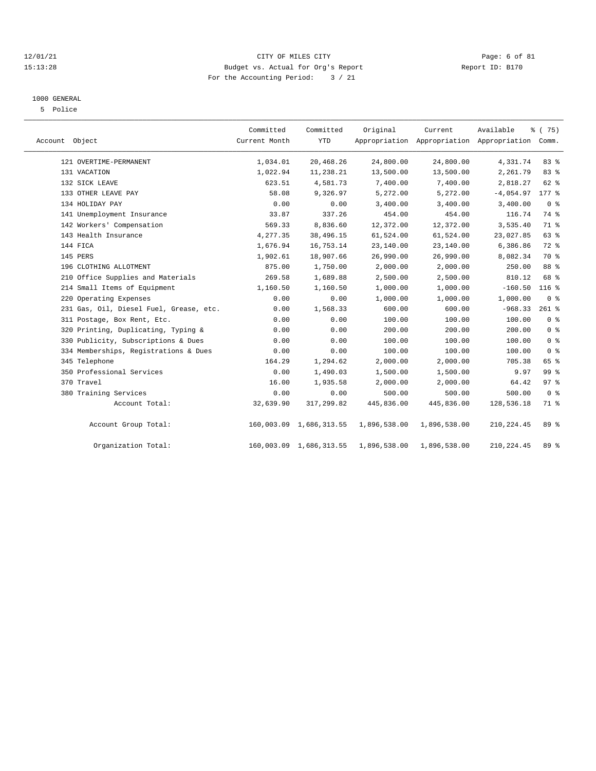12/01/21 CITY OF MILES CITY
15:13:28 Budget vs. Actual for Org's Report Report ID: B170
For the Accounting Period: 3 / 21

1000 GENERAL
5 Police

| Account Object | Committed Current Month | Committed YTD | Original Appropriation | Current Appropriation | Available Appropriation | % ( 75) Comm. |
|---|---|---|---|---|---|---|
| 121 OVERTIME-PERMANENT | 1,034.01 | 20,468.26 | 24,800.00 | 24,800.00 | 4,331.74 | 83 % |
| 131 VACATION | 1,022.94 | 11,238.21 | 13,500.00 | 13,500.00 | 2,261.79 | 83 % |
| 132 SICK LEAVE | 623.51 | 4,581.73 | 7,400.00 | 7,400.00 | 2,818.27 | 62 % |
| 133 OTHER LEAVE PAY | 58.08 | 9,326.97 | 5,272.00 | 5,272.00 | -4,054.97 | 177 % |
| 134 HOLIDAY PAY | 0.00 | 0.00 | 3,400.00 | 3,400.00 | 3,400.00 | 0 % |
| 141 Unemployment Insurance | 33.87 | 337.26 | 454.00 | 454.00 | 116.74 | 74 % |
| 142 Workers' Compensation | 569.33 | 8,836.60 | 12,372.00 | 12,372.00 | 3,535.40 | 71 % |
| 143 Health Insurance | 4,277.35 | 38,496.15 | 61,524.00 | 61,524.00 | 23,027.85 | 63 % |
| 144 FICA | 1,676.94 | 16,753.14 | 23,140.00 | 23,140.00 | 6,386.86 | 72 % |
| 145 PERS | 1,902.61 | 18,907.66 | 26,990.00 | 26,990.00 | 8,082.34 | 70 % |
| 196 CLOTHING ALLOTMENT | 875.00 | 1,750.00 | 2,000.00 | 2,000.00 | 250.00 | 88 % |
| 210 Office Supplies and Materials | 269.58 | 1,689.88 | 2,500.00 | 2,500.00 | 810.12 | 68 % |
| 214 Small Items of Equipment | 1,160.50 | 1,160.50 | 1,000.00 | 1,000.00 | -160.50 | 116 % |
| 220 Operating Expenses | 0.00 | 0.00 | 1,000.00 | 1,000.00 | 1,000.00 | 0 % |
| 231 Gas, Oil, Diesel Fuel, Grease, etc. | 0.00 | 1,568.33 | 600.00 | 600.00 | -968.33 | 261 % |
| 311 Postage, Box Rent, Etc. | 0.00 | 0.00 | 100.00 | 100.00 | 100.00 | 0 % |
| 320 Printing, Duplicating, Typing & | 0.00 | 0.00 | 200.00 | 200.00 | 200.00 | 0 % |
| 330 Publicity, Subscriptions & Dues | 0.00 | 0.00 | 100.00 | 100.00 | 100.00 | 0 % |
| 334 Memberships, Registrations & Dues | 0.00 | 0.00 | 100.00 | 100.00 | 100.00 | 0 % |
| 345 Telephone | 164.29 | 1,294.62 | 2,000.00 | 2,000.00 | 705.38 | 65 % |
| 350 Professional Services | 0.00 | 1,490.03 | 1,500.00 | 1,500.00 | 9.97 | 99 % |
| 370 Travel | 16.00 | 1,935.58 | 2,000.00 | 2,000.00 | 64.42 | 97 % |
| 380 Training Services | 0.00 | 0.00 | 500.00 | 500.00 | 500.00 | 0 % |
| Account Total: | 32,639.90 | 317,299.82 | 445,836.00 | 445,836.00 | 128,536.18 | 71 % |
| Account Group Total: | 160,003.09 | 1,686,313.55 | 1,896,538.00 | 1,896,538.00 | 210,224.45 | 89 % |
| Organization Total: | 160,003.09 | 1,686,313.55 | 1,896,538.00 | 1,896,538.00 | 210,224.45 | 89 % |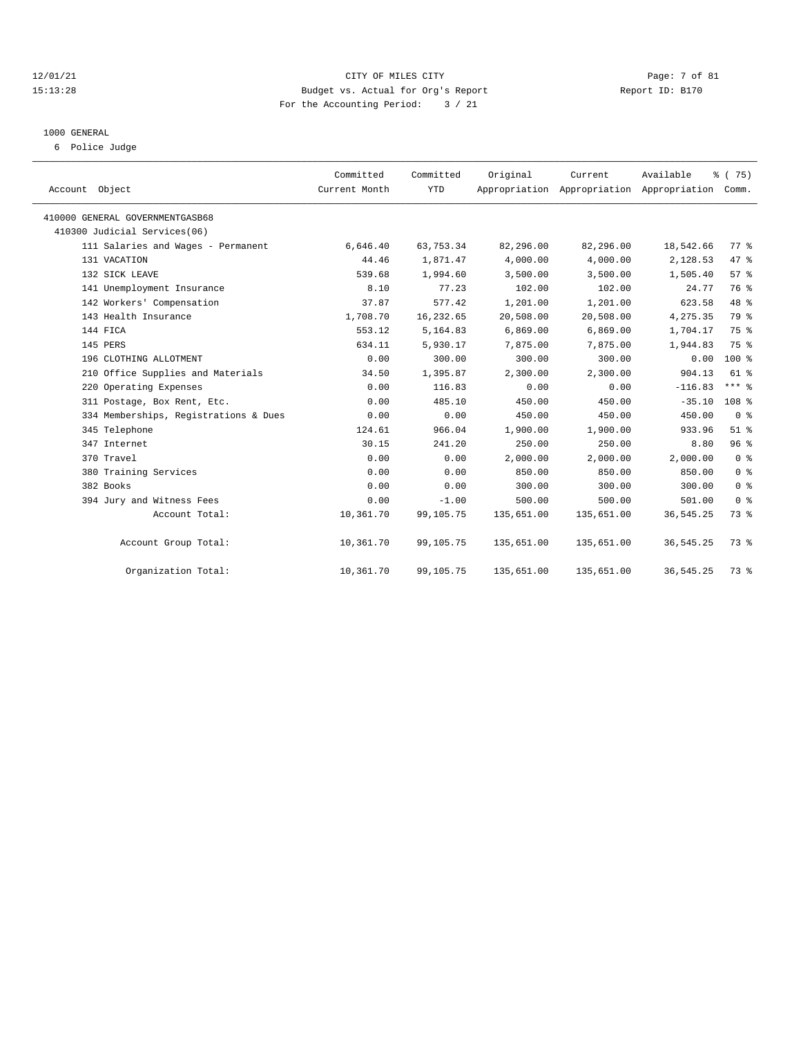12/01/21 CITY OF MILES CITY
15:13:28 Budget vs. Actual for Org's Report Report ID: B170
For the Accounting Period: 3 / 21

1000 GENERAL
6 Police Judge

| Account Object | Committed Current Month | Committed YTD | Original Appropriation | Current Appropriation | Available Appropriation | % ( 75) Comm. |
|---|---|---|---|---|---|---|
| 410000 GENERAL GOVERNMENTGASB68 | | | | | | |
| 410300 Judicial Services(06) | | | | | | |
| 111 Salaries and Wages - Permanent | 6,646.40 | 63,753.34 | 82,296.00 | 82,296.00 | 18,542.66 | 77 % |
| 131 VACATION | 44.46 | 1,871.47 | 4,000.00 | 4,000.00 | 2,128.53 | 47 % |
| 132 SICK LEAVE | 539.68 | 1,994.60 | 3,500.00 | 3,500.00 | 1,505.40 | 57 % |
| 141 Unemployment Insurance | 8.10 | 77.23 | 102.00 | 102.00 | 24.77 | 76 % |
| 142 Workers' Compensation | 37.87 | 577.42 | 1,201.00 | 1,201.00 | 623.58 | 48 % |
| 143 Health Insurance | 1,708.70 | 16,232.65 | 20,508.00 | 20,508.00 | 4,275.35 | 79 % |
| 144 FICA | 553.12 | 5,164.83 | 6,869.00 | 6,869.00 | 1,704.17 | 75 % |
| 145 PERS | 634.11 | 5,930.17 | 7,875.00 | 7,875.00 | 1,944.83 | 75 % |
| 196 CLOTHING ALLOTMENT | 0.00 | 300.00 | 300.00 | 300.00 | 0.00 | 100 % |
| 210 Office Supplies and Materials | 34.50 | 1,395.87 | 2,300.00 | 2,300.00 | 904.13 | 61 % |
| 220 Operating Expenses | 0.00 | 116.83 | 0.00 | 0.00 | -116.83 | *** % |
| 311 Postage, Box Rent, Etc. | 0.00 | 485.10 | 450.00 | 450.00 | -35.10 | 108 % |
| 334 Memberships, Registrations & Dues | 0.00 | 0.00 | 450.00 | 450.00 | 450.00 | 0 % |
| 345 Telephone | 124.61 | 966.04 | 1,900.00 | 1,900.00 | 933.96 | 51 % |
| 347 Internet | 30.15 | 241.20 | 250.00 | 250.00 | 8.80 | 96 % |
| 370 Travel | 0.00 | 0.00 | 2,000.00 | 2,000.00 | 2,000.00 | 0 % |
| 380 Training Services | 0.00 | 0.00 | 850.00 | 850.00 | 850.00 | 0 % |
| 382 Books | 0.00 | 0.00 | 300.00 | 300.00 | 300.00 | 0 % |
| 394 Jury and Witness Fees | 0.00 | -1.00 | 500.00 | 500.00 | 501.00 | 0 % |
| Account Total: | 10,361.70 | 99,105.75 | 135,651.00 | 135,651.00 | 36,545.25 | 73 % |
| Account Group Total: | 10,361.70 | 99,105.75 | 135,651.00 | 135,651.00 | 36,545.25 | 73 % |
| Organization Total: | 10,361.70 | 99,105.75 | 135,651.00 | 135,651.00 | 36,545.25 | 73 % |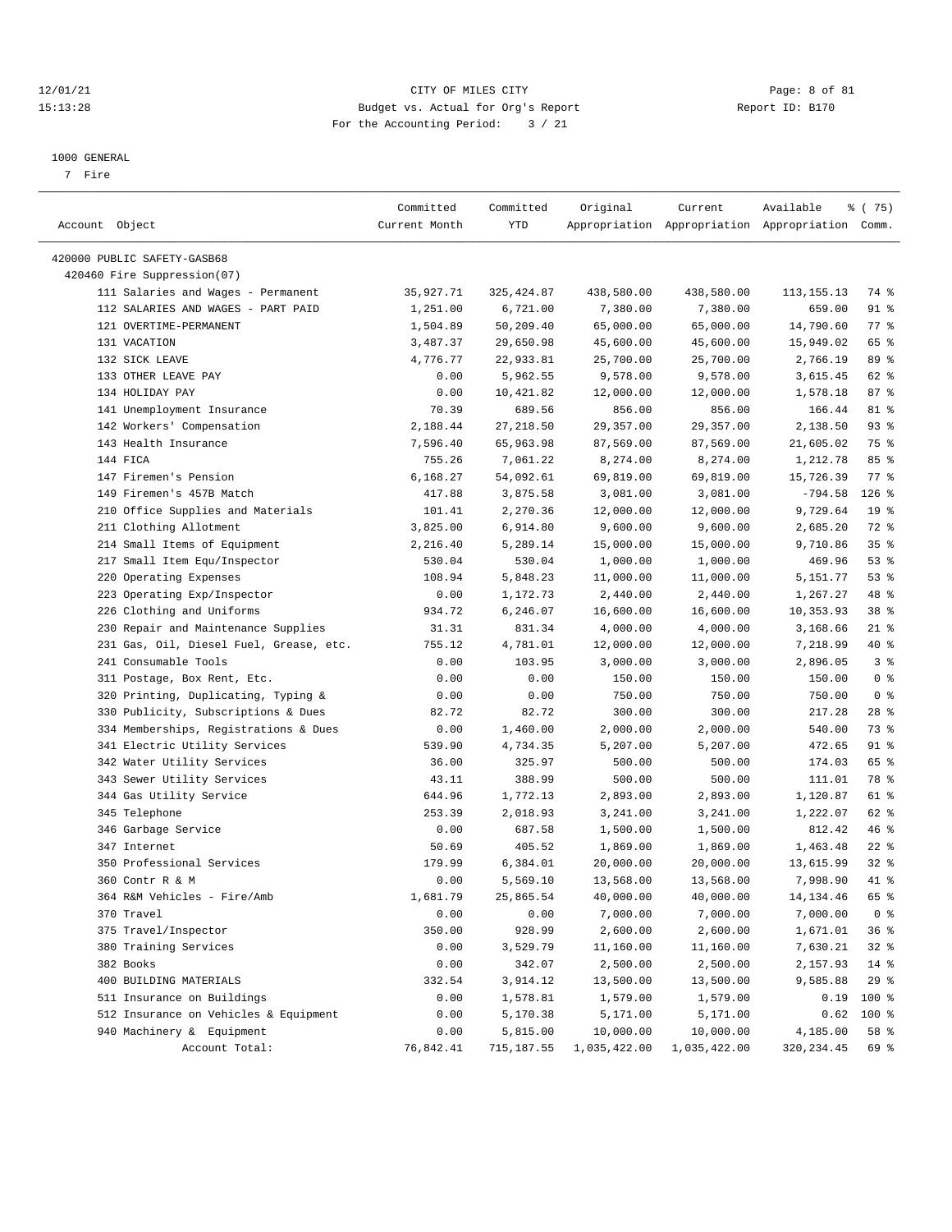12/01/21 CITY OF MILES CITY
15:13:28 Budget vs. Actual for Org's Report Report ID: B170
For the Accounting Period: 3 / 21

1000 GENERAL
7 Fire

| Account Object | Committed Current Month | Committed YTD | Original Appropriation | Current Appropriation | Available Appropriation | % ( 75) Comm. |
|---|---|---|---|---|---|---|
| 420000 PUBLIC SAFETY-GASB68 | | | | | | |
| 420460 Fire Suppression(07) | | | | | | |
| 111 Salaries and Wages - Permanent | 35,927.71 | 325,424.87 | 438,580.00 | 438,580.00 | 113,155.13 | 74 % |
| 112 SALARIES AND WAGES - PART PAID | 1,251.00 | 6,721.00 | 7,380.00 | 7,380.00 | 659.00 | 91 % |
| 121 OVERTIME-PERMANENT | 1,504.89 | 50,209.40 | 65,000.00 | 65,000.00 | 14,790.60 | 77 % |
| 131 VACATION | 3,487.37 | 29,650.98 | 45,600.00 | 45,600.00 | 15,949.02 | 65 % |
| 132 SICK LEAVE | 4,776.77 | 22,933.81 | 25,700.00 | 25,700.00 | 2,766.19 | 89 % |
| 133 OTHER LEAVE PAY | 0.00 | 5,962.55 | 9,578.00 | 9,578.00 | 3,615.45 | 62 % |
| 134 HOLIDAY PAY | 0.00 | 10,421.82 | 12,000.00 | 12,000.00 | 1,578.18 | 87 % |
| 141 Unemployment Insurance | 70.39 | 689.56 | 856.00 | 856.00 | 166.44 | 81 % |
| 142 Workers' Compensation | 2,188.44 | 27,218.50 | 29,357.00 | 29,357.00 | 2,138.50 | 93 % |
| 143 Health Insurance | 7,596.40 | 65,963.98 | 87,569.00 | 87,569.00 | 21,605.02 | 75 % |
| 144 FICA | 755.26 | 7,061.22 | 8,274.00 | 8,274.00 | 1,212.78 | 85 % |
| 147 Firemen's Pension | 6,168.27 | 54,092.61 | 69,819.00 | 69,819.00 | 15,726.39 | 77 % |
| 149 Firemen's 457B Match | 417.88 | 3,875.58 | 3,081.00 | 3,081.00 | -794.58 | 126 % |
| 210 Office Supplies and Materials | 101.41 | 2,270.36 | 12,000.00 | 12,000.00 | 9,729.64 | 19 % |
| 211 Clothing Allotment | 3,825.00 | 6,914.80 | 9,600.00 | 9,600.00 | 2,685.20 | 72 % |
| 214 Small Items of Equipment | 2,216.40 | 5,289.14 | 15,000.00 | 15,000.00 | 9,710.86 | 35 % |
| 217 Small Item Equ/Inspector | 530.04 | 530.04 | 1,000.00 | 1,000.00 | 469.96 | 53 % |
| 220 Operating Expenses | 108.94 | 5,848.23 | 11,000.00 | 11,000.00 | 5,151.77 | 53 % |
| 223 Operating Exp/Inspector | 0.00 | 1,172.73 | 2,440.00 | 2,440.00 | 1,267.27 | 48 % |
| 226 Clothing and Uniforms | 934.72 | 6,246.07 | 16,600.00 | 16,600.00 | 10,353.93 | 38 % |
| 230 Repair and Maintenance Supplies | 31.31 | 831.34 | 4,000.00 | 4,000.00 | 3,168.66 | 21 % |
| 231 Gas, Oil, Diesel Fuel, Grease, etc. | 755.12 | 4,781.01 | 12,000.00 | 12,000.00 | 7,218.99 | 40 % |
| 241 Consumable Tools | 0.00 | 103.95 | 3,000.00 | 3,000.00 | 2,896.05 | 3 % |
| 311 Postage, Box Rent, Etc. | 0.00 | 0.00 | 150.00 | 150.00 | 150.00 | 0 % |
| 320 Printing, Duplicating, Typing & | 0.00 | 0.00 | 750.00 | 750.00 | 750.00 | 0 % |
| 330 Publicity, Subscriptions & Dues | 82.72 | 82.72 | 300.00 | 300.00 | 217.28 | 28 % |
| 334 Memberships, Registrations & Dues | 0.00 | 1,460.00 | 2,000.00 | 2,000.00 | 540.00 | 73 % |
| 341 Electric Utility Services | 539.90 | 4,734.35 | 5,207.00 | 5,207.00 | 472.65 | 91 % |
| 342 Water Utility Services | 36.00 | 325.97 | 500.00 | 500.00 | 174.03 | 65 % |
| 343 Sewer Utility Services | 43.11 | 388.99 | 500.00 | 500.00 | 111.01 | 78 % |
| 344 Gas Utility Service | 644.96 | 1,772.13 | 2,893.00 | 2,893.00 | 1,120.87 | 61 % |
| 345 Telephone | 253.39 | 2,018.93 | 3,241.00 | 3,241.00 | 1,222.07 | 62 % |
| 346 Garbage Service | 0.00 | 687.58 | 1,500.00 | 1,500.00 | 812.42 | 46 % |
| 347 Internet | 50.69 | 405.52 | 1,869.00 | 1,869.00 | 1,463.48 | 22 % |
| 350 Professional Services | 179.99 | 6,384.01 | 20,000.00 | 20,000.00 | 13,615.99 | 32 % |
| 360 Contr R & M | 0.00 | 5,569.10 | 13,568.00 | 13,568.00 | 7,998.90 | 41 % |
| 364 R&M Vehicles - Fire/Amb | 1,681.79 | 25,865.54 | 40,000.00 | 40,000.00 | 14,134.46 | 65 % |
| 370 Travel | 0.00 | 0.00 | 7,000.00 | 7,000.00 | 7,000.00 | 0 % |
| 375 Travel/Inspector | 350.00 | 928.99 | 2,600.00 | 2,600.00 | 1,671.01 | 36 % |
| 380 Training Services | 0.00 | 3,529.79 | 11,160.00 | 11,160.00 | 7,630.21 | 32 % |
| 382 Books | 0.00 | 342.07 | 2,500.00 | 2,500.00 | 2,157.93 | 14 % |
| 400 BUILDING MATERIALS | 332.54 | 3,914.12 | 13,500.00 | 13,500.00 | 9,585.88 | 29 % |
| 511 Insurance on Buildings | 0.00 | 1,578.81 | 1,579.00 | 1,579.00 | 0.19 | 100 % |
| 512 Insurance on Vehicles & Equipment | 0.00 | 5,170.38 | 5,171.00 | 5,171.00 | 0.62 | 100 % |
| 940 Machinery & Equipment | 0.00 | 5,815.00 | 10,000.00 | 10,000.00 | 4,185.00 | 58 % |
| Account Total: | 76,842.41 | 715,187.55 | 1,035,422.00 | 1,035,422.00 | 320,234.45 | 69 % |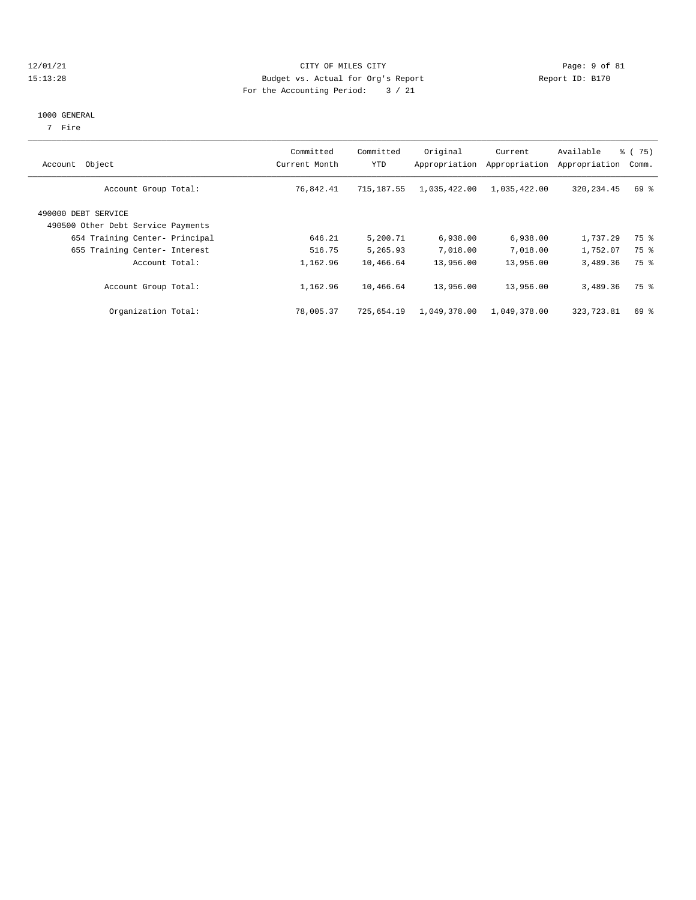CITY OF MILES CITY
Budget vs. Actual for Org's Report
For the Accounting Period: 3 / 21

12/01/21
15:13:28

Report ID: B170

1000 GENERAL
7 Fire

| Account Object | Committed Current Month | Committed YTD | Original Appropriation | Current Appropriation | Available Appropriation | % ( 75) Comm. |
|---|---|---|---|---|---|---|
| Account Group Total: | 76,842.41 | 715,187.55 | 1,035,422.00 | 1,035,422.00 | 320,234.45 | 69 % |
| 490000 DEBT SERVICE | | | | | | |
| 490500 Other Debt Service Payments | | | | | | |
| 654 Training Center- Principal | 646.21 | 5,200.71 | 6,938.00 | 6,938.00 | 1,737.29 | 75 % |
| 655 Training Center- Interest | 516.75 | 5,265.93 | 7,018.00 | 7,018.00 | 1,752.07 | 75 % |
| Account Total: | 1,162.96 | 10,466.64 | 13,956.00 | 13,956.00 | 3,489.36 | 75 % |
| Account Group Total: | 1,162.96 | 10,466.64 | 13,956.00 | 13,956.00 | 3,489.36 | 75 % |
| Organization Total: | 78,005.37 | 725,654.19 | 1,049,378.00 | 1,049,378.00 | 323,723.81 | 69 % |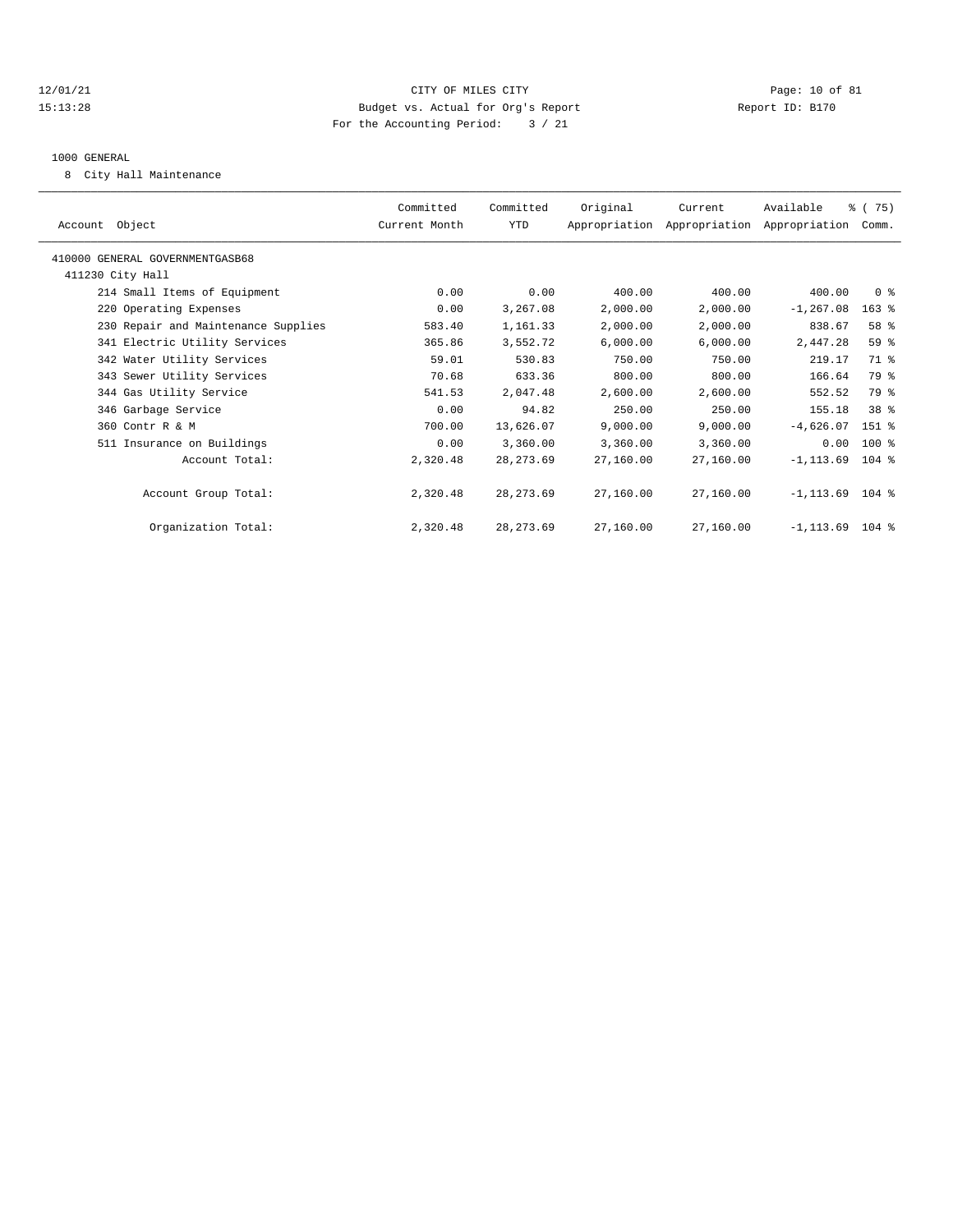CITY OF MILES CITY
Budget vs. Actual for Org's Report
For the Accounting Period: 3 / 21

1000 GENERAL

8 City Hall Maintenance

| Account Object | Committed Current Month | Committed YTD | Original Appropriation | Current Appropriation | Available Appropriation | % ( 75) Comm. |
|---|---|---|---|---|---|---|
| 410000 GENERAL GOVERNMENTGASB68 | | | | | | |
| 411230 City Hall | | | | | | |
| 214 Small Items of Equipment | 0.00 | 0.00 | 400.00 | 400.00 | 400.00 | 0 % |
| 220 Operating Expenses | 0.00 | 3,267.08 | 2,000.00 | 2,000.00 | -1,267.08 | 163 % |
| 230 Repair and Maintenance Supplies | 583.40 | 1,161.33 | 2,000.00 | 2,000.00 | 838.67 | 58 % |
| 341 Electric Utility Services | 365.86 | 3,552.72 | 6,000.00 | 6,000.00 | 2,447.28 | 59 % |
| 342 Water Utility Services | 59.01 | 530.83 | 750.00 | 750.00 | 219.17 | 71 % |
| 343 Sewer Utility Services | 70.68 | 633.36 | 800.00 | 800.00 | 166.64 | 79 % |
| 344 Gas Utility Service | 541.53 | 2,047.48 | 2,600.00 | 2,600.00 | 552.52 | 79 % |
| 346 Garbage Service | 0.00 | 94.82 | 250.00 | 250.00 | 155.18 | 38 % |
| 360 Contr R & M | 700.00 | 13,626.07 | 9,000.00 | 9,000.00 | -4,626.07 | 151 % |
| 511 Insurance on Buildings | 0.00 | 3,360.00 | 3,360.00 | 3,360.00 | 0.00 | 100 % |
| Account Total: | 2,320.48 | 28,273.69 | 27,160.00 | 27,160.00 | -1,113.69 | 104 % |
| Account Group Total: | 2,320.48 | 28,273.69 | 27,160.00 | 27,160.00 | -1,113.69 | 104 % |
| Organization Total: | 2,320.48 | 28,273.69 | 27,160.00 | 27,160.00 | -1,113.69 | 104 % |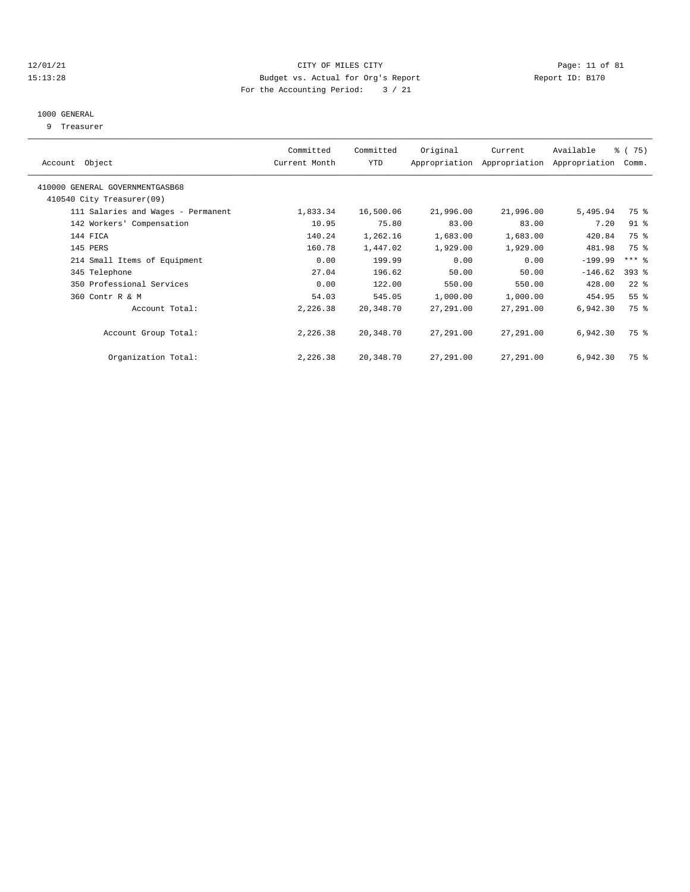CITY OF MILES CITY
Budget vs. Actual for Org's Report
For the Accounting Period: 3 / 21

12/01/21
15:13:28

Report ID: B170

1000 GENERAL
9 Treasurer

| Account Object | Committed Current Month | Committed YTD | Original Appropriation | Current Appropriation | Available Appropriation | % ( 75) Comm. |
|---|---|---|---|---|---|---|
| 410000 GENERAL GOVERNMENTGASB68 | | | | | | |
| 410540 City Treasurer(09) | | | | | | |
| 111 Salaries and Wages - Permanent | 1,833.34 | 16,500.06 | 21,996.00 | 21,996.00 | 5,495.94 | 75 % |
| 142 Workers' Compensation | 10.95 | 75.80 | 83.00 | 83.00 | 7.20 | 91 % |
| 144 FICA | 140.24 | 1,262.16 | 1,683.00 | 1,683.00 | 420.84 | 75 % |
| 145 PERS | 160.78 | 1,447.02 | 1,929.00 | 1,929.00 | 481.98 | 75 % |
| 214 Small Items of Equipment | 0.00 | 199.99 | 0.00 | 0.00 | -199.99 | *** % |
| 345 Telephone | 27.04 | 196.62 | 50.00 | 50.00 | -146.62 | 393 % |
| 350 Professional Services | 0.00 | 122.00 | 550.00 | 550.00 | 428.00 | 22 % |
| 360 Contr R & M | 54.03 | 545.05 | 1,000.00 | 1,000.00 | 454.95 | 55 % |
| Account Total: | 2,226.38 | 20,348.70 | 27,291.00 | 27,291.00 | 6,942.30 | 75 % |
| Account Group Total: | 2,226.38 | 20,348.70 | 27,291.00 | 27,291.00 | 6,942.30 | 75 % |
| Organization Total: | 2,226.38 | 20,348.70 | 27,291.00 | 27,291.00 | 6,942.30 | 75 % |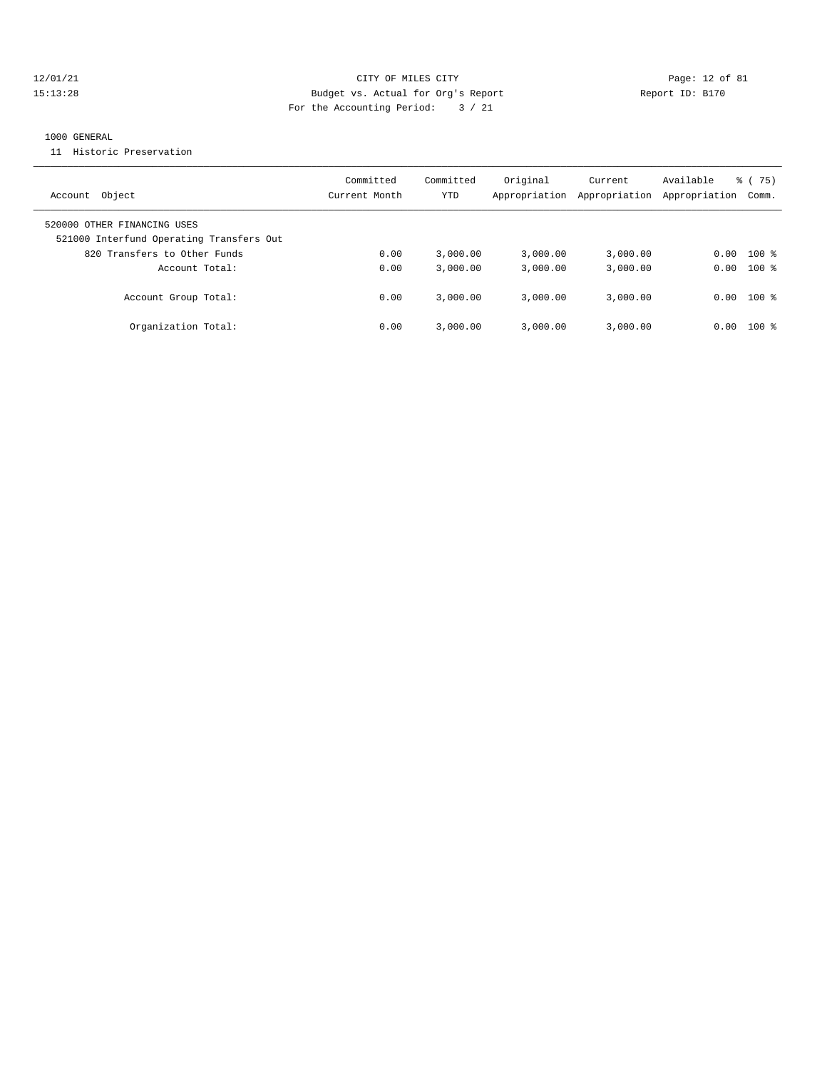CITY OF MILES CITY
Budget vs. Actual for Org's Report
For the Accounting Period: 3 / 21

1000 GENERAL
11 Historic Preservation

| Account Object | Committed Current Month | Committed YTD | Original Appropriation | Current Appropriation | Available Appropriation | % ( 75) Comm. |
|---|---|---|---|---|---|---|
| 520000 OTHER FINANCING USES | | | | | | |
| 521000 Interfund Operating Transfers Out | | | | | | |
| 820 Transfers to Other Funds | 0.00 | 3,000.00 | 3,000.00 | 3,000.00 | 0.00 | 100 % |
| Account Total: | 0.00 | 3,000.00 | 3,000.00 | 3,000.00 | 0.00 | 100 % |
| Account Group Total: | 0.00 | 3,000.00 | 3,000.00 | 3,000.00 | 0.00 | 100 % |
| Organization Total: | 0.00 | 3,000.00 | 3,000.00 | 3,000.00 | 0.00 | 100 % |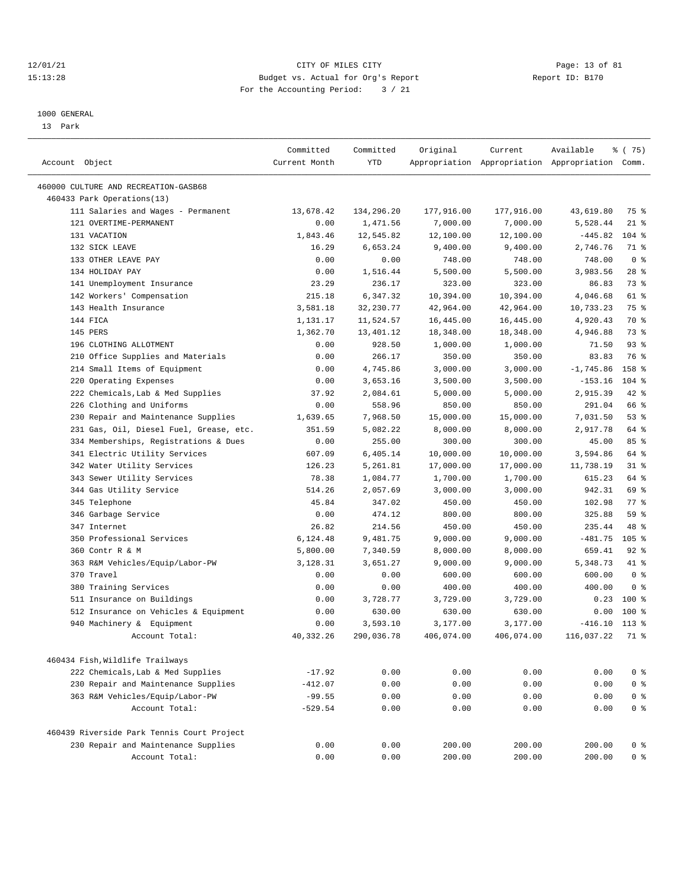12/01/21 CITY OF MILES CITY
15:13:28 Budget vs. Actual for Org's Report Report ID: B170
For the Accounting Period: 3 / 21

1000 GENERAL
13 Park

| Account Object | Committed Current Month | Committed YTD | Original Appropriation | Current Appropriation | Available Appropriation | % ( 75) Comm. |
|---|---|---|---|---|---|---|
| 460000 CULTURE AND RECREATION-GASB68 | | | | | | |
| 460433 Park Operations(13) | | | | | | |
| 111 Salaries and Wages - Permanent | 13,678.42 | 134,296.20 | 177,916.00 | 177,916.00 | 43,619.80 | 75 % |
| 121 OVERTIME-PERMANENT | 0.00 | 1,471.56 | 7,000.00 | 7,000.00 | 5,528.44 | 21 % |
| 131 VACATION | 1,843.46 | 12,545.82 | 12,100.00 | 12,100.00 | -445.82 | 104 % |
| 132 SICK LEAVE | 16.29 | 6,653.24 | 9,400.00 | 9,400.00 | 2,746.76 | 71 % |
| 133 OTHER LEAVE PAY | 0.00 | 0.00 | 748.00 | 748.00 | 748.00 | 0 % |
| 134 HOLIDAY PAY | 0.00 | 1,516.44 | 5,500.00 | 5,500.00 | 3,983.56 | 28 % |
| 141 Unemployment Insurance | 23.29 | 236.17 | 323.00 | 323.00 | 86.83 | 73 % |
| 142 Workers' Compensation | 215.18 | 6,347.32 | 10,394.00 | 10,394.00 | 4,046.68 | 61 % |
| 143 Health Insurance | 3,581.18 | 32,230.77 | 42,964.00 | 42,964.00 | 10,733.23 | 75 % |
| 144 FICA | 1,131.17 | 11,524.57 | 16,445.00 | 16,445.00 | 4,920.43 | 70 % |
| 145 PERS | 1,362.70 | 13,401.12 | 18,348.00 | 18,348.00 | 4,946.88 | 73 % |
| 196 CLOTHING ALLOTMENT | 0.00 | 928.50 | 1,000.00 | 1,000.00 | 71.50 | 93 % |
| 210 Office Supplies and Materials | 0.00 | 266.17 | 350.00 | 350.00 | 83.83 | 76 % |
| 214 Small Items of Equipment | 0.00 | 4,745.86 | 3,000.00 | 3,000.00 | -1,745.86 | 158 % |
| 220 Operating Expenses | 0.00 | 3,653.16 | 3,500.00 | 3,500.00 | -153.16 | 104 % |
| 222 Chemicals,Lab & Med Supplies | 37.92 | 2,084.61 | 5,000.00 | 5,000.00 | 2,915.39 | 42 % |
| 226 Clothing and Uniforms | 0.00 | 558.96 | 850.00 | 850.00 | 291.04 | 66 % |
| 230 Repair and Maintenance Supplies | 1,639.65 | 7,968.50 | 15,000.00 | 15,000.00 | 7,031.50 | 53 % |
| 231 Gas, Oil, Diesel Fuel, Grease, etc. | 351.59 | 5,082.22 | 8,000.00 | 8,000.00 | 2,917.78 | 64 % |
| 334 Memberships, Registrations & Dues | 0.00 | 255.00 | 300.00 | 300.00 | 45.00 | 85 % |
| 341 Electric Utility Services | 607.09 | 6,405.14 | 10,000.00 | 10,000.00 | 3,594.86 | 64 % |
| 342 Water Utility Services | 126.23 | 5,261.81 | 17,000.00 | 17,000.00 | 11,738.19 | 31 % |
| 343 Sewer Utility Services | 78.38 | 1,084.77 | 1,700.00 | 1,700.00 | 615.23 | 64 % |
| 344 Gas Utility Service | 514.26 | 2,057.69 | 3,000.00 | 3,000.00 | 942.31 | 69 % |
| 345 Telephone | 45.84 | 347.02 | 450.00 | 450.00 | 102.98 | 77 % |
| 346 Garbage Service | 0.00 | 474.12 | 800.00 | 800.00 | 325.88 | 59 % |
| 347 Internet | 26.82 | 214.56 | 450.00 | 450.00 | 235.44 | 48 % |
| 350 Professional Services | 6,124.48 | 9,481.75 | 9,000.00 | 9,000.00 | -481.75 | 105 % |
| 360 Contr R & M | 5,800.00 | 7,340.59 | 8,000.00 | 8,000.00 | 659.41 | 92 % |
| 363 R&M Vehicles/Equip/Labor-PW | 3,128.31 | 3,651.27 | 9,000.00 | 9,000.00 | 5,348.73 | 41 % |
| 370 Travel | 0.00 | 0.00 | 600.00 | 600.00 | 600.00 | 0 % |
| 380 Training Services | 0.00 | 0.00 | 400.00 | 400.00 | 400.00 | 0 % |
| 511 Insurance on Buildings | 0.00 | 3,728.77 | 3,729.00 | 3,729.00 | 0.23 | 100 % |
| 512 Insurance on Vehicles & Equipment | 0.00 | 630.00 | 630.00 | 630.00 | 0.00 | 100 % |
| 940 Machinery & Equipment | 0.00 | 3,593.10 | 3,177.00 | 3,177.00 | -416.10 | 113 % |
| Account Total: | 40,332.26 | 290,036.78 | 406,074.00 | 406,074.00 | 116,037.22 | 71 % |
| 460434 Fish,Wildlife Trailways | | | | | | |
| 222 Chemicals,Lab & Med Supplies | -17.92 | 0.00 | 0.00 | 0.00 | 0.00 | 0 % |
| 230 Repair and Maintenance Supplies | -412.07 | 0.00 | 0.00 | 0.00 | 0.00 | 0 % |
| 363 R&M Vehicles/Equip/Labor-PW | -99.55 | 0.00 | 0.00 | 0.00 | 0.00 | 0 % |
| Account Total: | -529.54 | 0.00 | 0.00 | 0.00 | 0.00 | 0 % |
| 460439 Riverside Park Tennis Court Project | | | | | | |
| 230 Repair and Maintenance Supplies | 0.00 | 0.00 | 200.00 | 200.00 | 200.00 | 0 % |
| Account Total: | 0.00 | 0.00 | 200.00 | 200.00 | 200.00 | 0 % |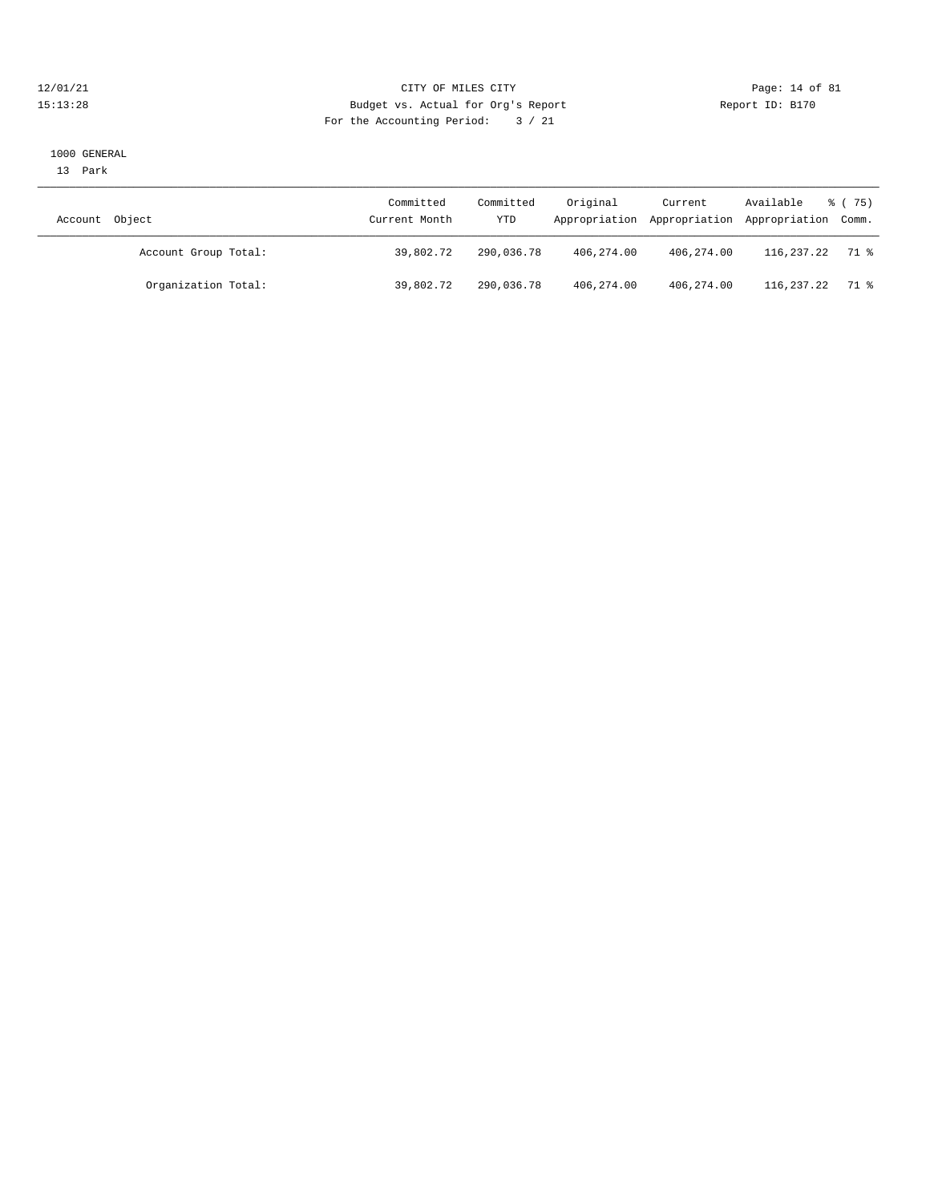1000 GENERAL

13 Park

| Account Object | Committed Current Month | Committed YTD | Original Appropriation | Current Appropriation | Available Appropriation | % ( 75) Comm. |
|---|---|---|---|---|---|---|
| Account Group Total: | 39,802.72 | 290,036.78 | 406,274.00 | 406,274.00 | 116,237.22 | 71 % |
| Organization Total: | 39,802.72 | 290,036.78 | 406,274.00 | 406,274.00 | 116,237.22 | 71 % |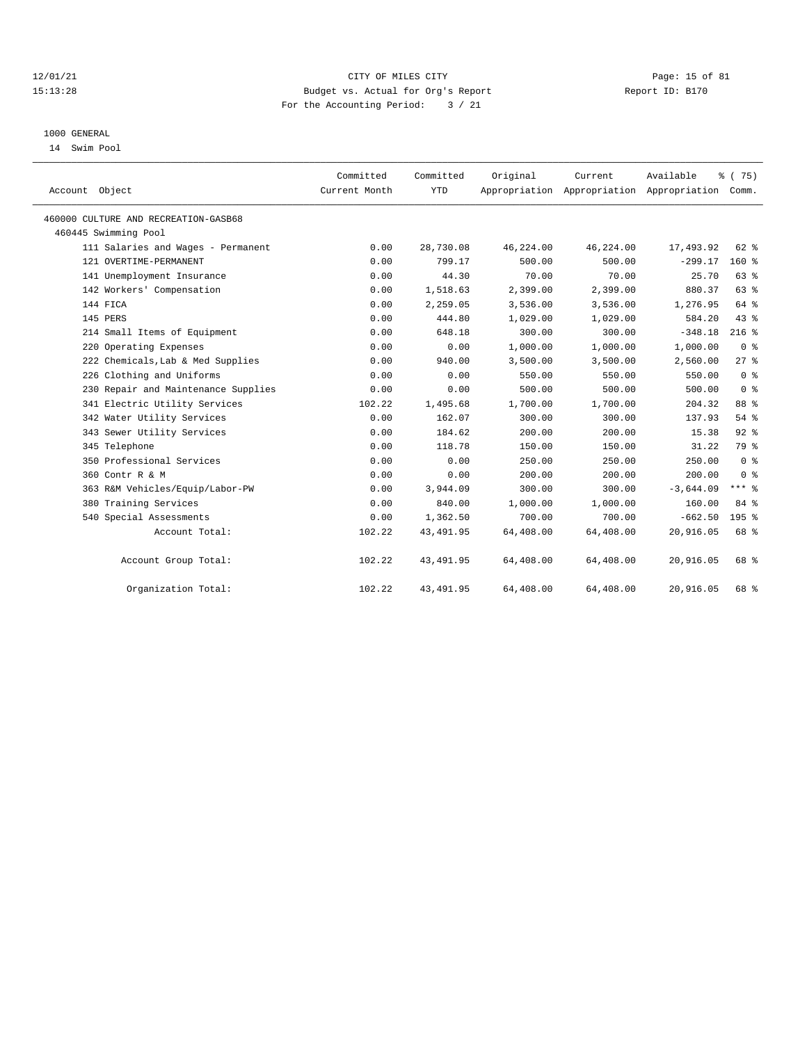CITY OF MILES CITY
Budget vs. Actual for Org's Report
For the Accounting Period: 3 / 21

12/01/21
15:13:28

Report ID: B170

1000 GENERAL
14 Swim Pool

| Account Object | Committed Current Month | Committed YTD | Original Appropriation | Current Appropriation | Available Appropriation | % ( 75) Comm. |
|---|---|---|---|---|---|---|
| 460000 CULTURE AND RECREATION-GASB68 | | | | | | |
| 460445 Swimming Pool | | | | | | |
| 111 Salaries and Wages - Permanent | 0.00 | 28,730.08 | 46,224.00 | 46,224.00 | 17,493.92 | 62 % |
| 121 OVERTIME-PERMANENT | 0.00 | 799.17 | 500.00 | 500.00 | -299.17 | 160 % |
| 141 Unemployment Insurance | 0.00 | 44.30 | 70.00 | 70.00 | 25.70 | 63 % |
| 142 Workers' Compensation | 0.00 | 1,518.63 | 2,399.00 | 2,399.00 | 880.37 | 63 % |
| 144 FICA | 0.00 | 2,259.05 | 3,536.00 | 3,536.00 | 1,276.95 | 64 % |
| 145 PERS | 0.00 | 444.80 | 1,029.00 | 1,029.00 | 584.20 | 43 % |
| 214 Small Items of Equipment | 0.00 | 648.18 | 300.00 | 300.00 | -348.18 | 216 % |
| 220 Operating Expenses | 0.00 | 0.00 | 1,000.00 | 1,000.00 | 1,000.00 | 0 % |
| 222 Chemicals,Lab & Med Supplies | 0.00 | 940.00 | 3,500.00 | 3,500.00 | 2,560.00 | 27 % |
| 226 Clothing and Uniforms | 0.00 | 0.00 | 550.00 | 550.00 | 550.00 | 0 % |
| 230 Repair and Maintenance Supplies | 0.00 | 0.00 | 500.00 | 500.00 | 500.00 | 0 % |
| 341 Electric Utility Services | 102.22 | 1,495.68 | 1,700.00 | 1,700.00 | 204.32 | 88 % |
| 342 Water Utility Services | 0.00 | 162.07 | 300.00 | 300.00 | 137.93 | 54 % |
| 343 Sewer Utility Services | 0.00 | 184.62 | 200.00 | 200.00 | 15.38 | 92 % |
| 345 Telephone | 0.00 | 118.78 | 150.00 | 150.00 | 31.22 | 79 % |
| 350 Professional Services | 0.00 | 0.00 | 250.00 | 250.00 | 250.00 | 0 % |
| 360 Contr R & M | 0.00 | 0.00 | 200.00 | 200.00 | 200.00 | 0 % |
| 363 R&M Vehicles/Equip/Labor-PW | 0.00 | 3,944.09 | 300.00 | 300.00 | -3,644.09 | *** % |
| 380 Training Services | 0.00 | 840.00 | 1,000.00 | 1,000.00 | 160.00 | 84 % |
| 540 Special Assessments | 0.00 | 1,362.50 | 700.00 | 700.00 | -662.50 | 195 % |
| Account Total: | 102.22 | 43,491.95 | 64,408.00 | 64,408.00 | 20,916.05 | 68 % |
| Account Group Total: | 102.22 | 43,491.95 | 64,408.00 | 64,408.00 | 20,916.05 | 68 % |
| Organization Total: | 102.22 | 43,491.95 | 64,408.00 | 64,408.00 | 20,916.05 | 68 % |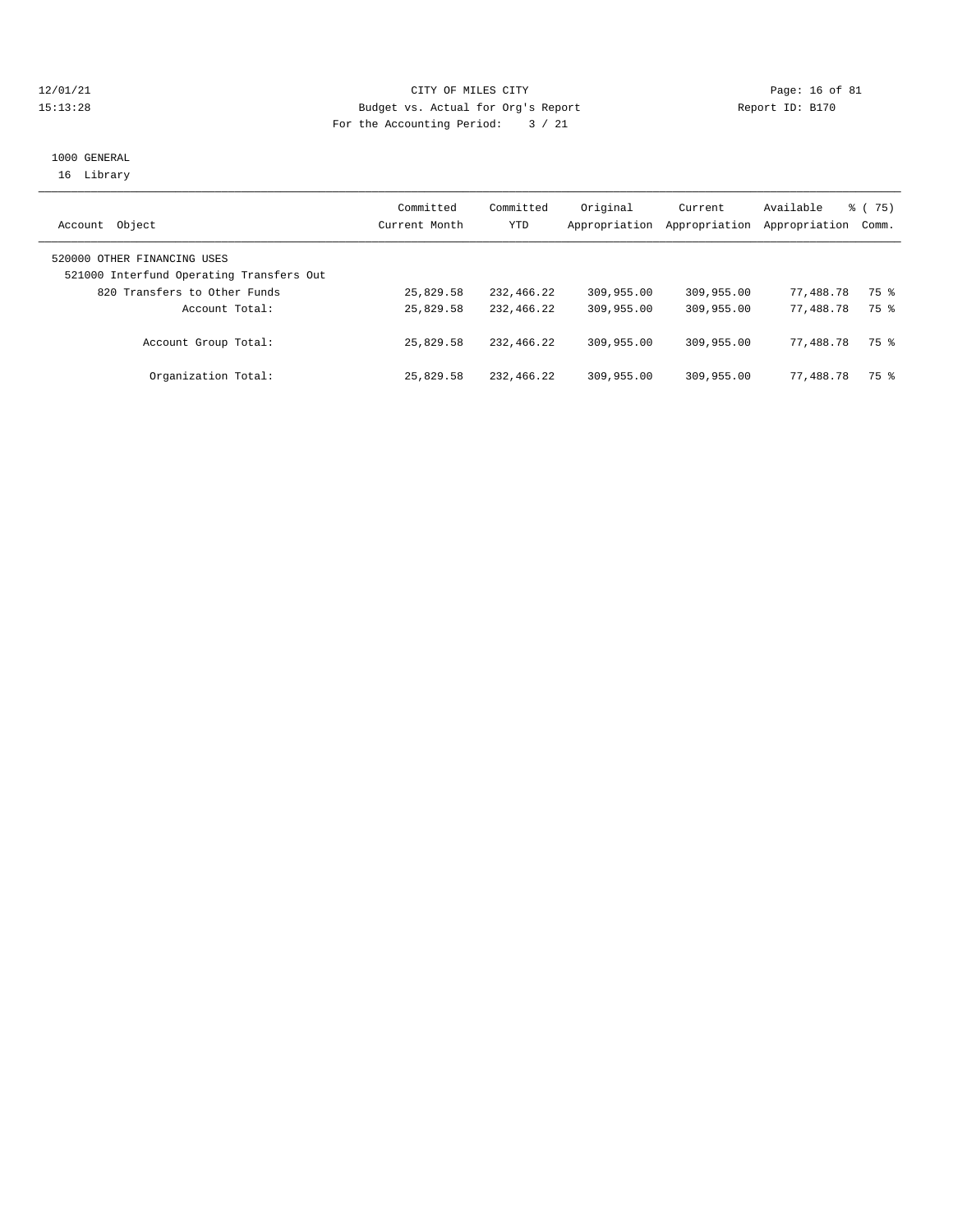CITY OF MILES CITY
Budget vs. Actual for Org's Report
For the Accounting Period: 3 / 21

12/01/21
15:13:28

Report ID: B170

1000 GENERAL
16 Library

| Account Object | Committed Current Month | Committed YTD | Original Appropriation | Current Appropriation | Available Appropriation | % ( 75) Comm. |
|---|---|---|---|---|---|---|
| 520000 OTHER FINANCING USES | | | | | | |
| 521000 Interfund Operating Transfers Out | | | | | | |
| 820 Transfers to Other Funds | 25,829.58 | 232,466.22 | 309,955.00 | 309,955.00 | 77,488.78 | 75 % |
| Account Total: | 25,829.58 | 232,466.22 | 309,955.00 | 309,955.00 | 77,488.78 | 75 % |
| Account Group Total: | 25,829.58 | 232,466.22 | 309,955.00 | 309,955.00 | 77,488.78 | 75 % |
| Organization Total: | 25,829.58 | 232,466.22 | 309,955.00 | 309,955.00 | 77,488.78 | 75 % |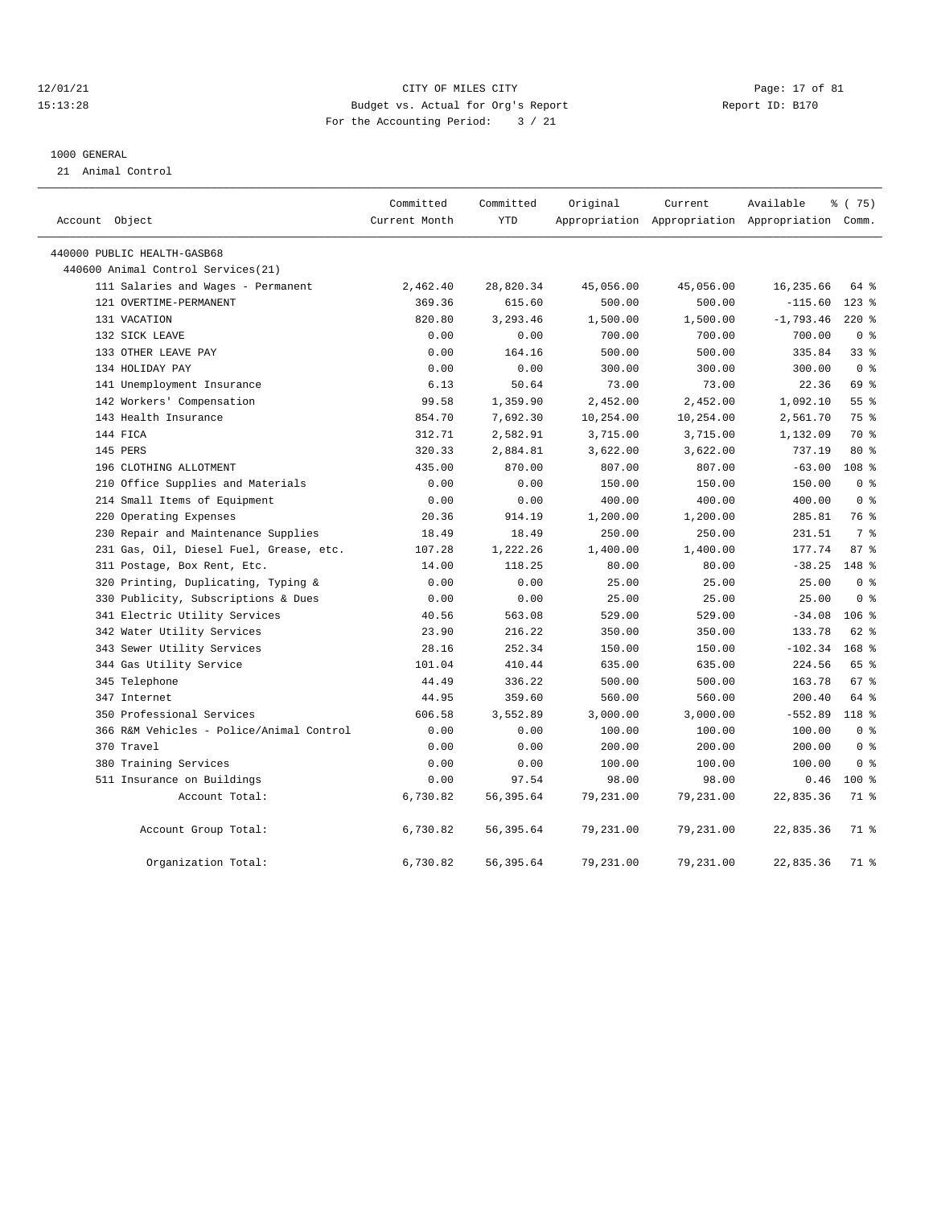CITY OF MILES CITY
Budget vs. Actual for Org's Report
For the Accounting Period: 3 / 21

12/01/21
15:13:28

Report ID: B170

1000 GENERAL
21 Animal Control

| Account Object | Committed Current Month | Committed YTD | Original Appropriation | Current Appropriation | Available Appropriation | % ( 75) Comm. |
|---|---|---|---|---|---|---|
| 440000 PUBLIC HEALTH-GASB68 | | | | | | |
| 440600 Animal Control Services(21) | | | | | | |
| 111 Salaries and Wages - Permanent | 2,462.40 | 28,820.34 | 45,056.00 | 45,056.00 | 16,235.66 | 64 % |
| 121 OVERTIME-PERMANENT | 369.36 | 615.60 | 500.00 | 500.00 | -115.60 | 123 % |
| 131 VACATION | 820.80 | 3,293.46 | 1,500.00 | 1,500.00 | -1,793.46 | 220 % |
| 132 SICK LEAVE | 0.00 | 0.00 | 700.00 | 700.00 | 700.00 | 0 % |
| 133 OTHER LEAVE PAY | 0.00 | 164.16 | 500.00 | 500.00 | 335.84 | 33 % |
| 134 HOLIDAY PAY | 0.00 | 0.00 | 300.00 | 300.00 | 300.00 | 0 % |
| 141 Unemployment Insurance | 6.13 | 50.64 | 73.00 | 73.00 | 22.36 | 69 % |
| 142 Workers' Compensation | 99.58 | 1,359.90 | 2,452.00 | 2,452.00 | 1,092.10 | 55 % |
| 143 Health Insurance | 854.70 | 7,692.30 | 10,254.00 | 10,254.00 | 2,561.70 | 75 % |
| 144 FICA | 312.71 | 2,582.91 | 3,715.00 | 3,715.00 | 1,132.09 | 70 % |
| 145 PERS | 320.33 | 2,884.81 | 3,622.00 | 3,622.00 | 737.19 | 80 % |
| 196 CLOTHING ALLOTMENT | 435.00 | 870.00 | 807.00 | 807.00 | -63.00 | 108 % |
| 210 Office Supplies and Materials | 0.00 | 0.00 | 150.00 | 150.00 | 150.00 | 0 % |
| 214 Small Items of Equipment | 0.00 | 0.00 | 400.00 | 400.00 | 400.00 | 0 % |
| 220 Operating Expenses | 20.36 | 914.19 | 1,200.00 | 1,200.00 | 285.81 | 76 % |
| 230 Repair and Maintenance Supplies | 18.49 | 18.49 | 250.00 | 250.00 | 231.51 | 7 % |
| 231 Gas, Oil, Diesel Fuel, Grease, etc. | 107.28 | 1,222.26 | 1,400.00 | 1,400.00 | 177.74 | 87 % |
| 311 Postage, Box Rent, Etc. | 14.00 | 118.25 | 80.00 | 80.00 | -38.25 | 148 % |
| 320 Printing, Duplicating, Typing & | 0.00 | 0.00 | 25.00 | 25.00 | 25.00 | 0 % |
| 330 Publicity, Subscriptions & Dues | 0.00 | 0.00 | 25.00 | 25.00 | 25.00 | 0 % |
| 341 Electric Utility Services | 40.56 | 563.08 | 529.00 | 529.00 | -34.08 | 106 % |
| 342 Water Utility Services | 23.90 | 216.22 | 350.00 | 350.00 | 133.78 | 62 % |
| 343 Sewer Utility Services | 28.16 | 252.34 | 150.00 | 150.00 | -102.34 | 168 % |
| 344 Gas Utility Service | 101.04 | 410.44 | 635.00 | 635.00 | 224.56 | 65 % |
| 345 Telephone | 44.49 | 336.22 | 500.00 | 500.00 | 163.78 | 67 % |
| 347 Internet | 44.95 | 359.60 | 560.00 | 560.00 | 200.40 | 64 % |
| 350 Professional Services | 606.58 | 3,552.89 | 3,000.00 | 3,000.00 | -552.89 | 118 % |
| 366 R&M Vehicles - Police/Animal Control | 0.00 | 0.00 | 100.00 | 100.00 | 100.00 | 0 % |
| 370 Travel | 0.00 | 0.00 | 200.00 | 200.00 | 200.00 | 0 % |
| 380 Training Services | 0.00 | 0.00 | 100.00 | 100.00 | 100.00 | 0 % |
| 511 Insurance on Buildings | 0.00 | 97.54 | 98.00 | 98.00 | 0.46 | 100 % |
| Account Total: | 6,730.82 | 56,395.64 | 79,231.00 | 79,231.00 | 22,835.36 | 71 % |
| Account Group Total: | 6,730.82 | 56,395.64 | 79,231.00 | 79,231.00 | 22,835.36 | 71 % |
| Organization Total: | 6,730.82 | 56,395.64 | 79,231.00 | 79,231.00 | 22,835.36 | 71 % |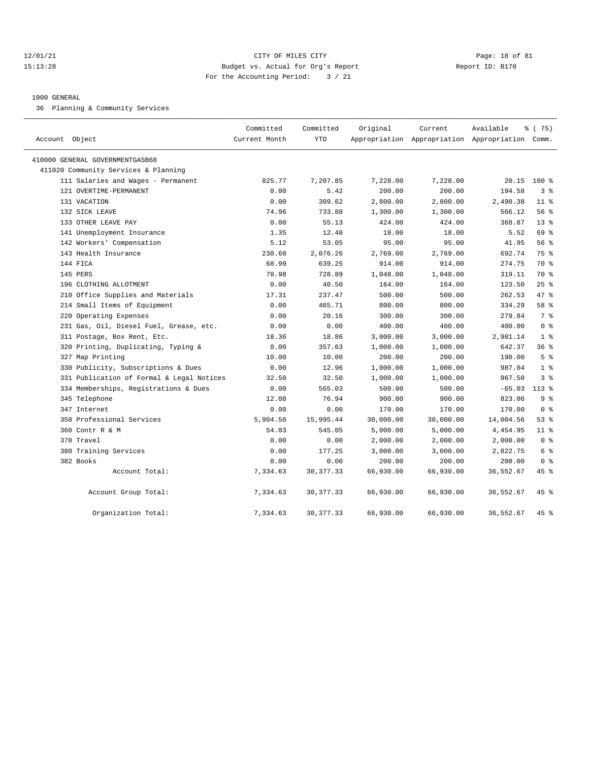CITY OF MILES CITY
Budget vs. Actual for Org's Report
For the Accounting Period: 3 / 21

12/01/21
15:13:28

Report ID: B170

1000 GENERAL

36 Planning & Community Services

| Account Object | Committed Current Month | Committed YTD | Original Appropriation | Current Appropriation | Available Appropriation | % ( 75) Comm. |
|---|---|---|---|---|---|---|
| 410000 GENERAL GOVERNMENTGASB68 | | | | | | |
| 411020 Community Services & Planning | | | | | | |
| 111 Salaries and Wages - Permanent | 825.77 | 7,207.85 | 7,228.00 | 7,228.00 | 20.15 | 100 % |
| 121 OVERTIME-PERMANENT | 0.00 | 5.42 | 200.00 | 200.00 | 194.58 | 3 % |
| 131 VACATION | 0.00 | 309.62 | 2,800.00 | 2,800.00 | 2,490.38 | 11 % |
| 132 SICK LEAVE | 74.96 | 733.88 | 1,300.00 | 1,300.00 | 566.12 | 56 % |
| 133 OTHER LEAVE PAY | 0.00 | 55.13 | 424.00 | 424.00 | 368.87 | 13 % |
| 141 Unemployment Insurance | 1.35 | 12.48 | 18.00 | 18.00 | 5.52 | 69 % |
| 142 Workers' Compensation | 5.12 | 53.05 | 95.00 | 95.00 | 41.95 | 56 % |
| 143 Health Insurance | 230.68 | 2,076.26 | 2,769.00 | 2,769.00 | 692.74 | 75 % |
| 144 FICA | 68.99 | 639.25 | 914.00 | 914.00 | 274.75 | 70 % |
| 145 PERS | 78.98 | 728.89 | 1,048.00 | 1,048.00 | 319.11 | 70 % |
| 196 CLOTHING ALLOTMENT | 0.00 | 40.50 | 164.00 | 164.00 | 123.50 | 25 % |
| 210 Office Supplies and Materials | 17.31 | 237.47 | 500.00 | 500.00 | 262.53 | 47 % |
| 214 Small Items of Equipment | 0.00 | 465.71 | 800.00 | 800.00 | 334.29 | 58 % |
| 220 Operating Expenses | 0.00 | 20.16 | 300.00 | 300.00 | 279.84 | 7 % |
| 231 Gas, Oil, Diesel Fuel, Grease, etc. | 0.00 | 0.00 | 400.00 | 400.00 | 400.00 | 0 % |
| 311 Postage, Box Rent, Etc. | 18.36 | 18.86 | 3,000.00 | 3,000.00 | 2,981.14 | 1 % |
| 320 Printing, Duplicating, Typing & | 0.00 | 357.63 | 1,000.00 | 1,000.00 | 642.37 | 36 % |
| 327 Map Printing | 10.00 | 10.00 | 200.00 | 200.00 | 190.00 | 5 % |
| 330 Publicity, Subscriptions & Dues | 0.00 | 12.96 | 1,000.00 | 1,000.00 | 987.04 | 1 % |
| 331 Publication of Formal & Legal Notices | 32.50 | 32.50 | 1,000.00 | 1,000.00 | 967.50 | 3 % |
| 334 Memberships, Registrations & Dues | 0.00 | 565.03 | 500.00 | 500.00 | -65.03 | 113 % |
| 345 Telephone | 12.08 | 76.94 | 900.00 | 900.00 | 823.06 | 9 % |
| 347 Internet | 0.00 | 0.00 | 170.00 | 170.00 | 170.00 | 0 % |
| 350 Professional Services | 5,904.50 | 15,995.44 | 30,000.00 | 30,000.00 | 14,004.56 | 53 % |
| 360 Contr R & M | 54.03 | 545.05 | 5,000.00 | 5,000.00 | 4,454.95 | 11 % |
| 370 Travel | 0.00 | 0.00 | 2,000.00 | 2,000.00 | 2,000.00 | 0 % |
| 380 Training Services | 0.00 | 177.25 | 3,000.00 | 3,000.00 | 2,822.75 | 6 % |
| 382 Books | 0.00 | 0.00 | 200.00 | 200.00 | 200.00 | 0 % |
| Account Total: | 7,334.63 | 30,377.33 | 66,930.00 | 66,930.00 | 36,552.67 | 45 % |
| Account Group Total: | 7,334.63 | 30,377.33 | 66,930.00 | 66,930.00 | 36,552.67 | 45 % |
| Organization Total: | 7,334.63 | 30,377.33 | 66,930.00 | 66,930.00 | 36,552.67 | 45 % |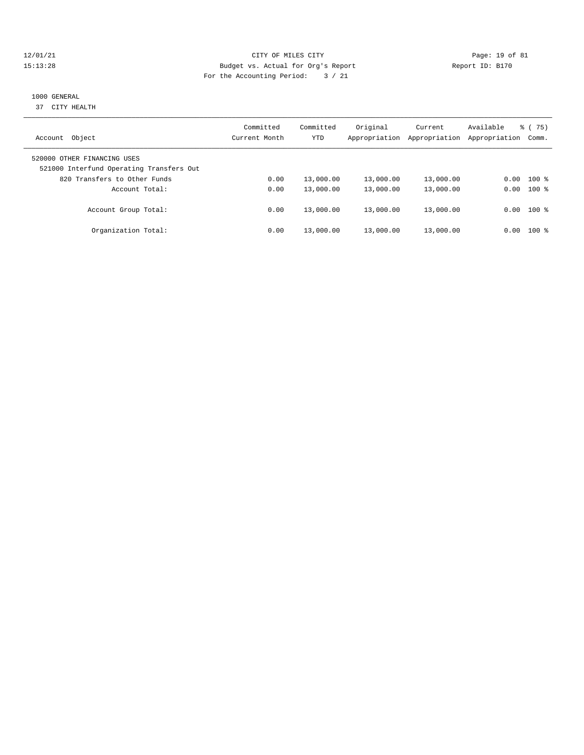CITY OF MILES CITY
Budget vs. Actual for Org's Report
For the Accounting Period: 3 / 21

12/01/21
15:13:28

Report ID: B170

1000 GENERAL
37 CITY HEALTH

| Account Object | Committed Current Month | Committed YTD | Original Appropriation | Current Appropriation | Available Appropriation | % ( 75) Comm. |
|---|---|---|---|---|---|---|
| 520000 OTHER FINANCING USES | | | | | | |
| 521000 Interfund Operating Transfers Out | | | | | | |
| 820 Transfers to Other Funds | 0.00 | 13,000.00 | 13,000.00 | 13,000.00 | 0.00 | 100 % |
| Account Total: | 0.00 | 13,000.00 | 13,000.00 | 13,000.00 | 0.00 | 100 % |
| Account Group Total: | 0.00 | 13,000.00 | 13,000.00 | 13,000.00 | 0.00 | 100 % |
| Organization Total: | 0.00 | 13,000.00 | 13,000.00 | 13,000.00 | 0.00 | 100 % |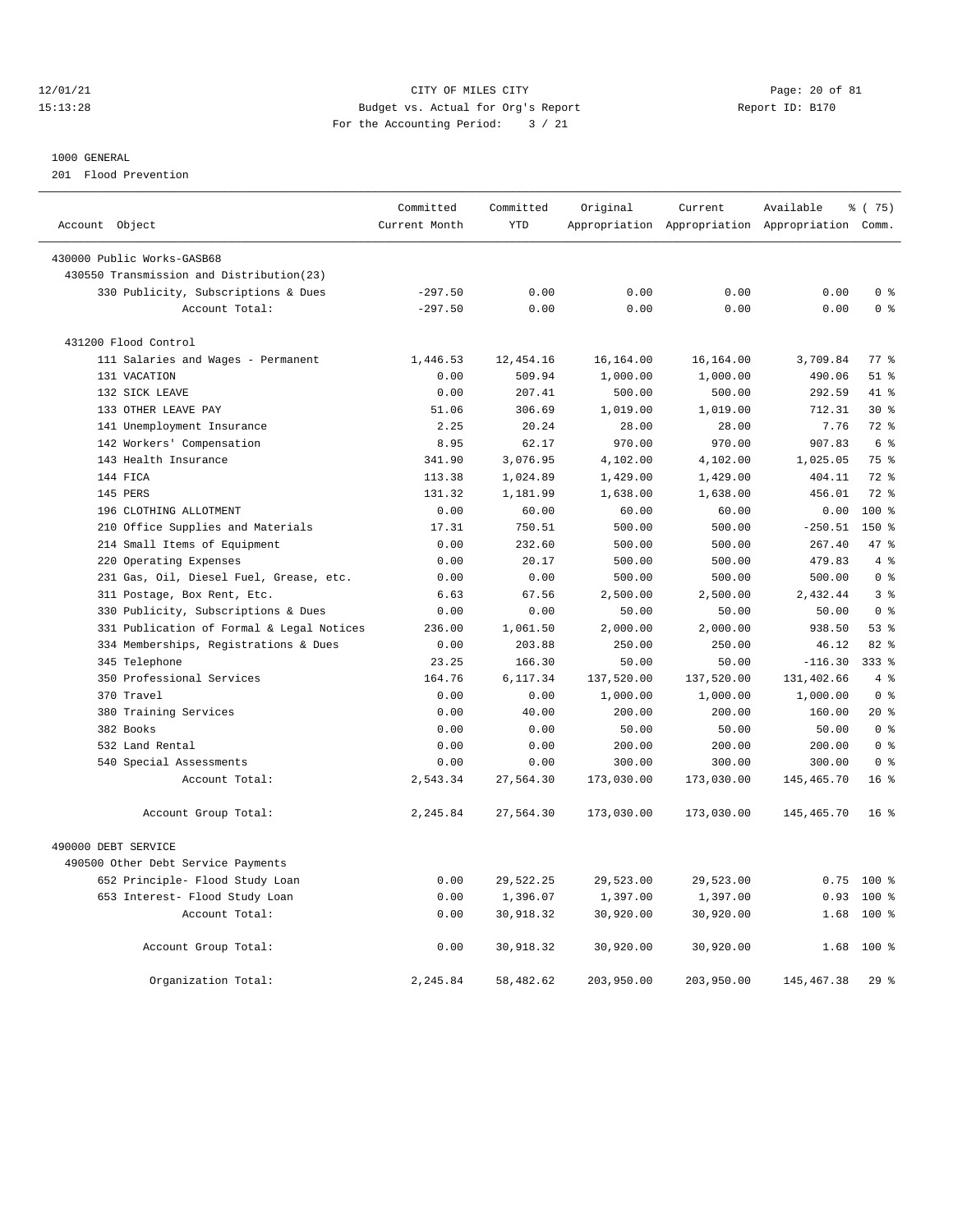12/01/21 CITY OF MILES CITY
15:13:28 Budget vs. Actual for Org's Report Report ID: B170
For the Accounting Period: 3 / 21

1000 GENERAL

201 Flood Prevention

| Account Object | Committed Current Month | Committed YTD | Original Appropriation | Current Appropriation | Available Appropriation | % ( 75) Comm. |
|---|---|---|---|---|---|---|
| 430000 Public Works-GASB68 | | | | | | |
| 430550 Transmission and Distribution(23) | | | | | | |
| 330 Publicity, Subscriptions & Dues | -297.50 | 0.00 | 0.00 | 0.00 | 0.00 | 0 % |
| Account Total: | -297.50 | 0.00 | 0.00 | 0.00 | 0.00 | 0 % |
| 431200 Flood Control | | | | | | |
| 111 Salaries and Wages - Permanent | 1,446.53 | 12,454.16 | 16,164.00 | 16,164.00 | 3,709.84 | 77 % |
| 131 VACATION | 0.00 | 509.94 | 1,000.00 | 1,000.00 | 490.06 | 51 % |
| 132 SICK LEAVE | 0.00 | 207.41 | 500.00 | 500.00 | 292.59 | 41 % |
| 133 OTHER LEAVE PAY | 51.06 | 306.69 | 1,019.00 | 1,019.00 | 712.31 | 30 % |
| 141 Unemployment Insurance | 2.25 | 20.24 | 28.00 | 28.00 | 7.76 | 72 % |
| 142 Workers' Compensation | 8.95 | 62.17 | 970.00 | 970.00 | 907.83 | 6 % |
| 143 Health Insurance | 341.90 | 3,076.95 | 4,102.00 | 4,102.00 | 1,025.05 | 75 % |
| 144 FICA | 113.38 | 1,024.89 | 1,429.00 | 1,429.00 | 404.11 | 72 % |
| 145 PERS | 131.32 | 1,181.99 | 1,638.00 | 1,638.00 | 456.01 | 72 % |
| 196 CLOTHING ALLOTMENT | 0.00 | 60.00 | 60.00 | 60.00 | 0.00 | 100 % |
| 210 Office Supplies and Materials | 17.31 | 750.51 | 500.00 | 500.00 | -250.51 | 150 % |
| 214 Small Items of Equipment | 0.00 | 232.60 | 500.00 | 500.00 | 267.40 | 47 % |
| 220 Operating Expenses | 0.00 | 20.17 | 500.00 | 500.00 | 479.83 | 4 % |
| 231 Gas, Oil, Diesel Fuel, Grease, etc. | 0.00 | 0.00 | 500.00 | 500.00 | 500.00 | 0 % |
| 311 Postage, Box Rent, Etc. | 6.63 | 67.56 | 2,500.00 | 2,500.00 | 2,432.44 | 3 % |
| 330 Publicity, Subscriptions & Dues | 0.00 | 0.00 | 50.00 | 50.00 | 50.00 | 0 % |
| 331 Publication of Formal & Legal Notices | 236.00 | 1,061.50 | 2,000.00 | 2,000.00 | 938.50 | 53 % |
| 334 Memberships, Registrations & Dues | 0.00 | 203.88 | 250.00 | 250.00 | 46.12 | 82 % |
| 345 Telephone | 23.25 | 166.30 | 50.00 | 50.00 | -116.30 | 333 % |
| 350 Professional Services | 164.76 | 6,117.34 | 137,520.00 | 137,520.00 | 131,402.66 | 4 % |
| 370 Travel | 0.00 | 0.00 | 1,000.00 | 1,000.00 | 1,000.00 | 0 % |
| 380 Training Services | 0.00 | 40.00 | 200.00 | 200.00 | 160.00 | 20 % |
| 382 Books | 0.00 | 0.00 | 50.00 | 50.00 | 50.00 | 0 % |
| 532 Land Rental | 0.00 | 0.00 | 200.00 | 200.00 | 200.00 | 0 % |
| 540 Special Assessments | 0.00 | 0.00 | 300.00 | 300.00 | 300.00 | 0 % |
| Account Total: | 2,543.34 | 27,564.30 | 173,030.00 | 173,030.00 | 145,465.70 | 16 % |
| Account Group Total: | 2,245.84 | 27,564.30 | 173,030.00 | 173,030.00 | 145,465.70 | 16 % |
| 490000 DEBT SERVICE | | | | | | |
| 490500 Other Debt Service Payments | | | | | | |
| 652 Principle- Flood Study Loan | 0.00 | 29,522.25 | 29,523.00 | 29,523.00 | 0.75 | 100 % |
| 653 Interest- Flood Study Loan | 0.00 | 1,396.07 | 1,397.00 | 1,397.00 | 0.93 | 100 % |
| Account Total: | 0.00 | 30,918.32 | 30,920.00 | 30,920.00 | 1.68 | 100 % |
| Account Group Total: | 0.00 | 30,918.32 | 30,920.00 | 30,920.00 | 1.68 | 100 % |
| Organization Total: | 2,245.84 | 58,482.62 | 203,950.00 | 203,950.00 | 145,467.38 | 29 % |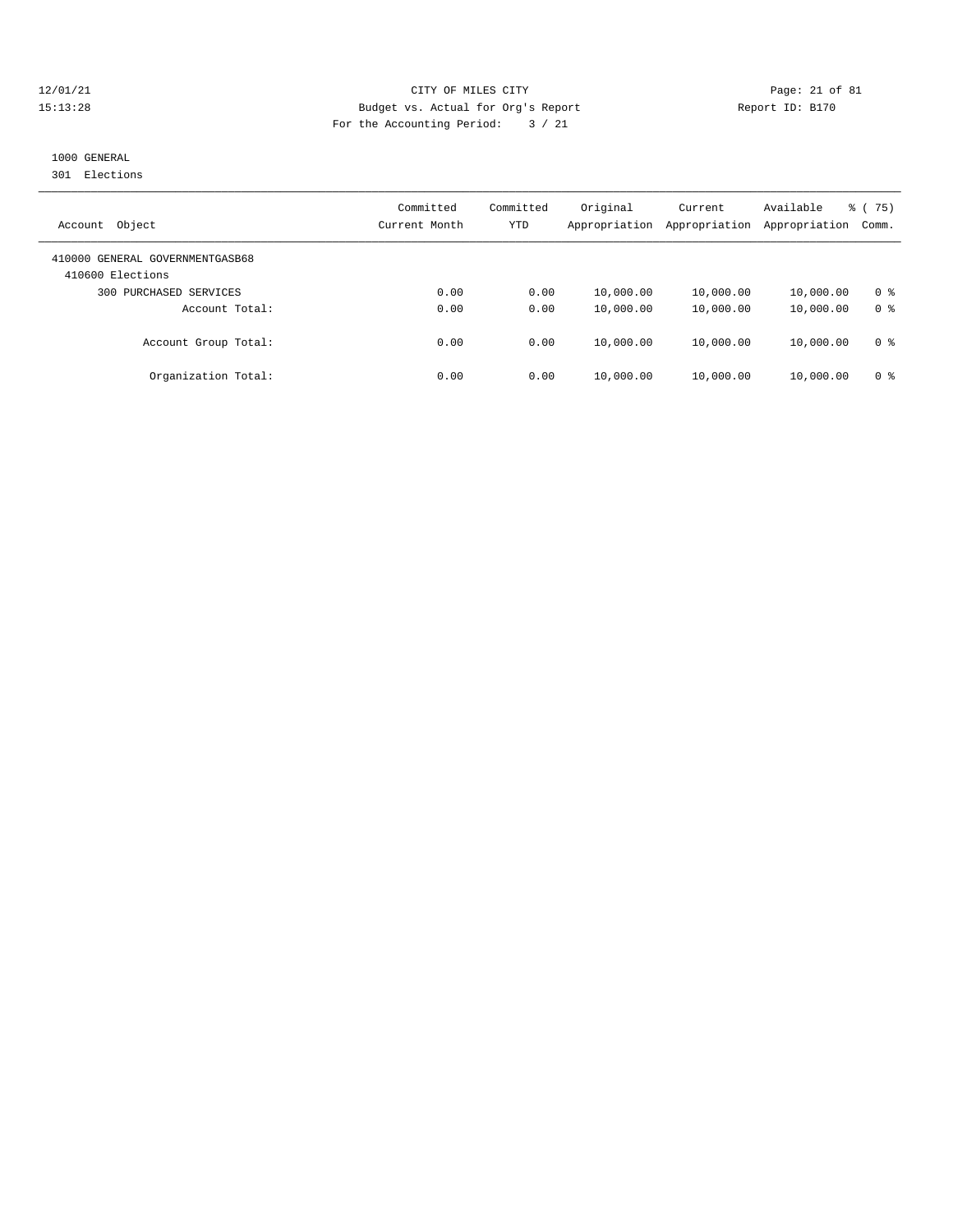CITY OF MILES CITY
Budget vs. Actual for Org's Report
For the Accounting Period: 3 / 21

12/01/21
15:13:28

Report ID: B170

1000 GENERAL
301 Elections

| Account Object | Committed Current Month | Committed YTD | Original Appropriation | Current Appropriation | Available Appropriation | % ( 75) Comm. |
|---|---|---|---|---|---|---|
| 410000 GENERAL GOVERNMENTGASB68 | | | | | | |
| 410600 Elections | | | | | | |
| 300 PURCHASED SERVICES | 0.00 | 0.00 | 10,000.00 | 10,000.00 | 10,000.00 | 0 % |
| Account Total: | 0.00 | 0.00 | 10,000.00 | 10,000.00 | 10,000.00 | 0 % |
| Account Group Total: | 0.00 | 0.00 | 10,000.00 | 10,000.00 | 10,000.00 | 0 % |
| Organization Total: | 0.00 | 0.00 | 10,000.00 | 10,000.00 | 10,000.00 | 0 % |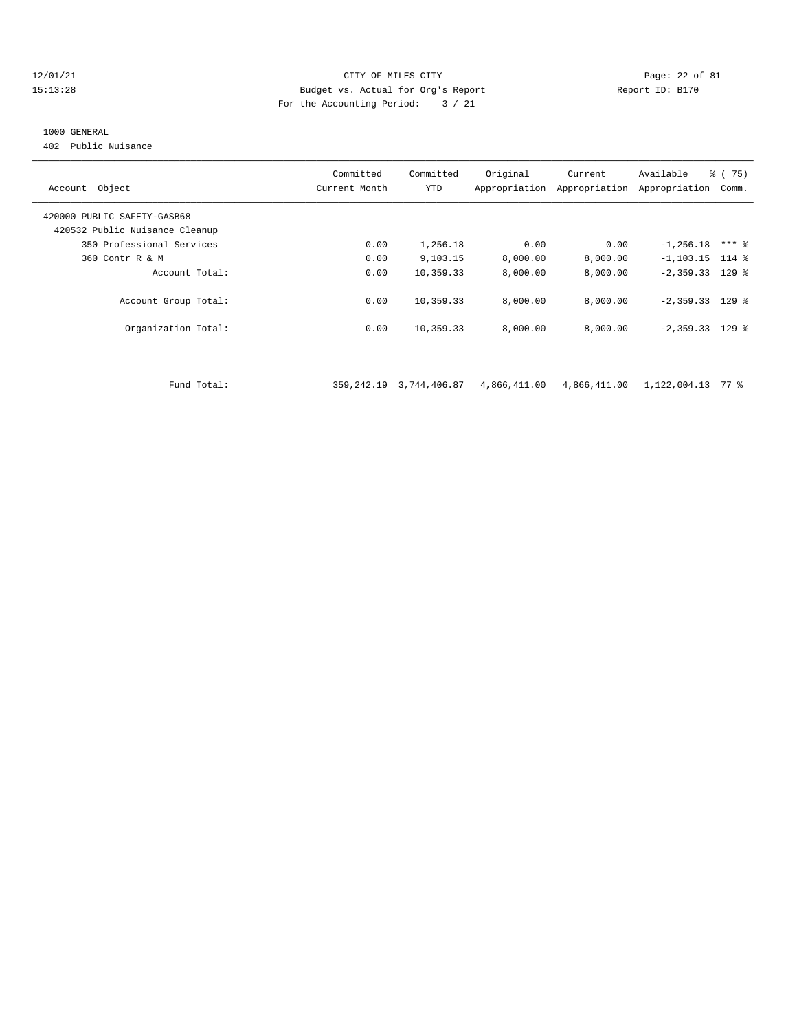12/01/21 CITY OF MILES CITY
15:13:28 Budget vs. Actual for Org's Report Report ID: B170
For the Accounting Period: 3 / 21

1000 GENERAL
402 Public Nuisance

| Account Object | Committed Current Month | Committed YTD | Original Appropriation | Current Appropriation | Available Appropriation | % ( 75) Comm. |
|---|---|---|---|---|---|---|
| 420000 PUBLIC SAFETY-GASB68 | | | | | | |
| 420532 Public Nuisance Cleanup | | | | | | |
| 350 Professional Services | 0.00 | 1,256.18 | 0.00 | 0.00 | -1,256.18 | *** % |
| 360 Contr R & M | 0.00 | 9,103.15 | 8,000.00 | 8,000.00 | -1,103.15 | 114 % |
| Account Total: | 0.00 | 10,359.33 | 8,000.00 | 8,000.00 | -2,359.33 | 129 % |
| Account Group Total: | 0.00 | 10,359.33 | 8,000.00 | 8,000.00 | -2,359.33 | 129 % |
| Organization Total: | 0.00 | 10,359.33 | 8,000.00 | 8,000.00 | -2,359.33 | 129 % |
| Fund Total: | 359,242.19 | 3,744,406.87 | 4,866,411.00 | 4,866,411.00 | 1,122,004.13 | 77 % |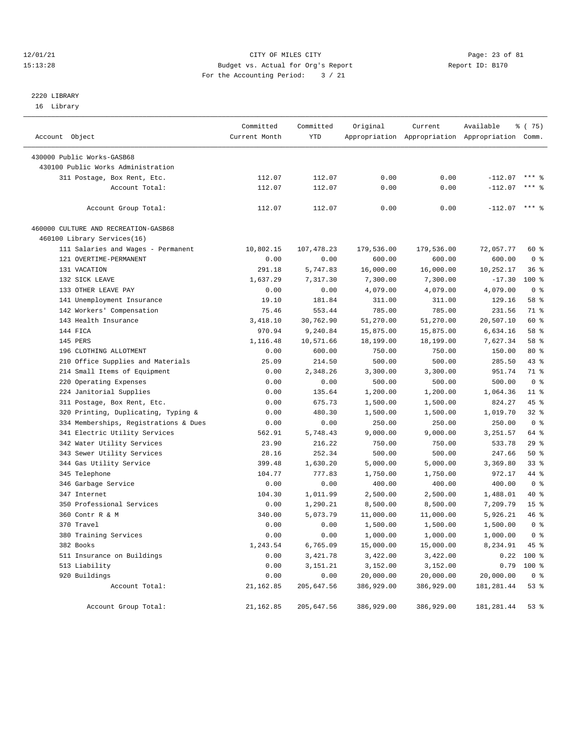12/01/21 CITY OF MILES CITY
15:13:28 Budget vs. Actual for Org's Report Report ID: B170
For the Accounting Period: 3 / 21

2220 LIBRARY
16 Library

| Account Object | Committed Current Month | Committed YTD | Original Appropriation | Current Appropriation | Available Appropriation | % ( 75) Comm. |
|---|---|---|---|---|---|---|
| 430000 Public Works-GASB68 | | | | | | |
| 430100 Public Works Administration | | | | | | |
| 311 Postage, Box Rent, Etc. | 112.07 | 112.07 | 0.00 | 0.00 | -112.07 | *** % |
| Account Total: | 112.07 | 112.07 | 0.00 | 0.00 | -112.07 | *** % |
| Account Group Total: | 112.07 | 112.07 | 0.00 | 0.00 | -112.07 | *** % |
| 460000 CULTURE AND RECREATION-GASB68 | | | | | | |
| 460100 Library Services(16) | | | | | | |
| 111 Salaries and Wages - Permanent | 10,802.15 | 107,478.23 | 179,536.00 | 179,536.00 | 72,057.77 | 60 % |
| 121 OVERTIME-PERMANENT | 0.00 | 0.00 | 600.00 | 600.00 | 600.00 | 0 % |
| 131 VACATION | 291.18 | 5,747.83 | 16,000.00 | 16,000.00 | 10,252.17 | 36 % |
| 132 SICK LEAVE | 1,637.29 | 7,317.30 | 7,300.00 | 7,300.00 | -17.30 | 100 % |
| 133 OTHER LEAVE PAY | 0.00 | 0.00 | 4,079.00 | 4,079.00 | 4,079.00 | 0 % |
| 141 Unemployment Insurance | 19.10 | 181.84 | 311.00 | 311.00 | 129.16 | 58 % |
| 142 Workers' Compensation | 75.46 | 553.44 | 785.00 | 785.00 | 231.56 | 71 % |
| 143 Health Insurance | 3,418.10 | 30,762.90 | 51,270.00 | 51,270.00 | 20,507.10 | 60 % |
| 144 FICA | 970.94 | 9,240.84 | 15,875.00 | 15,875.00 | 6,634.16 | 58 % |
| 145 PERS | 1,116.48 | 10,571.66 | 18,199.00 | 18,199.00 | 7,627.34 | 58 % |
| 196 CLOTHING ALLOTMENT | 0.00 | 600.00 | 750.00 | 750.00 | 150.00 | 80 % |
| 210 Office Supplies and Materials | 25.09 | 214.50 | 500.00 | 500.00 | 285.50 | 43 % |
| 214 Small Items of Equipment | 0.00 | 2,348.26 | 3,300.00 | 3,300.00 | 951.74 | 71 % |
| 220 Operating Expenses | 0.00 | 0.00 | 500.00 | 500.00 | 500.00 | 0 % |
| 224 Janitorial Supplies | 0.00 | 135.64 | 1,200.00 | 1,200.00 | 1,064.36 | 11 % |
| 311 Postage, Box Rent, Etc. | 0.00 | 675.73 | 1,500.00 | 1,500.00 | 824.27 | 45 % |
| 320 Printing, Duplicating, Typing & | 0.00 | 480.30 | 1,500.00 | 1,500.00 | 1,019.70 | 32 % |
| 334 Memberships, Registrations & Dues | 0.00 | 0.00 | 250.00 | 250.00 | 250.00 | 0 % |
| 341 Electric Utility Services | 562.91 | 5,748.43 | 9,000.00 | 9,000.00 | 3,251.57 | 64 % |
| 342 Water Utility Services | 23.90 | 216.22 | 750.00 | 750.00 | 533.78 | 29 % |
| 343 Sewer Utility Services | 28.16 | 252.34 | 500.00 | 500.00 | 247.66 | 50 % |
| 344 Gas Utility Service | 399.48 | 1,630.20 | 5,000.00 | 5,000.00 | 3,369.80 | 33 % |
| 345 Telephone | 104.77 | 777.83 | 1,750.00 | 1,750.00 | 972.17 | 44 % |
| 346 Garbage Service | 0.00 | 0.00 | 400.00 | 400.00 | 400.00 | 0 % |
| 347 Internet | 104.30 | 1,011.99 | 2,500.00 | 2,500.00 | 1,488.01 | 40 % |
| 350 Professional Services | 0.00 | 1,290.21 | 8,500.00 | 8,500.00 | 7,209.79 | 15 % |
| 360 Contr R & M | 340.00 | 5,073.79 | 11,000.00 | 11,000.00 | 5,926.21 | 46 % |
| 370 Travel | 0.00 | 0.00 | 1,500.00 | 1,500.00 | 1,500.00 | 0 % |
| 380 Training Services | 0.00 | 0.00 | 1,000.00 | 1,000.00 | 1,000.00 | 0 % |
| 382 Books | 1,243.54 | 6,765.09 | 15,000.00 | 15,000.00 | 8,234.91 | 45 % |
| 511 Insurance on Buildings | 0.00 | 3,421.78 | 3,422.00 | 3,422.00 | 0.22 | 100 % |
| 513 Liability | 0.00 | 3,151.21 | 3,152.00 | 3,152.00 | 0.79 | 100 % |
| 920 Buildings | 0.00 | 0.00 | 20,000.00 | 20,000.00 | 20,000.00 | 0 % |
| Account Total: | 21,162.85 | 205,647.56 | 386,929.00 | 386,929.00 | 181,281.44 | 53 % |
| Account Group Total: | 21,162.85 | 205,647.56 | 386,929.00 | 386,929.00 | 181,281.44 | 53 % |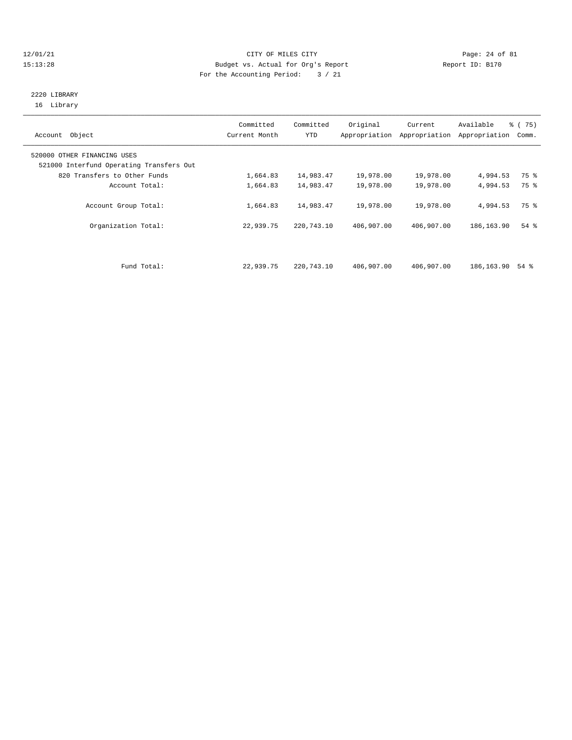CITY OF MILES CITY

Budget vs. Actual for Org's Report

For the Accounting Period: 3 / 21

12/01/21 15:13:28 Report ID: B170

2220 LIBRARY
16 Library

| Account Object | Committed Current Month | Committed YTD | Original Appropriation | Current Appropriation | Available Appropriation | % ( 75) Comm. |
|---|---|---|---|---|---|---|
| 520000 OTHER FINANCING USES | | | | | | |
| 521000 Interfund Operating Transfers Out | | | | | | |
| 820 Transfers to Other Funds | 1,664.83 | 14,983.47 | 19,978.00 | 19,978.00 | 4,994.53 | 75 % |
| Account Total: | 1,664.83 | 14,983.47 | 19,978.00 | 19,978.00 | 4,994.53 | 75 % |
| Account Group Total: | 1,664.83 | 14,983.47 | 19,978.00 | 19,978.00 | 4,994.53 | 75 % |
| Organization Total: | 22,939.75 | 220,743.10 | 406,907.00 | 406,907.00 | 186,163.90 | 54 % |
| Fund Total: | 22,939.75 | 220,743.10 | 406,907.00 | 406,907.00 | 186,163.90 | 54 % |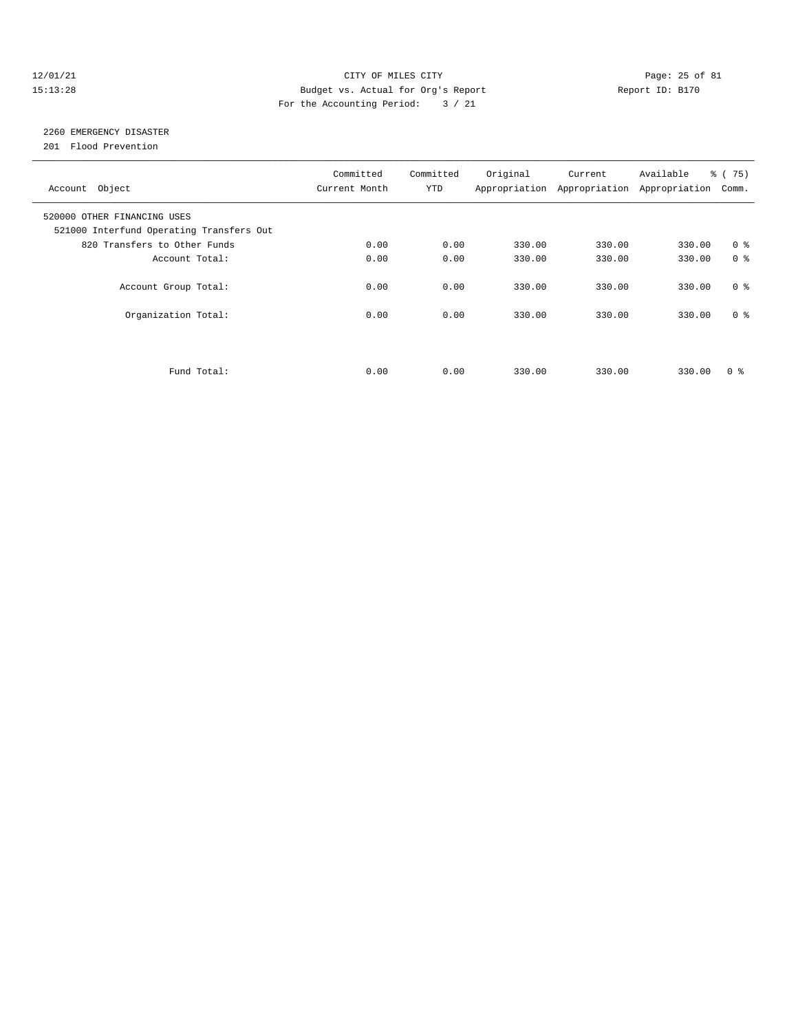CITY OF MILES CITY
Budget vs. Actual for Org's Report
For the Accounting Period: 3 / 21

12/01/21
15:13:28

Report ID: B170

## 2260 EMERGENCY DISASTER

201 Flood Prevention

| Account Object | Committed Current Month | Committed YTD | Original Appropriation | Current Appropriation | Available Appropriation | % ( 75) Comm. |
|---|---|---|---|---|---|---|
| 520000 OTHER FINANCING USES | | | | | | |
| 521000 Interfund Operating Transfers Out | | | | | | |
| 820 Transfers to Other Funds | 0.00 | 0.00 | 330.00 | 330.00 | 330.00 | 0 % |
| Account Total: | 0.00 | 0.00 | 330.00 | 330.00 | 330.00 | 0 % |
| Account Group Total: | 0.00 | 0.00 | 330.00 | 330.00 | 330.00 | 0 % |
| Organization Total: | 0.00 | 0.00 | 330.00 | 330.00 | 330.00 | 0 % |
| Fund Total: | 0.00 | 0.00 | 330.00 | 330.00 | 330.00 | 0 % |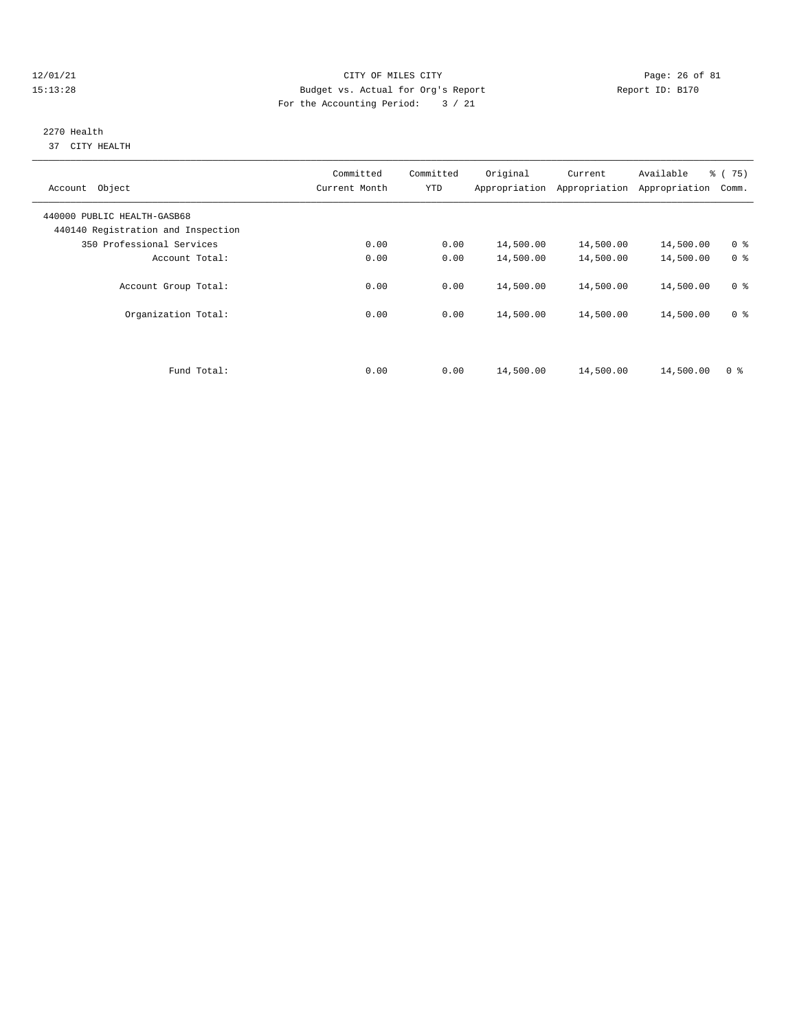CITY OF MILES CITY
Budget vs. Actual for Org's Report
For the Accounting Period: 3 / 21

12/01/21
15:13:28

Report ID: B170

2270 Health
37 CITY HEALTH

| Account Object | Committed Current Month | Committed YTD | Original Appropriation | Current Appropriation | Available Appropriation | % ( 75) Comm. |
|---|---|---|---|---|---|---|
| 440000 PUBLIC HEALTH-GASB68 | | | | | | |
| 440140 Registration and Inspection | | | | | | |
| 350 Professional Services | 0.00 | 0.00 | 14,500.00 | 14,500.00 | 14,500.00 | 0 % |
| Account Total: | 0.00 | 0.00 | 14,500.00 | 14,500.00 | 14,500.00 | 0 % |
| Account Group Total: | 0.00 | 0.00 | 14,500.00 | 14,500.00 | 14,500.00 | 0 % |
| Organization Total: | 0.00 | 0.00 | 14,500.00 | 14,500.00 | 14,500.00 | 0 % |
| Fund Total: | 0.00 | 0.00 | 14,500.00 | 14,500.00 | 14,500.00 | 0 % |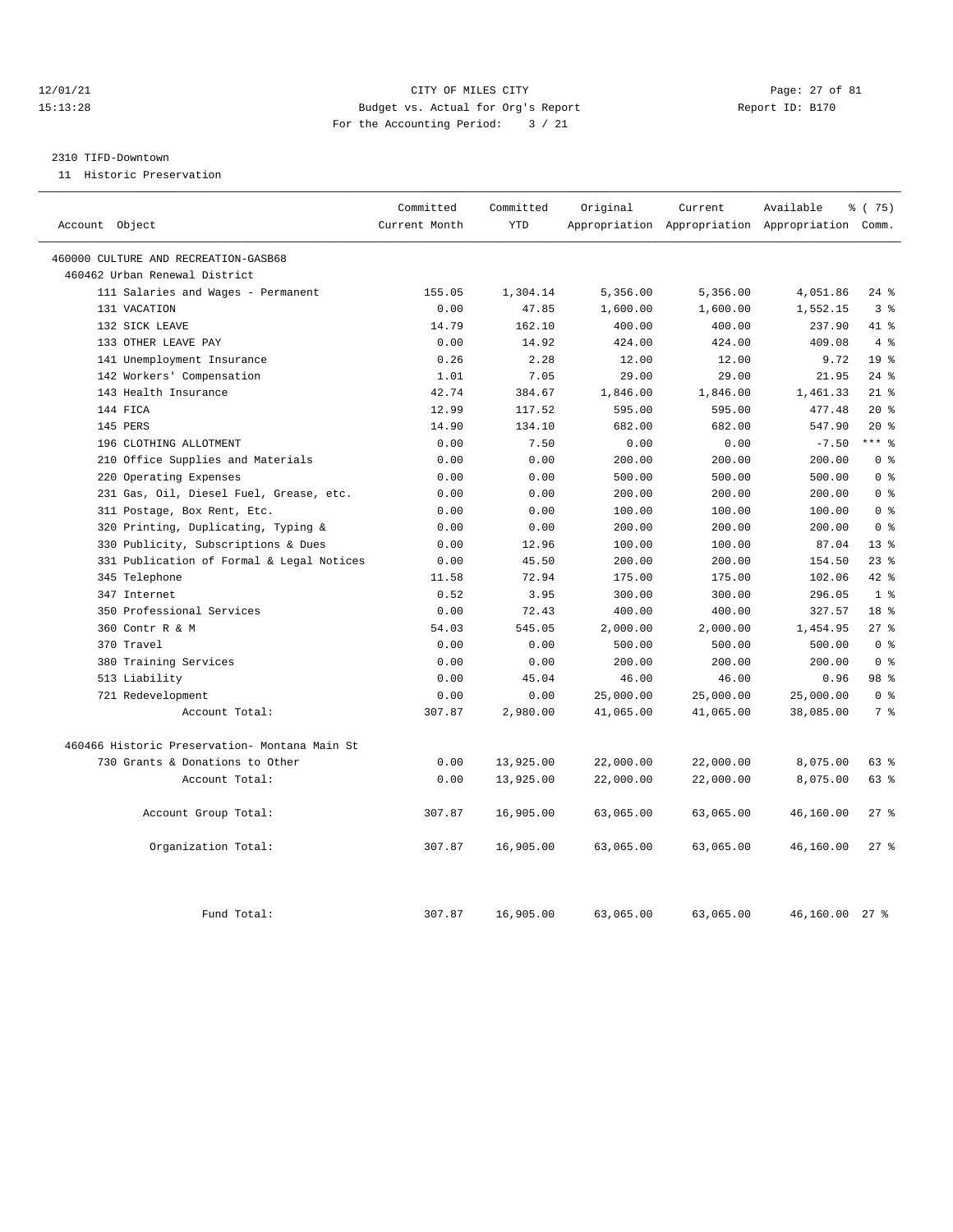12/01/21 CITY OF MILES CITY
15:13:28 Budget vs. Actual for Org's Report Report ID: B170
For the Accounting Period: 3 / 21

2310 TIFD-Downtown
11 Historic Preservation

| Account Object | Committed Current Month | Committed YTD | Original Appropriation | Current Appropriation | Available Appropriation | % ( 75) Comm. |
|---|---|---|---|---|---|---|
| 460000 CULTURE AND RECREATION-GASB68 | | | | | | |
| 460462 Urban Renewal District | | | | | | |
| 111 Salaries and Wages - Permanent | 155.05 | 1,304.14 | 5,356.00 | 5,356.00 | 4,051.86 | 24 % |
| 131 VACATION | 0.00 | 47.85 | 1,600.00 | 1,600.00 | 1,552.15 | 3 % |
| 132 SICK LEAVE | 14.79 | 162.10 | 400.00 | 400.00 | 237.90 | 41 % |
| 133 OTHER LEAVE PAY | 0.00 | 14.92 | 424.00 | 424.00 | 409.08 | 4 % |
| 141 Unemployment Insurance | 0.26 | 2.28 | 12.00 | 12.00 | 9.72 | 19 % |
| 142 Workers' Compensation | 1.01 | 7.05 | 29.00 | 29.00 | 21.95 | 24 % |
| 143 Health Insurance | 42.74 | 384.67 | 1,846.00 | 1,846.00 | 1,461.33 | 21 % |
| 144 FICA | 12.99 | 117.52 | 595.00 | 595.00 | 477.48 | 20 % |
| 145 PERS | 14.90 | 134.10 | 682.00 | 682.00 | 547.90 | 20 % |
| 196 CLOTHING ALLOTMENT | 0.00 | 7.50 | 0.00 | 0.00 | -7.50 | *** % |
| 210 Office Supplies and Materials | 0.00 | 0.00 | 200.00 | 200.00 | 200.00 | 0 % |
| 220 Operating Expenses | 0.00 | 0.00 | 500.00 | 500.00 | 500.00 | 0 % |
| 231 Gas, Oil, Diesel Fuel, Grease, etc. | 0.00 | 0.00 | 200.00 | 200.00 | 200.00 | 0 % |
| 311 Postage, Box Rent, Etc. | 0.00 | 0.00 | 100.00 | 100.00 | 100.00 | 0 % |
| 320 Printing, Duplicating, Typing & | 0.00 | 0.00 | 200.00 | 200.00 | 200.00 | 0 % |
| 330 Publicity, Subscriptions & Dues | 0.00 | 12.96 | 100.00 | 100.00 | 87.04 | 13 % |
| 331 Publication of Formal & Legal Notices | 0.00 | 45.50 | 200.00 | 200.00 | 154.50 | 23 % |
| 345 Telephone | 11.58 | 72.94 | 175.00 | 175.00 | 102.06 | 42 % |
| 347 Internet | 0.52 | 3.95 | 300.00 | 300.00 | 296.05 | 1 % |
| 350 Professional Services | 0.00 | 72.43 | 400.00 | 400.00 | 327.57 | 18 % |
| 360 Contr R & M | 54.03 | 545.05 | 2,000.00 | 2,000.00 | 1,454.95 | 27 % |
| 370 Travel | 0.00 | 0.00 | 500.00 | 500.00 | 500.00 | 0 % |
| 380 Training Services | 0.00 | 0.00 | 200.00 | 200.00 | 200.00 | 0 % |
| 513 Liability | 0.00 | 45.04 | 46.00 | 46.00 | 0.96 | 98 % |
| 721 Redevelopment | 0.00 | 0.00 | 25,000.00 | 25,000.00 | 25,000.00 | 0 % |
| Account Total: | 307.87 | 2,980.00 | 41,065.00 | 41,065.00 | 38,085.00 | 7 % |
| 460466 Historic Preservation- Montana Main St | | | | | | |
| 730 Grants & Donations to Other | 0.00 | 13,925.00 | 22,000.00 | 22,000.00 | 8,075.00 | 63 % |
| Account Total: | 0.00 | 13,925.00 | 22,000.00 | 22,000.00 | 8,075.00 | 63 % |
| Account Group Total: | 307.87 | 16,905.00 | 63,065.00 | 63,065.00 | 46,160.00 | 27 % |
| Organization Total: | 307.87 | 16,905.00 | 63,065.00 | 63,065.00 | 46,160.00 | 27 % |
| Fund Total: | 307.87 | 16,905.00 | 63,065.00 | 63,065.00 | 46,160.00 | 27 % |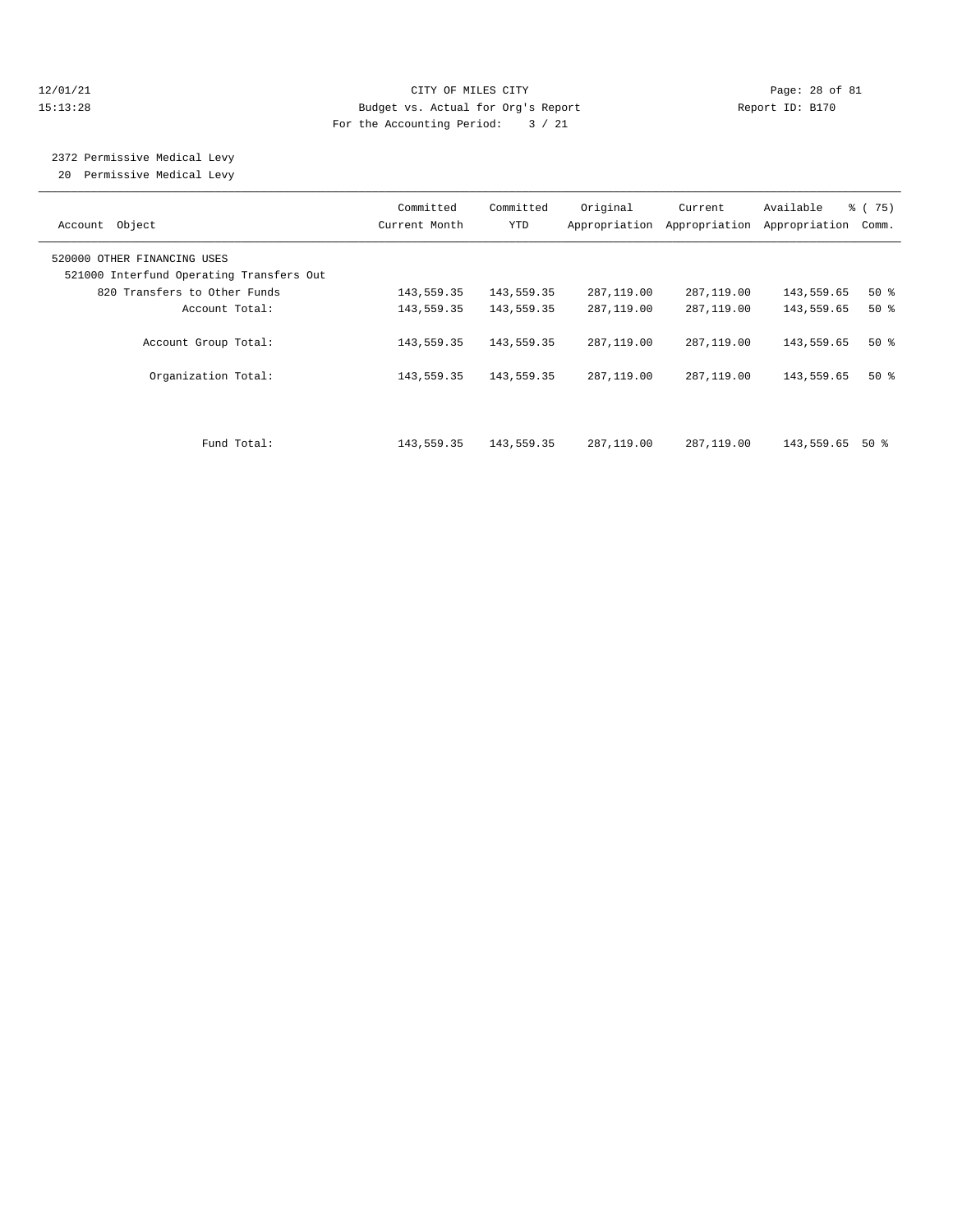12/01/21 CITY OF MILES CITY
15:13:28 Budget vs. Actual for Org's Report Report ID: B170
For the Accounting Period: 3 / 21

2372 Permissive Medical Levy
20 Permissive Medical Levy

| Account Object | Committed Current Month | Committed YTD | Original Appropriation | Current Appropriation | Available Appropriation | % ( 75) Comm. |
|---|---|---|---|---|---|---|
| 520000 OTHER FINANCING USES | | | | | | |
| 521000 Interfund Operating Transfers Out | | | | | | |
| 820 Transfers to Other Funds | 143,559.35 | 143,559.35 | 287,119.00 | 287,119.00 | 143,559.65 | 50 % |
| Account Total: | 143,559.35 | 143,559.35 | 287,119.00 | 287,119.00 | 143,559.65 | 50 % |
| Account Group Total: | 143,559.35 | 143,559.35 | 287,119.00 | 287,119.00 | 143,559.65 | 50 % |
| Organization Total: | 143,559.35 | 143,559.35 | 287,119.00 | 287,119.00 | 143,559.65 | 50 % |
| Fund Total: | 143,559.35 | 143,559.35 | 287,119.00 | 287,119.00 | 143,559.65 | 50 % |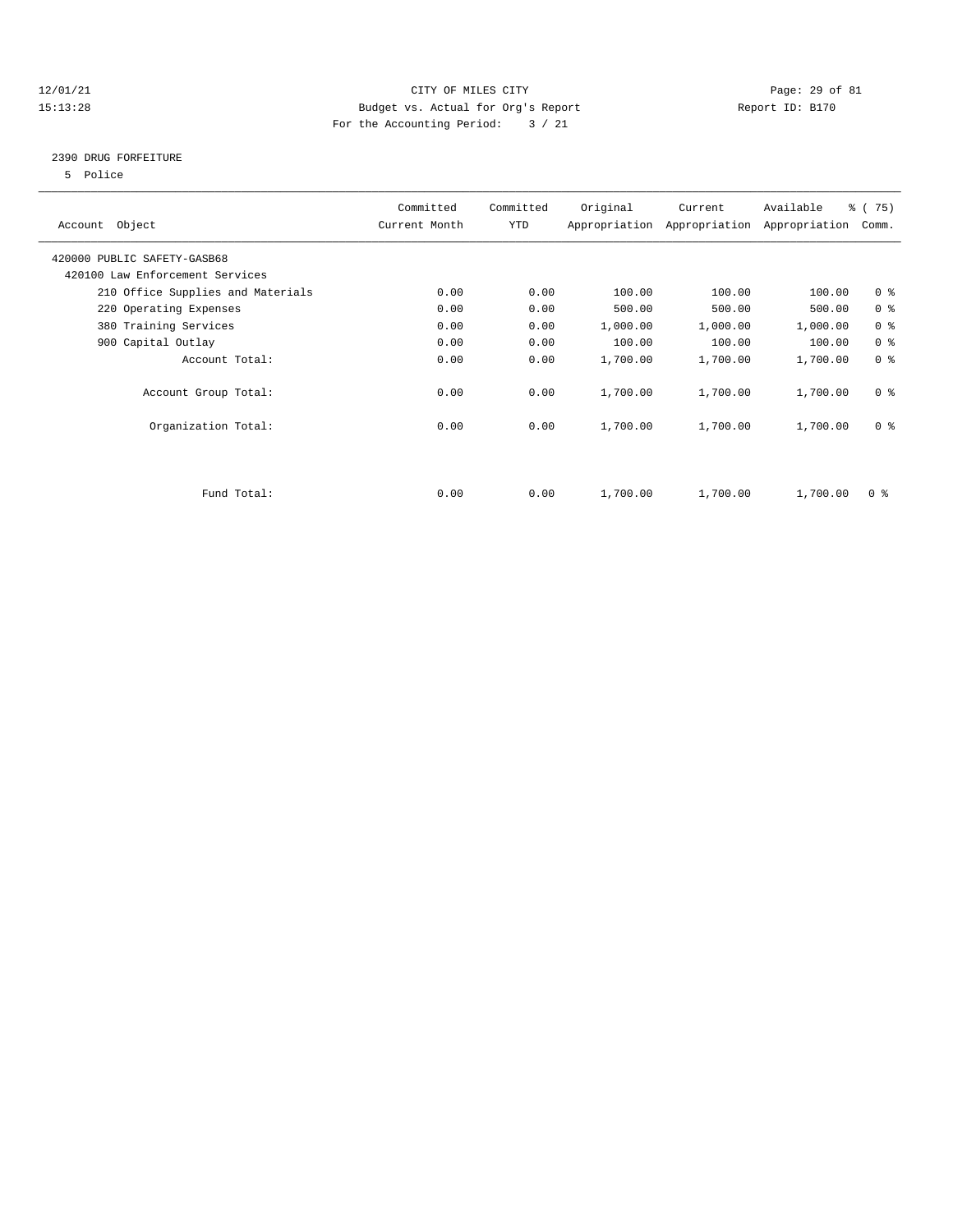CITY OF MILES CITY
Budget vs. Actual for Org's Report
For the Accounting Period: 3 / 21

12/01/21
15:13:28

Report ID: B170

## 2390 DRUG FORFEITURE

5 Police

| Account Object | Committed Current Month | Committed YTD | Original Appropriation | Current Appropriation | Available Appropriation | % ( 75) Comm. |
|---|---|---|---|---|---|---|
| 420000 PUBLIC SAFETY-GASB68 | | | | | | |
| 420100 Law Enforcement Services | | | | | | |
| 210 Office Supplies and Materials | 0.00 | 0.00 | 100.00 | 100.00 | 100.00 | 0 % |
| 220 Operating Expenses | 0.00 | 0.00 | 500.00 | 500.00 | 500.00 | 0 % |
| 380 Training Services | 0.00 | 0.00 | 1,000.00 | 1,000.00 | 1,000.00 | 0 % |
| 900 Capital Outlay | 0.00 | 0.00 | 100.00 | 100.00 | 100.00 | 0 % |
| Account Total: | 0.00 | 0.00 | 1,700.00 | 1,700.00 | 1,700.00 | 0 % |
| Account Group Total: | 0.00 | 0.00 | 1,700.00 | 1,700.00 | 1,700.00 | 0 % |
| Organization Total: | 0.00 | 0.00 | 1,700.00 | 1,700.00 | 1,700.00 | 0 % |
| Fund Total: | 0.00 | 0.00 | 1,700.00 | 1,700.00 | 1,700.00 | 0 % |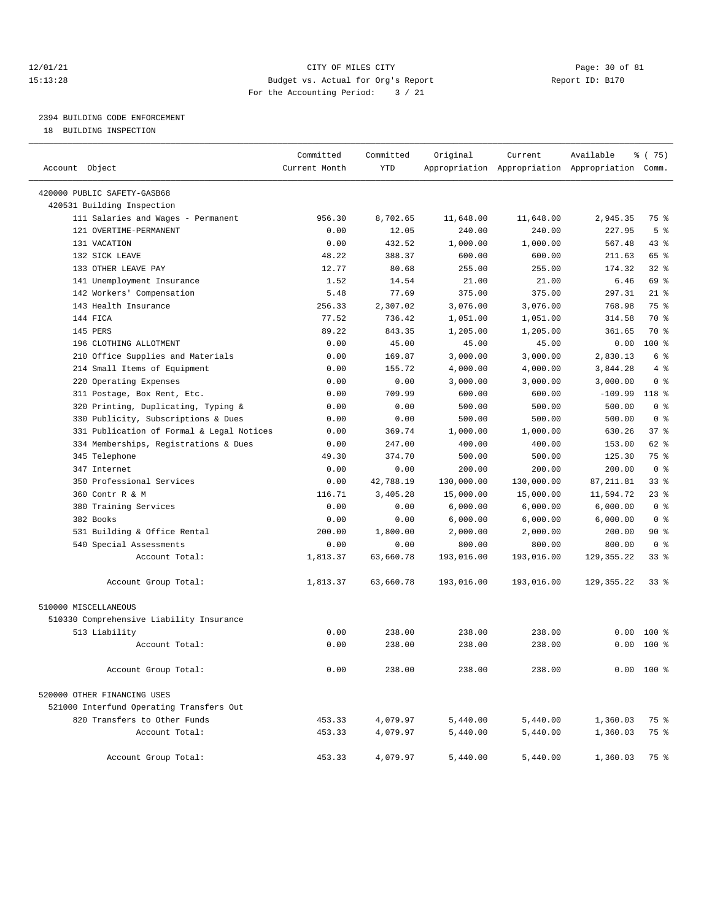12/01/21 CITY OF MILES CITY
15:13:28 Budget vs. Actual for Org's Report Report ID: B170
For the Accounting Period: 3 / 21

## 2394 BUILDING CODE ENFORCEMENT

18 BUILDING INSPECTION

| Account Object | Committed Current Month | Committed YTD | Original Appropriation | Current Appropriation | Available Appropriation | % ( 75) Comm. |
|---|---|---|---|---|---|---|
| 420000 PUBLIC SAFETY-GASB68 | | | | | | |
| 420531 Building Inspection | | | | | | |
| 111 Salaries and Wages - Permanent | 956.30 | 8,702.65 | 11,648.00 | 11,648.00 | 2,945.35 | 75 % |
| 121 OVERTIME-PERMANENT | 0.00 | 12.05 | 240.00 | 240.00 | 227.95 | 5 % |
| 131 VACATION | 0.00 | 432.52 | 1,000.00 | 1,000.00 | 567.48 | 43 % |
| 132 SICK LEAVE | 48.22 | 388.37 | 600.00 | 600.00 | 211.63 | 65 % |
| 133 OTHER LEAVE PAY | 12.77 | 80.68 | 255.00 | 255.00 | 174.32 | 32 % |
| 141 Unemployment Insurance | 1.52 | 14.54 | 21.00 | 21.00 | 6.46 | 69 % |
| 142 Workers' Compensation | 5.48 | 77.69 | 375.00 | 375.00 | 297.31 | 21 % |
| 143 Health Insurance | 256.33 | 2,307.02 | 3,076.00 | 3,076.00 | 768.98 | 75 % |
| 144 FICA | 77.52 | 736.42 | 1,051.00 | 1,051.00 | 314.58 | 70 % |
| 145 PERS | 89.22 | 843.35 | 1,205.00 | 1,205.00 | 361.65 | 70 % |
| 196 CLOTHING ALLOTMENT | 0.00 | 45.00 | 45.00 | 45.00 | 0.00 | 100 % |
| 210 Office Supplies and Materials | 0.00 | 169.87 | 3,000.00 | 3,000.00 | 2,830.13 | 6 % |
| 214 Small Items of Equipment | 0.00 | 155.72 | 4,000.00 | 4,000.00 | 3,844.28 | 4 % |
| 220 Operating Expenses | 0.00 | 0.00 | 3,000.00 | 3,000.00 | 3,000.00 | 0 % |
| 311 Postage, Box Rent, Etc. | 0.00 | 709.99 | 600.00 | 600.00 | -109.99 | 118 % |
| 320 Printing, Duplicating, Typing & | 0.00 | 0.00 | 500.00 | 500.00 | 500.00 | 0 % |
| 330 Publicity, Subscriptions & Dues | 0.00 | 0.00 | 500.00 | 500.00 | 500.00 | 0 % |
| 331 Publication of Formal & Legal Notices | 0.00 | 369.74 | 1,000.00 | 1,000.00 | 630.26 | 37 % |
| 334 Memberships, Registrations & Dues | 0.00 | 247.00 | 400.00 | 400.00 | 153.00 | 62 % |
| 345 Telephone | 49.30 | 374.70 | 500.00 | 500.00 | 125.30 | 75 % |
| 347 Internet | 0.00 | 0.00 | 200.00 | 200.00 | 200.00 | 0 % |
| 350 Professional Services | 0.00 | 42,788.19 | 130,000.00 | 130,000.00 | 87,211.81 | 33 % |
| 360 Contr R & M | 116.71 | 3,405.28 | 15,000.00 | 15,000.00 | 11,594.72 | 23 % |
| 380 Training Services | 0.00 | 0.00 | 6,000.00 | 6,000.00 | 6,000.00 | 0 % |
| 382 Books | 0.00 | 0.00 | 6,000.00 | 6,000.00 | 6,000.00 | 0 % |
| 531 Building & Office Rental | 200.00 | 1,800.00 | 2,000.00 | 2,000.00 | 200.00 | 90 % |
| 540 Special Assessments | 0.00 | 0.00 | 800.00 | 800.00 | 800.00 | 0 % |
| Account Total: | 1,813.37 | 63,660.78 | 193,016.00 | 193,016.00 | 129,355.22 | 33 % |
| Account Group Total: | 1,813.37 | 63,660.78 | 193,016.00 | 193,016.00 | 129,355.22 | 33 % |
| 510000 MISCELLANEOUS | | | | | | |
| 510330 Comprehensive Liability Insurance | | | | | | |
| 513 Liability | 0.00 | 238.00 | 238.00 | 238.00 | 0.00 | 100 % |
| Account Total: | 0.00 | 238.00 | 238.00 | 238.00 | 0.00 | 100 % |
| Account Group Total: | 0.00 | 238.00 | 238.00 | 238.00 | 0.00 | 100 % |
| 520000 OTHER FINANCING USES | | | | | | |
| 521000 Interfund Operating Transfers Out | | | | | | |
| 820 Transfers to Other Funds | 453.33 | 4,079.97 | 5,440.00 | 5,440.00 | 1,360.03 | 75 % |
| Account Total: | 453.33 | 4,079.97 | 5,440.00 | 5,440.00 | 1,360.03 | 75 % |
| Account Group Total: | 453.33 | 4,079.97 | 5,440.00 | 5,440.00 | 1,360.03 | 75 % |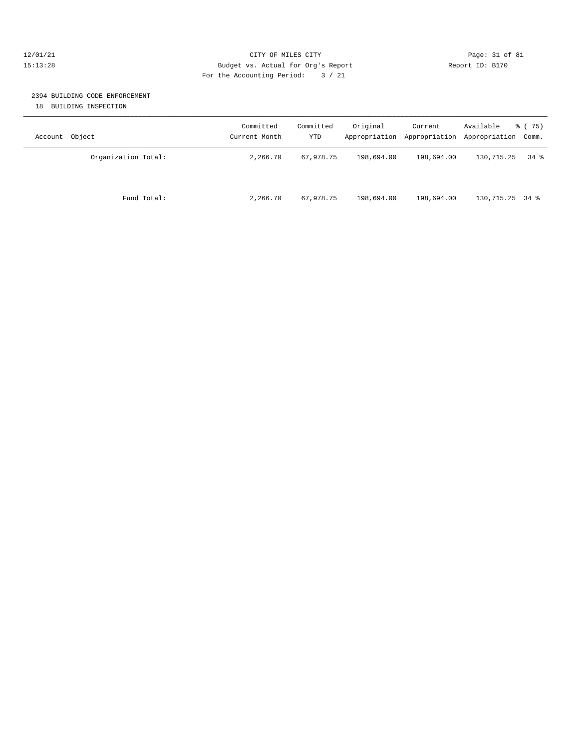CITY OF MILES CITY
Budget vs. Actual for Org's Report
For the Accounting Period: 3 / 21

Report ID: B170

## 2394 BUILDING CODE ENFORCEMENT

18 BUILDING INSPECTION

| Account Object | Committed Current Month | Committed YTD | Original Appropriation | Current Appropriation | Available Appropriation | % ( 75) Comm. |
|---|---|---|---|---|---|---|
| Organization Total: | 2,266.70 | 67,978.75 | 198,694.00 | 198,694.00 | 130,715.25 | 34 % |
| Fund Total: | 2,266.70 | 67,978.75 | 198,694.00 | 198,694.00 | 130,715.25 | 34 % |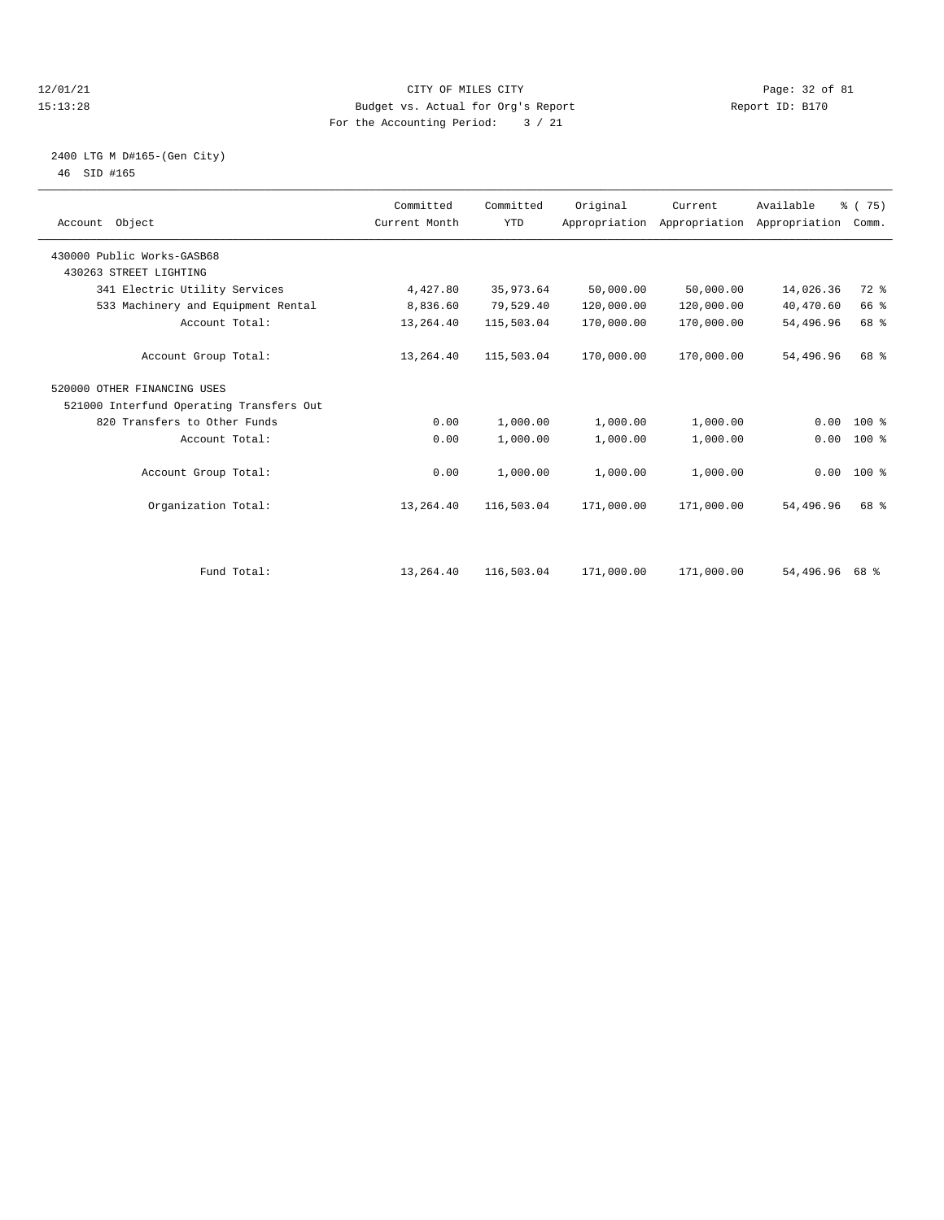CITY OF MILES CITY
Budget vs. Actual for Org's Report
For the Accounting Period: 3 / 21

12/01/21
15:13:28

Report ID: B170

2400 LTG M D#165-(Gen City)
46 SID #165

| Account Object | Committed Current Month | Committed YTD | Original Appropriation | Current Appropriation | Available Appropriation | % ( 75) Comm. |
|---|---|---|---|---|---|---|
| 430000 Public Works-GASB68 | | | | | | |
| 430263 STREET LIGHTING | | | | | | |
| 341 Electric Utility Services | 4,427.80 | 35,973.64 | 50,000.00 | 50,000.00 | 14,026.36 | 72 % |
| 533 Machinery and Equipment Rental | 8,836.60 | 79,529.40 | 120,000.00 | 120,000.00 | 40,470.60 | 66 % |
| Account Total: | 13,264.40 | 115,503.04 | 170,000.00 | 170,000.00 | 54,496.96 | 68 % |
| Account Group Total: | 13,264.40 | 115,503.04 | 170,000.00 | 170,000.00 | 54,496.96 | 68 % |
| 520000 OTHER FINANCING USES | | | | | | |
| 521000 Interfund Operating Transfers Out | | | | | | |
| 820 Transfers to Other Funds | 0.00 | 1,000.00 | 1,000.00 | 1,000.00 | 0.00 | 100 % |
| Account Total: | 0.00 | 1,000.00 | 1,000.00 | 1,000.00 | 0.00 | 100 % |
| Account Group Total: | 0.00 | 1,000.00 | 1,000.00 | 1,000.00 | 0.00 | 100 % |
| Organization Total: | 13,264.40 | 116,503.04 | 171,000.00 | 171,000.00 | 54,496.96 | 68 % |
| Fund Total: | 13,264.40 | 116,503.04 | 171,000.00 | 171,000.00 | 54,496.96 | 68 % |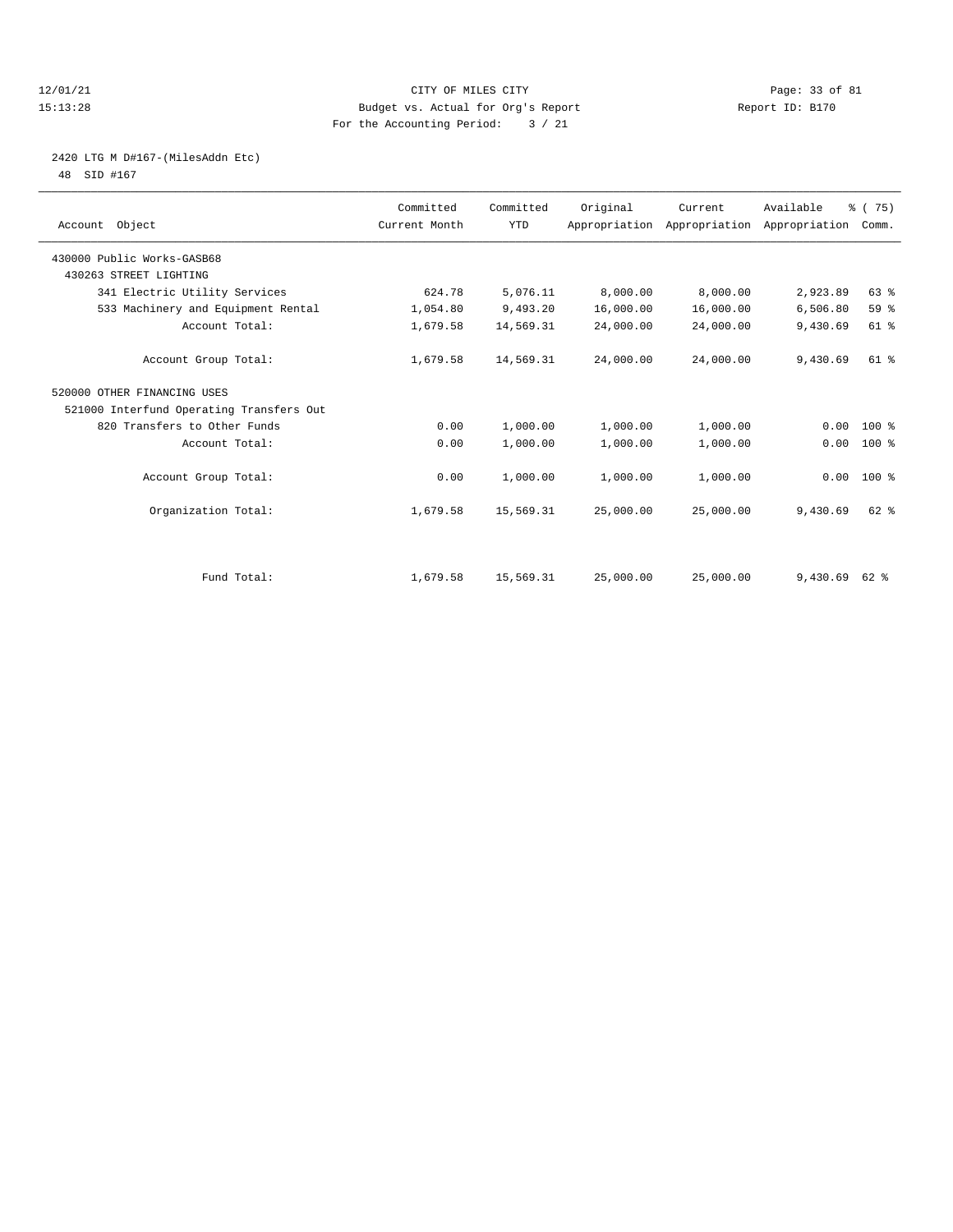CITY OF MILES CITY
Budget vs. Actual for Org's Report
For the Accounting Period: 3 / 21

12/01/21
15:13:28

Report ID: B170

## 2420 LTG M D#167-(MilesAddn Etc)

48 SID #167

| Account Object | Committed Current Month | Committed YTD | Original Appropriation | Current Appropriation | Available Appropriation | % ( 75) Comm. |
|---|---|---|---|---|---|---|
| 430000 Public Works-GASB68 | | | | | | |
| 430263 STREET LIGHTING | | | | | | |
| 341 Electric Utility Services | 624.78 | 5,076.11 | 8,000.00 | 8,000.00 | 2,923.89 | 63 % |
| 533 Machinery and Equipment Rental | 1,054.80 | 9,493.20 | 16,000.00 | 16,000.00 | 6,506.80 | 59 % |
| Account Total: | 1,679.58 | 14,569.31 | 24,000.00 | 24,000.00 | 9,430.69 | 61 % |
| Account Group Total: | 1,679.58 | 14,569.31 | 24,000.00 | 24,000.00 | 9,430.69 | 61 % |
| 520000 OTHER FINANCING USES | | | | | | |
| 521000 Interfund Operating Transfers Out | | | | | | |
| 820 Transfers to Other Funds | 0.00 | 1,000.00 | 1,000.00 | 1,000.00 | 0.00 | 100 % |
| Account Total: | 0.00 | 1,000.00 | 1,000.00 | 1,000.00 | 0.00 | 100 % |
| Account Group Total: | 0.00 | 1,000.00 | 1,000.00 | 1,000.00 | 0.00 | 100 % |
| Organization Total: | 1,679.58 | 15,569.31 | 25,000.00 | 25,000.00 | 9,430.69 | 62 % |
| Fund Total: | 1,679.58 | 15,569.31 | 25,000.00 | 25,000.00 | 9,430.69 | 62 % |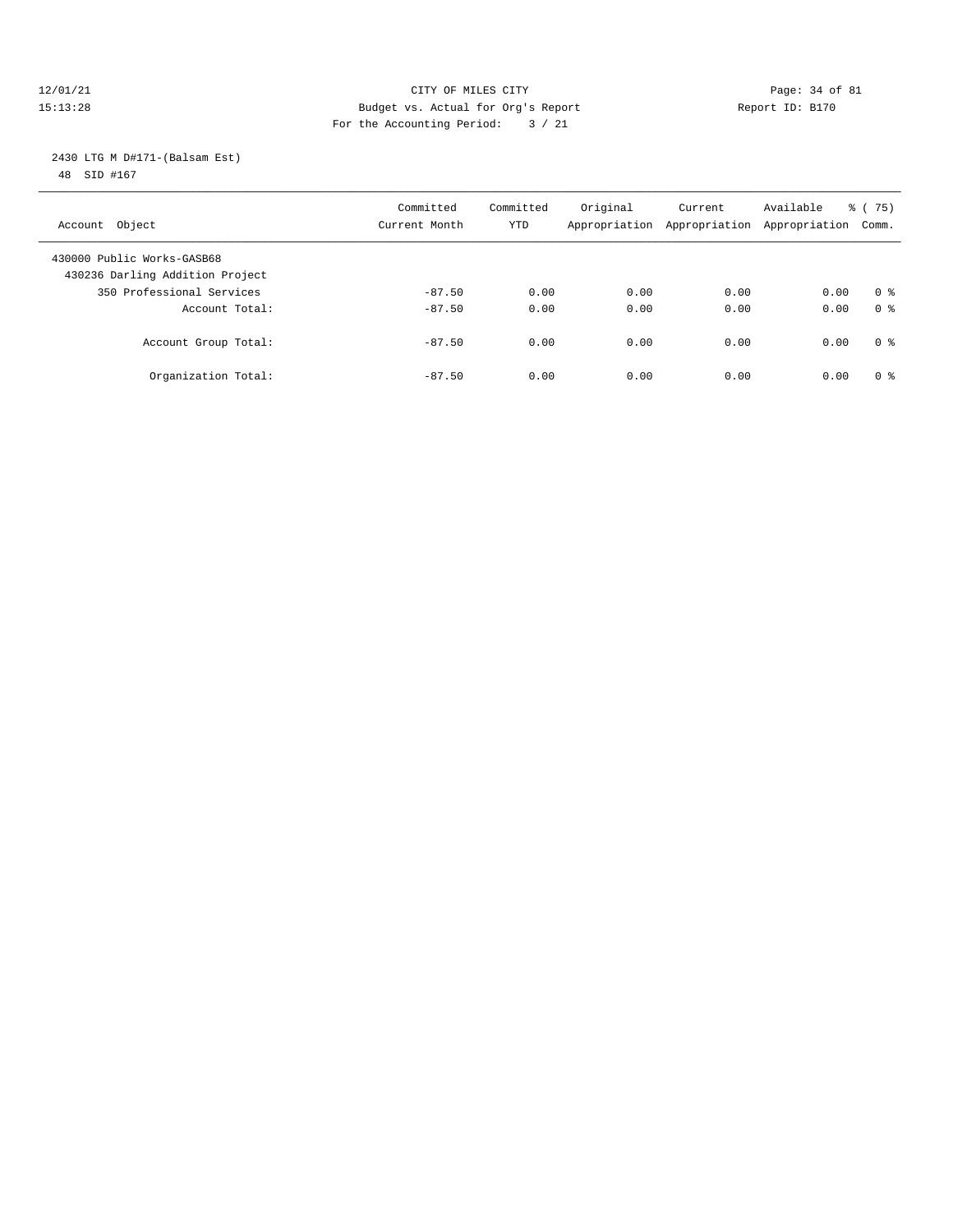12/01/21 CITY OF MILES CITY
15:13:28 Budget vs. Actual for Org's Report Report ID: B170
For the Accounting Period: 3 / 21

2430 LTG M D#171-(Balsam Est)
48 SID #167

| Account Object | Committed Current Month | Committed YTD | Original Appropriation | Current Appropriation | Available Appropriation | % ( 75) Comm. |
|---|---|---|---|---|---|---|
| 430000 Public Works-GASB68 | | | | | | |
| 430236 Darling Addition Project | | | | | | |
| 350 Professional Services | -87.50 | 0.00 | 0.00 | 0.00 | 0.00 | 0 % |
| Account Total: | -87.50 | 0.00 | 0.00 | 0.00 | 0.00 | 0 % |
| Account Group Total: | -87.50 | 0.00 | 0.00 | 0.00 | 0.00 | 0 % |
| Organization Total: | -87.50 | 0.00 | 0.00 | 0.00 | 0.00 | 0 % |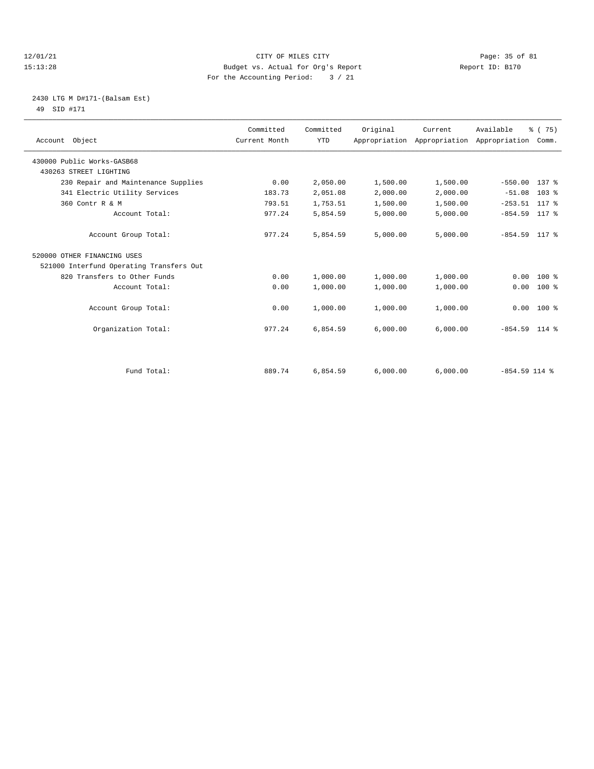CITY OF MILES CITY
Budget vs. Actual for Org's Report
For the Accounting Period: 3 / 21

12/01/21
15:13:28

Report ID: B170

2430 LTG M D#171-(Balsam Est)
49 SID #171

| Account Object | Committed Current Month | Committed YTD | Original Appropriation | Current Appropriation | Available Appropriation | % ( 75) Comm. |
|---|---|---|---|---|---|---|
| 430000 Public Works-GASB68 | | | | | | |
| 430263 STREET LIGHTING | | | | | | |
| 230 Repair and Maintenance Supplies | 0.00 | 2,050.00 | 1,500.00 | 1,500.00 | -550.00 | 137 % |
| 341 Electric Utility Services | 183.73 | 2,051.08 | 2,000.00 | 2,000.00 | -51.08 | 103 % |
| 360 Contr R & M | 793.51 | 1,753.51 | 1,500.00 | 1,500.00 | -253.51 | 117 % |
| Account Total: | 977.24 | 5,854.59 | 5,000.00 | 5,000.00 | -854.59 | 117 % |
| Account Group Total: | 977.24 | 5,854.59 | 5,000.00 | 5,000.00 | -854.59 | 117 % |
| 520000 OTHER FINANCING USES | | | | | | |
| 521000 Interfund Operating Transfers Out | | | | | | |
| 820 Transfers to Other Funds | 0.00 | 1,000.00 | 1,000.00 | 1,000.00 | 0.00 | 100 % |
| Account Total: | 0.00 | 1,000.00 | 1,000.00 | 1,000.00 | 0.00 | 100 % |
| Account Group Total: | 0.00 | 1,000.00 | 1,000.00 | 1,000.00 | 0.00 | 100 % |
| Organization Total: | 977.24 | 6,854.59 | 6,000.00 | 6,000.00 | -854.59 | 114 % |
| Fund Total: | 889.74 | 6,854.59 | 6,000.00 | 6,000.00 | -854.59 | 114 % |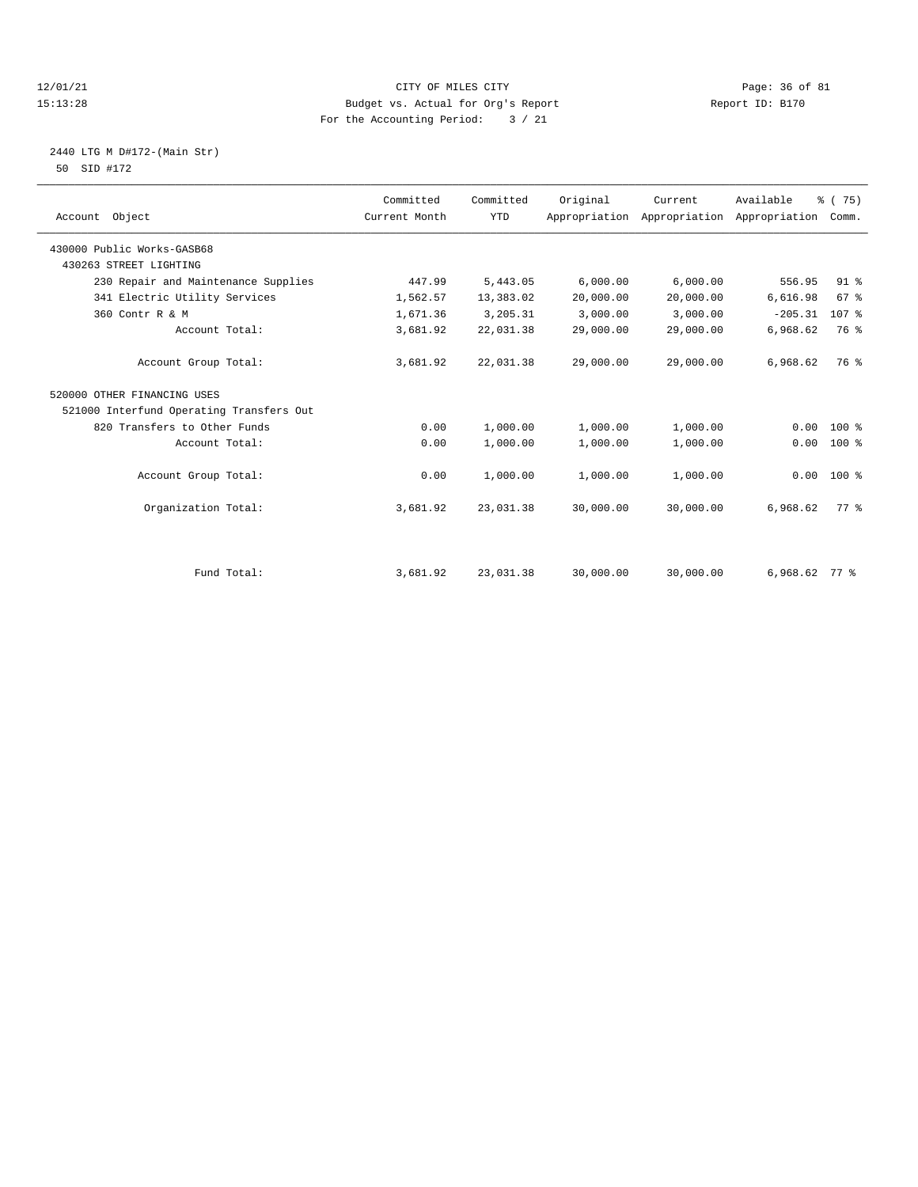12/01/21 CITY OF MILES CITY
15:13:28 Budget vs. Actual for Org's Report Report ID: B170
For the Accounting Period: 3 / 21

2440 LTG M D#172-(Main Str)
50 SID #172

| Account Object | Committed Current Month | Committed YTD | Original Appropriation | Current Appropriation | Available Appropriation | % ( 75) Comm. |
|---|---|---|---|---|---|---|
| 430000 Public Works-GASB68 | | | | | | |
| 430263 STREET LIGHTING | | | | | | |
| 230 Repair and Maintenance Supplies | 447.99 | 5,443.05 | 6,000.00 | 6,000.00 | 556.95 | 91 % |
| 341 Electric Utility Services | 1,562.57 | 13,383.02 | 20,000.00 | 20,000.00 | 6,616.98 | 67 % |
| 360 Contr R & M | 1,671.36 | 3,205.31 | 3,000.00 | 3,000.00 | -205.31 | 107 % |
| Account Total: | 3,681.92 | 22,031.38 | 29,000.00 | 29,000.00 | 6,968.62 | 76 % |
| Account Group Total: | 3,681.92 | 22,031.38 | 29,000.00 | 29,000.00 | 6,968.62 | 76 % |
| 520000 OTHER FINANCING USES | | | | | | |
| 521000 Interfund Operating Transfers Out | | | | | | |
| 820 Transfers to Other Funds | 0.00 | 1,000.00 | 1,000.00 | 1,000.00 | 0.00 | 100 % |
| Account Total: | 0.00 | 1,000.00 | 1,000.00 | 1,000.00 | 0.00 | 100 % |
| Account Group Total: | 0.00 | 1,000.00 | 1,000.00 | 1,000.00 | 0.00 | 100 % |
| Organization Total: | 3,681.92 | 23,031.38 | 30,000.00 | 30,000.00 | 6,968.62 | 77 % |
| Fund Total: | 3,681.92 | 23,031.38 | 30,000.00 | 30,000.00 | 6,968.62 | 77 % |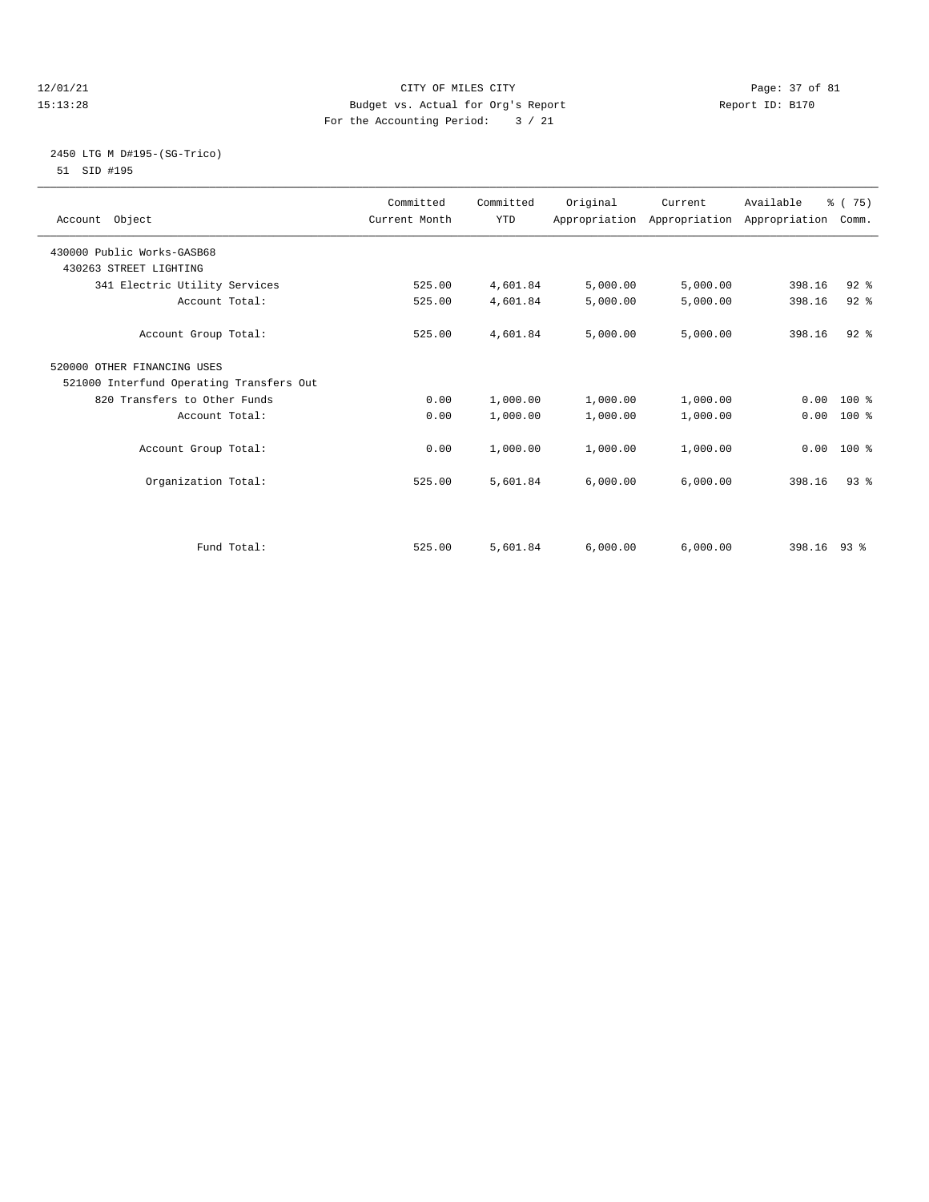12/01/21 CITY OF MILES CITY
15:13:28 Budget vs. Actual for Org's Report Report ID: B170
For the Accounting Period: 3 / 21

2450 LTG M D#195-(SG-Trico)
51 SID #195

| Account Object | Committed Current Month | Committed YTD | Original Appropriation | Current Appropriation | Available Appropriation | % ( 75) Comm. |
|---|---|---|---|---|---|---|
| 430000 Public Works-GASB68 | | | | | | |
| 430263 STREET LIGHTING | | | | | | |
| 341 Electric Utility Services | 525.00 | 4,601.84 | 5,000.00 | 5,000.00 | 398.16 | 92 % |
| Account Total: | 525.00 | 4,601.84 | 5,000.00 | 5,000.00 | 398.16 | 92 % |
| Account Group Total: | 525.00 | 4,601.84 | 5,000.00 | 5,000.00 | 398.16 | 92 % |
| 520000 OTHER FINANCING USES | | | | | | |
| 521000 Interfund Operating Transfers Out | | | | | | |
| 820 Transfers to Other Funds | 0.00 | 1,000.00 | 1,000.00 | 1,000.00 | 0.00 | 100 % |
| Account Total: | 0.00 | 1,000.00 | 1,000.00 | 1,000.00 | 0.00 | 100 % |
| Account Group Total: | 0.00 | 1,000.00 | 1,000.00 | 1,000.00 | 0.00 | 100 % |
| Organization Total: | 525.00 | 5,601.84 | 6,000.00 | 6,000.00 | 398.16 | 93 % |
| Fund Total: | 525.00 | 5,601.84 | 6,000.00 | 6,000.00 | 398.16 | 93 % |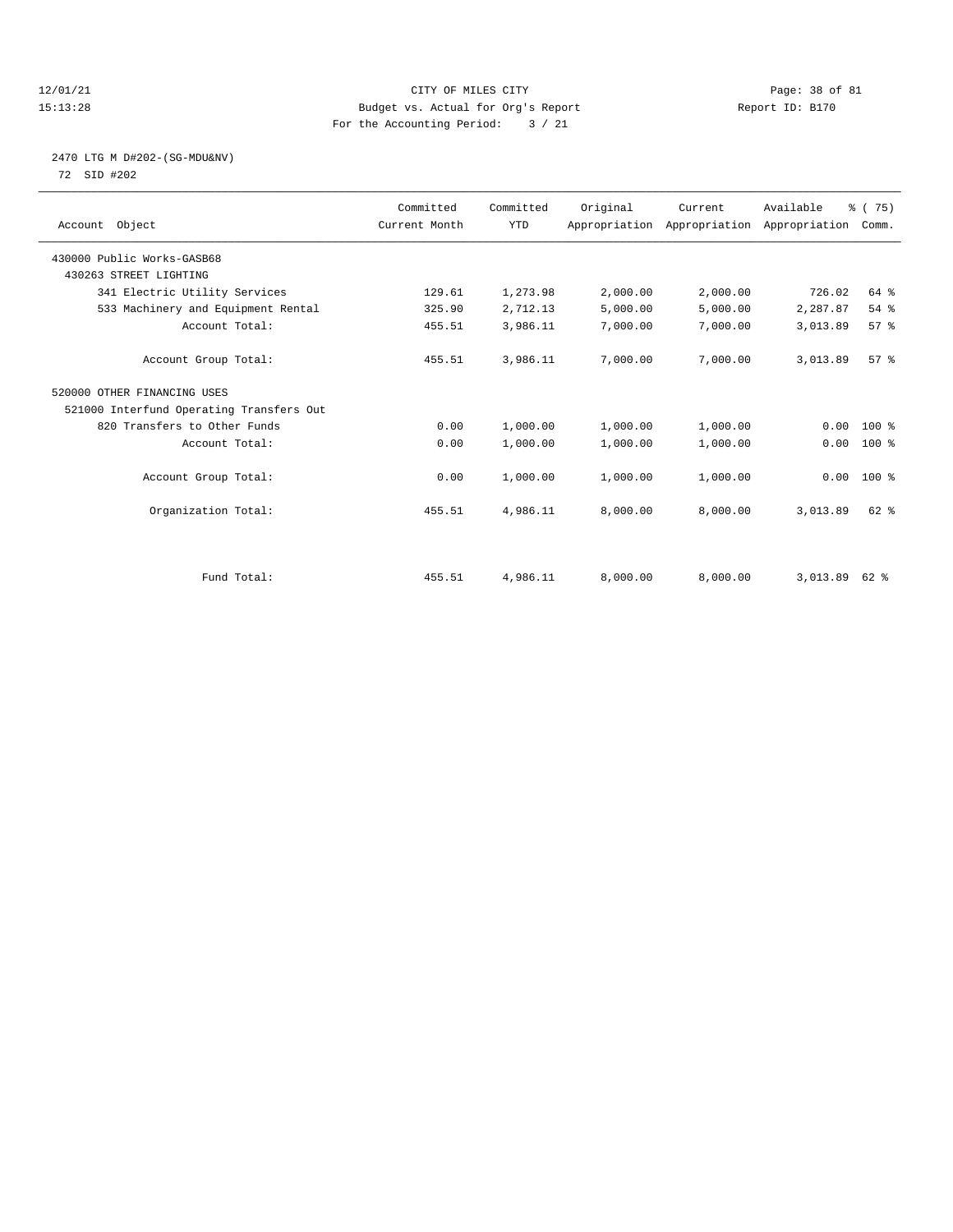12/01/21 CITY OF MILES CITY
15:13:28 Budget vs. Actual for Org's Report Report ID: B170
For the Accounting Period: 3 / 21

2470 LTG M D#202-(SG-MDU&NV)
72 SID #202

| Account Object | Committed Current Month | Committed YTD | Original Appropriation | Current Appropriation | Available Appropriation | % ( 75) Comm. |
|---|---|---|---|---|---|---|
| 430000 Public Works-GASB68 | | | | | | |
| 430263 STREET LIGHTING | | | | | | |
| 341 Electric Utility Services | 129.61 | 1,273.98 | 2,000.00 | 2,000.00 | 726.02 | 64 % |
| 533 Machinery and Equipment Rental | 325.90 | 2,712.13 | 5,000.00 | 5,000.00 | 2,287.87 | 54 % |
| Account Total: | 455.51 | 3,986.11 | 7,000.00 | 7,000.00 | 3,013.89 | 57 % |
| Account Group Total: | 455.51 | 3,986.11 | 7,000.00 | 7,000.00 | 3,013.89 | 57 % |
| 520000 OTHER FINANCING USES | | | | | | |
| 521000 Interfund Operating Transfers Out | | | | | | |
| 820 Transfers to Other Funds | 0.00 | 1,000.00 | 1,000.00 | 1,000.00 | 0.00 | 100 % |
| Account Total: | 0.00 | 1,000.00 | 1,000.00 | 1,000.00 | 0.00 | 100 % |
| Account Group Total: | 0.00 | 1,000.00 | 1,000.00 | 1,000.00 | 0.00 | 100 % |
| Organization Total: | 455.51 | 4,986.11 | 8,000.00 | 8,000.00 | 3,013.89 | 62 % |
| Fund Total: | 455.51 | 4,986.11 | 8,000.00 | 8,000.00 | 3,013.89 | 62 % |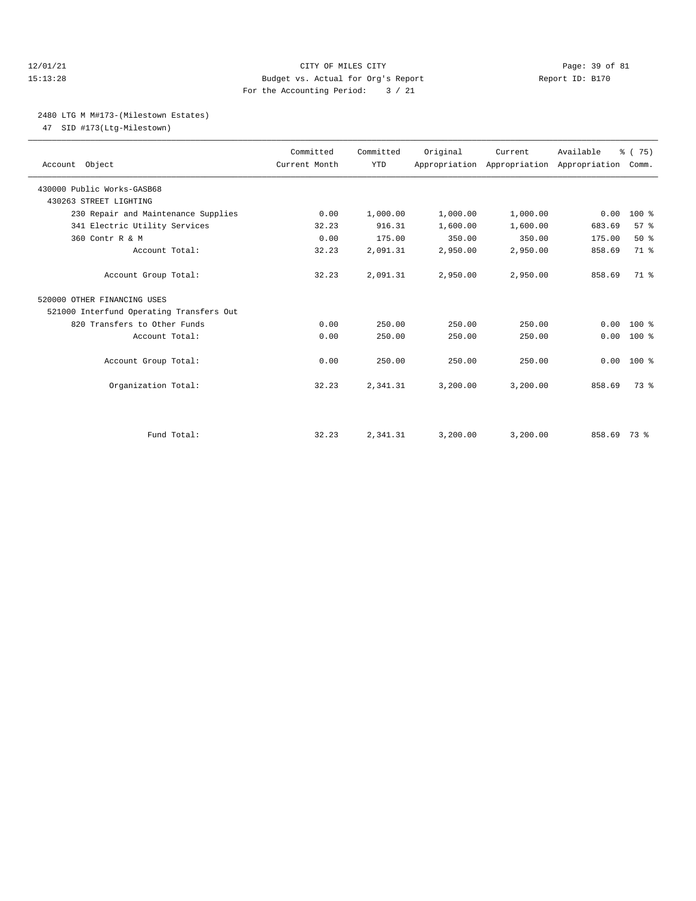12/01/21 CITY OF MILES CITY

15:13:28 Budget vs. Actual for Org's Report Report ID: B170

For the Accounting Period: 3 / 21

2480 LTG M M#173-(Milestown Estates)

47 SID #173(Ltg-Milestown)

| Account Object | Committed Current Month | Committed YTD | Original Appropriation | Current Appropriation | Available Appropriation | % ( 75) Comm. |
|---|---|---|---|---|---|---|
| 430000 Public Works-GASB68 | | | | | | |
| 430263 STREET LIGHTING | | | | | | |
| 230 Repair and Maintenance Supplies | 0.00 | 1,000.00 | 1,000.00 | 1,000.00 | 0.00 | 100 % |
| 341 Electric Utility Services | 32.23 | 916.31 | 1,600.00 | 1,600.00 | 683.69 | 57 % |
| 360 Contr R & M | 0.00 | 175.00 | 350.00 | 350.00 | 175.00 | 50 % |
| Account Total: | 32.23 | 2,091.31 | 2,950.00 | 2,950.00 | 858.69 | 71 % |
| Account Group Total: | 32.23 | 2,091.31 | 2,950.00 | 2,950.00 | 858.69 | 71 % |
| 520000 OTHER FINANCING USES | | | | | | |
| 521000 Interfund Operating Transfers Out | | | | | | |
| 820 Transfers to Other Funds | 0.00 | 250.00 | 250.00 | 250.00 | 0.00 | 100 % |
| Account Total: | 0.00 | 250.00 | 250.00 | 250.00 | 0.00 | 100 % |
| Account Group Total: | 0.00 | 250.00 | 250.00 | 250.00 | 0.00 | 100 % |
| Organization Total: | 32.23 | 2,341.31 | 3,200.00 | 3,200.00 | 858.69 | 73 % |
| Fund Total: | 32.23 | 2,341.31 | 3,200.00 | 3,200.00 | 858.69 | 73 % |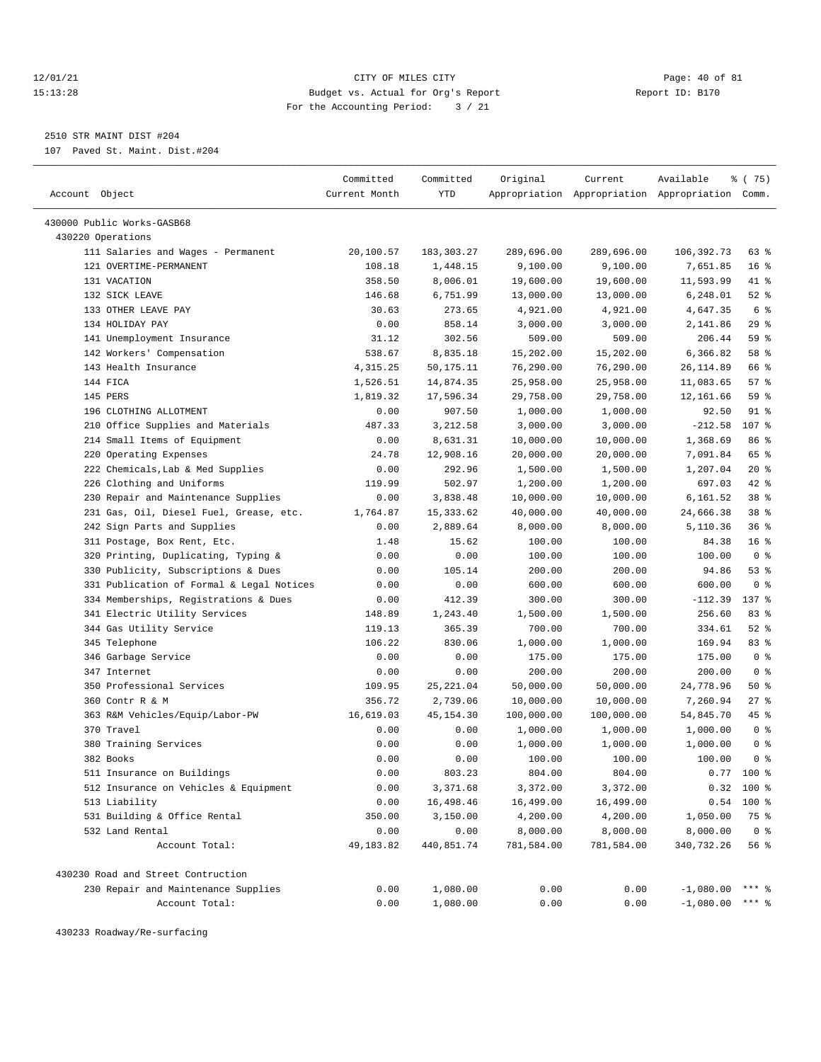12/01/21 CITY OF MILES CITY
15:13:28 Budget vs. Actual for Org's Report Report ID: B170
For the Accounting Period: 3 / 21

2510 STR MAINT DIST #204
107 Paved St. Maint. Dist.#204

| Account Object | Committed Current Month | Committed YTD | Original Appropriation | Current Appropriation | Available Appropriation | % ( 75) Comm. |
|---|---|---|---|---|---|---|
| 430000 Public Works-GASB68 | | | | | | |
| 430220 Operations | | | | | | |
| 111 Salaries and Wages - Permanent | 20,100.57 | 183,303.27 | 289,696.00 | 289,696.00 | 106,392.73 | 63 % |
| 121 OVERTIME-PERMANENT | 108.18 | 1,448.15 | 9,100.00 | 9,100.00 | 7,651.85 | 16 % |
| 131 VACATION | 358.50 | 8,006.01 | 19,600.00 | 19,600.00 | 11,593.99 | 41 % |
| 132 SICK LEAVE | 146.68 | 6,751.99 | 13,000.00 | 13,000.00 | 6,248.01 | 52 % |
| 133 OTHER LEAVE PAY | 30.63 | 273.65 | 4,921.00 | 4,921.00 | 4,647.35 | 6 % |
| 134 HOLIDAY PAY | 0.00 | 858.14 | 3,000.00 | 3,000.00 | 2,141.86 | 29 % |
| 141 Unemployment Insurance | 31.12 | 302.56 | 509.00 | 509.00 | 206.44 | 59 % |
| 142 Workers' Compensation | 538.67 | 8,835.18 | 15,202.00 | 15,202.00 | 6,366.82 | 58 % |
| 143 Health Insurance | 4,315.25 | 50,175.11 | 76,290.00 | 76,290.00 | 26,114.89 | 66 % |
| 144 FICA | 1,526.51 | 14,874.35 | 25,958.00 | 25,958.00 | 11,083.65 | 57 % |
| 145 PERS | 1,819.32 | 17,596.34 | 29,758.00 | 29,758.00 | 12,161.66 | 59 % |
| 196 CLOTHING ALLOTMENT | 0.00 | 907.50 | 1,000.00 | 1,000.00 | 92.50 | 91 % |
| 210 Office Supplies and Materials | 487.33 | 3,212.58 | 3,000.00 | 3,000.00 | -212.58 | 107 % |
| 214 Small Items of Equipment | 0.00 | 8,631.31 | 10,000.00 | 10,000.00 | 1,368.69 | 86 % |
| 220 Operating Expenses | 24.78 | 12,908.16 | 20,000.00 | 20,000.00 | 7,091.84 | 65 % |
| 222 Chemicals,Lab & Med Supplies | 0.00 | 292.96 | 1,500.00 | 1,500.00 | 1,207.04 | 20 % |
| 226 Clothing and Uniforms | 119.99 | 502.97 | 1,200.00 | 1,200.00 | 697.03 | 42 % |
| 230 Repair and Maintenance Supplies | 0.00 | 3,838.48 | 10,000.00 | 10,000.00 | 6,161.52 | 38 % |
| 231 Gas, Oil, Diesel Fuel, Grease, etc. | 1,764.87 | 15,333.62 | 40,000.00 | 40,000.00 | 24,666.38 | 38 % |
| 242 Sign Parts and Supplies | 0.00 | 2,889.64 | 8,000.00 | 8,000.00 | 5,110.36 | 36 % |
| 311 Postage, Box Rent, Etc. | 1.48 | 15.62 | 100.00 | 100.00 | 84.38 | 16 % |
| 320 Printing, Duplicating, Typing & | 0.00 | 0.00 | 100.00 | 100.00 | 100.00 | 0 % |
| 330 Publicity, Subscriptions & Dues | 0.00 | 105.14 | 200.00 | 200.00 | 94.86 | 53 % |
| 331 Publication of Formal & Legal Notices | 0.00 | 0.00 | 600.00 | 600.00 | 600.00 | 0 % |
| 334 Memberships, Registrations & Dues | 0.00 | 412.39 | 300.00 | 300.00 | -112.39 | 137 % |
| 341 Electric Utility Services | 148.89 | 1,243.40 | 1,500.00 | 1,500.00 | 256.60 | 83 % |
| 344 Gas Utility Service | 119.13 | 365.39 | 700.00 | 700.00 | 334.61 | 52 % |
| 345 Telephone | 106.22 | 830.06 | 1,000.00 | 1,000.00 | 169.94 | 83 % |
| 346 Garbage Service | 0.00 | 0.00 | 175.00 | 175.00 | 175.00 | 0 % |
| 347 Internet | 0.00 | 0.00 | 200.00 | 200.00 | 200.00 | 0 % |
| 350 Professional Services | 109.95 | 25,221.04 | 50,000.00 | 50,000.00 | 24,778.96 | 50 % |
| 360 Contr R & M | 356.72 | 2,739.06 | 10,000.00 | 10,000.00 | 7,260.94 | 27 % |
| 363 R&M Vehicles/Equip/Labor-PW | 16,619.03 | 45,154.30 | 100,000.00 | 100,000.00 | 54,845.70 | 45 % |
| 370 Travel | 0.00 | 0.00 | 1,000.00 | 1,000.00 | 1,000.00 | 0 % |
| 380 Training Services | 0.00 | 0.00 | 1,000.00 | 1,000.00 | 1,000.00 | 0 % |
| 382 Books | 0.00 | 0.00 | 100.00 | 100.00 | 100.00 | 0 % |
| 511 Insurance on Buildings | 0.00 | 803.23 | 804.00 | 804.00 | 0.77 | 100 % |
| 512 Insurance on Vehicles & Equipment | 0.00 | 3,371.68 | 3,372.00 | 3,372.00 | 0.32 | 100 % |
| 513 Liability | 0.00 | 16,498.46 | 16,499.00 | 16,499.00 | 0.54 | 100 % |
| 531 Building & Office Rental | 350.00 | 3,150.00 | 4,200.00 | 4,200.00 | 1,050.00 | 75 % |
| 532 Land Rental | 0.00 | 0.00 | 8,000.00 | 8,000.00 | 8,000.00 | 0 % |
| Account Total: | 49,183.82 | 440,851.74 | 781,584.00 | 781,584.00 | 340,732.26 | 56 % |
| 430230 Road and Street Contruction | | | | | | |
| 230 Repair and Maintenance Supplies | 0.00 | 1,080.00 | 0.00 | 0.00 | -1,080.00 | *** % |
| Account Total: | 0.00 | 1,080.00 | 0.00 | 0.00 | -1,080.00 | *** % |
| 430233 Roadway/Re-surfacing | | | | | | |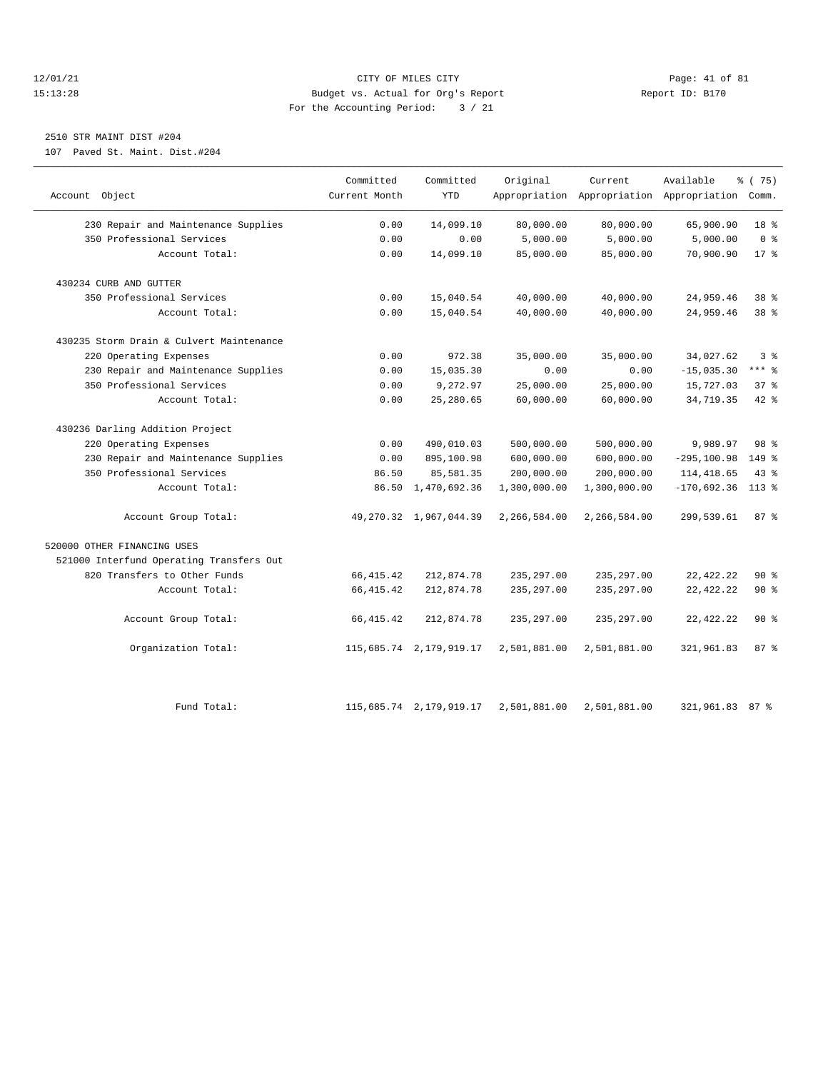CITY OF MILES CITY
Budget vs. Actual for Org's Report
For the Accounting Period: 3 / 21

12/01/21
15:13:28

Report ID: B170

2510 STR MAINT DIST #204
107 Paved St. Maint. Dist.#204

| Account Object | Committed Current Month | Committed YTD | Original Appropriation | Current Appropriation | Available Appropriation | % ( 75) Comm. |
|---|---|---|---|---|---|---|
| 230 Repair and Maintenance Supplies | 0.00 | 14,099.10 | 80,000.00 | 80,000.00 | 65,900.90 | 18 % |
| 350 Professional Services | 0.00 | 0.00 | 5,000.00 | 5,000.00 | 5,000.00 | 0 % |
| Account Total: | 0.00 | 14,099.10 | 85,000.00 | 85,000.00 | 70,900.90 | 17 % |
| 430234 CURB AND GUTTER | | | | | | |
| 350 Professional Services | 0.00 | 15,040.54 | 40,000.00 | 40,000.00 | 24,959.46 | 38 % |
| Account Total: | 0.00 | 15,040.54 | 40,000.00 | 40,000.00 | 24,959.46 | 38 % |
| 430235 Storm Drain & Culvert Maintenance | | | | | | |
| 220 Operating Expenses | 0.00 | 972.38 | 35,000.00 | 35,000.00 | 34,027.62 | 3 % |
| 230 Repair and Maintenance Supplies | 0.00 | 15,035.30 | 0.00 | 0.00 | -15,035.30 | *** % |
| 350 Professional Services | 0.00 | 9,272.97 | 25,000.00 | 25,000.00 | 15,727.03 | 37 % |
| Account Total: | 0.00 | 25,280.65 | 60,000.00 | 60,000.00 | 34,719.35 | 42 % |
| 430236 Darling Addition Project | | | | | | |
| 220 Operating Expenses | 0.00 | 490,010.03 | 500,000.00 | 500,000.00 | 9,989.97 | 98 % |
| 230 Repair and Maintenance Supplies | 0.00 | 895,100.98 | 600,000.00 | 600,000.00 | -295,100.98 | 149 % |
| 350 Professional Services | 86.50 | 85,581.35 | 200,000.00 | 200,000.00 | 114,418.65 | 43 % |
| Account Total: | 86.50 | 1,470,692.36 | 1,300,000.00 | 1,300,000.00 | -170,692.36 | 113 % |
| Account Group Total: | 49,270.32 | 1,967,044.39 | 2,266,584.00 | 2,266,584.00 | 299,539.61 | 87 % |
| 520000 OTHER FINANCING USES | | | | | | |
| 521000 Interfund Operating Transfers Out | | | | | | |
| 820 Transfers to Other Funds | 66,415.42 | 212,874.78 | 235,297.00 | 235,297.00 | 22,422.22 | 90 % |
| Account Total: | 66,415.42 | 212,874.78 | 235,297.00 | 235,297.00 | 22,422.22 | 90 % |
| Account Group Total: | 66,415.42 | 212,874.78 | 235,297.00 | 235,297.00 | 22,422.22 | 90 % |
| Organization Total: | 115,685.74 | 2,179,919.17 | 2,501,881.00 | 2,501,881.00 | 321,961.83 | 87 % |
| Fund Total: | 115,685.74 | 2,179,919.17 | 2,501,881.00 | 2,501,881.00 | 321,961.83 | 87 % |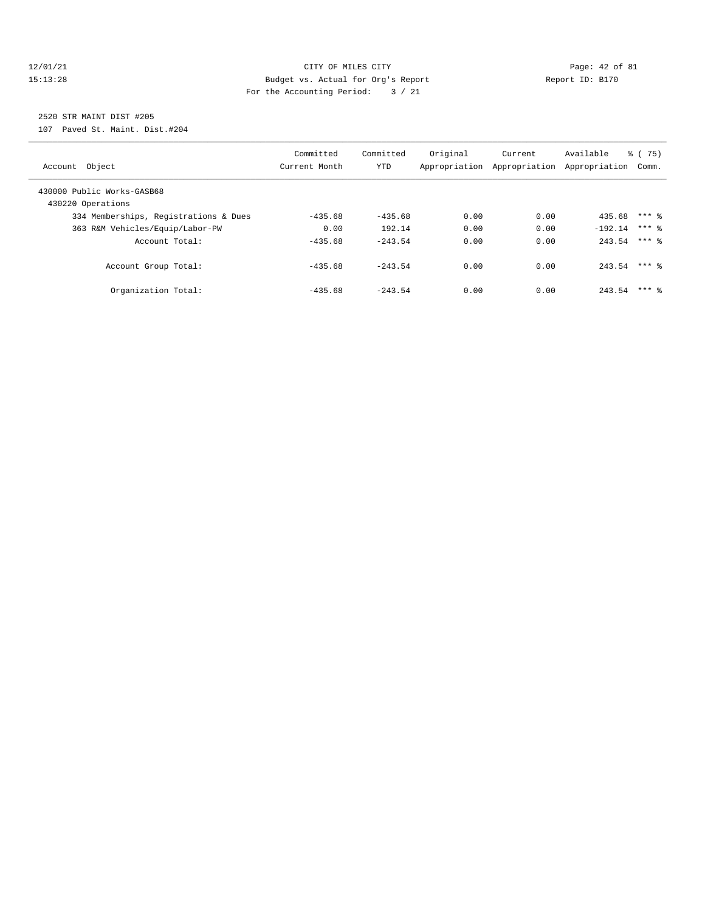CITY OF MILES CITY
Budget vs. Actual for Org's Report
For the Accounting Period: 3 / 21

12/01/21
15:13:28

Report ID: B170

2520 STR MAINT DIST #205
107 Paved St. Maint. Dist.#204

| Account Object | Committed Current Month | Committed YTD | Original Appropriation | Current Appropriation | Available Appropriation | % ( 75) Comm. |
|---|---|---|---|---|---|---|
| 430000 Public Works-GASB68 | | | | | | |
| 430220 Operations | | | | | | |
| 334 Memberships, Registrations & Dues | -435.68 | -435.68 | 0.00 | 0.00 | 435.68 | *** % |
| 363 R&M Vehicles/Equip/Labor-PW | 0.00 | 192.14 | 0.00 | 0.00 | -192.14 | *** % |
| Account Total: | -435.68 | -243.54 | 0.00 | 0.00 | 243.54 | *** % |
| Account Group Total: | -435.68 | -243.54 | 0.00 | 0.00 | 243.54 | *** % |
| Organization Total: | -435.68 | -243.54 | 0.00 | 0.00 | 243.54 | *** % |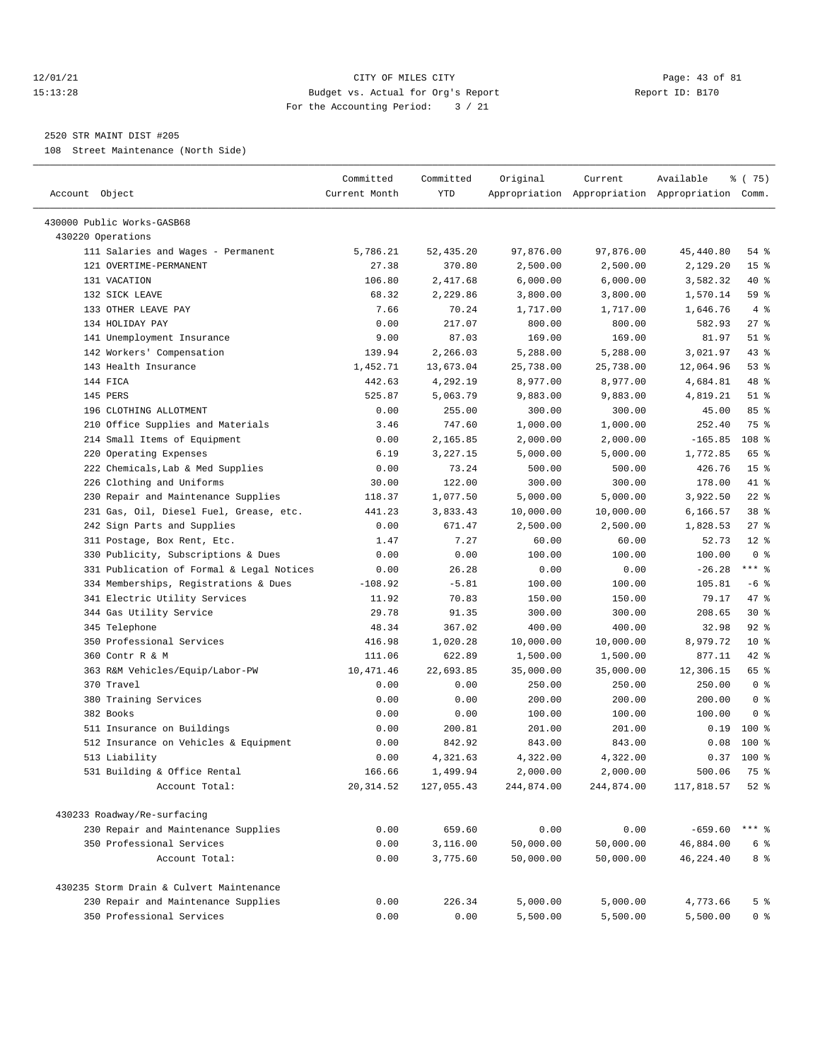CITY OF MILES CITY
Budget vs. Actual for Org's Report
For the Accounting Period: 3 / 21

2520 STR MAINT DIST #205

108 Street Maintenance (North Side)

| Account Object | Committed Current Month | Committed YTD | Original Appropriation | Current Appropriation | Available Appropriation | % ( 75) Comm. |
|---|---|---|---|---|---|---|
| 430000 Public Works-GASB68 | | | | | | |
| 430220 Operations | | | | | | |
| 111 Salaries and Wages - Permanent | 5,786.21 | 52,435.20 | 97,876.00 | 97,876.00 | 45,440.80 | 54 % |
| 121 OVERTIME-PERMANENT | 27.38 | 370.80 | 2,500.00 | 2,500.00 | 2,129.20 | 15 % |
| 131 VACATION | 106.80 | 2,417.68 | 6,000.00 | 6,000.00 | 3,582.32 | 40 % |
| 132 SICK LEAVE | 68.32 | 2,229.86 | 3,800.00 | 3,800.00 | 1,570.14 | 59 % |
| 133 OTHER LEAVE PAY | 7.66 | 70.24 | 1,717.00 | 1,717.00 | 1,646.76 | 4 % |
| 134 HOLIDAY PAY | 0.00 | 217.07 | 800.00 | 800.00 | 582.93 | 27 % |
| 141 Unemployment Insurance | 9.00 | 87.03 | 169.00 | 169.00 | 81.97 | 51 % |
| 142 Workers' Compensation | 139.94 | 2,266.03 | 5,288.00 | 5,288.00 | 3,021.97 | 43 % |
| 143 Health Insurance | 1,452.71 | 13,673.04 | 25,738.00 | 25,738.00 | 12,064.96 | 53 % |
| 144 FICA | 442.63 | 4,292.19 | 8,977.00 | 8,977.00 | 4,684.81 | 48 % |
| 145 PERS | 525.87 | 5,063.79 | 9,883.00 | 9,883.00 | 4,819.21 | 51 % |
| 196 CLOTHING ALLOTMENT | 0.00 | 255.00 | 300.00 | 300.00 | 45.00 | 85 % |
| 210 Office Supplies and Materials | 3.46 | 747.60 | 1,000.00 | 1,000.00 | 252.40 | 75 % |
| 214 Small Items of Equipment | 0.00 | 2,165.85 | 2,000.00 | 2,000.00 | -165.85 | 108 % |
| 220 Operating Expenses | 6.19 | 3,227.15 | 5,000.00 | 5,000.00 | 1,772.85 | 65 % |
| 222 Chemicals,Lab & Med Supplies | 0.00 | 73.24 | 500.00 | 500.00 | 426.76 | 15 % |
| 226 Clothing and Uniforms | 30.00 | 122.00 | 300.00 | 300.00 | 178.00 | 41 % |
| 230 Repair and Maintenance Supplies | 118.37 | 1,077.50 | 5,000.00 | 5,000.00 | 3,922.50 | 22 % |
| 231 Gas, Oil, Diesel Fuel, Grease, etc. | 441.23 | 3,833.43 | 10,000.00 | 10,000.00 | 6,166.57 | 38 % |
| 242 Sign Parts and Supplies | 0.00 | 671.47 | 2,500.00 | 2,500.00 | 1,828.53 | 27 % |
| 311 Postage, Box Rent, Etc. | 1.47 | 7.27 | 60.00 | 60.00 | 52.73 | 12 % |
| 330 Publicity, Subscriptions & Dues | 0.00 | 0.00 | 100.00 | 100.00 | 100.00 | 0 % |
| 331 Publication of Formal & Legal Notices | 0.00 | 26.28 | 0.00 | 0.00 | -26.28 | *** % |
| 334 Memberships, Registrations & Dues | -108.92 | -5.81 | 100.00 | 100.00 | 105.81 | -6 % |
| 341 Electric Utility Services | 11.92 | 70.83 | 150.00 | 150.00 | 79.17 | 47 % |
| 344 Gas Utility Service | 29.78 | 91.35 | 300.00 | 300.00 | 208.65 | 30 % |
| 345 Telephone | 48.34 | 367.02 | 400.00 | 400.00 | 32.98 | 92 % |
| 350 Professional Services | 416.98 | 1,020.28 | 10,000.00 | 10,000.00 | 8,979.72 | 10 % |
| 360 Contr R & M | 111.06 | 622.89 | 1,500.00 | 1,500.00 | 877.11 | 42 % |
| 363 R&M Vehicles/Equip/Labor-PW | 10,471.46 | 22,693.85 | 35,000.00 | 35,000.00 | 12,306.15 | 65 % |
| 370 Travel | 0.00 | 0.00 | 250.00 | 250.00 | 250.00 | 0 % |
| 380 Training Services | 0.00 | 0.00 | 200.00 | 200.00 | 200.00 | 0 % |
| 382 Books | 0.00 | 0.00 | 100.00 | 100.00 | 100.00 | 0 % |
| 511 Insurance on Buildings | 0.00 | 200.81 | 201.00 | 201.00 | 0.19 | 100 % |
| 512 Insurance on Vehicles & Equipment | 0.00 | 842.92 | 843.00 | 843.00 | 0.08 | 100 % |
| 513 Liability | 0.00 | 4,321.63 | 4,322.00 | 4,322.00 | 0.37 | 100 % |
| 531 Building & Office Rental | 166.66 | 1,499.94 | 2,000.00 | 2,000.00 | 500.06 | 75 % |
| Account Total: | 20,314.52 | 127,055.43 | 244,874.00 | 244,874.00 | 117,818.57 | 52 % |
| 430233 Roadway/Re-surfacing | | | | | | |
| 230 Repair and Maintenance Supplies | 0.00 | 659.60 | 0.00 | 0.00 | -659.60 | *** % |
| 350 Professional Services | 0.00 | 3,116.00 | 50,000.00 | 50,000.00 | 46,884.00 | 6 % |
| Account Total: | 0.00 | 3,775.60 | 50,000.00 | 50,000.00 | 46,224.40 | 8 % |
| 430235 Storm Drain & Culvert Maintenance | | | | | | |
| 230 Repair and Maintenance Supplies | 0.00 | 226.34 | 5,000.00 | 5,000.00 | 4,773.66 | 5 % |
| 350 Professional Services | 0.00 | 0.00 | 5,500.00 | 5,500.00 | 5,500.00 | 0 % |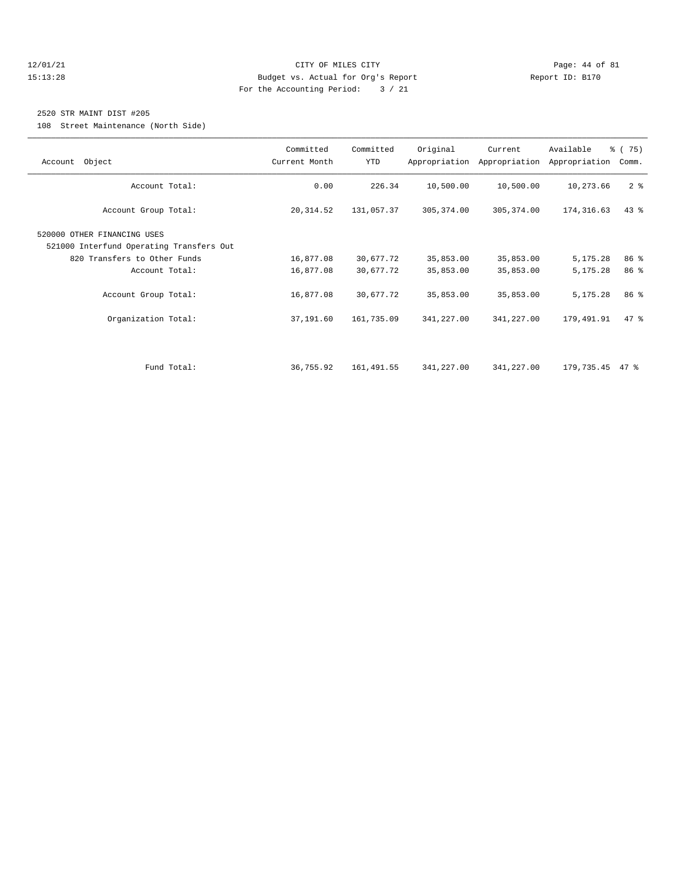## 2520 STR MAINT DIST #205

108 Street Maintenance (North Side)

| Account Object | Committed Current Month | Committed YTD | Original Appropriation | Current Appropriation | Available Appropriation | % ( 75) Comm. |
|---|---|---|---|---|---|---|
| Account Total: | 0.00 | 226.34 | 10,500.00 | 10,500.00 | 10,273.66 | 2 % |
| Account Group Total: | 20,314.52 | 131,057.37 | 305,374.00 | 305,374.00 | 174,316.63 | 43 % |
| 520000 OTHER FINANCING USES | | | | | | |
| 521000 Interfund Operating Transfers Out | | | | | | |
| 820 Transfers to Other Funds | 16,877.08 | 30,677.72 | 35,853.00 | 35,853.00 | 5,175.28 | 86 % |
| Account Total: | 16,877.08 | 30,677.72 | 35,853.00 | 35,853.00 | 5,175.28 | 86 % |
| Account Group Total: | 16,877.08 | 30,677.72 | 35,853.00 | 35,853.00 | 5,175.28 | 86 % |
| Organization Total: | 37,191.60 | 161,735.09 | 341,227.00 | 341,227.00 | 179,491.91 | 47 % |
| Fund Total: | 36,755.92 | 161,491.55 | 341,227.00 | 341,227.00 | 179,735.45 | 47 % |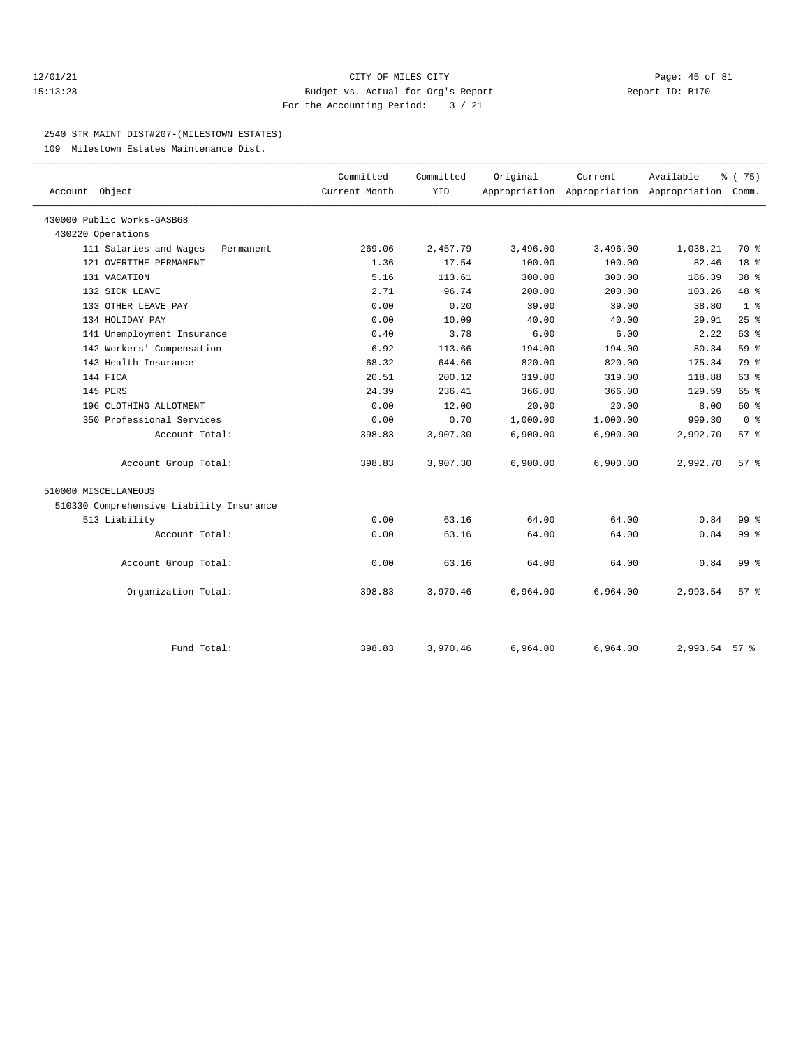12/01/21 CITY OF MILES CITY
15:13:28 Budget vs. Actual for Org's Report Report ID: B170
For the Accounting Period: 3 / 21

2540 STR MAINT DIST#207-(MILESTOWN ESTATES)

109 Milestown Estates Maintenance Dist.

| Account Object | Committed Current Month | Committed YTD | Original Appropriation | Current Appropriation | Available Appropriation | % ( 75) Comm. |
|---|---|---|---|---|---|---|
| 430000 Public Works-GASB68 | | | | | | |
| 430220 Operations | | | | | | |
| 111 Salaries and Wages - Permanent | 269.06 | 2,457.79 | 3,496.00 | 3,496.00 | 1,038.21 | 70 % |
| 121 OVERTIME-PERMANENT | 1.36 | 17.54 | 100.00 | 100.00 | 82.46 | 18 % |
| 131 VACATION | 5.16 | 113.61 | 300.00 | 300.00 | 186.39 | 38 % |
| 132 SICK LEAVE | 2.71 | 96.74 | 200.00 | 200.00 | 103.26 | 48 % |
| 133 OTHER LEAVE PAY | 0.00 | 0.20 | 39.00 | 39.00 | 38.80 | 1 % |
| 134 HOLIDAY PAY | 0.00 | 10.09 | 40.00 | 40.00 | 29.91 | 25 % |
| 141 Unemployment Insurance | 0.40 | 3.78 | 6.00 | 6.00 | 2.22 | 63 % |
| 142 Workers' Compensation | 6.92 | 113.66 | 194.00 | 194.00 | 80.34 | 59 % |
| 143 Health Insurance | 68.32 | 644.66 | 820.00 | 820.00 | 175.34 | 79 % |
| 144 FICA | 20.51 | 200.12 | 319.00 | 319.00 | 118.88 | 63 % |
| 145 PERS | 24.39 | 236.41 | 366.00 | 366.00 | 129.59 | 65 % |
| 196 CLOTHING ALLOTMENT | 0.00 | 12.00 | 20.00 | 20.00 | 8.00 | 60 % |
| 350 Professional Services | 0.00 | 0.70 | 1,000.00 | 1,000.00 | 999.30 | 0 % |
| Account Total: | 398.83 | 3,907.30 | 6,900.00 | 6,900.00 | 2,992.70 | 57 % |
| Account Group Total: | 398.83 | 3,907.30 | 6,900.00 | 6,900.00 | 2,992.70 | 57 % |
| 510000 MISCELLANEOUS | | | | | | |
| 510330 Comprehensive Liability Insurance | | | | | | |
| 513 Liability | 0.00 | 63.16 | 64.00 | 64.00 | 0.84 | 99 % |
| Account Total: | 0.00 | 63.16 | 64.00 | 64.00 | 0.84 | 99 % |
| Account Group Total: | 0.00 | 63.16 | 64.00 | 64.00 | 0.84 | 99 % |
| Organization Total: | 398.83 | 3,970.46 | 6,964.00 | 6,964.00 | 2,993.54 | 57 % |
| Fund Total: | 398.83 | 3,970.46 | 6,964.00 | 6,964.00 | 2,993.54 | 57 % |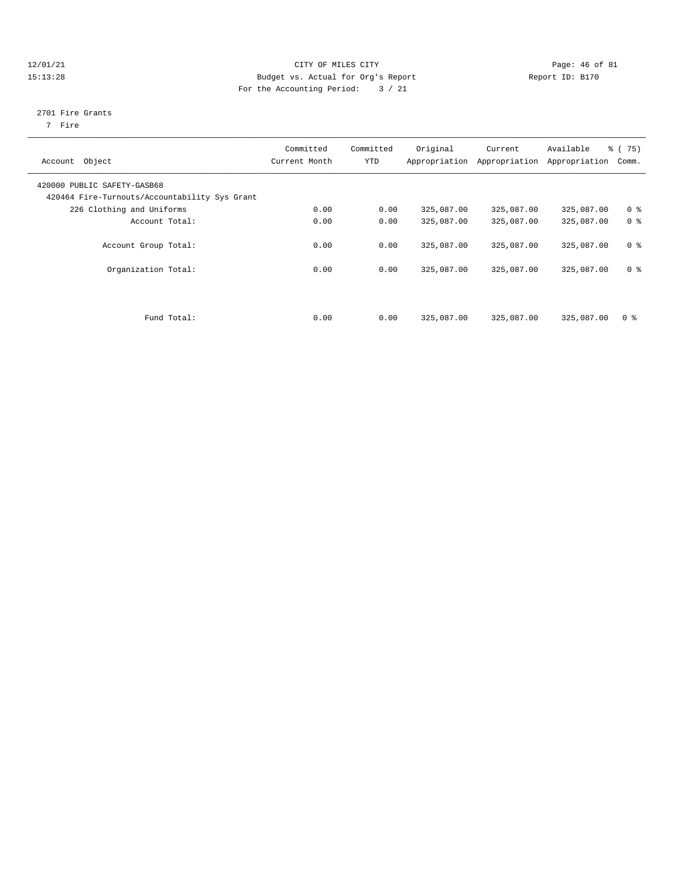12/01/21 CITY OF MILES CITY
15:13:28 Budget vs. Actual for Org's Report Report ID: B170
For the Accounting Period: 3 / 21

2701 Fire Grants
7 Fire

| Account Object | Committed Current Month | Committed YTD | Original Appropriation | Current Appropriation | Available Appropriation | % ( 75) Comm. |
|---|---|---|---|---|---|---|
| 420000 PUBLIC SAFETY-GASB68 | | | | | | |
| 420464 Fire-Turnouts/Accountability Sys Grant | | | | | | |
| 226 Clothing and Uniforms | 0.00 | 0.00 | 325,087.00 | 325,087.00 | 325,087.00 | 0 % |
| Account Total: | 0.00 | 0.00 | 325,087.00 | 325,087.00 | 325,087.00 | 0 % |
| Account Group Total: | 0.00 | 0.00 | 325,087.00 | 325,087.00 | 325,087.00 | 0 % |
| Organization Total: | 0.00 | 0.00 | 325,087.00 | 325,087.00 | 325,087.00 | 0 % |
| Fund Total: | 0.00 | 0.00 | 325,087.00 | 325,087.00 | 325,087.00 | 0 % |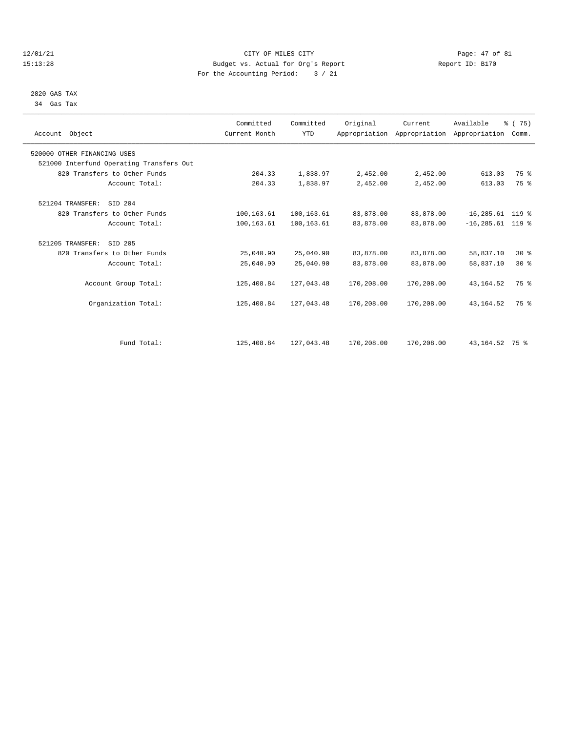CITY OF MILES CITY
Budget vs. Actual for Org's Report
For the Accounting Period: 3 / 21

12/01/21
15:13:28

Report ID: B170

2820 GAS TAX
34 Gas Tax

| Account Object | Committed Current Month | Committed YTD | Original Appropriation | Current Appropriation | Available Appropriation | % ( 75) Comm. |
|---|---|---|---|---|---|---|
| 520000 OTHER FINANCING USES | | | | | | |
| 521000 Interfund Operating Transfers Out | | | | | | |
| 820 Transfers to Other Funds | 204.33 | 1,838.97 | 2,452.00 | 2,452.00 | 613.03 | 75 % |
| Account Total: | 204.33 | 1,838.97 | 2,452.00 | 2,452.00 | 613.03 | 75 % |
| 521204 TRANSFER: SID 204 | | | | | | |
| 820 Transfers to Other Funds | 100,163.61 | 100,163.61 | 83,878.00 | 83,878.00 | -16,285.61 | 119 % |
| Account Total: | 100,163.61 | 100,163.61 | 83,878.00 | 83,878.00 | -16,285.61 | 119 % |
| 521205 TRANSFER: SID 205 | | | | | | |
| 820 Transfers to Other Funds | 25,040.90 | 25,040.90 | 83,878.00 | 83,878.00 | 58,837.10 | 30 % |
| Account Total: | 25,040.90 | 25,040.90 | 83,878.00 | 83,878.00 | 58,837.10 | 30 % |
| Account Group Total: | 125,408.84 | 127,043.48 | 170,208.00 | 170,208.00 | 43,164.52 | 75 % |
| Organization Total: | 125,408.84 | 127,043.48 | 170,208.00 | 170,208.00 | 43,164.52 | 75 % |
| Fund Total: | 125,408.84 | 127,043.48 | 170,208.00 | 170,208.00 | 43,164.52 | 75 % |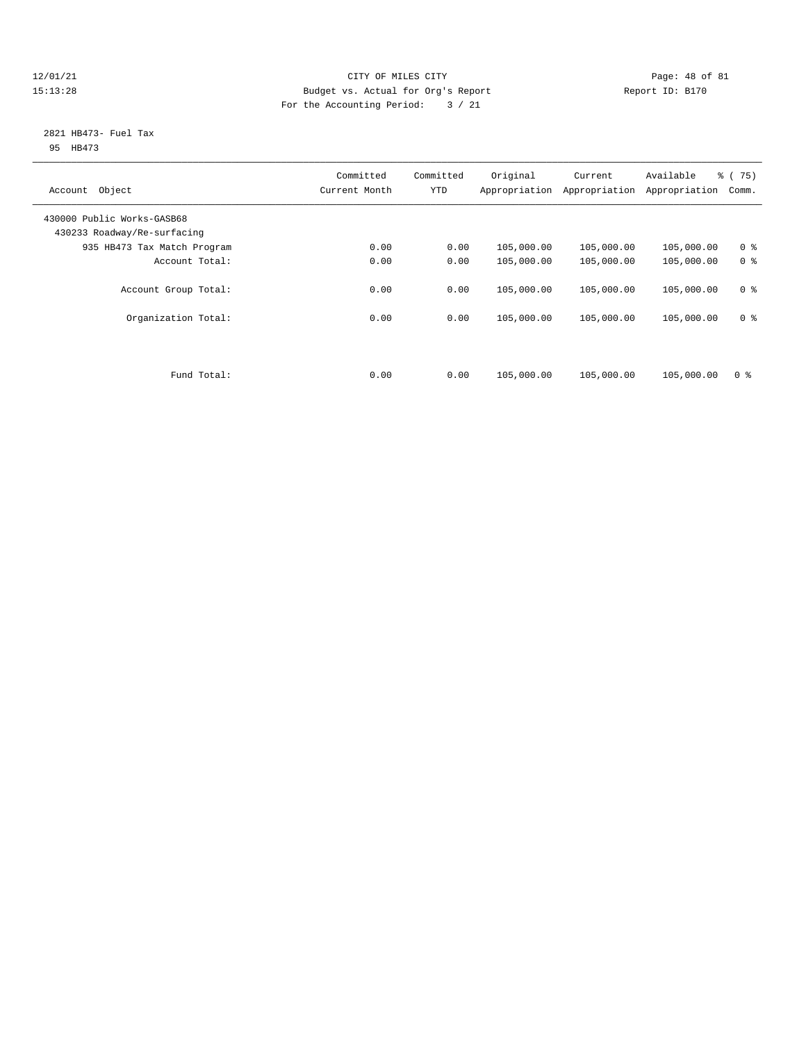12/01/21 CITY OF MILES CITY

15:13:28 Budget vs. Actual for Org's Report Report ID: B170

For the Accounting Period: 3 / 21

2821 HB473- Fuel Tax

95 HB473

| Account Object | Committed Current Month | Committed YTD | Original Appropriation | Current Appropriation | Available Appropriation | % ( 75) Comm. |
|---|---|---|---|---|---|---|
| 430000 Public Works-GASB68 | | | | | | |
| 430233 Roadway/Re-surfacing | | | | | | |
| 935 HB473 Tax Match Program | 0.00 | 0.00 | 105,000.00 | 105,000.00 | 105,000.00 | 0 % |
| Account Total: | 0.00 | 0.00 | 105,000.00 | 105,000.00 | 105,000.00 | 0 % |
| Account Group Total: | 0.00 | 0.00 | 105,000.00 | 105,000.00 | 105,000.00 | 0 % |
| Organization Total: | 0.00 | 0.00 | 105,000.00 | 105,000.00 | 105,000.00 | 0 % |
| Fund Total: | 0.00 | 0.00 | 105,000.00 | 105,000.00 | 105,000.00 | 0 % |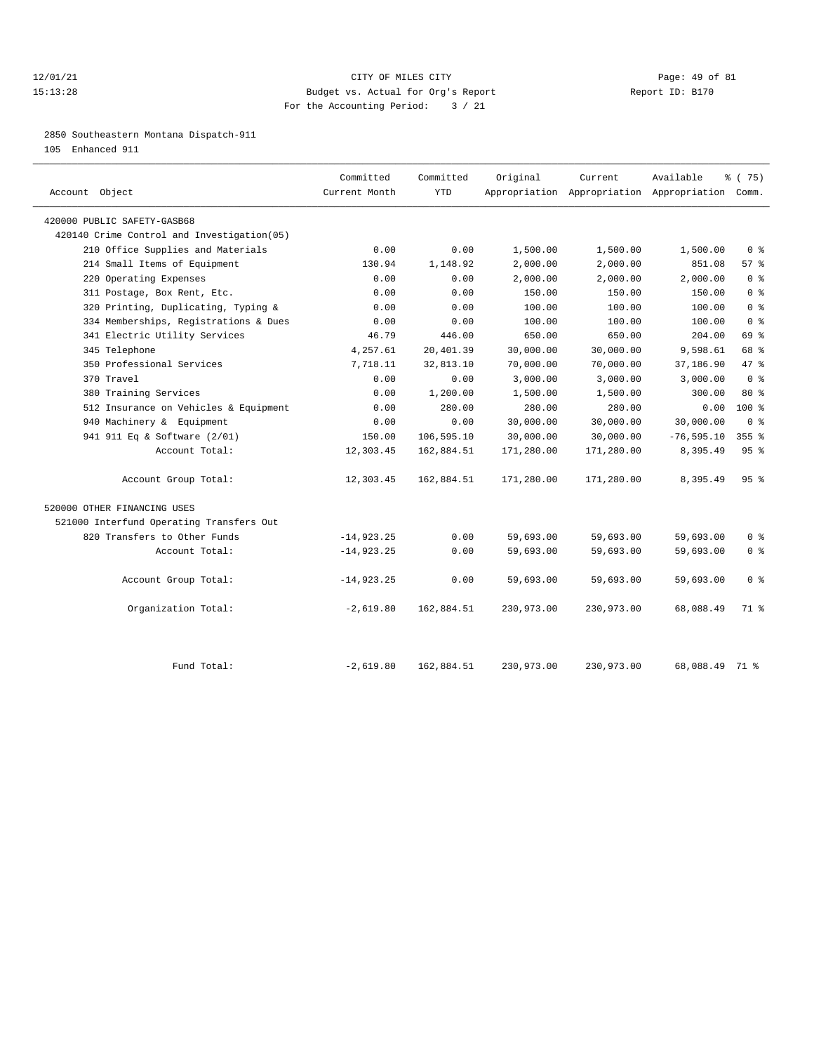12/01/21 CITY OF MILES CITY
15:13:28 Budget vs. Actual for Org's Report Report ID: B170
For the Accounting Period: 3 / 21

2850 Southeastern Montana Dispatch-911
105 Enhanced 911

| Account Object | Committed Current Month | Committed YTD | Original Appropriation | Current Appropriation | Available Appropriation | % ( 75) Comm. |
|---|---|---|---|---|---|---|
| 420000 PUBLIC SAFETY-GASB68 | | | | | | |
| 420140 Crime Control and Investigation(05) | | | | | | |
| 210 Office Supplies and Materials | 0.00 | 0.00 | 1,500.00 | 1,500.00 | 1,500.00 | 0 % |
| 214 Small Items of Equipment | 130.94 | 1,148.92 | 2,000.00 | 2,000.00 | 851.08 | 57 % |
| 220 Operating Expenses | 0.00 | 0.00 | 2,000.00 | 2,000.00 | 2,000.00 | 0 % |
| 311 Postage, Box Rent, Etc. | 0.00 | 0.00 | 150.00 | 150.00 | 150.00 | 0 % |
| 320 Printing, Duplicating, Typing & | 0.00 | 0.00 | 100.00 | 100.00 | 100.00 | 0 % |
| 334 Memberships, Registrations & Dues | 0.00 | 0.00 | 100.00 | 100.00 | 100.00 | 0 % |
| 341 Electric Utility Services | 46.79 | 446.00 | 650.00 | 650.00 | 204.00 | 69 % |
| 345 Telephone | 4,257.61 | 20,401.39 | 30,000.00 | 30,000.00 | 9,598.61 | 68 % |
| 350 Professional Services | 7,718.11 | 32,813.10 | 70,000.00 | 70,000.00 | 37,186.90 | 47 % |
| 370 Travel | 0.00 | 0.00 | 3,000.00 | 3,000.00 | 3,000.00 | 0 % |
| 380 Training Services | 0.00 | 1,200.00 | 1,500.00 | 1,500.00 | 300.00 | 80 % |
| 512 Insurance on Vehicles & Equipment | 0.00 | 280.00 | 280.00 | 280.00 | 0.00 | 100 % |
| 940 Machinery & Equipment | 0.00 | 0.00 | 30,000.00 | 30,000.00 | 30,000.00 | 0 % |
| 941 911 Eq & Software (2/01) | 150.00 | 106,595.10 | 30,000.00 | 30,000.00 | -76,595.10 | 355 % |
| Account Total: | 12,303.45 | 162,884.51 | 171,280.00 | 171,280.00 | 8,395.49 | 95 % |
| Account Group Total: | 12,303.45 | 162,884.51 | 171,280.00 | 171,280.00 | 8,395.49 | 95 % |
| 520000 OTHER FINANCING USES | | | | | | |
| 521000 Interfund Operating Transfers Out | | | | | | |
| 820 Transfers to Other Funds | -14,923.25 | 0.00 | 59,693.00 | 59,693.00 | 59,693.00 | 0 % |
| Account Total: | -14,923.25 | 0.00 | 59,693.00 | 59,693.00 | 59,693.00 | 0 % |
| Account Group Total: | -14,923.25 | 0.00 | 59,693.00 | 59,693.00 | 59,693.00 | 0 % |
| Organization Total: | -2,619.80 | 162,884.51 | 230,973.00 | 230,973.00 | 68,088.49 | 71 % |
| Fund Total: | -2,619.80 | 162,884.51 | 230,973.00 | 230,973.00 | 68,088.49 | 71 % |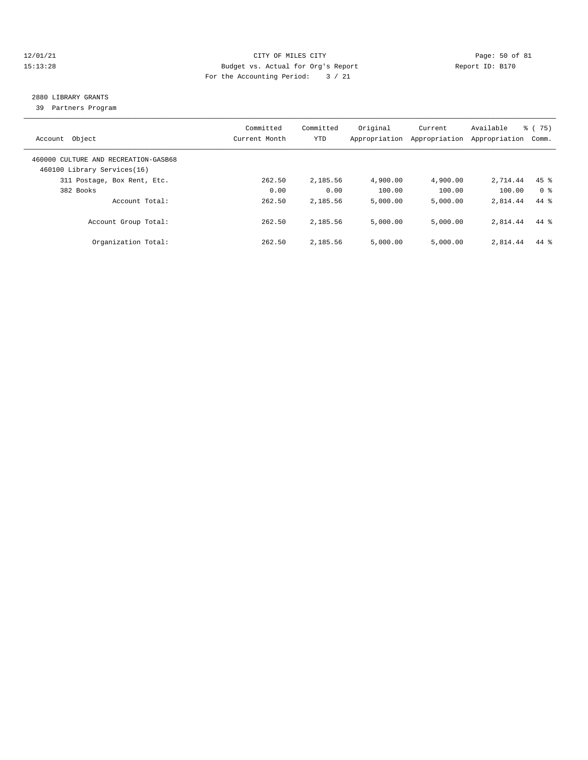12/01/21 CITY OF MILES CITY
15:13:28 Budget vs. Actual for Org's Report Report ID: B170
For the Accounting Period: 3 / 21

## 2880 LIBRARY GRANTS

39 Partners Program

| Account Object | Committed Current Month | Committed YTD | Original Appropriation | Current Appropriation | Available Appropriation | % ( 75) Comm. |
|---|---|---|---|---|---|---|
| 460000 CULTURE AND RECREATION-GASB68 | | | | | | |
| 460100 Library Services(16) | | | | | | |
| 311 Postage, Box Rent, Etc. | 262.50 | 2,185.56 | 4,900.00 | 4,900.00 | 2,714.44 | 45 % |
| 382 Books | 0.00 | 0.00 | 100.00 | 100.00 | 100.00 | 0 % |
| Account Total: | 262.50 | 2,185.56 | 5,000.00 | 5,000.00 | 2,814.44 | 44 % |
| Account Group Total: | 262.50 | 2,185.56 | 5,000.00 | 5,000.00 | 2,814.44 | 44 % |
| Organization Total: | 262.50 | 2,185.56 | 5,000.00 | 5,000.00 | 2,814.44 | 44 % |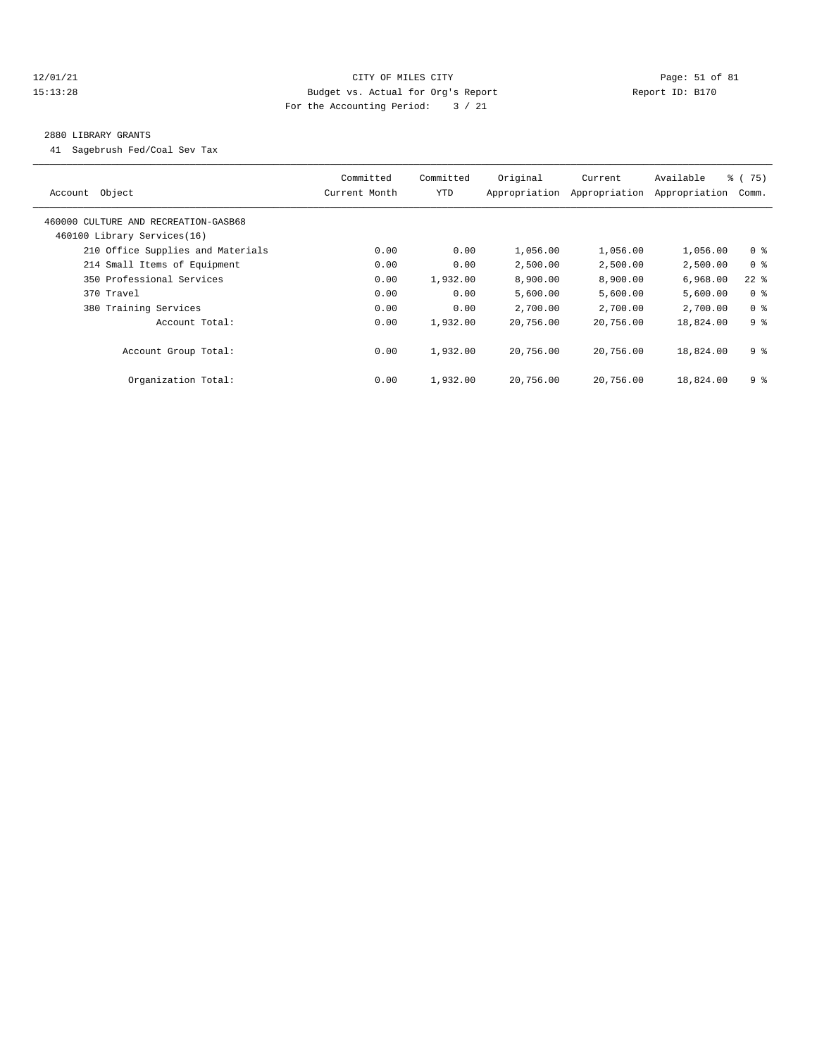12/01/21 CITY OF MILES CITY
15:13:28 Budget vs. Actual for Org's Report Report ID: B170
For the Accounting Period: 3 / 21

2880 LIBRARY GRANTS

41 Sagebrush Fed/Coal Sev Tax

| Account Object | Committed Current Month | Committed YTD | Original Appropriation | Current Appropriation | Available Appropriation | % ( 75) Comm. |
|---|---|---|---|---|---|---|
| 460000 CULTURE AND RECREATION-GASB68 | | | | | | |
| 460100 Library Services(16) | | | | | | |
| 210 Office Supplies and Materials | 0.00 | 0.00 | 1,056.00 | 1,056.00 | 1,056.00 | 0 % |
| 214 Small Items of Equipment | 0.00 | 0.00 | 2,500.00 | 2,500.00 | 2,500.00 | 0 % |
| 350 Professional Services | 0.00 | 1,932.00 | 8,900.00 | 8,900.00 | 6,968.00 | 22 % |
| 370 Travel | 0.00 | 0.00 | 5,600.00 | 5,600.00 | 5,600.00 | 0 % |
| 380 Training Services | 0.00 | 0.00 | 2,700.00 | 2,700.00 | 2,700.00 | 0 % |
| Account Total: | 0.00 | 1,932.00 | 20,756.00 | 20,756.00 | 18,824.00 | 9 % |
| Account Group Total: | 0.00 | 1,932.00 | 20,756.00 | 20,756.00 | 18,824.00 | 9 % |
| Organization Total: | 0.00 | 1,932.00 | 20,756.00 | 20,756.00 | 18,824.00 | 9 % |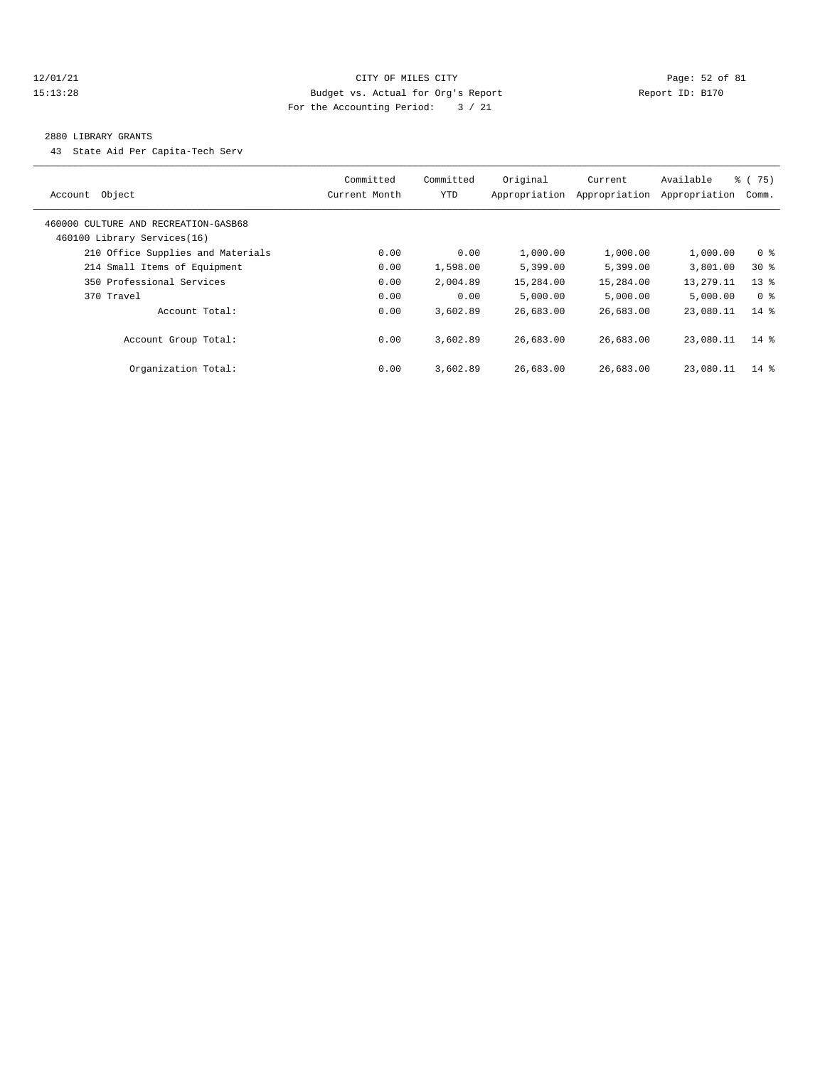CITY OF MILES CITY
Budget vs. Actual for Org's Report
For the Accounting Period: 3 / 21

## 2880 LIBRARY GRANTS

43 State Aid Per Capita-Tech Serv

| Account Object | Committed Current Month | Committed YTD | Original Appropriation | Current Appropriation | Available Appropriation | % ( 75) Comm. |
|---|---|---|---|---|---|---|
| 460000 CULTURE AND RECREATION-GASB68 | | | | | | |
| 460100 Library Services(16) | | | | | | |
| 210 Office Supplies and Materials | 0.00 | 0.00 | 1,000.00 | 1,000.00 | 1,000.00 | 0 % |
| 214 Small Items of Equipment | 0.00 | 1,598.00 | 5,399.00 | 5,399.00 | 3,801.00 | 30 % |
| 350 Professional Services | 0.00 | 2,004.89 | 15,284.00 | 15,284.00 | 13,279.11 | 13 % |
| 370 Travel | 0.00 | 0.00 | 5,000.00 | 5,000.00 | 5,000.00 | 0 % |
| Account Total: | 0.00 | 3,602.89 | 26,683.00 | 26,683.00 | 23,080.11 | 14 % |
| Account Group Total: | 0.00 | 3,602.89 | 26,683.00 | 26,683.00 | 23,080.11 | 14 % |
| Organization Total: | 0.00 | 3,602.89 | 26,683.00 | 26,683.00 | 23,080.11 | 14 % |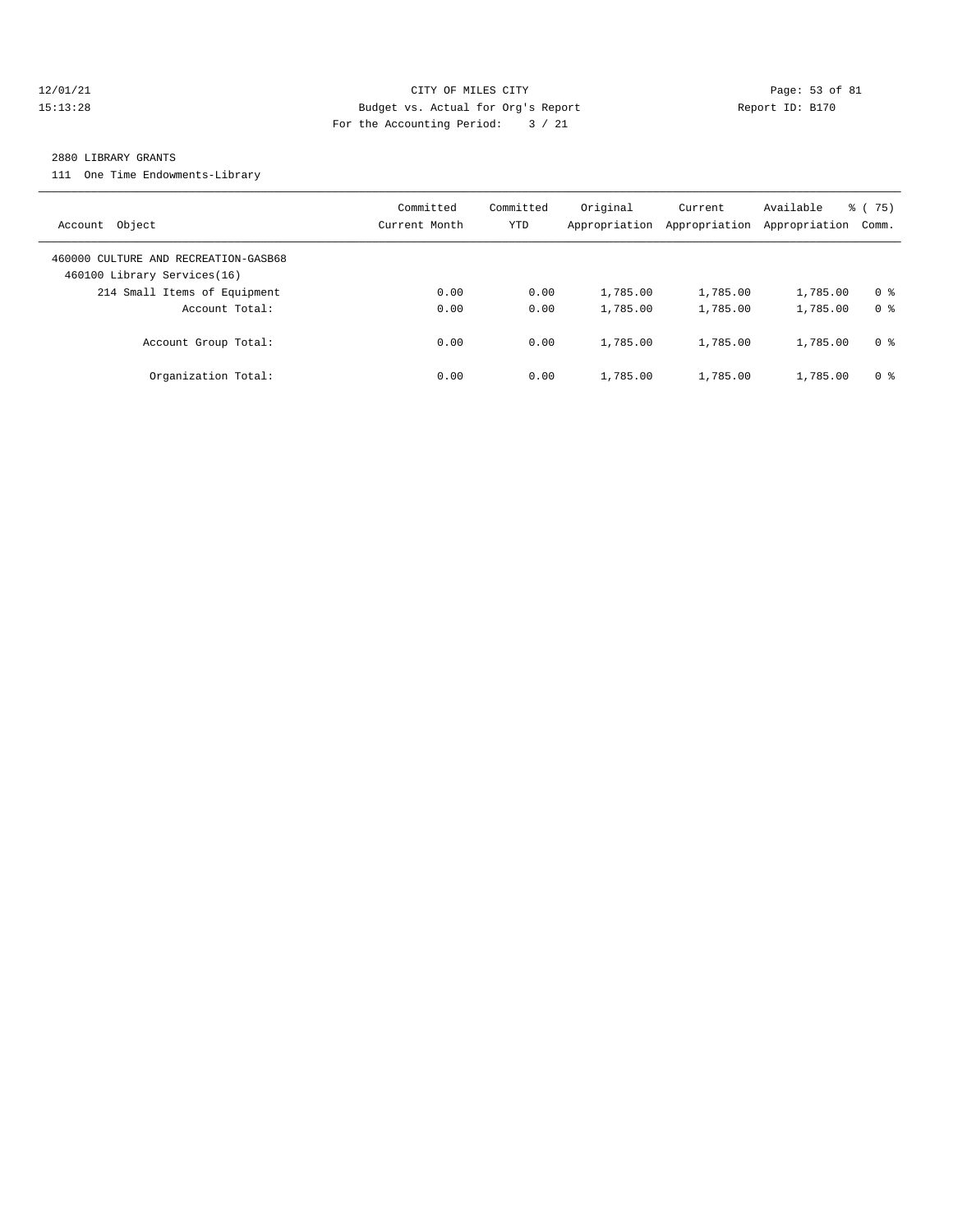CITY OF MILES CITY

Budget vs. Actual for Org's Report

For the Accounting Period: 3 / 21

Report ID: B170

2880 LIBRARY GRANTS

111 One Time Endowments-Library

| Account Object | Committed Current Month | Committed YTD | Original Appropriation | Current Appropriation | Available Appropriation | % ( 75) Comm. |
|---|---|---|---|---|---|---|
| 460000 CULTURE AND RECREATION-GASB68 | | | | | | |
| 460100 Library Services(16) | | | | | | |
| 214 Small Items of Equipment | 0.00 | 0.00 | 1,785.00 | 1,785.00 | 1,785.00 | 0 % |
| Account Total: | 0.00 | 0.00 | 1,785.00 | 1,785.00 | 1,785.00 | 0 % |
| Account Group Total: | 0.00 | 0.00 | 1,785.00 | 1,785.00 | 1,785.00 | 0 % |
| Organization Total: | 0.00 | 0.00 | 1,785.00 | 1,785.00 | 1,785.00 | 0 % |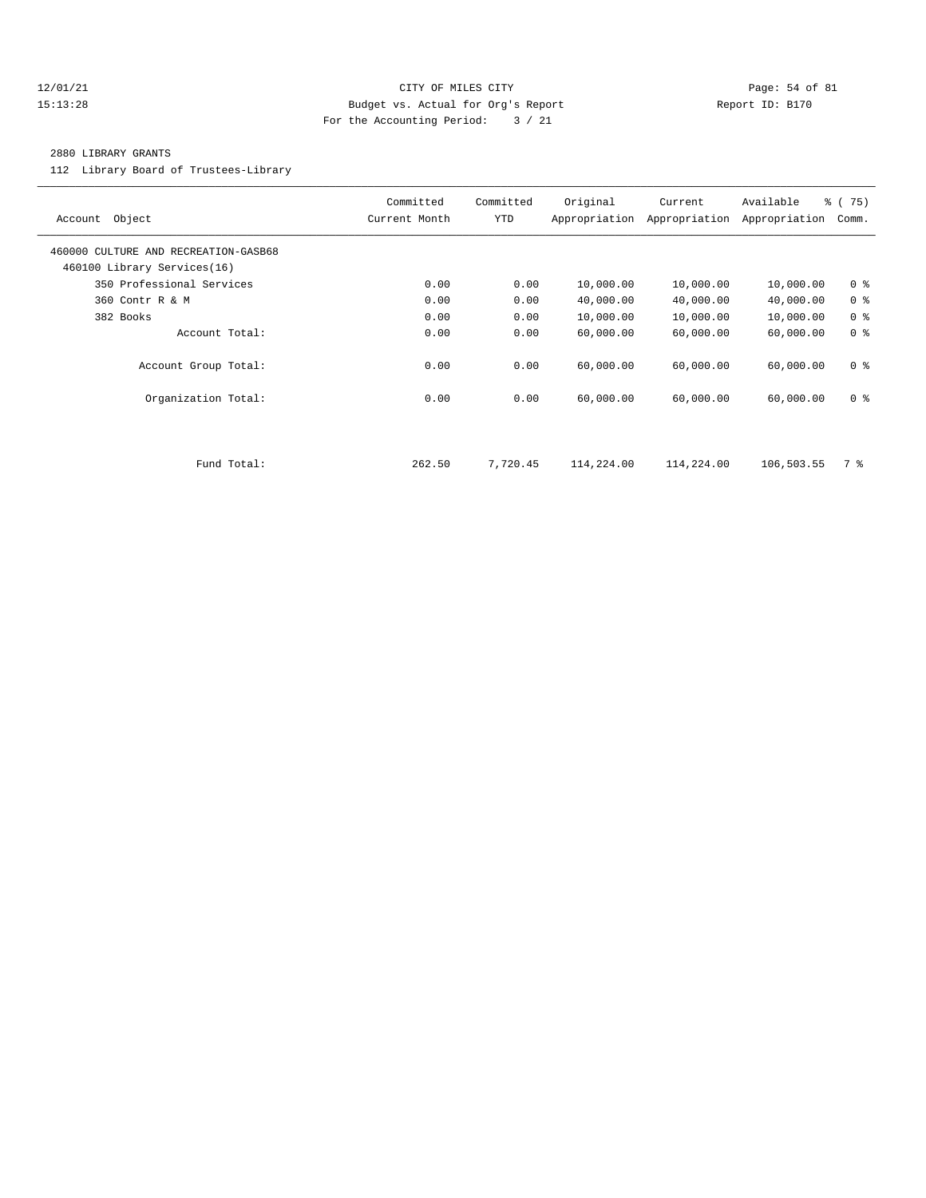CITY OF MILES CITY
Budget vs. Actual for Org's Report
For the Accounting Period: 3 / 21

12/01/21
15:13:28

Report ID: B170

2880 LIBRARY GRANTS

112 Library Board of Trustees-Library

| Account Object | Committed Current Month | Committed YTD | Original Appropriation | Current Appropriation | Available Appropriation | % ( 75) Comm. |
|---|---|---|---|---|---|---|
| 460000 CULTURE AND RECREATION-GASB68 | | | | | | |
| 460100 Library Services(16) | | | | | | |
| 350 Professional Services | 0.00 | 0.00 | 10,000.00 | 10,000.00 | 10,000.00 | 0 % |
| 360 Contr R & M | 0.00 | 0.00 | 40,000.00 | 40,000.00 | 40,000.00 | 0 % |
| 382 Books | 0.00 | 0.00 | 10,000.00 | 10,000.00 | 10,000.00 | 0 % |
| Account Total: | 0.00 | 0.00 | 60,000.00 | 60,000.00 | 60,000.00 | 0 % |
| Account Group Total: | 0.00 | 0.00 | 60,000.00 | 60,000.00 | 60,000.00 | 0 % |
| Organization Total: | 0.00 | 0.00 | 60,000.00 | 60,000.00 | 60,000.00 | 0 % |
| Fund Total: | 262.50 | 7,720.45 | 114,224.00 | 114,224.00 | 106,503.55 | 7 % |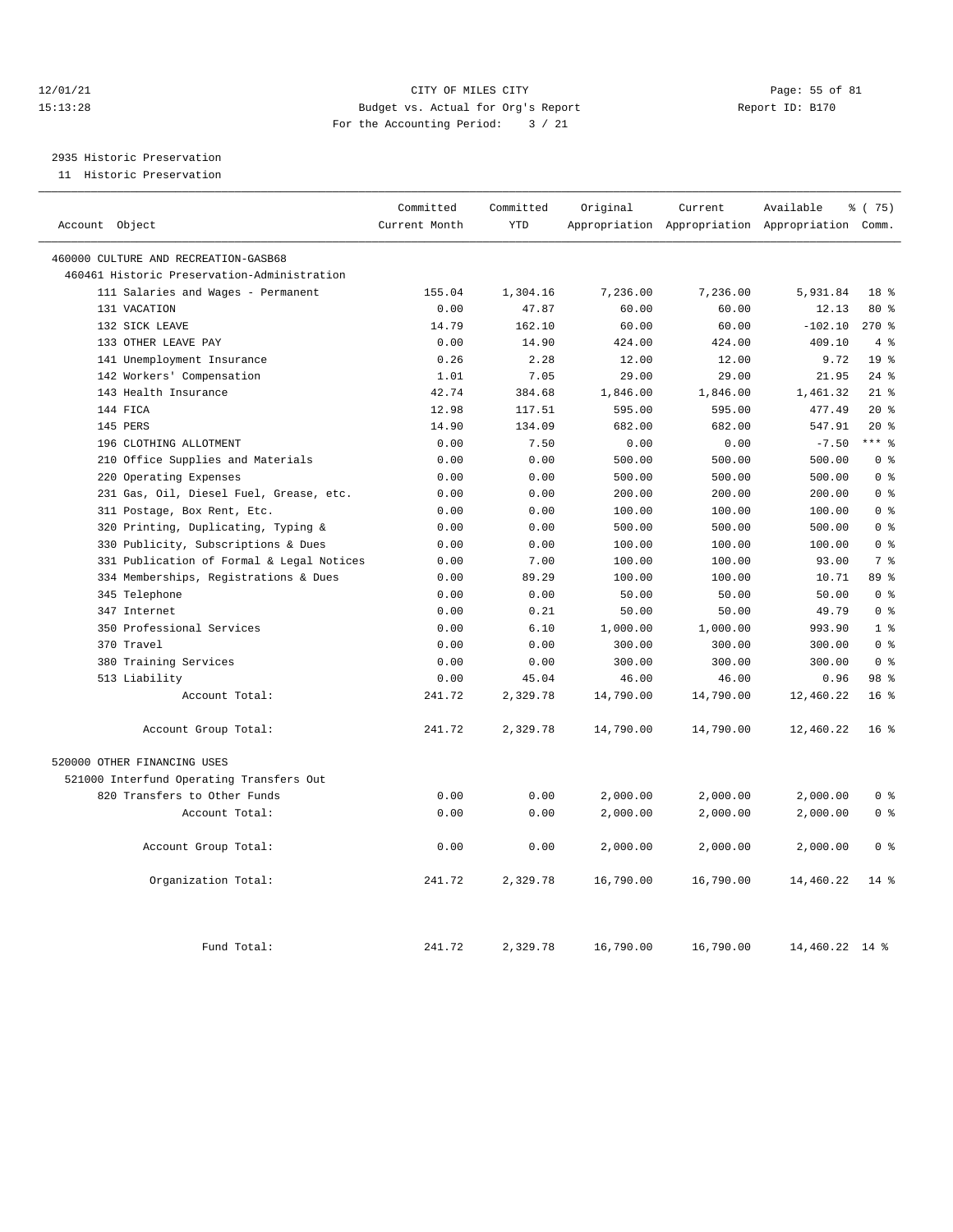12/01/21 CITY OF MILES CITY
15:13:28 Budget vs. Actual for Org's Report Report ID: B170
For the Accounting Period: 3 / 21

2935 Historic Preservation
11 Historic Preservation

| Account Object | Committed Current Month | Committed YTD | Original Appropriation | Current Appropriation | Available Appropriation | % ( 75) Comm. |
|---|---|---|---|---|---|---|
| 460000 CULTURE AND RECREATION-GASB68 | | | | | | |
| 460461 Historic Preservation-Administration | | | | | | |
| 111 Salaries and Wages - Permanent | 155.04 | 1,304.16 | 7,236.00 | 7,236.00 | 5,931.84 | 18 % |
| 131 VACATION | 0.00 | 47.87 | 60.00 | 60.00 | 12.13 | 80 % |
| 132 SICK LEAVE | 14.79 | 162.10 | 60.00 | 60.00 | -102.10 | 270 % |
| 133 OTHER LEAVE PAY | 0.00 | 14.90 | 424.00 | 424.00 | 409.10 | 4 % |
| 141 Unemployment Insurance | 0.26 | 2.28 | 12.00 | 12.00 | 9.72 | 19 % |
| 142 Workers' Compensation | 1.01 | 7.05 | 29.00 | 29.00 | 21.95 | 24 % |
| 143 Health Insurance | 42.74 | 384.68 | 1,846.00 | 1,846.00 | 1,461.32 | 21 % |
| 144 FICA | 12.98 | 117.51 | 595.00 | 595.00 | 477.49 | 20 % |
| 145 PERS | 14.90 | 134.09 | 682.00 | 682.00 | 547.91 | 20 % |
| 196 CLOTHING ALLOTMENT | 0.00 | 7.50 | 0.00 | 0.00 | -7.50 | *** % |
| 210 Office Supplies and Materials | 0.00 | 0.00 | 500.00 | 500.00 | 500.00 | 0 % |
| 220 Operating Expenses | 0.00 | 0.00 | 500.00 | 500.00 | 500.00 | 0 % |
| 231 Gas, Oil, Diesel Fuel, Grease, etc. | 0.00 | 0.00 | 200.00 | 200.00 | 200.00 | 0 % |
| 311 Postage, Box Rent, Etc. | 0.00 | 0.00 | 100.00 | 100.00 | 100.00 | 0 % |
| 320 Printing, Duplicating, Typing & | 0.00 | 0.00 | 500.00 | 500.00 | 500.00 | 0 % |
| 330 Publicity, Subscriptions & Dues | 0.00 | 0.00 | 100.00 | 100.00 | 100.00 | 0 % |
| 331 Publication of Formal & Legal Notices | 0.00 | 7.00 | 100.00 | 100.00 | 93.00 | 7 % |
| 334 Memberships, Registrations & Dues | 0.00 | 89.29 | 100.00 | 100.00 | 10.71 | 89 % |
| 345 Telephone | 0.00 | 0.00 | 50.00 | 50.00 | 50.00 | 0 % |
| 347 Internet | 0.00 | 0.21 | 50.00 | 50.00 | 49.79 | 0 % |
| 350 Professional Services | 0.00 | 6.10 | 1,000.00 | 1,000.00 | 993.90 | 1 % |
| 370 Travel | 0.00 | 0.00 | 300.00 | 300.00 | 300.00 | 0 % |
| 380 Training Services | 0.00 | 0.00 | 300.00 | 300.00 | 300.00 | 0 % |
| 513 Liability | 0.00 | 45.04 | 46.00 | 46.00 | 0.96 | 98 % |
| Account Total: | 241.72 | 2,329.78 | 14,790.00 | 14,790.00 | 12,460.22 | 16 % |
| Account Group Total: | 241.72 | 2,329.78 | 14,790.00 | 14,790.00 | 12,460.22 | 16 % |
| 520000 OTHER FINANCING USES | | | | | | |
| 521000 Interfund Operating Transfers Out | | | | | | |
| 820 Transfers to Other Funds | 0.00 | 0.00 | 2,000.00 | 2,000.00 | 2,000.00 | 0 % |
| Account Total: | 0.00 | 0.00 | 2,000.00 | 2,000.00 | 2,000.00 | 0 % |
| Account Group Total: | 0.00 | 0.00 | 2,000.00 | 2,000.00 | 2,000.00 | 0 % |
| Organization Total: | 241.72 | 2,329.78 | 16,790.00 | 16,790.00 | 14,460.22 | 14 % |
| Fund Total: | 241.72 | 2,329.78 | 16,790.00 | 16,790.00 | 14,460.22 | 14 % |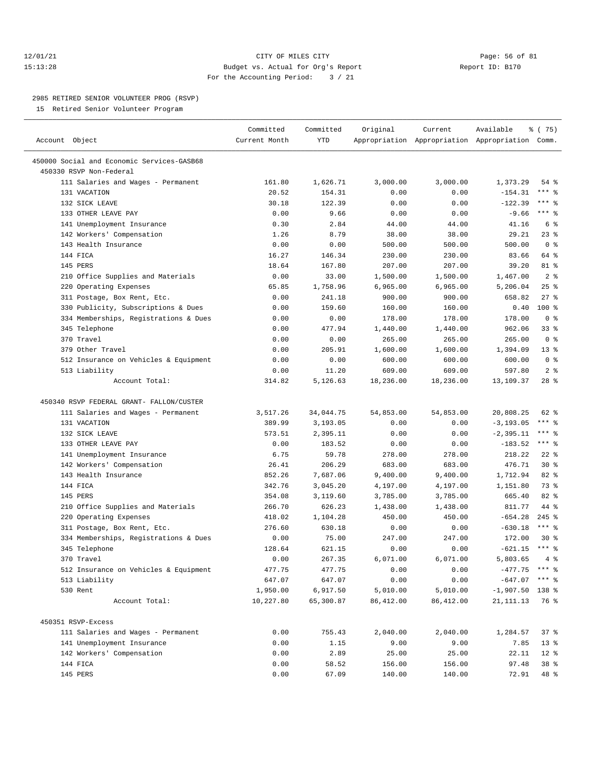CITY OF MILES CITY
Budget vs. Actual for Org's Report
For the Accounting Period: 3 / 21

12/01/21
15:13:28

Report ID: B170

2985 RETIRED SENIOR VOLUNTEER PROG (RSVP)
15 Retired Senior Volunteer Program

| Account Object | Committed Current Month | Committed YTD | Original Appropriation | Current Appropriation | Available Appropriation | % ( 75) Comm. |
|---|---|---|---|---|---|---|
| 450000 Social and Economic Services-GASB68 | | | | | | |
| 450330 RSVP Non-Federal | | | | | | |
| 111 Salaries and Wages - Permanent | 161.80 | 1,626.71 | 3,000.00 | 3,000.00 | 1,373.29 | 54 % |
| 131 VACATION | 20.52 | 154.31 | 0.00 | 0.00 | -154.31 | *** % |
| 132 SICK LEAVE | 30.18 | 122.39 | 0.00 | 0.00 | -122.39 | *** % |
| 133 OTHER LEAVE PAY | 0.00 | 9.66 | 0.00 | 0.00 | -9.66 | *** % |
| 141 Unemployment Insurance | 0.30 | 2.84 | 44.00 | 44.00 | 41.16 | 6 % |
| 142 Workers' Compensation | 1.26 | 8.79 | 38.00 | 38.00 | 29.21 | 23 % |
| 143 Health Insurance | 0.00 | 0.00 | 500.00 | 500.00 | 500.00 | 0 % |
| 144 FICA | 16.27 | 146.34 | 230.00 | 230.00 | 83.66 | 64 % |
| 145 PERS | 18.64 | 167.80 | 207.00 | 207.00 | 39.20 | 81 % |
| 210 Office Supplies and Materials | 0.00 | 33.00 | 1,500.00 | 1,500.00 | 1,467.00 | 2 % |
| 220 Operating Expenses | 65.85 | 1,758.96 | 6,965.00 | 6,965.00 | 5,206.04 | 25 % |
| 311 Postage, Box Rent, Etc. | 0.00 | 241.18 | 900.00 | 900.00 | 658.82 | 27 % |
| 330 Publicity, Subscriptions & Dues | 0.00 | 159.60 | 160.00 | 160.00 | 0.40 | 100 % |
| 334 Memberships, Registrations & Dues | 0.00 | 0.00 | 178.00 | 178.00 | 178.00 | 0 % |
| 345 Telephone | 0.00 | 477.94 | 1,440.00 | 1,440.00 | 962.06 | 33 % |
| 370 Travel | 0.00 | 0.00 | 265.00 | 265.00 | 265.00 | 0 % |
| 379 Other Travel | 0.00 | 205.91 | 1,600.00 | 1,600.00 | 1,394.09 | 13 % |
| 512 Insurance on Vehicles & Equipment | 0.00 | 0.00 | 600.00 | 600.00 | 600.00 | 0 % |
| 513 Liability | 0.00 | 11.20 | 609.00 | 609.00 | 597.80 | 2 % |
| Account Total: | 314.82 | 5,126.63 | 18,236.00 | 18,236.00 | 13,109.37 | 28 % |
| 450340 RSVP FEDERAL GRANT- FALLON/CUSTER | | | | | | |
| 111 Salaries and Wages - Permanent | 3,517.26 | 34,044.75 | 54,853.00 | 54,853.00 | 20,808.25 | 62 % |
| 131 VACATION | 389.99 | 3,193.05 | 0.00 | 0.00 | -3,193.05 | *** % |
| 132 SICK LEAVE | 573.51 | 2,395.11 | 0.00 | 0.00 | -2,395.11 | *** % |
| 133 OTHER LEAVE PAY | 0.00 | 183.52 | 0.00 | 0.00 | -183.52 | *** % |
| 141 Unemployment Insurance | 6.75 | 59.78 | 278.00 | 278.00 | 218.22 | 22 % |
| 142 Workers' Compensation | 26.41 | 206.29 | 683.00 | 683.00 | 476.71 | 30 % |
| 143 Health Insurance | 852.26 | 7,687.06 | 9,400.00 | 9,400.00 | 1,712.94 | 82 % |
| 144 FICA | 342.76 | 3,045.20 | 4,197.00 | 4,197.00 | 1,151.80 | 73 % |
| 145 PERS | 354.08 | 3,119.60 | 3,785.00 | 3,785.00 | 665.40 | 82 % |
| 210 Office Supplies and Materials | 266.70 | 626.23 | 1,438.00 | 1,438.00 | 811.77 | 44 % |
| 220 Operating Expenses | 418.02 | 1,104.28 | 450.00 | 450.00 | -654.28 | 245 % |
| 311 Postage, Box Rent, Etc. | 276.60 | 630.18 | 0.00 | 0.00 | -630.18 | *** % |
| 334 Memberships, Registrations & Dues | 0.00 | 75.00 | 247.00 | 247.00 | 172.00 | 30 % |
| 345 Telephone | 128.64 | 621.15 | 0.00 | 0.00 | -621.15 | *** % |
| 370 Travel | 0.00 | 267.35 | 6,071.00 | 6,071.00 | 5,803.65 | 4 % |
| 512 Insurance on Vehicles & Equipment | 477.75 | 477.75 | 0.00 | 0.00 | -477.75 | *** % |
| 513 Liability | 647.07 | 647.07 | 0.00 | 0.00 | -647.07 | *** % |
| 530 Rent | 1,950.00 | 6,917.50 | 5,010.00 | 5,010.00 | -1,907.50 | 138 % |
| Account Total: | 10,227.80 | 65,300.87 | 86,412.00 | 86,412.00 | 21,111.13 | 76 % |
| 450351 RSVP-Excess | | | | | | |
| 111 Salaries and Wages - Permanent | 0.00 | 755.43 | 2,040.00 | 2,040.00 | 1,284.57 | 37 % |
| 141 Unemployment Insurance | 0.00 | 1.15 | 9.00 | 9.00 | 7.85 | 13 % |
| 142 Workers' Compensation | 0.00 | 2.89 | 25.00 | 25.00 | 22.11 | 12 % |
| 144 FICA | 0.00 | 58.52 | 156.00 | 156.00 | 97.48 | 38 % |
| 145 PERS | 0.00 | 67.09 | 140.00 | 140.00 | 72.91 | 48 % |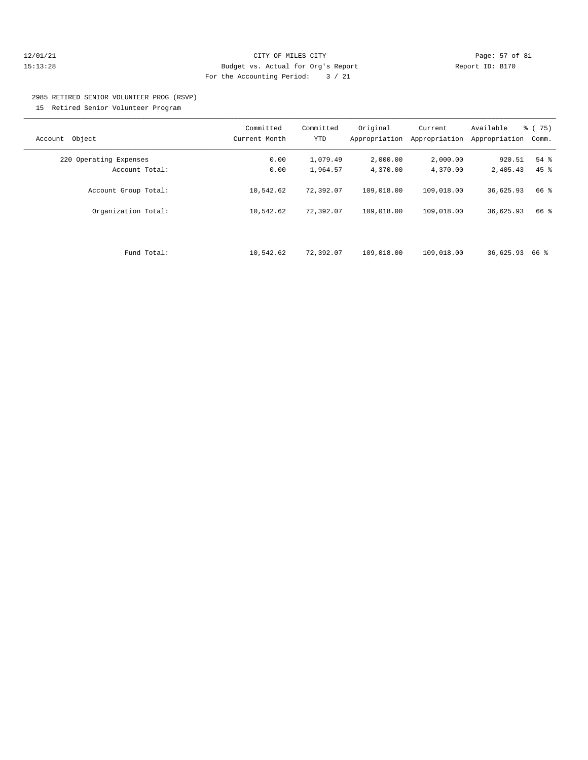CITY OF MILES CITY
Budget vs. Actual for Org's Report
For the Accounting Period: 3 / 21

12/01/21
15:13:28

Report ID: B170

2985 RETIRED SENIOR VOLUNTEER PROG (RSVP)
15 Retired Senior Volunteer Program

| Account Object | Committed Current Month | Committed YTD | Original Appropriation | Current Appropriation | Available Appropriation | % ( 75) Comm. |
|---|---|---|---|---|---|---|
| 220 Operating Expenses | 0.00 | 1,079.49 | 2,000.00 | 2,000.00 | 920.51 | 54 % |
| Account Total: | 0.00 | 1,964.57 | 4,370.00 | 4,370.00 | 2,405.43 | 45 % |
| Account Group Total: | 10,542.62 | 72,392.07 | 109,018.00 | 109,018.00 | 36,625.93 | 66 % |
| Organization Total: | 10,542.62 | 72,392.07 | 109,018.00 | 109,018.00 | 36,625.93 | 66 % |
| Fund Total: | 10,542.62 | 72,392.07 | 109,018.00 | 109,018.00 | 36,625.93 | 66 % |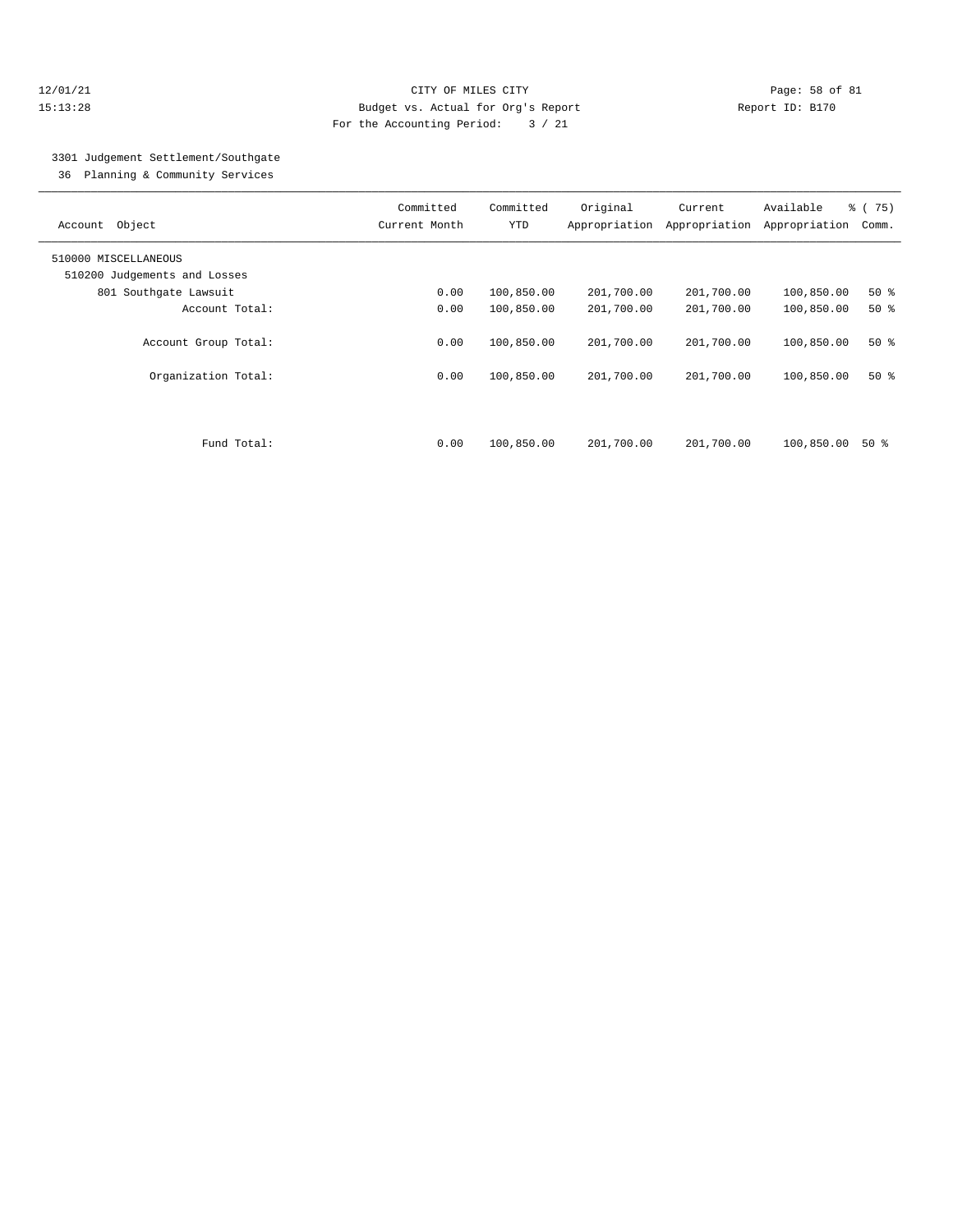CITY OF MILES CITY
Budget vs. Actual for Org's Report
For the Accounting Period: 3 / 21

12/01/21
15:13:28

Report ID: B170

## 3301 Judgement Settlement/Southgate

36 Planning & Community Services

| Account Object | Committed Current Month | Committed YTD | Original Appropriation | Current Appropriation | Available Appropriation | % ( 75) Comm. |
|---|---|---|---|---|---|---|
| 510000 MISCELLANEOUS | | | | | | |
| 510200 Judgements and Losses | | | | | | |
| 801 Southgate Lawsuit | 0.00 | 100,850.00 | 201,700.00 | 201,700.00 | 100,850.00 | 50 % |
| Account Total: | 0.00 | 100,850.00 | 201,700.00 | 201,700.00 | 100,850.00 | 50 % |
| Account Group Total: | 0.00 | 100,850.00 | 201,700.00 | 201,700.00 | 100,850.00 | 50 % |
| Organization Total: | 0.00 | 100,850.00 | 201,700.00 | 201,700.00 | 100,850.00 | 50 % |
| Fund Total: | 0.00 | 100,850.00 | 201,700.00 | 201,700.00 | 100,850.00 | 50 % |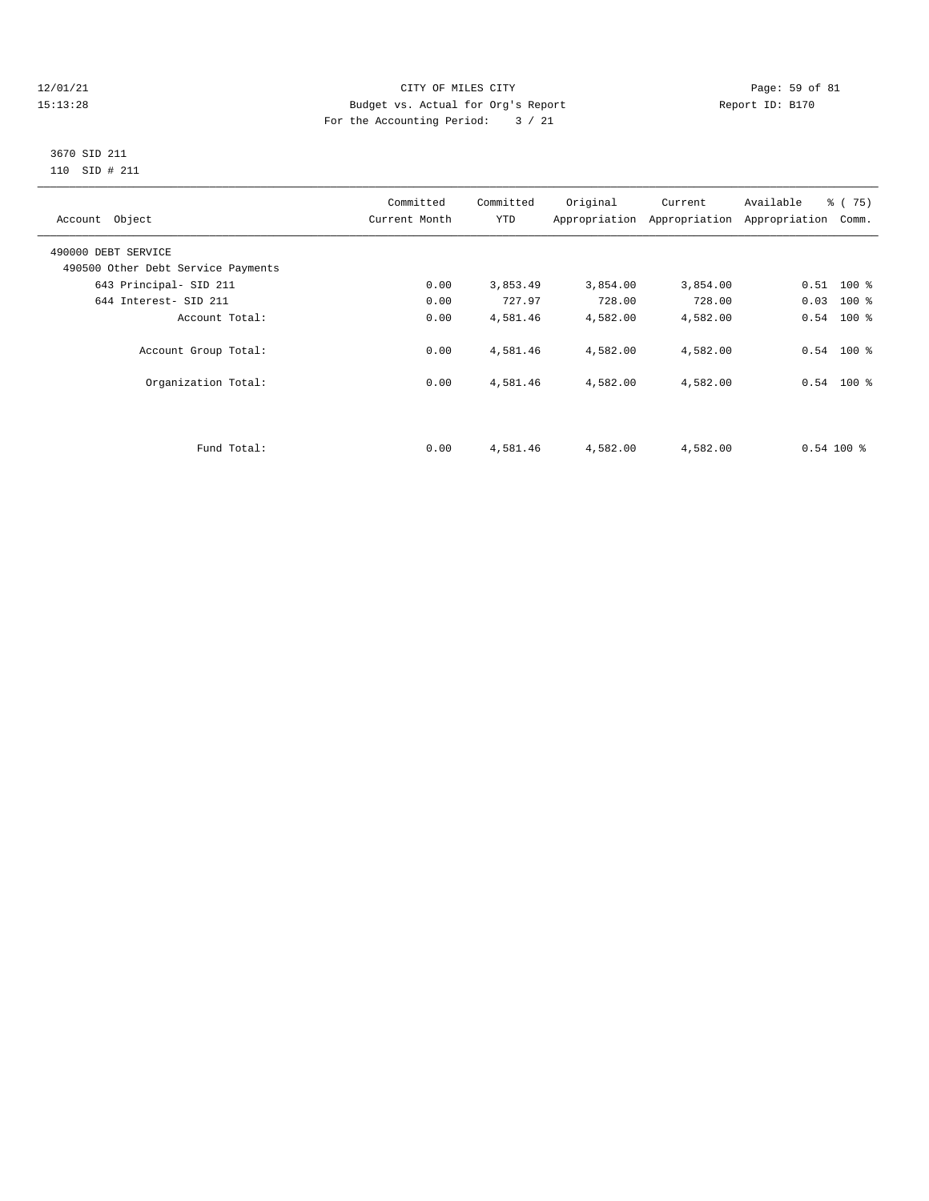CITY OF MILES CITY
Budget vs. Actual for Org's Report
For the Accounting Period: 3 / 21

12/01/21
15:13:28

Report ID: B170

3670 SID 211
110 SID # 211

| Account Object | Committed Current Month | Committed YTD | Original Appropriation | Current Appropriation | Available Appropriation | % ( 75) Comm. |
|---|---|---|---|---|---|---|
| 490000 DEBT SERVICE | | | | | | |
| 490500 Other Debt Service Payments | | | | | | |
| 643 Principal- SID 211 | 0.00 | 3,853.49 | 3,854.00 | 3,854.00 | 0.51 | 100 % |
| 644 Interest- SID 211 | 0.00 | 727.97 | 728.00 | 728.00 | 0.03 | 100 % |
| Account Total: | 0.00 | 4,581.46 | 4,582.00 | 4,582.00 | 0.54 | 100 % |
| Account Group Total: | 0.00 | 4,581.46 | 4,582.00 | 4,582.00 | 0.54 | 100 % |
| Organization Total: | 0.00 | 4,581.46 | 4,582.00 | 4,582.00 | 0.54 | 100 % |
| Fund Total: | 0.00 | 4,581.46 | 4,582.00 | 4,582.00 | 0.54 | 100 % |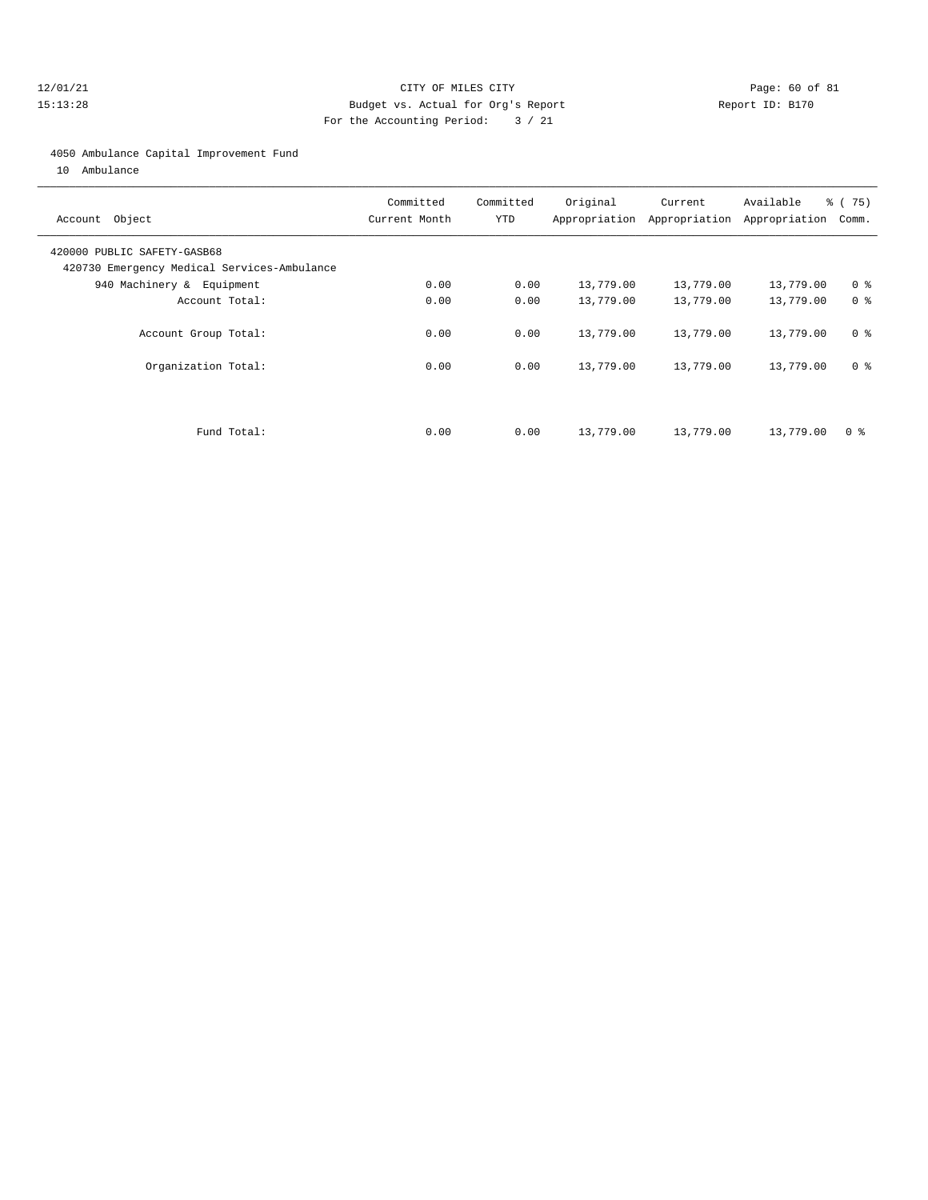CITY OF MILES CITY
Budget vs. Actual for Org's Report
For the Accounting Period: 3 / 21

12/01/21
15:13:28

Report ID: B170

4050 Ambulance Capital Improvement Fund
10 Ambulance

| Account Object | Committed Current Month | Committed YTD | Original Appropriation | Current Appropriation | Available Appropriation | % ( 75) Comm. |
|---|---|---|---|---|---|---|
| 420000 PUBLIC SAFETY-GASB68 | | | | | | |
| 420730 Emergency Medical Services-Ambulance | | | | | | |
| 940 Machinery & Equipment | 0.00 | 0.00 | 13,779.00 | 13,779.00 | 13,779.00 | 0 % |
| Account Total: | 0.00 | 0.00 | 13,779.00 | 13,779.00 | 13,779.00 | 0 % |
| Account Group Total: | 0.00 | 0.00 | 13,779.00 | 13,779.00 | 13,779.00 | 0 % |
| Organization Total: | 0.00 | 0.00 | 13,779.00 | 13,779.00 | 13,779.00 | 0 % |
| Fund Total: | 0.00 | 0.00 | 13,779.00 | 13,779.00 | 13,779.00 | 0 % |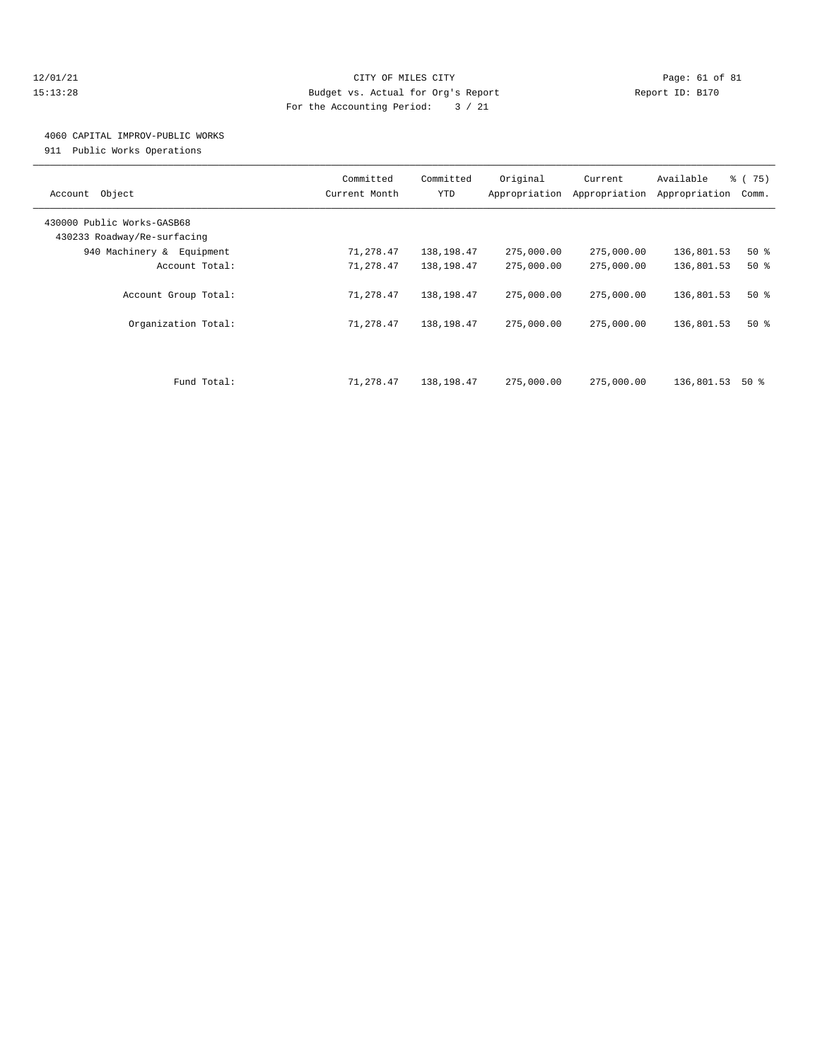CITY OF MILES CITY

Budget vs. Actual for Org's Report

For the Accounting Period: 3 / 21

12/01/21 15:13:28 Report ID: B170

4060 CAPITAL IMPROV-PUBLIC WORKS

911 Public Works Operations

| Account Object | Committed Current Month | Committed YTD | Original Appropriation | Current Appropriation | Available Appropriation | % ( 75) Comm. |
|---|---|---|---|---|---|---|
| 430000 Public Works-GASB68 | | | | | | |
| 430233 Roadway/Re-surfacing | | | | | | |
| 940 Machinery & Equipment | 71,278.47 | 138,198.47 | 275,000.00 | 275,000.00 | 136,801.53 | 50 % |
| Account Total: | 71,278.47 | 138,198.47 | 275,000.00 | 275,000.00 | 136,801.53 | 50 % |
| Account Group Total: | 71,278.47 | 138,198.47 | 275,000.00 | 275,000.00 | 136,801.53 | 50 % |
| Organization Total: | 71,278.47 | 138,198.47 | 275,000.00 | 275,000.00 | 136,801.53 | 50 % |
| Fund Total: | 71,278.47 | 138,198.47 | 275,000.00 | 275,000.00 | 136,801.53 | 50 % |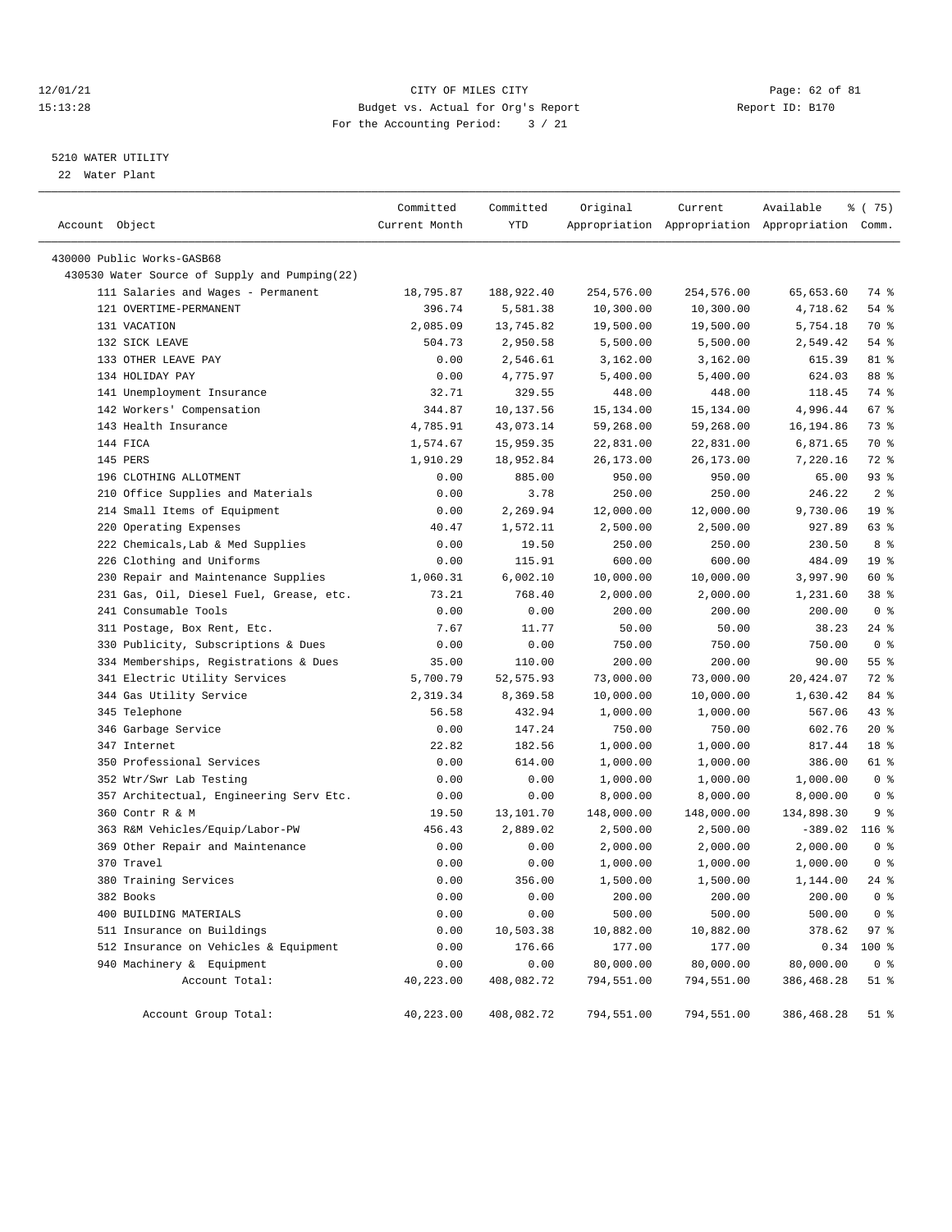CITY OF MILES CITY
Budget vs. Actual for Org's Report
For the Accounting Period: 3 / 21

12/01/21
15:13:28

Report ID: B170

5210 WATER UTILITY
22 Water Plant

| Account Object | Committed Current Month | Committed YTD | Original Appropriation | Current Appropriation | Available Appropriation | % ( 75) Comm. |
|---|---|---|---|---|---|---|
| 430000 Public Works-GASB68 | | | | | | |
| 430530 Water Source of Supply and Pumping(22) | | | | | | |
| 111 Salaries and Wages - Permanent | 18,795.87 | 188,922.40 | 254,576.00 | 254,576.00 | 65,653.60 | 74 % |
| 121 OVERTIME-PERMANENT | 396.74 | 5,581.38 | 10,300.00 | 10,300.00 | 4,718.62 | 54 % |
| 131 VACATION | 2,085.09 | 13,745.82 | 19,500.00 | 19,500.00 | 5,754.18 | 70 % |
| 132 SICK LEAVE | 504.73 | 2,950.58 | 5,500.00 | 5,500.00 | 2,549.42 | 54 % |
| 133 OTHER LEAVE PAY | 0.00 | 2,546.61 | 3,162.00 | 3,162.00 | 615.39 | 81 % |
| 134 HOLIDAY PAY | 0.00 | 4,775.97 | 5,400.00 | 5,400.00 | 624.03 | 88 % |
| 141 Unemployment Insurance | 32.71 | 329.55 | 448.00 | 448.00 | 118.45 | 74 % |
| 142 Workers' Compensation | 344.87 | 10,137.56 | 15,134.00 | 15,134.00 | 4,996.44 | 67 % |
| 143 Health Insurance | 4,785.91 | 43,073.14 | 59,268.00 | 59,268.00 | 16,194.86 | 73 % |
| 144 FICA | 1,574.67 | 15,959.35 | 22,831.00 | 22,831.00 | 6,871.65 | 70 % |
| 145 PERS | 1,910.29 | 18,952.84 | 26,173.00 | 26,173.00 | 7,220.16 | 72 % |
| 196 CLOTHING ALLOTMENT | 0.00 | 885.00 | 950.00 | 950.00 | 65.00 | 93 % |
| 210 Office Supplies and Materials | 0.00 | 3.78 | 250.00 | 250.00 | 246.22 | 2 % |
| 214 Small Items of Equipment | 0.00 | 2,269.94 | 12,000.00 | 12,000.00 | 9,730.06 | 19 % |
| 220 Operating Expenses | 40.47 | 1,572.11 | 2,500.00 | 2,500.00 | 927.89 | 63 % |
| 222 Chemicals,Lab & Med Supplies | 0.00 | 19.50 | 250.00 | 250.00 | 230.50 | 8 % |
| 226 Clothing and Uniforms | 0.00 | 115.91 | 600.00 | 600.00 | 484.09 | 19 % |
| 230 Repair and Maintenance Supplies | 1,060.31 | 6,002.10 | 10,000.00 | 10,000.00 | 3,997.90 | 60 % |
| 231 Gas, Oil, Diesel Fuel, Grease, etc. | 73.21 | 768.40 | 2,000.00 | 2,000.00 | 1,231.60 | 38 % |
| 241 Consumable Tools | 0.00 | 0.00 | 200.00 | 200.00 | 200.00 | 0 % |
| 311 Postage, Box Rent, Etc. | 7.67 | 11.77 | 50.00 | 50.00 | 38.23 | 24 % |
| 330 Publicity, Subscriptions & Dues | 0.00 | 0.00 | 750.00 | 750.00 | 750.00 | 0 % |
| 334 Memberships, Registrations & Dues | 35.00 | 110.00 | 200.00 | 200.00 | 90.00 | 55 % |
| 341 Electric Utility Services | 5,700.79 | 52,575.93 | 73,000.00 | 73,000.00 | 20,424.07 | 72 % |
| 344 Gas Utility Service | 2,319.34 | 8,369.58 | 10,000.00 | 10,000.00 | 1,630.42 | 84 % |
| 345 Telephone | 56.58 | 432.94 | 1,000.00 | 1,000.00 | 567.06 | 43 % |
| 346 Garbage Service | 0.00 | 147.24 | 750.00 | 750.00 | 602.76 | 20 % |
| 347 Internet | 22.82 | 182.56 | 1,000.00 | 1,000.00 | 817.44 | 18 % |
| 350 Professional Services | 0.00 | 614.00 | 1,000.00 | 1,000.00 | 386.00 | 61 % |
| 352 Wtr/Swr Lab Testing | 0.00 | 0.00 | 1,000.00 | 1,000.00 | 1,000.00 | 0 % |
| 357 Architectual, Engineering Serv Etc. | 0.00 | 0.00 | 8,000.00 | 8,000.00 | 8,000.00 | 0 % |
| 360 Contr R & M | 19.50 | 13,101.70 | 148,000.00 | 148,000.00 | 134,898.30 | 9 % |
| 363 R&M Vehicles/Equip/Labor-PW | 456.43 | 2,889.02 | 2,500.00 | 2,500.00 | -389.02 | 116 % |
| 369 Other Repair and Maintenance | 0.00 | 0.00 | 2,000.00 | 2,000.00 | 2,000.00 | 0 % |
| 370 Travel | 0.00 | 0.00 | 1,000.00 | 1,000.00 | 1,000.00 | 0 % |
| 380 Training Services | 0.00 | 356.00 | 1,500.00 | 1,500.00 | 1,144.00 | 24 % |
| 382 Books | 0.00 | 0.00 | 200.00 | 200.00 | 200.00 | 0 % |
| 400 BUILDING MATERIALS | 0.00 | 0.00 | 500.00 | 500.00 | 500.00 | 0 % |
| 511 Insurance on Buildings | 0.00 | 10,503.38 | 10,882.00 | 10,882.00 | 378.62 | 97 % |
| 512 Insurance on Vehicles & Equipment | 0.00 | 176.66 | 177.00 | 177.00 | 0.34 | 100 % |
| 940 Machinery & Equipment | 0.00 | 0.00 | 80,000.00 | 80,000.00 | 80,000.00 | 0 % |
| Account Total: | 40,223.00 | 408,082.72 | 794,551.00 | 794,551.00 | 386,468.28 | 51 % |
| Account Group Total: | 40,223.00 | 408,082.72 | 794,551.00 | 794,551.00 | 386,468.28 | 51 % |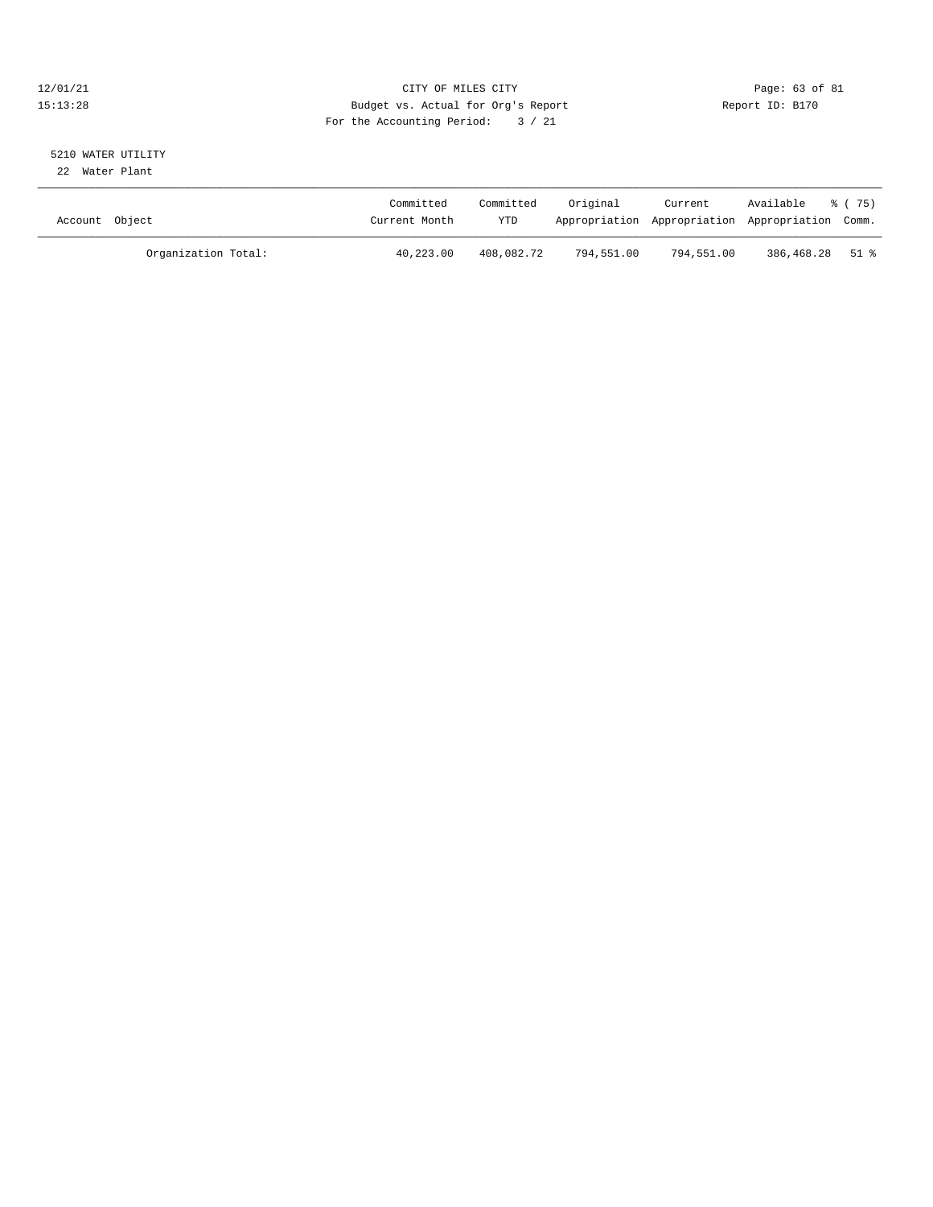CITY OF MILES CITY
Budget vs. Actual for Org's Report
For the Accounting Period: 3 / 21

Report ID: B170

5210 WATER UTILITY
22 Water Plant

| Account Object | Committed Current Month | Committed YTD | Original Appropriation | Current Appropriation | Available Appropriation | % ( 75) Comm. |
|---|---|---|---|---|---|---|
| Organization Total: | 40,223.00 | 408,082.72 | 794,551.00 | 794,551.00 | 386,468.28 | 51 % |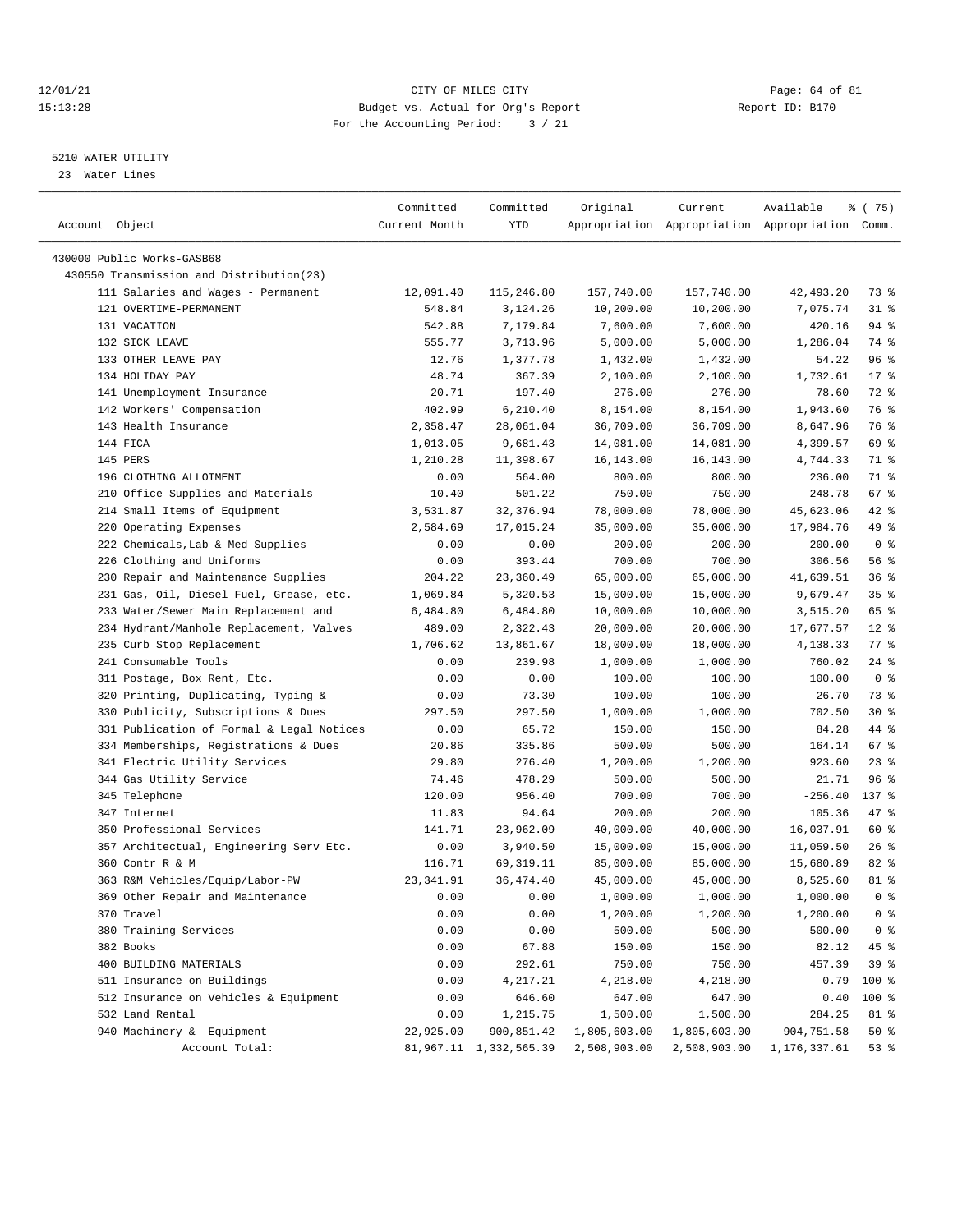CITY OF MILES CITY
Budget vs. Actual for Org's Report
For the Accounting Period: 3 / 21

12/01/21
15:13:28
Report ID: B170

5210 WATER UTILITY
23 Water Lines

| Account Object | Committed Current Month | Committed YTD | Original Appropriation | Current Appropriation | Available Appropriation | % ( 75) Comm. |
|---|---|---|---|---|---|---|
| 430000 Public Works-GASB68 | | | | | | |
| 430550 Transmission and Distribution(23) | | | | | | |
| 111 Salaries and Wages - Permanent | 12,091.40 | 115,246.80 | 157,740.00 | 157,740.00 | 42,493.20 | 73 % |
| 121 OVERTIME-PERMANENT | 548.84 | 3,124.26 | 10,200.00 | 10,200.00 | 7,075.74 | 31 % |
| 131 VACATION | 542.88 | 7,179.84 | 7,600.00 | 7,600.00 | 420.16 | 94 % |
| 132 SICK LEAVE | 555.77 | 3,713.96 | 5,000.00 | 5,000.00 | 1,286.04 | 74 % |
| 133 OTHER LEAVE PAY | 12.76 | 1,377.78 | 1,432.00 | 1,432.00 | 54.22 | 96 % |
| 134 HOLIDAY PAY | 48.74 | 367.39 | 2,100.00 | 2,100.00 | 1,732.61 | 17 % |
| 141 Unemployment Insurance | 20.71 | 197.40 | 276.00 | 276.00 | 78.60 | 72 % |
| 142 Workers' Compensation | 402.99 | 6,210.40 | 8,154.00 | 8,154.00 | 1,943.60 | 76 % |
| 143 Health Insurance | 2,358.47 | 28,061.04 | 36,709.00 | 36,709.00 | 8,647.96 | 76 % |
| 144 FICA | 1,013.05 | 9,681.43 | 14,081.00 | 14,081.00 | 4,399.57 | 69 % |
| 145 PERS | 1,210.28 | 11,398.67 | 16,143.00 | 16,143.00 | 4,744.33 | 71 % |
| 196 CLOTHING ALLOTMENT | 0.00 | 564.00 | 800.00 | 800.00 | 236.00 | 71 % |
| 210 Office Supplies and Materials | 10.40 | 501.22 | 750.00 | 750.00 | 248.78 | 67 % |
| 214 Small Items of Equipment | 3,531.87 | 32,376.94 | 78,000.00 | 78,000.00 | 45,623.06 | 42 % |
| 220 Operating Expenses | 2,584.69 | 17,015.24 | 35,000.00 | 35,000.00 | 17,984.76 | 49 % |
| 222 Chemicals,Lab & Med Supplies | 0.00 | 0.00 | 200.00 | 200.00 | 200.00 | 0 % |
| 226 Clothing and Uniforms | 0.00 | 393.44 | 700.00 | 700.00 | 306.56 | 56 % |
| 230 Repair and Maintenance Supplies | 204.22 | 23,360.49 | 65,000.00 | 65,000.00 | 41,639.51 | 36 % |
| 231 Gas, Oil, Diesel Fuel, Grease, etc. | 1,069.84 | 5,320.53 | 15,000.00 | 15,000.00 | 9,679.47 | 35 % |
| 233 Water/Sewer Main Replacement and | 6,484.80 | 6,484.80 | 10,000.00 | 10,000.00 | 3,515.20 | 65 % |
| 234 Hydrant/Manhole Replacement, Valves | 489.00 | 2,322.43 | 20,000.00 | 20,000.00 | 17,677.57 | 12 % |
| 235 Curb Stop Replacement | 1,706.62 | 13,861.67 | 18,000.00 | 18,000.00 | 4,138.33 | 77 % |
| 241 Consumable Tools | 0.00 | 239.98 | 1,000.00 | 1,000.00 | 760.02 | 24 % |
| 311 Postage, Box Rent, Etc. | 0.00 | 0.00 | 100.00 | 100.00 | 100.00 | 0 % |
| 320 Printing, Duplicating, Typing & | 0.00 | 73.30 | 100.00 | 100.00 | 26.70 | 73 % |
| 330 Publicity, Subscriptions & Dues | 297.50 | 297.50 | 1,000.00 | 1,000.00 | 702.50 | 30 % |
| 331 Publication of Formal & Legal Notices | 0.00 | 65.72 | 150.00 | 150.00 | 84.28 | 44 % |
| 334 Memberships, Registrations & Dues | 20.86 | 335.86 | 500.00 | 500.00 | 164.14 | 67 % |
| 341 Electric Utility Services | 29.80 | 276.40 | 1,200.00 | 1,200.00 | 923.60 | 23 % |
| 344 Gas Utility Service | 74.46 | 478.29 | 500.00 | 500.00 | 21.71 | 96 % |
| 345 Telephone | 120.00 | 956.40 | 700.00 | 700.00 | -256.40 | 137 % |
| 347 Internet | 11.83 | 94.64 | 200.00 | 200.00 | 105.36 | 47 % |
| 350 Professional Services | 141.71 | 23,962.09 | 40,000.00 | 40,000.00 | 16,037.91 | 60 % |
| 357 Architectual, Engineering Serv Etc. | 0.00 | 3,940.50 | 15,000.00 | 15,000.00 | 11,059.50 | 26 % |
| 360 Contr R & M | 116.71 | 69,319.11 | 85,000.00 | 85,000.00 | 15,680.89 | 82 % |
| 363 R&M Vehicles/Equip/Labor-PW | 23,341.91 | 36,474.40 | 45,000.00 | 45,000.00 | 8,525.60 | 81 % |
| 369 Other Repair and Maintenance | 0.00 | 0.00 | 1,000.00 | 1,000.00 | 1,000.00 | 0 % |
| 370 Travel | 0.00 | 0.00 | 1,200.00 | 1,200.00 | 1,200.00 | 0 % |
| 380 Training Services | 0.00 | 0.00 | 500.00 | 500.00 | 500.00 | 0 % |
| 382 Books | 0.00 | 67.88 | 150.00 | 150.00 | 82.12 | 45 % |
| 400 BUILDING MATERIALS | 0.00 | 292.61 | 750.00 | 750.00 | 457.39 | 39 % |
| 511 Insurance on Buildings | 0.00 | 4,217.21 | 4,218.00 | 4,218.00 | 0.79 | 100 % |
| 512 Insurance on Vehicles & Equipment | 0.00 | 646.60 | 647.00 | 647.00 | 0.40 | 100 % |
| 532 Land Rental | 0.00 | 1,215.75 | 1,500.00 | 1,500.00 | 284.25 | 81 % |
| 940 Machinery & Equipment | 22,925.00 | 900,851.42 | 1,805,603.00 | 1,805,603.00 | 904,751.58 | 50 % |
| Account Total: | 81,967.11 | 1,332,565.39 | 2,508,903.00 | 2,508,903.00 | 1,176,337.61 | 53 % |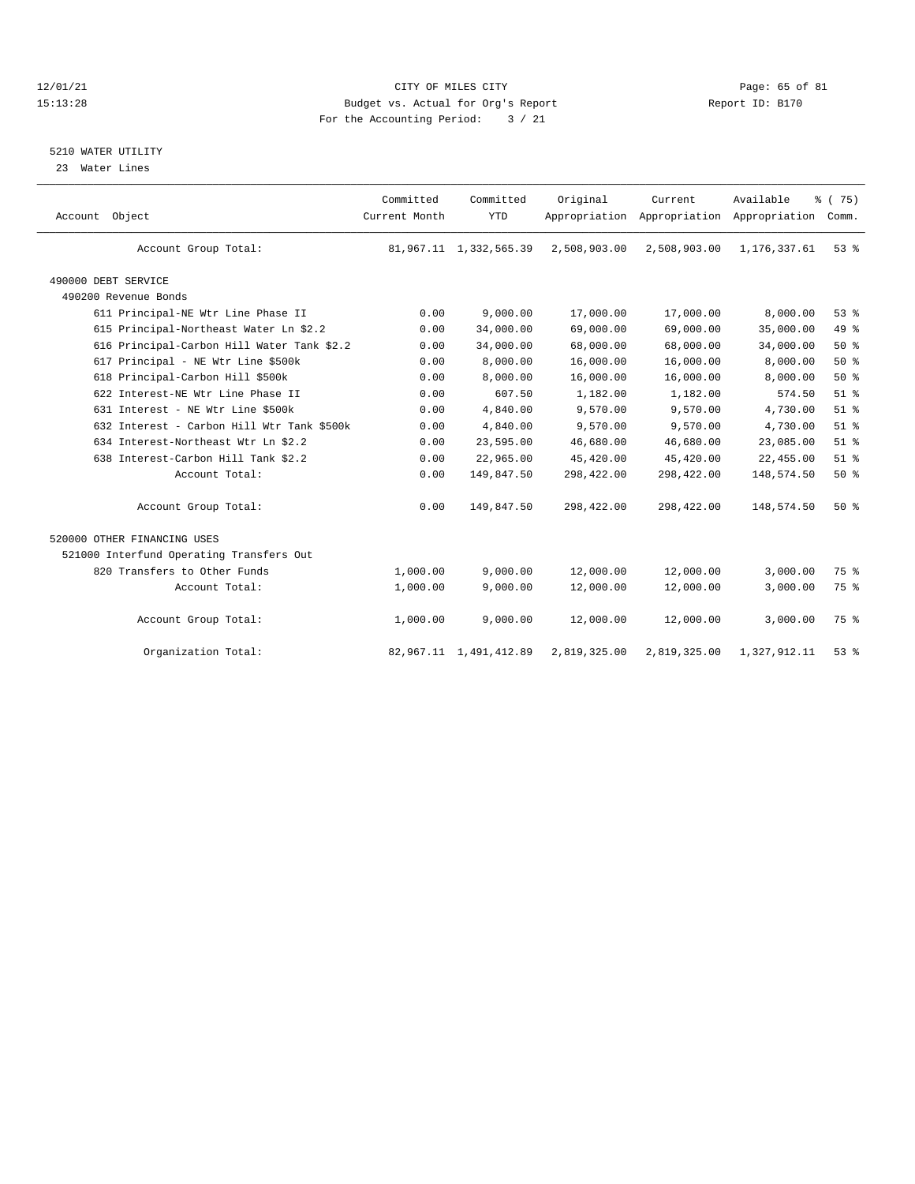CITY OF MILES CITY
Budget vs. Actual for Org's Report
For the Accounting Period: 3 / 21

12/01/21
15:13:28

Report ID: B170

5210 WATER UTILITY
23 Water Lines

| Account Object | Committed Current Month | Committed YTD | Original Appropriation | Current Appropriation | Available Appropriation | % ( 75) Comm. |
|---|---|---|---|---|---|---|
| Account Group Total: | 81,967.11 | 1,332,565.39 | 2,508,903.00 | 2,508,903.00 | 1,176,337.61 | 53 % |
| 490000 DEBT SERVICE | | | | | | |
| 490200 Revenue Bonds | | | | | | |
| 611 Principal-NE Wtr Line Phase II | 0.00 | 9,000.00 | 17,000.00 | 17,000.00 | 8,000.00 | 53 % |
| 615 Principal-Northeast Water Ln $2.2 | 0.00 | 34,000.00 | 69,000.00 | 69,000.00 | 35,000.00 | 49 % |
| 616 Principal-Carbon Hill Water Tank $2.2 | 0.00 | 34,000.00 | 68,000.00 | 68,000.00 | 34,000.00 | 50 % |
| 617 Principal - NE Wtr Line $500k | 0.00 | 8,000.00 | 16,000.00 | 16,000.00 | 8,000.00 | 50 % |
| 618 Principal-Carbon Hill $500k | 0.00 | 8,000.00 | 16,000.00 | 16,000.00 | 8,000.00 | 50 % |
| 622 Interest-NE Wtr Line Phase II | 0.00 | 607.50 | 1,182.00 | 1,182.00 | 574.50 | 51 % |
| 631 Interest - NE Wtr Line $500k | 0.00 | 4,840.00 | 9,570.00 | 9,570.00 | 4,730.00 | 51 % |
| 632 Interest - Carbon Hill Wtr Tank $500k | 0.00 | 4,840.00 | 9,570.00 | 9,570.00 | 4,730.00 | 51 % |
| 634 Interest-Northeast Wtr Ln $2.2 | 0.00 | 23,595.00 | 46,680.00 | 46,680.00 | 23,085.00 | 51 % |
| 638 Interest-Carbon Hill Tank $2.2 | 0.00 | 22,965.00 | 45,420.00 | 45,420.00 | 22,455.00 | 51 % |
| Account Total: | 0.00 | 149,847.50 | 298,422.00 | 298,422.00 | 148,574.50 | 50 % |
| Account Group Total: | 0.00 | 149,847.50 | 298,422.00 | 298,422.00 | 148,574.50 | 50 % |
| 520000 OTHER FINANCING USES | | | | | | |
| 521000 Interfund Operating Transfers Out | | | | | | |
| 820 Transfers to Other Funds | 1,000.00 | 9,000.00 | 12,000.00 | 12,000.00 | 3,000.00 | 75 % |
| Account Total: | 1,000.00 | 9,000.00 | 12,000.00 | 12,000.00 | 3,000.00 | 75 % |
| Account Group Total: | 1,000.00 | 9,000.00 | 12,000.00 | 12,000.00 | 3,000.00 | 75 % |
| Organization Total: | 82,967.11 | 1,491,412.89 | 2,819,325.00 | 2,819,325.00 | 1,327,912.11 | 53 % |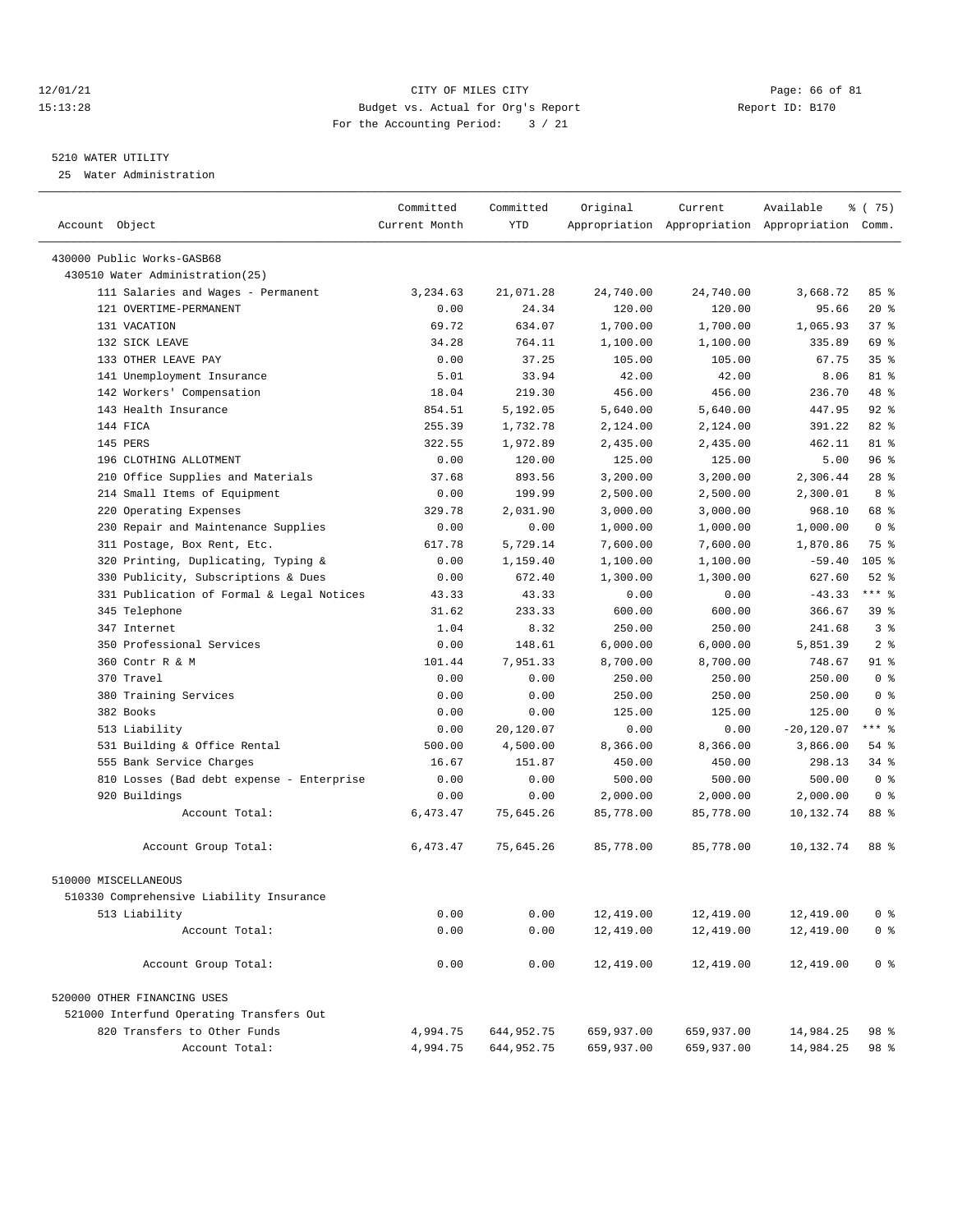12/01/21 CITY OF MILES CITY
15:13:28 Budget vs. Actual for Org's Report Report ID: B170
For the Accounting Period: 3 / 21

5210 WATER UTILITY
25 Water Administration

| Account Object | Committed Current Month | Committed YTD | Original Appropriation | Current Appropriation | Available Appropriation | % ( 75) Comm. |
|---|---|---|---|---|---|---|
| 430000 Public Works-GASB68 | | | | | | |
| 430510 Water Administration(25) | | | | | | |
| 111 Salaries and Wages - Permanent | 3,234.63 | 21,071.28 | 24,740.00 | 24,740.00 | 3,668.72 | 85 % |
| 121 OVERTIME-PERMANENT | 0.00 | 24.34 | 120.00 | 120.00 | 95.66 | 20 % |
| 131 VACATION | 69.72 | 634.07 | 1,700.00 | 1,700.00 | 1,065.93 | 37 % |
| 132 SICK LEAVE | 34.28 | 764.11 | 1,100.00 | 1,100.00 | 335.89 | 69 % |
| 133 OTHER LEAVE PAY | 0.00 | 37.25 | 105.00 | 105.00 | 67.75 | 35 % |
| 141 Unemployment Insurance | 5.01 | 33.94 | 42.00 | 42.00 | 8.06 | 81 % |
| 142 Workers' Compensation | 18.04 | 219.30 | 456.00 | 456.00 | 236.70 | 48 % |
| 143 Health Insurance | 854.51 | 5,192.05 | 5,640.00 | 5,640.00 | 447.95 | 92 % |
| 144 FICA | 255.39 | 1,732.78 | 2,124.00 | 2,124.00 | 391.22 | 82 % |
| 145 PERS | 322.55 | 1,972.89 | 2,435.00 | 2,435.00 | 462.11 | 81 % |
| 196 CLOTHING ALLOTMENT | 0.00 | 120.00 | 125.00 | 125.00 | 5.00 | 96 % |
| 210 Office Supplies and Materials | 37.68 | 893.56 | 3,200.00 | 3,200.00 | 2,306.44 | 28 % |
| 214 Small Items of Equipment | 0.00 | 199.99 | 2,500.00 | 2,500.00 | 2,300.01 | 8 % |
| 220 Operating Expenses | 329.78 | 2,031.90 | 3,000.00 | 3,000.00 | 968.10 | 68 % |
| 230 Repair and Maintenance Supplies | 0.00 | 0.00 | 1,000.00 | 1,000.00 | 1,000.00 | 0 % |
| 311 Postage, Box Rent, Etc. | 617.78 | 5,729.14 | 7,600.00 | 7,600.00 | 1,870.86 | 75 % |
| 320 Printing, Duplicating, Typing & | 0.00 | 1,159.40 | 1,100.00 | 1,100.00 | -59.40 | 105 % |
| 330 Publicity, Subscriptions & Dues | 0.00 | 672.40 | 1,300.00 | 1,300.00 | 627.60 | 52 % |
| 331 Publication of Formal & Legal Notices | 43.33 | 43.33 | 0.00 | 0.00 | -43.33 | *** % |
| 345 Telephone | 31.62 | 233.33 | 600.00 | 600.00 | 366.67 | 39 % |
| 347 Internet | 1.04 | 8.32 | 250.00 | 250.00 | 241.68 | 3 % |
| 350 Professional Services | 0.00 | 148.61 | 6,000.00 | 6,000.00 | 5,851.39 | 2 % |
| 360 Contr R & M | 101.44 | 7,951.33 | 8,700.00 | 8,700.00 | 748.67 | 91 % |
| 370 Travel | 0.00 | 0.00 | 250.00 | 250.00 | 250.00 | 0 % |
| 380 Training Services | 0.00 | 0.00 | 250.00 | 250.00 | 250.00 | 0 % |
| 382 Books | 0.00 | 0.00 | 125.00 | 125.00 | 125.00 | 0 % |
| 513 Liability | 0.00 | 20,120.07 | 0.00 | 0.00 | -20,120.07 | *** % |
| 531 Building & Office Rental | 500.00 | 4,500.00 | 8,366.00 | 8,366.00 | 3,866.00 | 54 % |
| 555 Bank Service Charges | 16.67 | 151.87 | 450.00 | 450.00 | 298.13 | 34 % |
| 810 Losses (Bad debt expense - Enterprise | 0.00 | 0.00 | 500.00 | 500.00 | 500.00 | 0 % |
| 920 Buildings | 0.00 | 0.00 | 2,000.00 | 2,000.00 | 2,000.00 | 0 % |
| Account Total: | 6,473.47 | 75,645.26 | 85,778.00 | 85,778.00 | 10,132.74 | 88 % |
| Account Group Total: | 6,473.47 | 75,645.26 | 85,778.00 | 85,778.00 | 10,132.74 | 88 % |
| 510000 MISCELLANEOUS | | | | | | |
| 510330 Comprehensive Liability Insurance | | | | | | |
| 513 Liability | 0.00 | 0.00 | 12,419.00 | 12,419.00 | 12,419.00 | 0 % |
| Account Total: | 0.00 | 0.00 | 12,419.00 | 12,419.00 | 12,419.00 | 0 % |
| Account Group Total: | 0.00 | 0.00 | 12,419.00 | 12,419.00 | 12,419.00 | 0 % |
| 520000 OTHER FINANCING USES | | | | | | |
| 521000 Interfund Operating Transfers Out | | | | | | |
| 820 Transfers to Other Funds | 4,994.75 | 644,952.75 | 659,937.00 | 659,937.00 | 14,984.25 | 98 % |
| Account Total: | 4,994.75 | 644,952.75 | 659,937.00 | 659,937.00 | 14,984.25 | 98 % |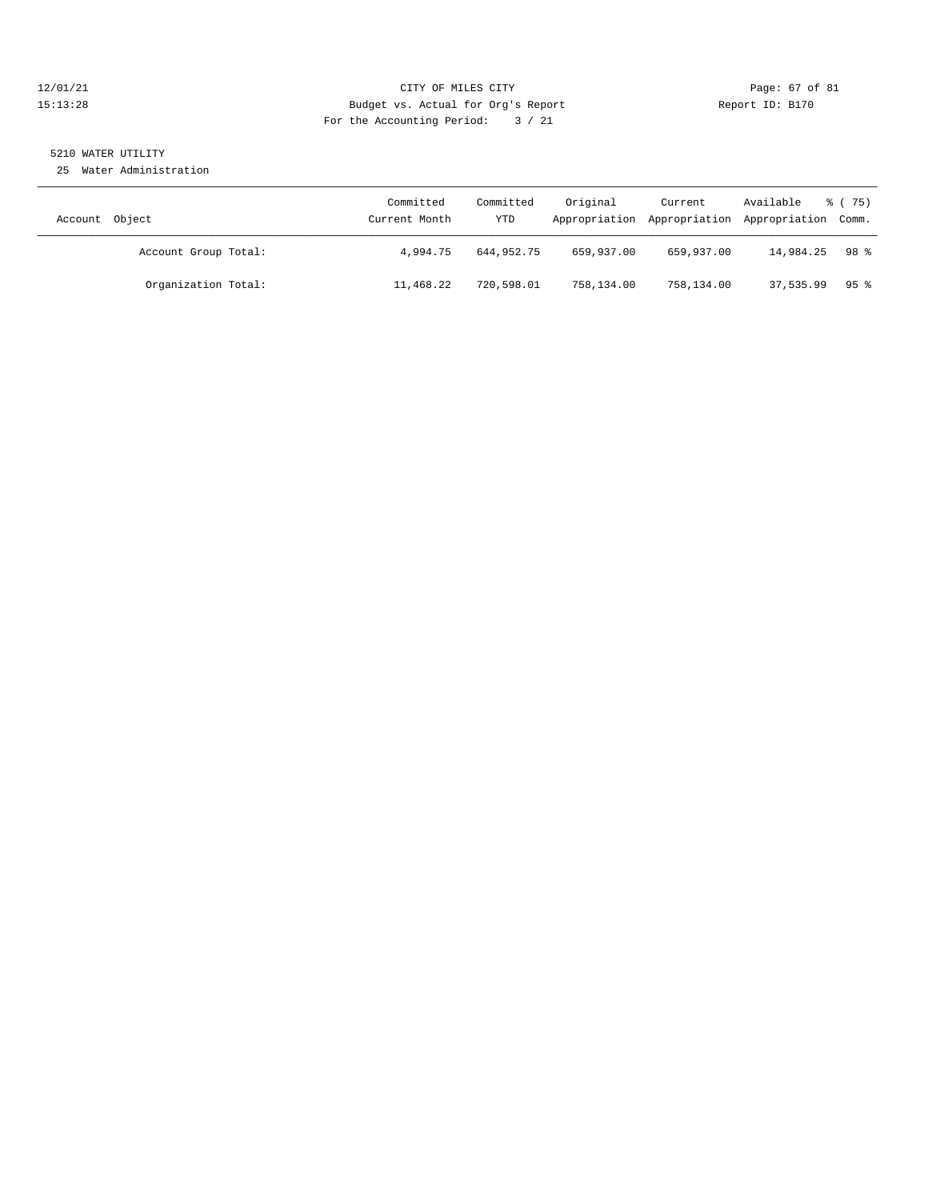12/01/21 CITY OF MILES CITY
15:13:28 Budget vs. Actual for Org's Report Report ID: B170
For the Accounting Period: 3 / 21

5210 WATER UTILITY
25 Water Administration

| Account Object | Committed Current Month | Committed YTD | Original Appropriation | Current Appropriation | Available Appropriation | % ( 75) Comm. |
|---|---|---|---|---|---|---|
| Account Group Total: | 4,994.75 | 644,952.75 | 659,937.00 | 659,937.00 | 14,984.25 | 98 % |
| Organization Total: | 11,468.22 | 720,598.01 | 758,134.00 | 758,134.00 | 37,535.99 | 95 % |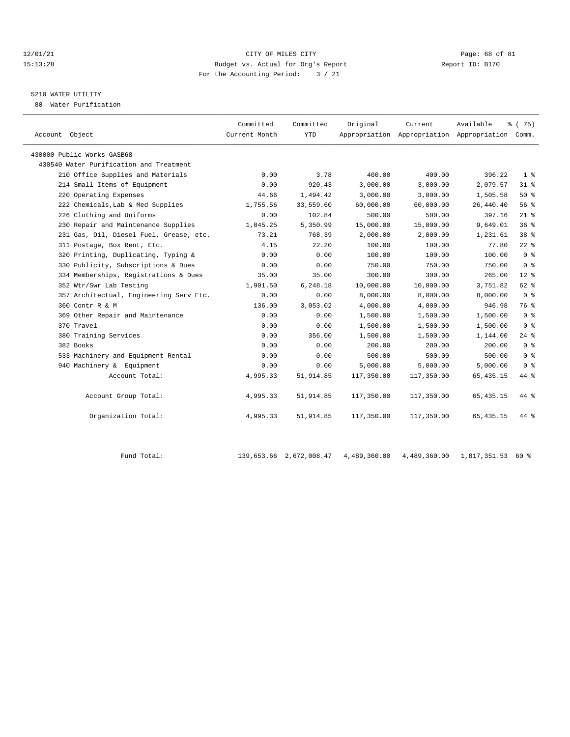12/01/21 CITY OF MILES CITY

15:13:28 Budget vs. Actual for Org's Report Report ID: B170

For the Accounting Period: 3 / 21

5210 WATER UTILITY

80 Water Purification

| Account Object | Committed Current Month | Committed YTD | Original Appropriation | Current Appropriation | Available Appropriation | % ( 75) Comm. |
|---|---|---|---|---|---|---|
| 430000 Public Works-GASB68 | | | | | | |
| 430540 Water Purification and Treatment | | | | | | |
| 210 Office Supplies and Materials | 0.00 | 3.78 | 400.00 | 400.00 | 396.22 | 1 % |
| 214 Small Items of Equipment | 0.00 | 920.43 | 3,000.00 | 3,000.00 | 2,079.57 | 31 % |
| 220 Operating Expenses | 44.66 | 1,494.42 | 3,000.00 | 3,000.00 | 1,505.58 | 50 % |
| 222 Chemicals,Lab & Med Supplies | 1,755.56 | 33,559.60 | 60,000.00 | 60,000.00 | 26,440.40 | 56 % |
| 226 Clothing and Uniforms | 0.00 | 102.84 | 500.00 | 500.00 | 397.16 | 21 % |
| 230 Repair and Maintenance Supplies | 1,045.25 | 5,350.99 | 15,000.00 | 15,000.00 | 9,649.01 | 36 % |
| 231 Gas, Oil, Diesel Fuel, Grease, etc. | 73.21 | 768.39 | 2,000.00 | 2,000.00 | 1,231.61 | 38 % |
| 311 Postage, Box Rent, Etc. | 4.15 | 22.20 | 100.00 | 100.00 | 77.80 | 22 % |
| 320 Printing, Duplicating, Typing & | 0.00 | 0.00 | 100.00 | 100.00 | 100.00 | 0 % |
| 330 Publicity, Subscriptions & Dues | 0.00 | 0.00 | 750.00 | 750.00 | 750.00 | 0 % |
| 334 Memberships, Registrations & Dues | 35.00 | 35.00 | 300.00 | 300.00 | 265.00 | 12 % |
| 352 Wtr/Swr Lab Testing | 1,901.50 | 6,248.18 | 10,000.00 | 10,000.00 | 3,751.82 | 62 % |
| 357 Architectual, Engineering Serv Etc. | 0.00 | 0.00 | 8,000.00 | 8,000.00 | 8,000.00 | 0 % |
| 360 Contr R & M | 136.00 | 3,053.02 | 4,000.00 | 4,000.00 | 946.98 | 76 % |
| 369 Other Repair and Maintenance | 0.00 | 0.00 | 1,500.00 | 1,500.00 | 1,500.00 | 0 % |
| 370 Travel | 0.00 | 0.00 | 1,500.00 | 1,500.00 | 1,500.00 | 0 % |
| 380 Training Services | 0.00 | 356.00 | 1,500.00 | 1,500.00 | 1,144.00 | 24 % |
| 382 Books | 0.00 | 0.00 | 200.00 | 200.00 | 200.00 | 0 % |
| 533 Machinery and Equipment Rental | 0.00 | 0.00 | 500.00 | 500.00 | 500.00 | 0 % |
| 940 Machinery & Equipment | 0.00 | 0.00 | 5,000.00 | 5,000.00 | 5,000.00 | 0 % |
| Account Total: | 4,995.33 | 51,914.85 | 117,350.00 | 117,350.00 | 65,435.15 | 44 % |
| Account Group Total: | 4,995.33 | 51,914.85 | 117,350.00 | 117,350.00 | 65,435.15 | 44 % |
| Organization Total: | 4,995.33 | 51,914.85 | 117,350.00 | 117,350.00 | 65,435.15 | 44 % |
| Fund Total: | 139,653.66 | 2,672,008.47 | 4,489,360.00 | 4,489,360.00 | 1,817,351.53 | 60 % |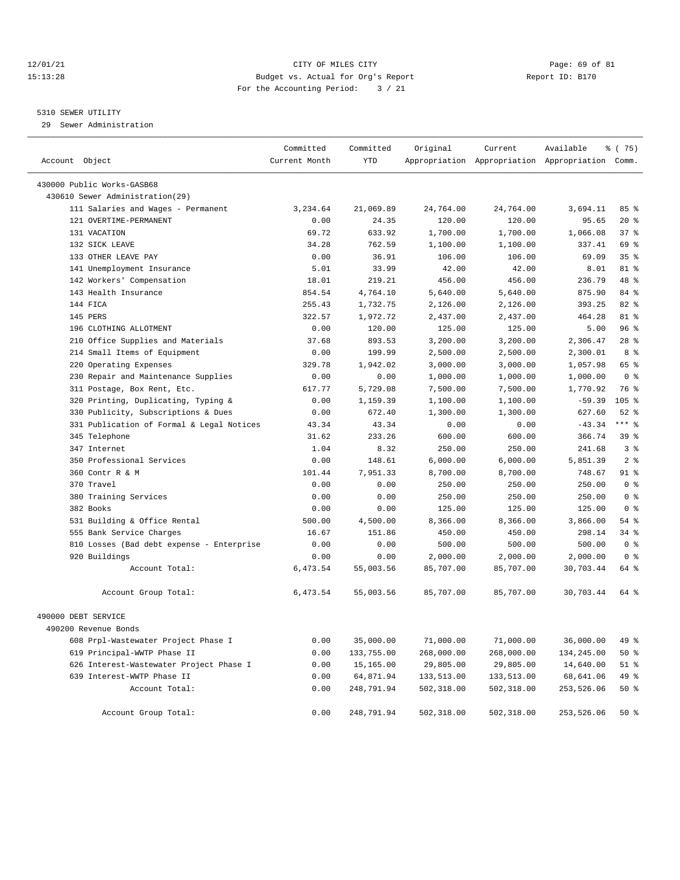12/01/21 CITY OF MILES CITY
15:13:28 Budget vs. Actual for Org's Report Report ID: B170
For the Accounting Period: 3 / 21

5310 SEWER UTILITY
29 Sewer Administration

| Account Object | Committed Current Month | Committed YTD | Original Appropriation | Current Appropriation | Available Appropriation | % ( 75) Comm. |
|---|---|---|---|---|---|---|
| 430000 Public Works-GASB68 | | | | | | |
| 430610 Sewer Administration(29) | | | | | | |
| 111 Salaries and Wages - Permanent | 3,234.64 | 21,069.89 | 24,764.00 | 24,764.00 | 3,694.11 | 85 % |
| 121 OVERTIME-PERMANENT | 0.00 | 24.35 | 120.00 | 120.00 | 95.65 | 20 % |
| 131 VACATION | 69.72 | 633.92 | 1,700.00 | 1,700.00 | 1,066.08 | 37 % |
| 132 SICK LEAVE | 34.28 | 762.59 | 1,100.00 | 1,100.00 | 337.41 | 69 % |
| 133 OTHER LEAVE PAY | 0.00 | 36.91 | 106.00 | 106.00 | 69.09 | 35 % |
| 141 Unemployment Insurance | 5.01 | 33.99 | 42.00 | 42.00 | 8.01 | 81 % |
| 142 Workers' Compensation | 18.01 | 219.21 | 456.00 | 456.00 | 236.79 | 48 % |
| 143 Health Insurance | 854.54 | 4,764.10 | 5,640.00 | 5,640.00 | 875.90 | 84 % |
| 144 FICA | 255.43 | 1,732.75 | 2,126.00 | 2,126.00 | 393.25 | 82 % |
| 145 PERS | 322.57 | 1,972.72 | 2,437.00 | 2,437.00 | 464.28 | 81 % |
| 196 CLOTHING ALLOTMENT | 0.00 | 120.00 | 125.00 | 125.00 | 5.00 | 96 % |
| 210 Office Supplies and Materials | 37.68 | 893.53 | 3,200.00 | 3,200.00 | 2,306.47 | 28 % |
| 214 Small Items of Equipment | 0.00 | 199.99 | 2,500.00 | 2,500.00 | 2,300.01 | 8 % |
| 220 Operating Expenses | 329.78 | 1,942.02 | 3,000.00 | 3,000.00 | 1,057.98 | 65 % |
| 230 Repair and Maintenance Supplies | 0.00 | 0.00 | 1,000.00 | 1,000.00 | 1,000.00 | 0 % |
| 311 Postage, Box Rent, Etc. | 617.77 | 5,729.08 | 7,500.00 | 7,500.00 | 1,770.92 | 76 % |
| 320 Printing, Duplicating, Typing & | 0.00 | 1,159.39 | 1,100.00 | 1,100.00 | -59.39 | 105 % |
| 330 Publicity, Subscriptions & Dues | 0.00 | 672.40 | 1,300.00 | 1,300.00 | 627.60 | 52 % |
| 331 Publication of Formal & Legal Notices | 43.34 | 43.34 | 0.00 | 0.00 | -43.34 | *** % |
| 345 Telephone | 31.62 | 233.26 | 600.00 | 600.00 | 366.74 | 39 % |
| 347 Internet | 1.04 | 8.32 | 250.00 | 250.00 | 241.68 | 3 % |
| 350 Professional Services | 0.00 | 148.61 | 6,000.00 | 6,000.00 | 5,851.39 | 2 % |
| 360 Contr R & M | 101.44 | 7,951.33 | 8,700.00 | 8,700.00 | 748.67 | 91 % |
| 370 Travel | 0.00 | 0.00 | 250.00 | 250.00 | 250.00 | 0 % |
| 380 Training Services | 0.00 | 0.00 | 250.00 | 250.00 | 250.00 | 0 % |
| 382 Books | 0.00 | 0.00 | 125.00 | 125.00 | 125.00 | 0 % |
| 531 Building & Office Rental | 500.00 | 4,500.00 | 8,366.00 | 8,366.00 | 3,866.00 | 54 % |
| 555 Bank Service Charges | 16.67 | 151.86 | 450.00 | 450.00 | 298.14 | 34 % |
| 810 Losses (Bad debt expense - Enterprise | 0.00 | 0.00 | 500.00 | 500.00 | 500.00 | 0 % |
| 920 Buildings | 0.00 | 0.00 | 2,000.00 | 2,000.00 | 2,000.00 | 0 % |
| Account Total: | 6,473.54 | 55,003.56 | 85,707.00 | 85,707.00 | 30,703.44 | 64 % |
| Account Group Total: | 6,473.54 | 55,003.56 | 85,707.00 | 85,707.00 | 30,703.44 | 64 % |
| 490000 DEBT SERVICE | | | | | | |
| 490200 Revenue Bonds | | | | | | |
| 608 Prpl-Wastewater Project Phase I | 0.00 | 35,000.00 | 71,000.00 | 71,000.00 | 36,000.00 | 49 % |
| 619 Principal-WWTP Phase II | 0.00 | 133,755.00 | 268,000.00 | 268,000.00 | 134,245.00 | 50 % |
| 626 Interest-Wastewater Project Phase I | 0.00 | 15,165.00 | 29,805.00 | 29,805.00 | 14,640.00 | 51 % |
| 639 Interest-WWTP Phase II | 0.00 | 64,871.94 | 133,513.00 | 133,513.00 | 68,641.06 | 49 % |
| Account Total: | 0.00 | 248,791.94 | 502,318.00 | 502,318.00 | 253,526.06 | 50 % |
| Account Group Total: | 0.00 | 248,791.94 | 502,318.00 | 502,318.00 | 253,526.06 | 50 % |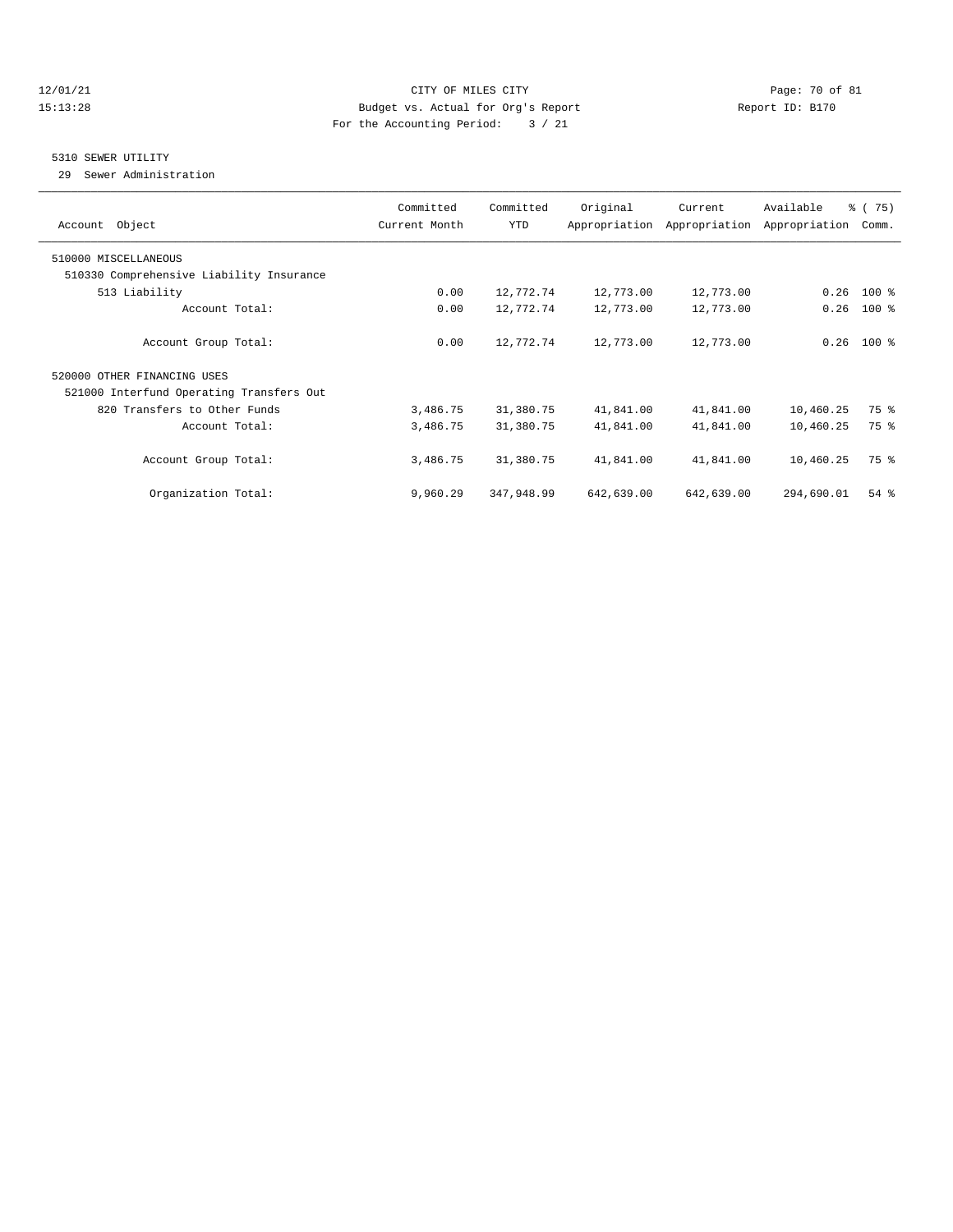CITY OF MILES CITY
Budget vs. Actual for Org's Report
For the Accounting Period: 3 / 21

12/01/21
15:13:28

Report ID: B170

## 5310 SEWER UTILITY

29 Sewer Administration

| Account Object | Committed Current Month | Committed YTD | Original Appropriation | Current Appropriation | Available Appropriation | % ( 75) Comm. |
|---|---|---|---|---|---|---|
| 510000 MISCELLANEOUS | | | | | | |
| 510330 Comprehensive Liability Insurance | | | | | | |
| 513 Liability | 0.00 | 12,772.74 | 12,773.00 | 12,773.00 | 0.26 | 100 % |
| Account Total: | 0.00 | 12,772.74 | 12,773.00 | 12,773.00 | 0.26 | 100 % |
| Account Group Total: | 0.00 | 12,772.74 | 12,773.00 | 12,773.00 | 0.26 | 100 % |
| 520000 OTHER FINANCING USES | | | | | | |
| 521000 Interfund Operating Transfers Out | | | | | | |
| 820 Transfers to Other Funds | 3,486.75 | 31,380.75 | 41,841.00 | 41,841.00 | 10,460.25 | 75 % |
| Account Total: | 3,486.75 | 31,380.75 | 41,841.00 | 41,841.00 | 10,460.25 | 75 % |
| Account Group Total: | 3,486.75 | 31,380.75 | 41,841.00 | 41,841.00 | 10,460.25 | 75 % |
| Organization Total: | 9,960.29 | 347,948.99 | 642,639.00 | 642,639.00 | 294,690.01 | 54 % |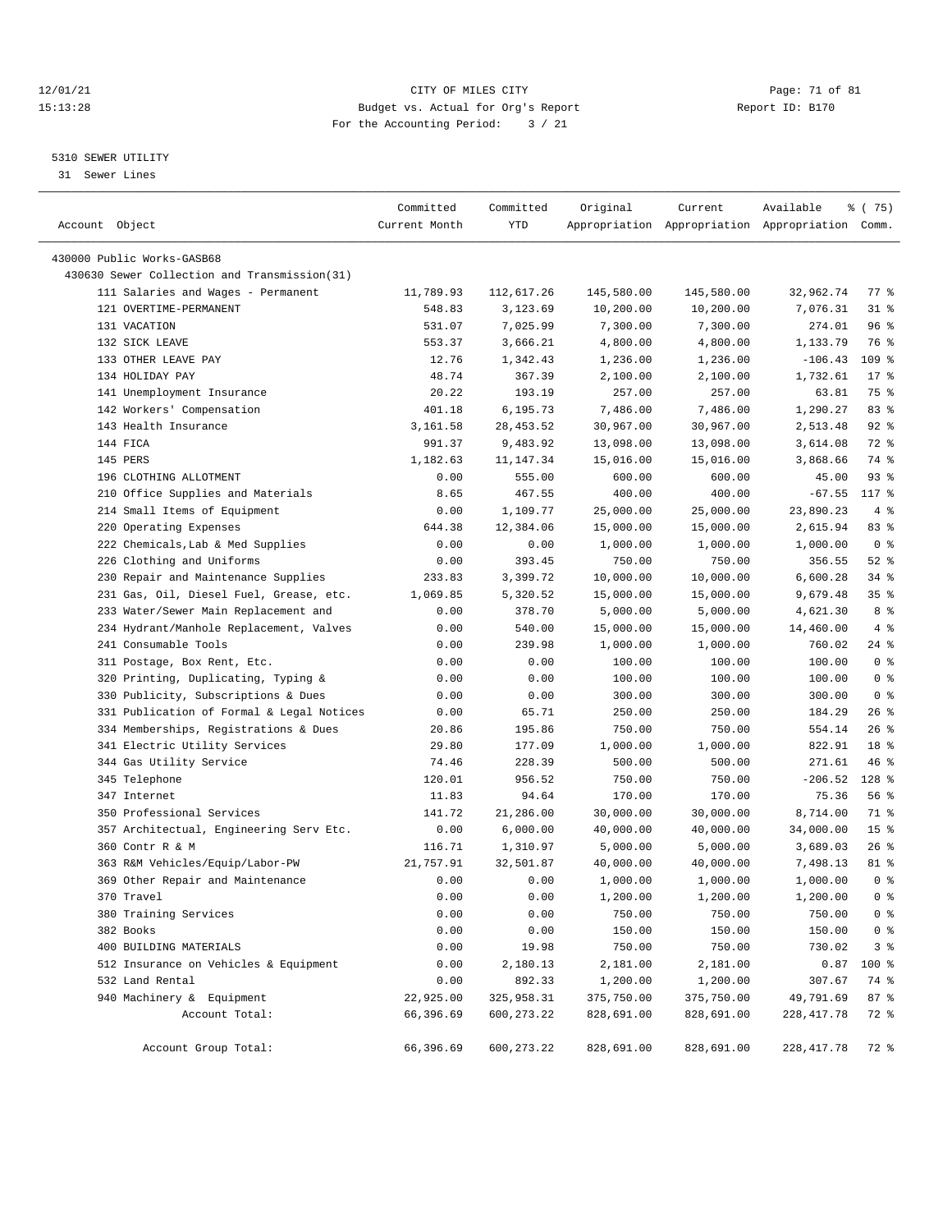12/01/21 CITY OF MILES CITY
15:13:28 Budget vs. Actual for Org's Report Report ID: B170
For the Accounting Period: 3 / 21

5310 SEWER UTILITY
31 Sewer Lines

| Account Object | Committed Current Month | Committed YTD | Original Appropriation | Current Appropriation | Available Appropriation | % ( 75) Comm. |
|---|---|---|---|---|---|---|
| 430000 Public Works-GASB68 | | | | | | |
| 430630 Sewer Collection and Transmission(31) | | | | | | |
| 111 Salaries and Wages - Permanent | 11,789.93 | 112,617.26 | 145,580.00 | 145,580.00 | 32,962.74 | 77 % |
| 121 OVERTIME-PERMANENT | 548.83 | 3,123.69 | 10,200.00 | 10,200.00 | 7,076.31 | 31 % |
| 131 VACATION | 531.07 | 7,025.99 | 7,300.00 | 7,300.00 | 274.01 | 96 % |
| 132 SICK LEAVE | 553.37 | 3,666.21 | 4,800.00 | 4,800.00 | 1,133.79 | 76 % |
| 133 OTHER LEAVE PAY | 12.76 | 1,342.43 | 1,236.00 | 1,236.00 | -106.43 | 109 % |
| 134 HOLIDAY PAY | 48.74 | 367.39 | 2,100.00 | 2,100.00 | 1,732.61 | 17 % |
| 141 Unemployment Insurance | 20.22 | 193.19 | 257.00 | 257.00 | 63.81 | 75 % |
| 142 Workers' Compensation | 401.18 | 6,195.73 | 7,486.00 | 7,486.00 | 1,290.27 | 83 % |
| 143 Health Insurance | 3,161.58 | 28,453.52 | 30,967.00 | 30,967.00 | 2,513.48 | 92 % |
| 144 FICA | 991.37 | 9,483.92 | 13,098.00 | 13,098.00 | 3,614.08 | 72 % |
| 145 PERS | 1,182.63 | 11,147.34 | 15,016.00 | 15,016.00 | 3,868.66 | 74 % |
| 196 CLOTHING ALLOTMENT | 0.00 | 555.00 | 600.00 | 600.00 | 45.00 | 93 % |
| 210 Office Supplies and Materials | 8.65 | 467.55 | 400.00 | 400.00 | -67.55 | 117 % |
| 214 Small Items of Equipment | 0.00 | 1,109.77 | 25,000.00 | 25,000.00 | 23,890.23 | 4 % |
| 220 Operating Expenses | 644.38 | 12,384.06 | 15,000.00 | 15,000.00 | 2,615.94 | 83 % |
| 222 Chemicals,Lab & Med Supplies | 0.00 | 0.00 | 1,000.00 | 1,000.00 | 1,000.00 | 0 % |
| 226 Clothing and Uniforms | 0.00 | 393.45 | 750.00 | 750.00 | 356.55 | 52 % |
| 230 Repair and Maintenance Supplies | 233.83 | 3,399.72 | 10,000.00 | 10,000.00 | 6,600.28 | 34 % |
| 231 Gas, Oil, Diesel Fuel, Grease, etc. | 1,069.85 | 5,320.52 | 15,000.00 | 15,000.00 | 9,679.48 | 35 % |
| 233 Water/Sewer Main Replacement and | 0.00 | 378.70 | 5,000.00 | 5,000.00 | 4,621.30 | 8 % |
| 234 Hydrant/Manhole Replacement, Valves | 0.00 | 540.00 | 15,000.00 | 15,000.00 | 14,460.00 | 4 % |
| 241 Consumable Tools | 0.00 | 239.98 | 1,000.00 | 1,000.00 | 760.02 | 24 % |
| 311 Postage, Box Rent, Etc. | 0.00 | 0.00 | 100.00 | 100.00 | 100.00 | 0 % |
| 320 Printing, Duplicating, Typing & | 0.00 | 0.00 | 100.00 | 100.00 | 100.00 | 0 % |
| 330 Publicity, Subscriptions & Dues | 0.00 | 0.00 | 300.00 | 300.00 | 300.00 | 0 % |
| 331 Publication of Formal & Legal Notices | 0.00 | 65.71 | 250.00 | 250.00 | 184.29 | 26 % |
| 334 Memberships, Registrations & Dues | 20.86 | 195.86 | 750.00 | 750.00 | 554.14 | 26 % |
| 341 Electric Utility Services | 29.80 | 177.09 | 1,000.00 | 1,000.00 | 822.91 | 18 % |
| 344 Gas Utility Service | 74.46 | 228.39 | 500.00 | 500.00 | 271.61 | 46 % |
| 345 Telephone | 120.01 | 956.52 | 750.00 | 750.00 | -206.52 | 128 % |
| 347 Internet | 11.83 | 94.64 | 170.00 | 170.00 | 75.36 | 56 % |
| 350 Professional Services | 141.72 | 21,286.00 | 30,000.00 | 30,000.00 | 8,714.00 | 71 % |
| 357 Architectual, Engineering Serv Etc. | 0.00 | 6,000.00 | 40,000.00 | 40,000.00 | 34,000.00 | 15 % |
| 360 Contr R & M | 116.71 | 1,310.97 | 5,000.00 | 5,000.00 | 3,689.03 | 26 % |
| 363 R&M Vehicles/Equip/Labor-PW | 21,757.91 | 32,501.87 | 40,000.00 | 40,000.00 | 7,498.13 | 81 % |
| 369 Other Repair and Maintenance | 0.00 | 0.00 | 1,000.00 | 1,000.00 | 1,000.00 | 0 % |
| 370 Travel | 0.00 | 0.00 | 1,200.00 | 1,200.00 | 1,200.00 | 0 % |
| 380 Training Services | 0.00 | 0.00 | 750.00 | 750.00 | 750.00 | 0 % |
| 382 Books | 0.00 | 0.00 | 150.00 | 150.00 | 150.00 | 0 % |
| 400 BUILDING MATERIALS | 0.00 | 19.98 | 750.00 | 750.00 | 730.02 | 3 % |
| 512 Insurance on Vehicles & Equipment | 0.00 | 2,180.13 | 2,181.00 | 2,181.00 | 0.87 | 100 % |
| 532 Land Rental | 0.00 | 892.33 | 1,200.00 | 1,200.00 | 307.67 | 74 % |
| 940 Machinery & Equipment | 22,925.00 | 325,958.31 | 375,750.00 | 375,750.00 | 49,791.69 | 87 % |
| Account Total: | 66,396.69 | 600,273.22 | 828,691.00 | 828,691.00 | 228,417.78 | 72 % |
| Account Group Total: | 66,396.69 | 600,273.22 | 828,691.00 | 828,691.00 | 228,417.78 | 72 % |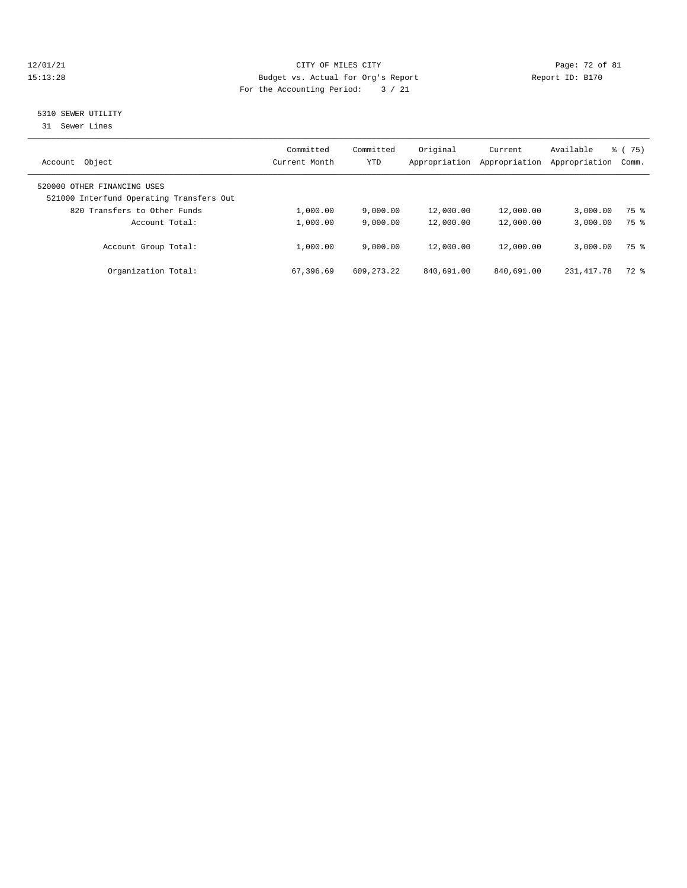12/01/21 CITY OF MILES CITY
15:13:28 Budget vs. Actual for Org's Report Report ID: B170
For the Accounting Period: 3 / 21

## 5310 SEWER UTILITY

31 Sewer Lines

| Account Object | Committed Current Month | Committed YTD | Original Appropriation | Current Appropriation | Available Appropriation | % ( 75) Comm. |
|---|---|---|---|---|---|---|
| 520000 OTHER FINANCING USES | | | | | | |
| 521000 Interfund Operating Transfers Out | | | | | | |
| 820 Transfers to Other Funds | 1,000.00 | 9,000.00 | 12,000.00 | 12,000.00 | 3,000.00 | 75 % |
| Account Total: | 1,000.00 | 9,000.00 | 12,000.00 | 12,000.00 | 3,000.00 | 75 % |
| Account Group Total: | 1,000.00 | 9,000.00 | 12,000.00 | 12,000.00 | 3,000.00 | 75 % |
| Organization Total: | 67,396.69 | 609,273.22 | 840,691.00 | 840,691.00 | 231,417.78 | 72 % |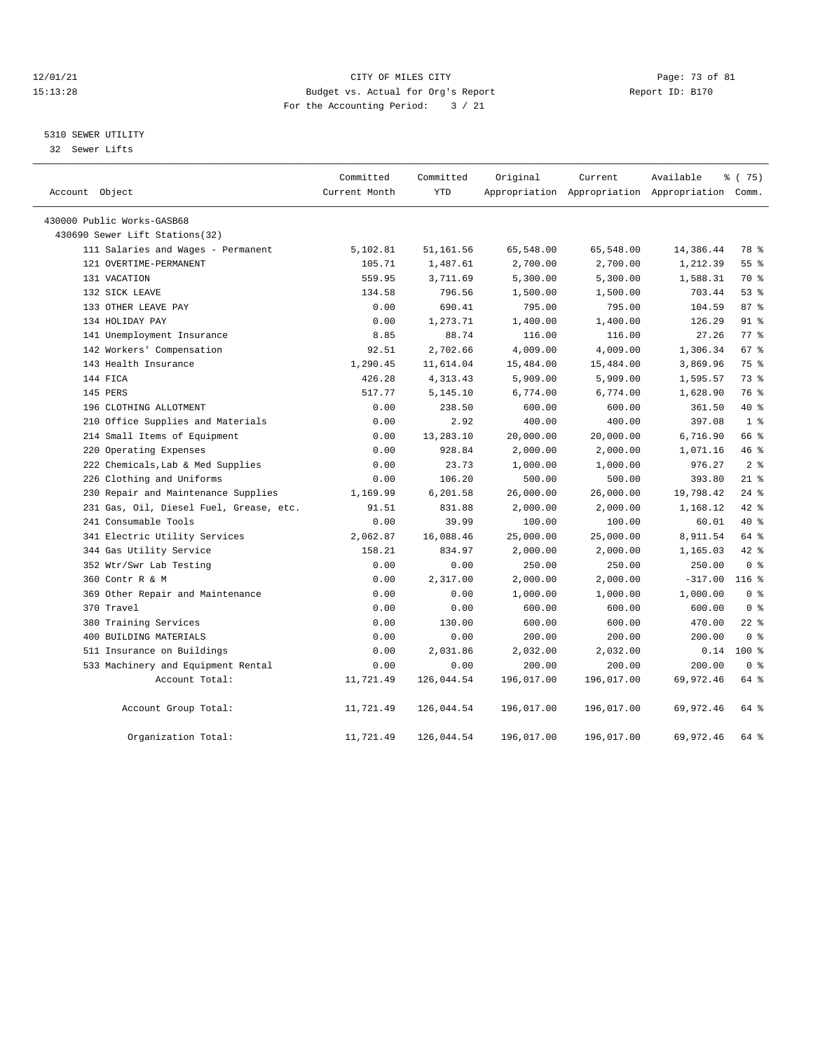CITY OF MILES CITY

Budget vs. Actual for Org's Report

For the Accounting Period: 3 / 21

5310 SEWER UTILITY

32 Sewer Lifts

| Account Object | Committed Current Month | Committed YTD | Original Appropriation | Current Appropriation | Available Appropriation | % ( 75) Comm. |
|---|---|---|---|---|---|---|
| 430000 Public Works-GASB68 | | | | | | |
| 430690 Sewer Lift Stations(32) | | | | | | |
| 111 Salaries and Wages - Permanent | 5,102.81 | 51,161.56 | 65,548.00 | 65,548.00 | 14,386.44 | 78 % |
| 121 OVERTIME-PERMANENT | 105.71 | 1,487.61 | 2,700.00 | 2,700.00 | 1,212.39 | 55 % |
| 131 VACATION | 559.95 | 3,711.69 | 5,300.00 | 5,300.00 | 1,588.31 | 70 % |
| 132 SICK LEAVE | 134.58 | 796.56 | 1,500.00 | 1,500.00 | 703.44 | 53 % |
| 133 OTHER LEAVE PAY | 0.00 | 690.41 | 795.00 | 795.00 | 104.59 | 87 % |
| 134 HOLIDAY PAY | 0.00 | 1,273.71 | 1,400.00 | 1,400.00 | 126.29 | 91 % |
| 141 Unemployment Insurance | 8.85 | 88.74 | 116.00 | 116.00 | 27.26 | 77 % |
| 142 Workers' Compensation | 92.51 | 2,702.66 | 4,009.00 | 4,009.00 | 1,306.34 | 67 % |
| 143 Health Insurance | 1,290.45 | 11,614.04 | 15,484.00 | 15,484.00 | 3,869.96 | 75 % |
| 144 FICA | 426.28 | 4,313.43 | 5,909.00 | 5,909.00 | 1,595.57 | 73 % |
| 145 PERS | 517.77 | 5,145.10 | 6,774.00 | 6,774.00 | 1,628.90 | 76 % |
| 196 CLOTHING ALLOTMENT | 0.00 | 238.50 | 600.00 | 600.00 | 361.50 | 40 % |
| 210 Office Supplies and Materials | 0.00 | 2.92 | 400.00 | 400.00 | 397.08 | 1 % |
| 214 Small Items of Equipment | 0.00 | 13,283.10 | 20,000.00 | 20,000.00 | 6,716.90 | 66 % |
| 220 Operating Expenses | 0.00 | 928.84 | 2,000.00 | 2,000.00 | 1,071.16 | 46 % |
| 222 Chemicals,Lab & Med Supplies | 0.00 | 23.73 | 1,000.00 | 1,000.00 | 976.27 | 2 % |
| 226 Clothing and Uniforms | 0.00 | 106.20 | 500.00 | 500.00 | 393.80 | 21 % |
| 230 Repair and Maintenance Supplies | 1,169.99 | 6,201.58 | 26,000.00 | 26,000.00 | 19,798.42 | 24 % |
| 231 Gas, Oil, Diesel Fuel, Grease, etc. | 91.51 | 831.88 | 2,000.00 | 2,000.00 | 1,168.12 | 42 % |
| 241 Consumable Tools | 0.00 | 39.99 | 100.00 | 100.00 | 60.01 | 40 % |
| 341 Electric Utility Services | 2,062.87 | 16,088.46 | 25,000.00 | 25,000.00 | 8,911.54 | 64 % |
| 344 Gas Utility Service | 158.21 | 834.97 | 2,000.00 | 2,000.00 | 1,165.03 | 42 % |
| 352 Wtr/Swr Lab Testing | 0.00 | 0.00 | 250.00 | 250.00 | 250.00 | 0 % |
| 360 Contr R & M | 0.00 | 2,317.00 | 2,000.00 | 2,000.00 | -317.00 | 116 % |
| 369 Other Repair and Maintenance | 0.00 | 0.00 | 1,000.00 | 1,000.00 | 1,000.00 | 0 % |
| 370 Travel | 0.00 | 0.00 | 600.00 | 600.00 | 600.00 | 0 % |
| 380 Training Services | 0.00 | 130.00 | 600.00 | 600.00 | 470.00 | 22 % |
| 400 BUILDING MATERIALS | 0.00 | 0.00 | 200.00 | 200.00 | 200.00 | 0 % |
| 511 Insurance on Buildings | 0.00 | 2,031.86 | 2,032.00 | 2,032.00 | 0.14 | 100 % |
| 533 Machinery and Equipment Rental | 0.00 | 0.00 | 200.00 | 200.00 | 200.00 | 0 % |
| Account Total: | 11,721.49 | 126,044.54 | 196,017.00 | 196,017.00 | 69,972.46 | 64 % |
| Account Group Total: | 11,721.49 | 126,044.54 | 196,017.00 | 196,017.00 | 69,972.46 | 64 % |
| Organization Total: | 11,721.49 | 126,044.54 | 196,017.00 | 196,017.00 | 69,972.46 | 64 % |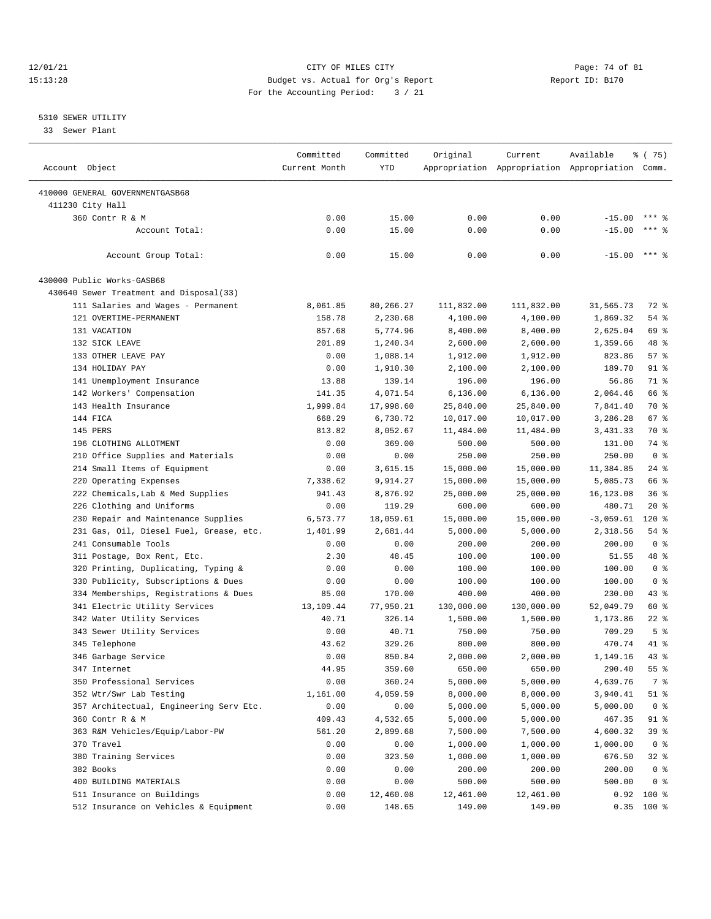12/01/21 CITY OF MILES CITY
15:13:28 Budget vs. Actual for Org's Report Report ID: B170
For the Accounting Period: 3 / 21

5310 SEWER UTILITY
33 Sewer Plant

| Account Object | Committed Current Month | Committed YTD | Original Appropriation | Current Appropriation | Available Appropriation | % ( 75) Comm. |
|---|---|---|---|---|---|---|
| 410000 GENERAL GOVERNMENTGASB68 | | | | | | |
| 411230 City Hall | | | | | | |
| 360 Contr R & M | 0.00 | 15.00 | 0.00 | 0.00 | -15.00 | *** % |
| Account Total: | 0.00 | 15.00 | 0.00 | 0.00 | -15.00 | *** % |
| Account Group Total: | 0.00 | 15.00 | 0.00 | 0.00 | -15.00 | *** % |
| 430000 Public Works-GASB68 | | | | | | |
| 430640 Sewer Treatment and Disposal(33) | | | | | | |
| 111 Salaries and Wages - Permanent | 8,061.85 | 80,266.27 | 111,832.00 | 111,832.00 | 31,565.73 | 72 % |
| 121 OVERTIME-PERMANENT | 158.78 | 2,230.68 | 4,100.00 | 4,100.00 | 1,869.32 | 54 % |
| 131 VACATION | 857.68 | 5,774.96 | 8,400.00 | 8,400.00 | 2,625.04 | 69 % |
| 132 SICK LEAVE | 201.89 | 1,240.34 | 2,600.00 | 2,600.00 | 1,359.66 | 48 % |
| 133 OTHER LEAVE PAY | 0.00 | 1,088.14 | 1,912.00 | 1,912.00 | 823.86 | 57 % |
| 134 HOLIDAY PAY | 0.00 | 1,910.30 | 2,100.00 | 2,100.00 | 189.70 | 91 % |
| 141 Unemployment Insurance | 13.88 | 139.14 | 196.00 | 196.00 | 56.86 | 71 % |
| 142 Workers' Compensation | 141.35 | 4,071.54 | 6,136.00 | 6,136.00 | 2,064.46 | 66 % |
| 143 Health Insurance | 1,999.84 | 17,998.60 | 25,840.00 | 25,840.00 | 7,841.40 | 70 % |
| 144 FICA | 668.29 | 6,730.72 | 10,017.00 | 10,017.00 | 3,286.28 | 67 % |
| 145 PERS | 813.82 | 8,052.67 | 11,484.00 | 11,484.00 | 3,431.33 | 70 % |
| 196 CLOTHING ALLOTMENT | 0.00 | 369.00 | 500.00 | 500.00 | 131.00 | 74 % |
| 210 Office Supplies and Materials | 0.00 | 0.00 | 250.00 | 250.00 | 250.00 | 0 % |
| 214 Small Items of Equipment | 0.00 | 3,615.15 | 15,000.00 | 15,000.00 | 11,384.85 | 24 % |
| 220 Operating Expenses | 7,338.62 | 9,914.27 | 15,000.00 | 15,000.00 | 5,085.73 | 66 % |
| 222 Chemicals,Lab & Med Supplies | 941.43 | 8,876.92 | 25,000.00 | 25,000.00 | 16,123.08 | 36 % |
| 226 Clothing and Uniforms | 0.00 | 119.29 | 600.00 | 600.00 | 480.71 | 20 % |
| 230 Repair and Maintenance Supplies | 6,573.77 | 18,059.61 | 15,000.00 | 15,000.00 | -3,059.61 | 120 % |
| 231 Gas, Oil, Diesel Fuel, Grease, etc. | 1,401.99 | 2,681.44 | 5,000.00 | 5,000.00 | 2,318.56 | 54 % |
| 241 Consumable Tools | 0.00 | 0.00 | 200.00 | 200.00 | 200.00 | 0 % |
| 311 Postage, Box Rent, Etc. | 2.30 | 48.45 | 100.00 | 100.00 | 51.55 | 48 % |
| 320 Printing, Duplicating, Typing & | 0.00 | 0.00 | 100.00 | 100.00 | 100.00 | 0 % |
| 330 Publicity, Subscriptions & Dues | 0.00 | 0.00 | 100.00 | 100.00 | 100.00 | 0 % |
| 334 Memberships, Registrations & Dues | 85.00 | 170.00 | 400.00 | 400.00 | 230.00 | 43 % |
| 341 Electric Utility Services | 13,109.44 | 77,950.21 | 130,000.00 | 130,000.00 | 52,049.79 | 60 % |
| 342 Water Utility Services | 40.71 | 326.14 | 1,500.00 | 1,500.00 | 1,173.86 | 22 % |
| 343 Sewer Utility Services | 0.00 | 40.71 | 750.00 | 750.00 | 709.29 | 5 % |
| 345 Telephone | 43.62 | 329.26 | 800.00 | 800.00 | 470.74 | 41 % |
| 346 Garbage Service | 0.00 | 850.84 | 2,000.00 | 2,000.00 | 1,149.16 | 43 % |
| 347 Internet | 44.95 | 359.60 | 650.00 | 650.00 | 290.40 | 55 % |
| 350 Professional Services | 0.00 | 360.24 | 5,000.00 | 5,000.00 | 4,639.76 | 7 % |
| 352 Wtr/Swr Lab Testing | 1,161.00 | 4,059.59 | 8,000.00 | 8,000.00 | 3,940.41 | 51 % |
| 357 Architectual, Engineering Serv Etc. | 0.00 | 0.00 | 5,000.00 | 5,000.00 | 5,000.00 | 0 % |
| 360 Contr R & M | 409.43 | 4,532.65 | 5,000.00 | 5,000.00 | 467.35 | 91 % |
| 363 R&M Vehicles/Equip/Labor-PW | 561.20 | 2,899.68 | 7,500.00 | 7,500.00 | 4,600.32 | 39 % |
| 370 Travel | 0.00 | 0.00 | 1,000.00 | 1,000.00 | 1,000.00 | 0 % |
| 380 Training Services | 0.00 | 323.50 | 1,000.00 | 1,000.00 | 676.50 | 32 % |
| 382 Books | 0.00 | 0.00 | 200.00 | 200.00 | 200.00 | 0 % |
| 400 BUILDING MATERIALS | 0.00 | 0.00 | 500.00 | 500.00 | 500.00 | 0 % |
| 511 Insurance on Buildings | 0.00 | 12,460.08 | 12,461.00 | 12,461.00 | 0.92 | 100 % |
| 512 Insurance on Vehicles & Equipment | 0.00 | 148.65 | 149.00 | 149.00 | 0.35 | 100 % |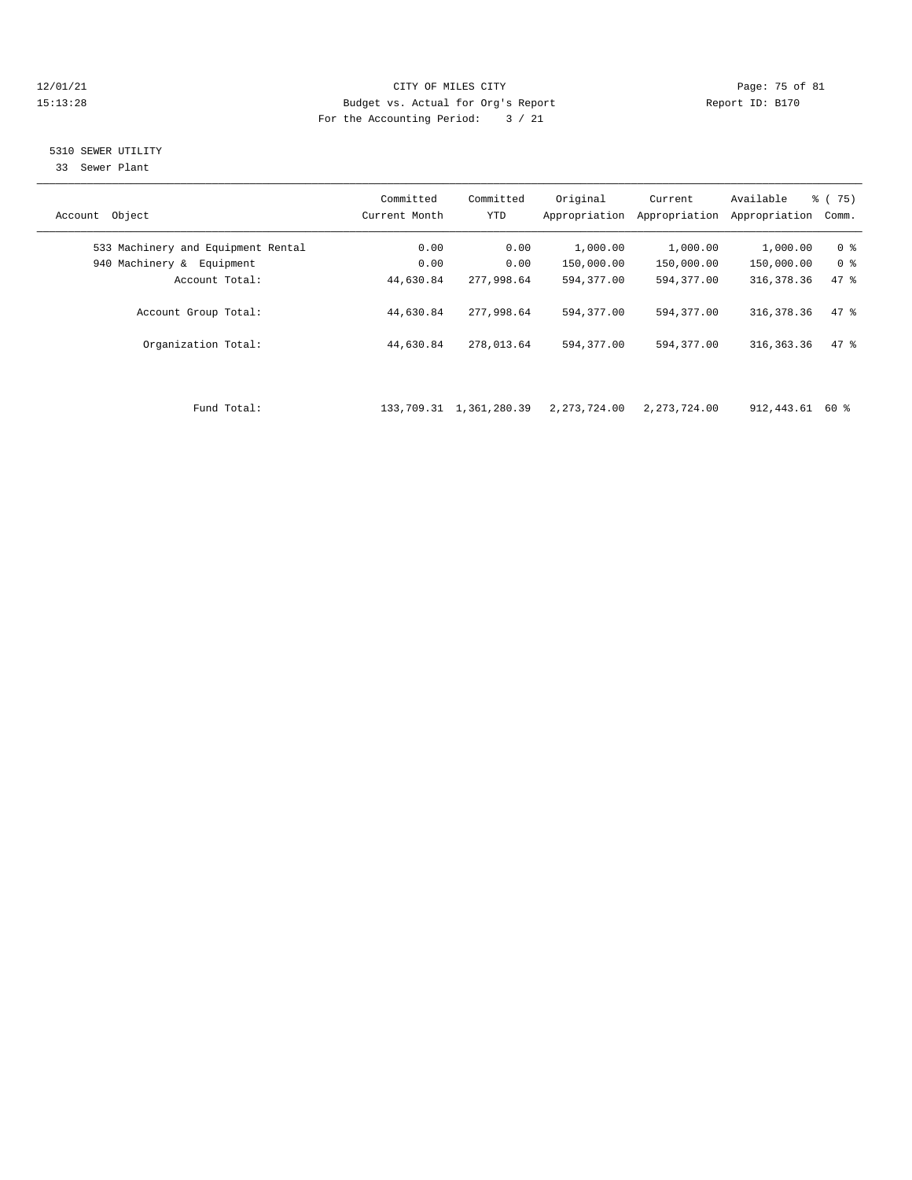CITY OF MILES CITY
Budget vs. Actual for Org's Report
For the Accounting Period: 3 / 21

12/01/21
15:13:28

Report ID: B170

## 5310 SEWER UTILITY

33 Sewer Plant

| Account Object | Committed Current Month | Committed YTD | Original Appropriation | Current Appropriation | Available Appropriation | % ( 75) Comm. |
|---|---|---|---|---|---|---|
| 533 Machinery and Equipment Rental | 0.00 | 0.00 | 1,000.00 | 1,000.00 | 1,000.00 | 0 % |
| 940 Machinery & Equipment | 0.00 | 0.00 | 150,000.00 | 150,000.00 | 150,000.00 | 0 % |
| Account Total: | 44,630.84 | 277,998.64 | 594,377.00 | 594,377.00 | 316,378.36 | 47 % |
| Account Group Total: | 44,630.84 | 277,998.64 | 594,377.00 | 594,377.00 | 316,378.36 | 47 % |
| Organization Total: | 44,630.84 | 278,013.64 | 594,377.00 | 594,377.00 | 316,363.36 | 47 % |
| Fund Total: | 133,709.31 | 1,361,280.39 | 2,273,724.00 | 2,273,724.00 | 912,443.61 | 60 % |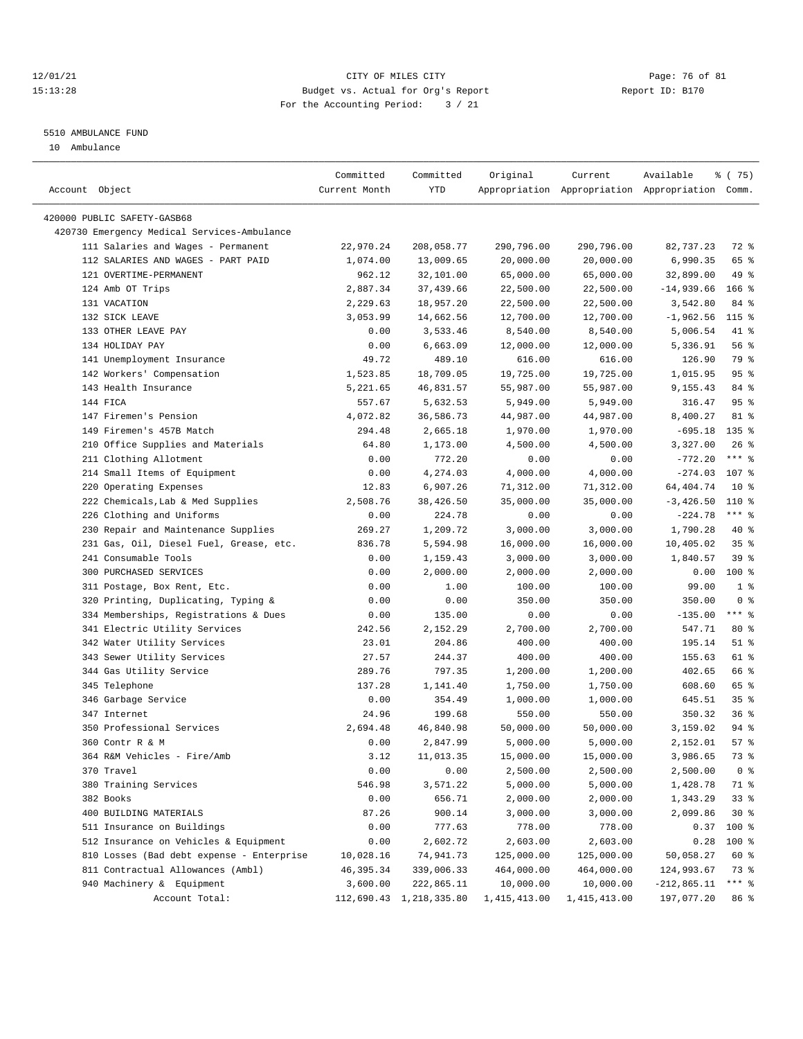# CITY OF MILES CITY

Budget vs. Actual for Org's Report

For the Accounting Period: 3 / 21

5510 AMBULANCE FUND

10 Ambulance

| Account Object | Committed Current Month | Committed YTD | Original Appropriation | Current Appropriation | Available Appropriation | % ( 75) Comm. |
|---|---|---|---|---|---|---|
| 420000 PUBLIC SAFETY-GASB68 | | | | | | |
| 420730 Emergency Medical Services-Ambulance | | | | | | |
| 111 Salaries and Wages - Permanent | 22,970.24 | 208,058.77 | 290,796.00 | 290,796.00 | 82,737.23 | 72 % |
| 112 SALARIES AND WAGES - PART PAID | 1,074.00 | 13,009.65 | 20,000.00 | 20,000.00 | 6,990.35 | 65 % |
| 121 OVERTIME-PERMANENT | 962.12 | 32,101.00 | 65,000.00 | 65,000.00 | 32,899.00 | 49 % |
| 124 Amb OT Trips | 2,887.34 | 37,439.66 | 22,500.00 | 22,500.00 | -14,939.66 | 166 % |
| 131 VACATION | 2,229.63 | 18,957.20 | 22,500.00 | 22,500.00 | 3,542.80 | 84 % |
| 132 SICK LEAVE | 3,053.99 | 14,662.56 | 12,700.00 | 12,700.00 | -1,962.56 | 115 % |
| 133 OTHER LEAVE PAY | 0.00 | 3,533.46 | 8,540.00 | 8,540.00 | 5,006.54 | 41 % |
| 134 HOLIDAY PAY | 0.00 | 6,663.09 | 12,000.00 | 12,000.00 | 5,336.91 | 56 % |
| 141 Unemployment Insurance | 49.72 | 489.10 | 616.00 | 616.00 | 126.90 | 79 % |
| 142 Workers' Compensation | 1,523.85 | 18,709.05 | 19,725.00 | 19,725.00 | 1,015.95 | 95 % |
| 143 Health Insurance | 5,221.65 | 46,831.57 | 55,987.00 | 55,987.00 | 9,155.43 | 84 % |
| 144 FICA | 557.67 | 5,632.53 | 5,949.00 | 5,949.00 | 316.47 | 95 % |
| 147 Firemen's Pension | 4,072.82 | 36,586.73 | 44,987.00 | 44,987.00 | 8,400.27 | 81 % |
| 149 Firemen's 457B Match | 294.48 | 2,665.18 | 1,970.00 | 1,970.00 | -695.18 | 135 % |
| 210 Office Supplies and Materials | 64.80 | 1,173.00 | 4,500.00 | 4,500.00 | 3,327.00 | 26 % |
| 211 Clothing Allotment | 0.00 | 772.20 | 0.00 | 0.00 | -772.20 | *** % |
| 214 Small Items of Equipment | 0.00 | 4,274.03 | 4,000.00 | 4,000.00 | -274.03 | 107 % |
| 220 Operating Expenses | 12.83 | 6,907.26 | 71,312.00 | 71,312.00 | 64,404.74 | 10 % |
| 222 Chemicals,Lab & Med Supplies | 2,508.76 | 38,426.50 | 35,000.00 | 35,000.00 | -3,426.50 | 110 % |
| 226 Clothing and Uniforms | 0.00 | 224.78 | 0.00 | 0.00 | -224.78 | *** % |
| 230 Repair and Maintenance Supplies | 269.27 | 1,209.72 | 3,000.00 | 3,000.00 | 1,790.28 | 40 % |
| 231 Gas, Oil, Diesel Fuel, Grease, etc. | 836.78 | 5,594.98 | 16,000.00 | 16,000.00 | 10,405.02 | 35 % |
| 241 Consumable Tools | 0.00 | 1,159.43 | 3,000.00 | 3,000.00 | 1,840.57 | 39 % |
| 300 PURCHASED SERVICES | 0.00 | 2,000.00 | 2,000.00 | 2,000.00 | 0.00 | 100 % |
| 311 Postage, Box Rent, Etc. | 0.00 | 1.00 | 100.00 | 100.00 | 99.00 | 1 % |
| 320 Printing, Duplicating, Typing & | 0.00 | 0.00 | 350.00 | 350.00 | 350.00 | 0 % |
| 334 Memberships, Registrations & Dues | 0.00 | 135.00 | 0.00 | 0.00 | -135.00 | *** % |
| 341 Electric Utility Services | 242.56 | 2,152.29 | 2,700.00 | 2,700.00 | 547.71 | 80 % |
| 342 Water Utility Services | 23.01 | 204.86 | 400.00 | 400.00 | 195.14 | 51 % |
| 343 Sewer Utility Services | 27.57 | 244.37 | 400.00 | 400.00 | 155.63 | 61 % |
| 344 Gas Utility Service | 289.76 | 797.35 | 1,200.00 | 1,200.00 | 402.65 | 66 % |
| 345 Telephone | 137.28 | 1,141.40 | 1,750.00 | 1,750.00 | 608.60 | 65 % |
| 346 Garbage Service | 0.00 | 354.49 | 1,000.00 | 1,000.00 | 645.51 | 35 % |
| 347 Internet | 24.96 | 199.68 | 550.00 | 550.00 | 350.32 | 36 % |
| 350 Professional Services | 2,694.48 | 46,840.98 | 50,000.00 | 50,000.00 | 3,159.02 | 94 % |
| 360 Contr R & M | 0.00 | 2,847.99 | 5,000.00 | 5,000.00 | 2,152.01 | 57 % |
| 364 R&M Vehicles - Fire/Amb | 3.12 | 11,013.35 | 15,000.00 | 15,000.00 | 3,986.65 | 73 % |
| 370 Travel | 0.00 | 0.00 | 2,500.00 | 2,500.00 | 2,500.00 | 0 % |
| 380 Training Services | 546.98 | 3,571.22 | 5,000.00 | 5,000.00 | 1,428.78 | 71 % |
| 382 Books | 0.00 | 656.71 | 2,000.00 | 2,000.00 | 1,343.29 | 33 % |
| 400 BUILDING MATERIALS | 87.26 | 900.14 | 3,000.00 | 3,000.00 | 2,099.86 | 30 % |
| 511 Insurance on Buildings | 0.00 | 777.63 | 778.00 | 778.00 | 0.37 | 100 % |
| 512 Insurance on Vehicles & Equipment | 0.00 | 2,602.72 | 2,603.00 | 2,603.00 | 0.28 | 100 % |
| 810 Losses (Bad debt expense - Enterprise | 10,028.16 | 74,941.73 | 125,000.00 | 125,000.00 | 50,058.27 | 60 % |
| 811 Contractual Allowances (Ambl) | 46,395.34 | 339,006.33 | 464,000.00 | 464,000.00 | 124,993.67 | 73 % |
| 940 Machinery & Equipment | 3,600.00 | 222,865.11 | 10,000.00 | 10,000.00 | -212,865.11 | *** % |
| Account Total: | 112,690.43 | 1,218,335.80 | 1,415,413.00 | 1,415,413.00 | 197,077.20 | 86 % |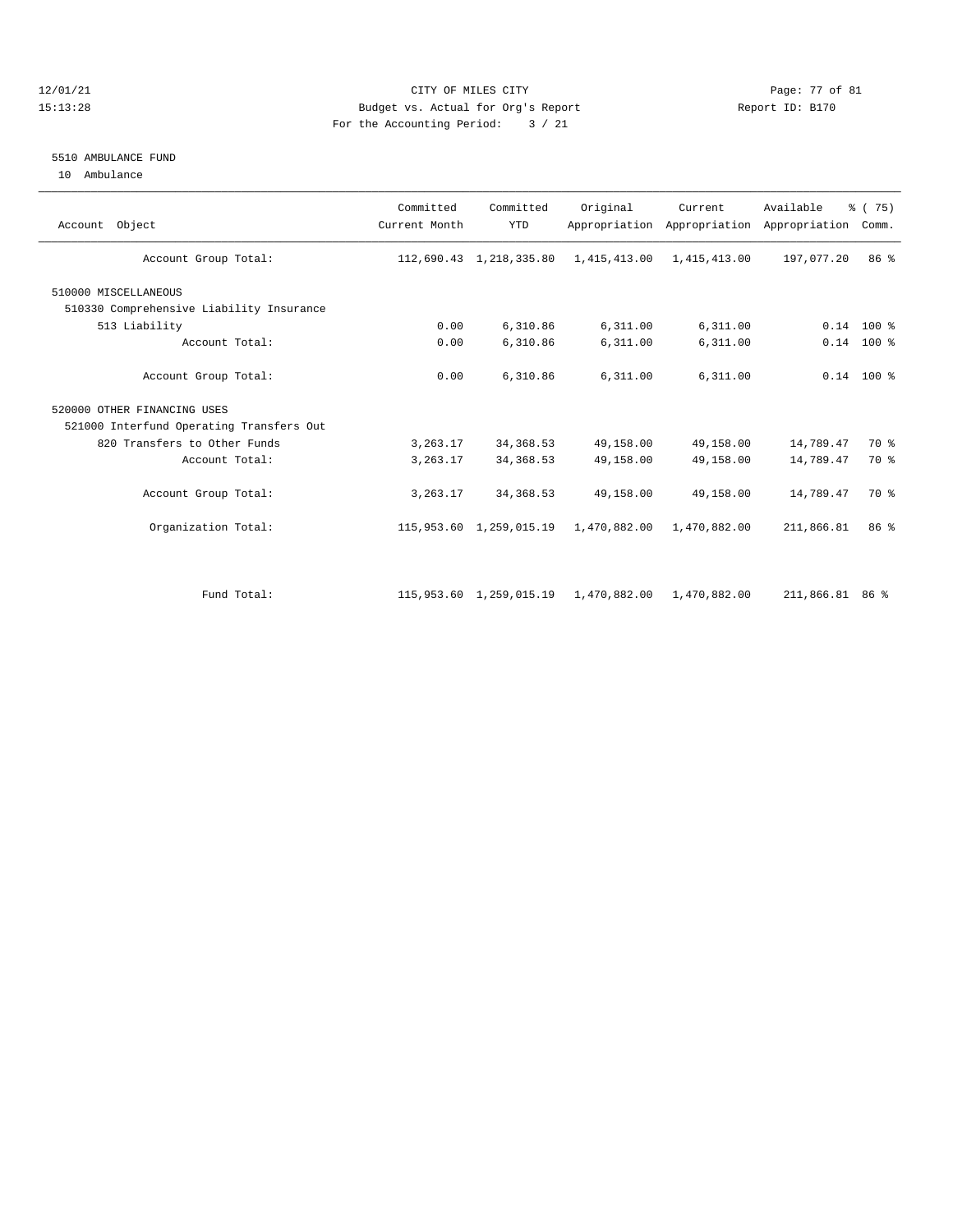CITY OF MILES CITY
Budget vs. Actual for Org's Report
For the Accounting Period: 3 / 21

12/01/21
15:13:28

Report ID: B170

5510 AMBULANCE FUND
10 Ambulance

| Account Object | Committed Current Month | Committed YTD | Original Appropriation | Current Appropriation | Available Appropriation | % ( 75) Comm. |
|---|---|---|---|---|---|---|
| Account Group Total: | 112,690.43 | 1,218,335.80 | 1,415,413.00 | 1,415,413.00 | 197,077.20 | 86 % |
| 510000 MISCELLANEOUS | | | | | | |
| 510330 Comprehensive Liability Insurance | | | | | | |
| 513 Liability | 0.00 | 6,310.86 | 6,311.00 | 6,311.00 | 0.14 | 100 % |
| Account Total: | 0.00 | 6,310.86 | 6,311.00 | 6,311.00 | 0.14 | 100 % |
| Account Group Total: | 0.00 | 6,310.86 | 6,311.00 | 6,311.00 | 0.14 | 100 % |
| 520000 OTHER FINANCING USES | | | | | | |
| 521000 Interfund Operating Transfers Out | | | | | | |
| 820 Transfers to Other Funds | 3,263.17 | 34,368.53 | 49,158.00 | 49,158.00 | 14,789.47 | 70 % |
| Account Total: | 3,263.17 | 34,368.53 | 49,158.00 | 49,158.00 | 14,789.47 | 70 % |
| Account Group Total: | 3,263.17 | 34,368.53 | 49,158.00 | 49,158.00 | 14,789.47 | 70 % |
| Organization Total: | 115,953.60 | 1,259,015.19 | 1,470,882.00 | 1,470,882.00 | 211,866.81 | 86 % |
| Fund Total: | 115,953.60 | 1,259,015.19 | 1,470,882.00 | 1,470,882.00 | 211,866.81 | 86 % |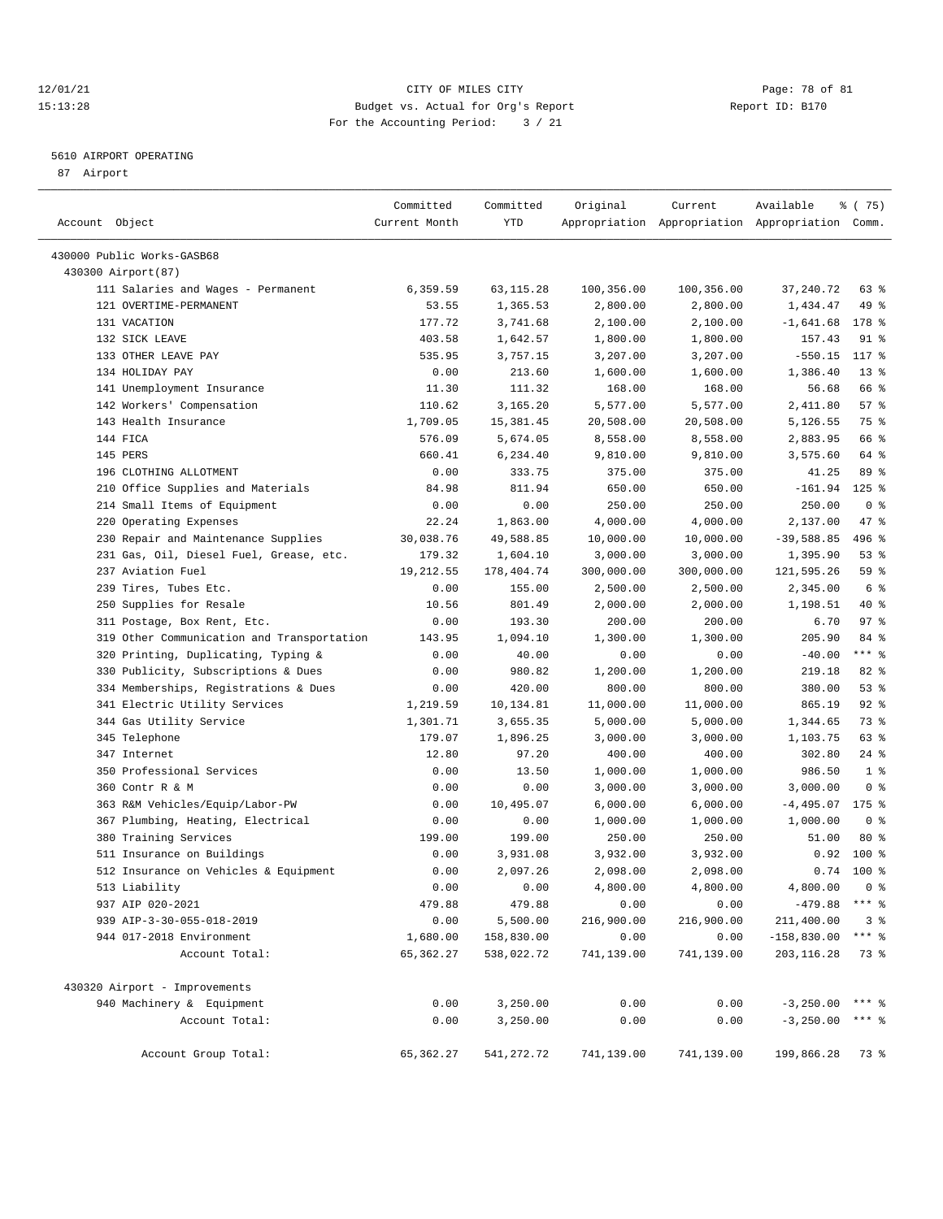12/01/21 CITY OF MILES CITY
15:13:28 Budget vs. Actual for Org's Report Report ID: B170
For the Accounting Period: 3 / 21

5610 AIRPORT OPERATING

87 Airport

| Account Object | Committed Current Month | Committed YTD | Original Appropriation | Current Appropriation | Available Appropriation | % ( 75) Comm. |
|---|---|---|---|---|---|---|
| 430000 Public Works-GASB68 | | | | | | |
| 430300 Airport(87) | | | | | | |
| 111 Salaries and Wages - Permanent | 6,359.59 | 63,115.28 | 100,356.00 | 100,356.00 | 37,240.72 | 63 % |
| 121 OVERTIME-PERMANENT | 53.55 | 1,365.53 | 2,800.00 | 2,800.00 | 1,434.47 | 49 % |
| 131 VACATION | 177.72 | 3,741.68 | 2,100.00 | 2,100.00 | -1,641.68 | 178 % |
| 132 SICK LEAVE | 403.58 | 1,642.57 | 1,800.00 | 1,800.00 | 157.43 | 91 % |
| 133 OTHER LEAVE PAY | 535.95 | 3,757.15 | 3,207.00 | 3,207.00 | -550.15 | 117 % |
| 134 HOLIDAY PAY | 0.00 | 213.60 | 1,600.00 | 1,600.00 | 1,386.40 | 13 % |
| 141 Unemployment Insurance | 11.30 | 111.32 | 168.00 | 168.00 | 56.68 | 66 % |
| 142 Workers' Compensation | 110.62 | 3,165.20 | 5,577.00 | 5,577.00 | 2,411.80 | 57 % |
| 143 Health Insurance | 1,709.05 | 15,381.45 | 20,508.00 | 20,508.00 | 5,126.55 | 75 % |
| 144 FICA | 576.09 | 5,674.05 | 8,558.00 | 8,558.00 | 2,883.95 | 66 % |
| 145 PERS | 660.41 | 6,234.40 | 9,810.00 | 9,810.00 | 3,575.60 | 64 % |
| 196 CLOTHING ALLOTMENT | 0.00 | 333.75 | 375.00 | 375.00 | 41.25 | 89 % |
| 210 Office Supplies and Materials | 84.98 | 811.94 | 650.00 | 650.00 | -161.94 | 125 % |
| 214 Small Items of Equipment | 0.00 | 0.00 | 250.00 | 250.00 | 250.00 | 0 % |
| 220 Operating Expenses | 22.24 | 1,863.00 | 4,000.00 | 4,000.00 | 2,137.00 | 47 % |
| 230 Repair and Maintenance Supplies | 30,038.76 | 49,588.85 | 10,000.00 | 10,000.00 | -39,588.85 | 496 % |
| 231 Gas, Oil, Diesel Fuel, Grease, etc. | 179.32 | 1,604.10 | 3,000.00 | 3,000.00 | 1,395.90 | 53 % |
| 237 Aviation Fuel | 19,212.55 | 178,404.74 | 300,000.00 | 300,000.00 | 121,595.26 | 59 % |
| 239 Tires, Tubes Etc. | 0.00 | 155.00 | 2,500.00 | 2,500.00 | 2,345.00 | 6 % |
| 250 Supplies for Resale | 10.56 | 801.49 | 2,000.00 | 2,000.00 | 1,198.51 | 40 % |
| 311 Postage, Box Rent, Etc. | 0.00 | 193.30 | 200.00 | 200.00 | 6.70 | 97 % |
| 319 Other Communication and Transportation | 143.95 | 1,094.10 | 1,300.00 | 1,300.00 | 205.90 | 84 % |
| 320 Printing, Duplicating, Typing & | 0.00 | 40.00 | 0.00 | 0.00 | -40.00 | *** % |
| 330 Publicity, Subscriptions & Dues | 0.00 | 980.82 | 1,200.00 | 1,200.00 | 219.18 | 82 % |
| 334 Memberships, Registrations & Dues | 0.00 | 420.00 | 800.00 | 800.00 | 380.00 | 53 % |
| 341 Electric Utility Services | 1,219.59 | 10,134.81 | 11,000.00 | 11,000.00 | 865.19 | 92 % |
| 344 Gas Utility Service | 1,301.71 | 3,655.35 | 5,000.00 | 5,000.00 | 1,344.65 | 73 % |
| 345 Telephone | 179.07 | 1,896.25 | 3,000.00 | 3,000.00 | 1,103.75 | 63 % |
| 347 Internet | 12.80 | 97.20 | 400.00 | 400.00 | 302.80 | 24 % |
| 350 Professional Services | 0.00 | 13.50 | 1,000.00 | 1,000.00 | 986.50 | 1 % |
| 360 Contr R & M | 0.00 | 0.00 | 3,000.00 | 3,000.00 | 3,000.00 | 0 % |
| 363 R&M Vehicles/Equip/Labor-PW | 0.00 | 10,495.07 | 6,000.00 | 6,000.00 | -4,495.07 | 175 % |
| 367 Plumbing, Heating, Electrical | 0.00 | 0.00 | 1,000.00 | 1,000.00 | 1,000.00 | 0 % |
| 380 Training Services | 199.00 | 199.00 | 250.00 | 250.00 | 51.00 | 80 % |
| 511 Insurance on Buildings | 0.00 | 3,931.08 | 3,932.00 | 3,932.00 | 0.92 | 100 % |
| 512 Insurance on Vehicles & Equipment | 0.00 | 2,097.26 | 2,098.00 | 2,098.00 | 0.74 | 100 % |
| 513 Liability | 0.00 | 0.00 | 4,800.00 | 4,800.00 | 4,800.00 | 0 % |
| 937 AIP 020-2021 | 479.88 | 479.88 | 0.00 | 0.00 | -479.88 | *** % |
| 939 AIP-3-30-055-018-2019 | 0.00 | 5,500.00 | 216,900.00 | 216,900.00 | 211,400.00 | 3 % |
| 944 017-2018 Environment | 1,680.00 | 158,830.00 | 0.00 | 0.00 | -158,830.00 | *** % |
| Account Total: | 65,362.27 | 538,022.72 | 741,139.00 | 741,139.00 | 203,116.28 | 73 % |
| 430320 Airport - Improvements | | | | | | |
| 940 Machinery & Equipment | 0.00 | 3,250.00 | 0.00 | 0.00 | -3,250.00 | *** % |
| Account Total: | 0.00 | 3,250.00 | 0.00 | 0.00 | -3,250.00 | *** % |
| Account Group Total: | 65,362.27 | 541,272.72 | 741,139.00 | 741,139.00 | 199,866.28 | 73 % |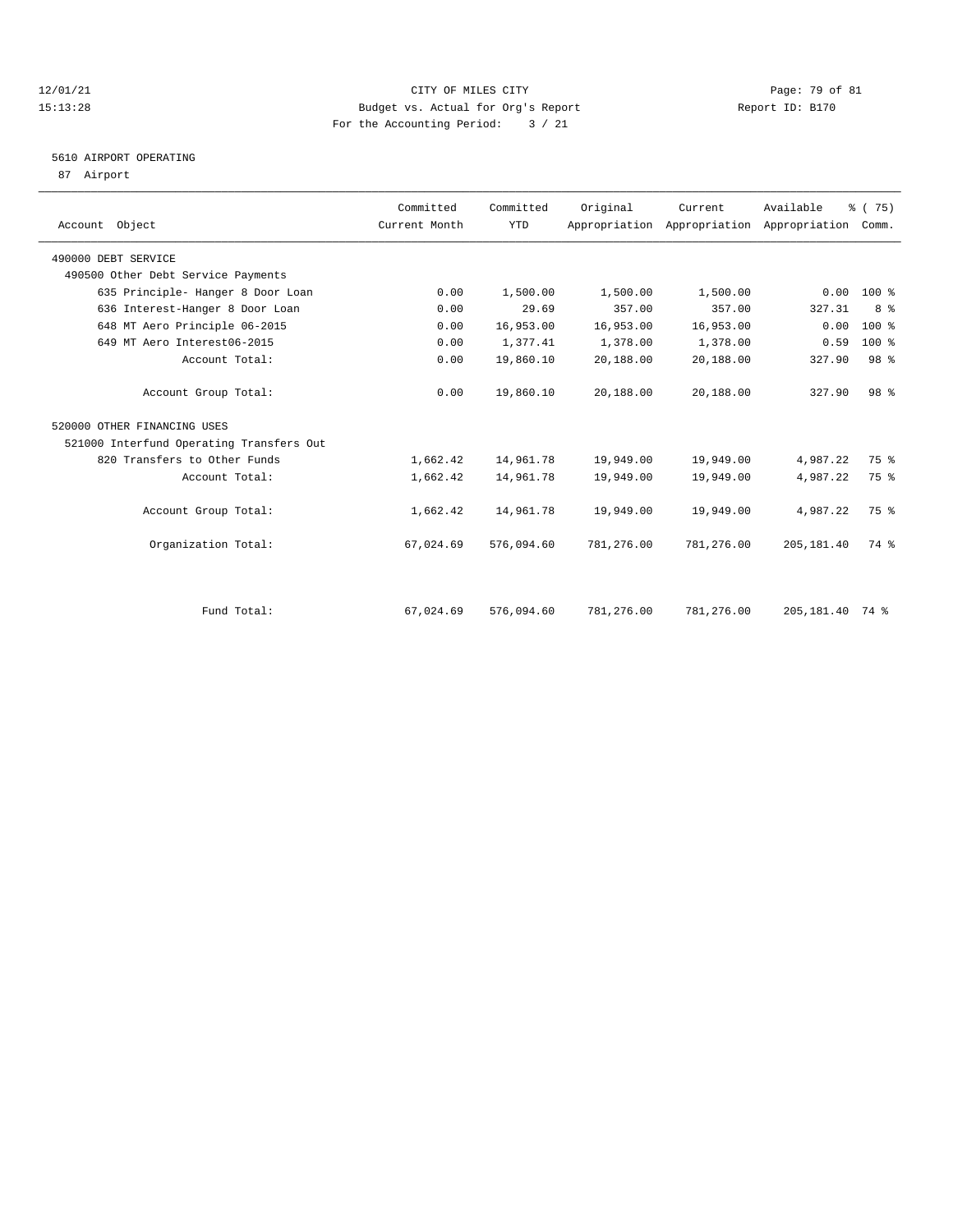CITY OF MILES CITY
Budget vs. Actual for Org's Report
For the Accounting Period: 3 / 21

5610 AIRPORT OPERATING
87 Airport

| Account Object | Committed Current Month | Committed YTD | Original Appropriation | Current Appropriation | Available Appropriation | % ( 75) Comm. |
|---|---|---|---|---|---|---|
| 490000 DEBT SERVICE | | | | | | |
| 490500 Other Debt Service Payments | | | | | | |
| 635 Principle- Hanger 8 Door Loan | 0.00 | 1,500.00 | 1,500.00 | 1,500.00 | 0.00 | 100 % |
| 636 Interest-Hanger 8 Door Loan | 0.00 | 29.69 | 357.00 | 357.00 | 327.31 | 8 % |
| 648 MT Aero Principle 06-2015 | 0.00 | 16,953.00 | 16,953.00 | 16,953.00 | 0.00 | 100 % |
| 649 MT Aero Interest06-2015 | 0.00 | 1,377.41 | 1,378.00 | 1,378.00 | 0.59 | 100 % |
| Account Total: | 0.00 | 19,860.10 | 20,188.00 | 20,188.00 | 327.90 | 98 % |
| Account Group Total: | 0.00 | 19,860.10 | 20,188.00 | 20,188.00 | 327.90 | 98 % |
| 520000 OTHER FINANCING USES | | | | | | |
| 521000 Interfund Operating Transfers Out | | | | | | |
| 820 Transfers to Other Funds | 1,662.42 | 14,961.78 | 19,949.00 | 19,949.00 | 4,987.22 | 75 % |
| Account Total: | 1,662.42 | 14,961.78 | 19,949.00 | 19,949.00 | 4,987.22 | 75 % |
| Account Group Total: | 1,662.42 | 14,961.78 | 19,949.00 | 19,949.00 | 4,987.22 | 75 % |
| Organization Total: | 67,024.69 | 576,094.60 | 781,276.00 | 781,276.00 | 205,181.40 | 74 % |
| Fund Total: | 67,024.69 | 576,094.60 | 781,276.00 | 781,276.00 | 205,181.40 | 74 % |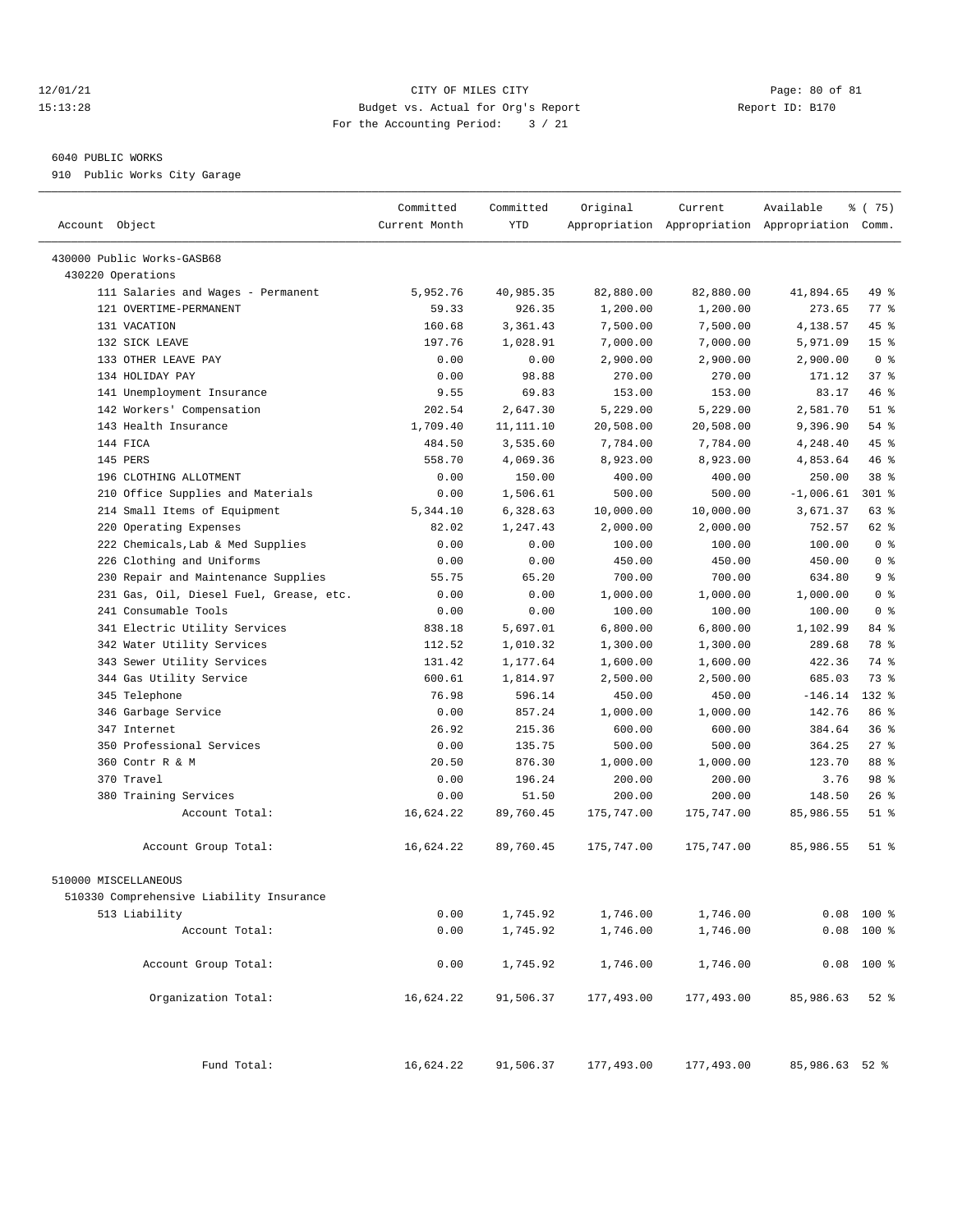CITY OF MILES CITY
Budget vs. Actual for Org's Report
For the Accounting Period: 3 / 21

6040 PUBLIC WORKS
910 Public Works City Garage

| Account Object | Committed Current Month | Committed YTD | Original Appropriation | Current Appropriation | Available Appropriation | % ( 75) Comm. |
|---|---|---|---|---|---|---|
| 430000 Public Works-GASB68 | | | | | | |
| 430220 Operations | | | | | | |
| 111 Salaries and Wages - Permanent | 5,952.76 | 40,985.35 | 82,880.00 | 82,880.00 | 41,894.65 | 49 % |
| 121 OVERTIME-PERMANENT | 59.33 | 926.35 | 1,200.00 | 1,200.00 | 273.65 | 77 % |
| 131 VACATION | 160.68 | 3,361.43 | 7,500.00 | 7,500.00 | 4,138.57 | 45 % |
| 132 SICK LEAVE | 197.76 | 1,028.91 | 7,000.00 | 7,000.00 | 5,971.09 | 15 % |
| 133 OTHER LEAVE PAY | 0.00 | 0.00 | 2,900.00 | 2,900.00 | 2,900.00 | 0 % |
| 134 HOLIDAY PAY | 0.00 | 98.88 | 270.00 | 270.00 | 171.12 | 37 % |
| 141 Unemployment Insurance | 9.55 | 69.83 | 153.00 | 153.00 | 83.17 | 46 % |
| 142 Workers' Compensation | 202.54 | 2,647.30 | 5,229.00 | 5,229.00 | 2,581.70 | 51 % |
| 143 Health Insurance | 1,709.40 | 11,111.10 | 20,508.00 | 20,508.00 | 9,396.90 | 54 % |
| 144 FICA | 484.50 | 3,535.60 | 7,784.00 | 7,784.00 | 4,248.40 | 45 % |
| 145 PERS | 558.70 | 4,069.36 | 8,923.00 | 8,923.00 | 4,853.64 | 46 % |
| 196 CLOTHING ALLOTMENT | 0.00 | 150.00 | 400.00 | 400.00 | 250.00 | 38 % |
| 210 Office Supplies and Materials | 0.00 | 1,506.61 | 500.00 | 500.00 | -1,006.61 | 301 % |
| 214 Small Items of Equipment | 5,344.10 | 6,328.63 | 10,000.00 | 10,000.00 | 3,671.37 | 63 % |
| 220 Operating Expenses | 82.02 | 1,247.43 | 2,000.00 | 2,000.00 | 752.57 | 62 % |
| 222 Chemicals,Lab & Med Supplies | 0.00 | 0.00 | 100.00 | 100.00 | 100.00 | 0 % |
| 226 Clothing and Uniforms | 0.00 | 0.00 | 450.00 | 450.00 | 450.00 | 0 % |
| 230 Repair and Maintenance Supplies | 55.75 | 65.20 | 700.00 | 700.00 | 634.80 | 9 % |
| 231 Gas, Oil, Diesel Fuel, Grease, etc. | 0.00 | 0.00 | 1,000.00 | 1,000.00 | 1,000.00 | 0 % |
| 241 Consumable Tools | 0.00 | 0.00 | 100.00 | 100.00 | 100.00 | 0 % |
| 341 Electric Utility Services | 838.18 | 5,697.01 | 6,800.00 | 6,800.00 | 1,102.99 | 84 % |
| 342 Water Utility Services | 112.52 | 1,010.32 | 1,300.00 | 1,300.00 | 289.68 | 78 % |
| 343 Sewer Utility Services | 131.42 | 1,177.64 | 1,600.00 | 1,600.00 | 422.36 | 74 % |
| 344 Gas Utility Service | 600.61 | 1,814.97 | 2,500.00 | 2,500.00 | 685.03 | 73 % |
| 345 Telephone | 76.98 | 596.14 | 450.00 | 450.00 | -146.14 | 132 % |
| 346 Garbage Service | 0.00 | 857.24 | 1,000.00 | 1,000.00 | 142.76 | 86 % |
| 347 Internet | 26.92 | 215.36 | 600.00 | 600.00 | 384.64 | 36 % |
| 350 Professional Services | 0.00 | 135.75 | 500.00 | 500.00 | 364.25 | 27 % |
| 360 Contr R & M | 20.50 | 876.30 | 1,000.00 | 1,000.00 | 123.70 | 88 % |
| 370 Travel | 0.00 | 196.24 | 200.00 | 200.00 | 3.76 | 98 % |
| 380 Training Services | 0.00 | 51.50 | 200.00 | 200.00 | 148.50 | 26 % |
| Account Total: | 16,624.22 | 89,760.45 | 175,747.00 | 175,747.00 | 85,986.55 | 51 % |
| Account Group Total: | 16,624.22 | 89,760.45 | 175,747.00 | 175,747.00 | 85,986.55 | 51 % |
| 510000 MISCELLANEOUS | | | | | | |
| 510330 Comprehensive Liability Insurance | | | | | | |
| 513 Liability | 0.00 | 1,745.92 | 1,746.00 | 1,746.00 | 0.08 | 100 % |
| Account Total: | 0.00 | 1,745.92 | 1,746.00 | 1,746.00 | 0.08 | 100 % |
| Account Group Total: | 0.00 | 1,745.92 | 1,746.00 | 1,746.00 | 0.08 | 100 % |
| Organization Total: | 16,624.22 | 91,506.37 | 177,493.00 | 177,493.00 | 85,986.63 | 52 % |
| Fund Total: | 16,624.22 | 91,506.37 | 177,493.00 | 177,493.00 | 85,986.63 | 52 % |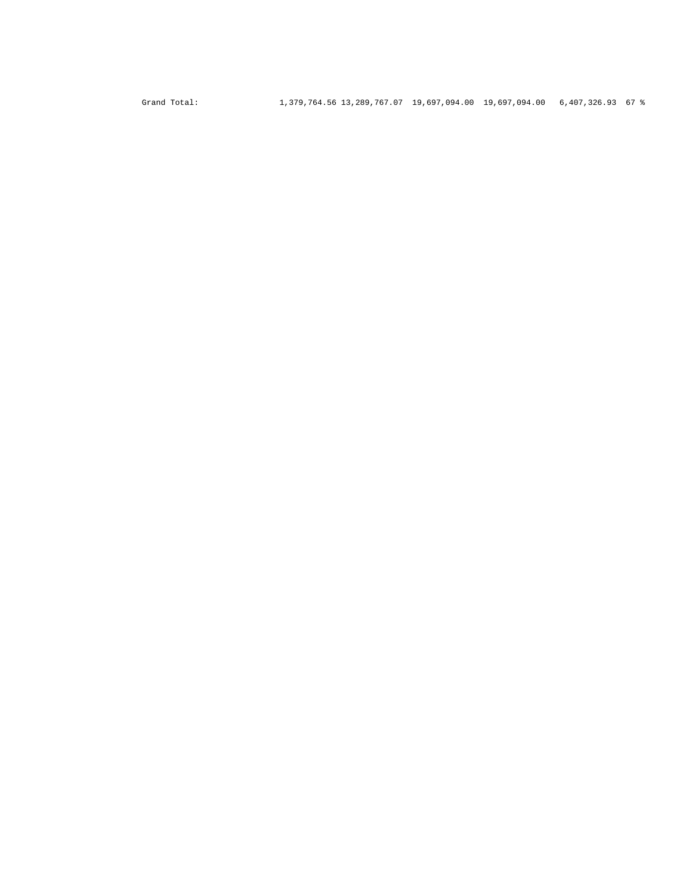| | | | | | | |
|---|---|---|---|---|---|---|
| Grand Total: | 1,379,764.56 | 13,289,767.07 | 19,697,094.00 | 19,697,094.00 | 6,407,326.93 | 67 % |